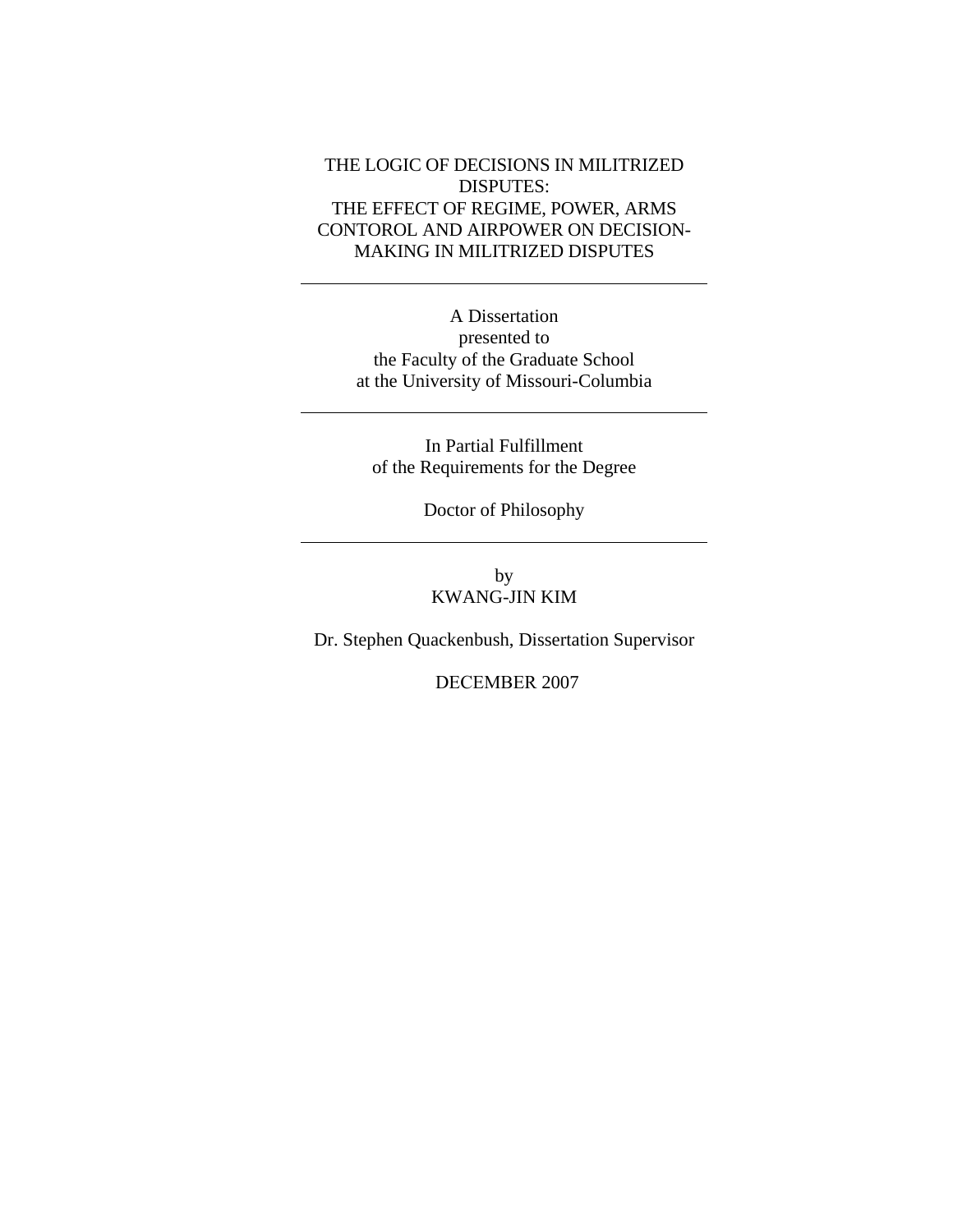# THE LOGIC OF DECISIONS IN MILITRIZED DISPUTES:
# THE EFFECT OF REGIME, POWER, ARMS CONTOROL AND AIRPOWER ON DECISION-MAKING IN MILITRIZED DISPUTES

---

A Dissertation
presented to
the Faculty of the Graduate School
at the University of Missouri-Columbia

---

In Partial Fulfillment
of the Requirements for the Degree

Doctor of Philosophy

---

by
KWANG-JIN KIM

Dr. Stephen Quackenbush, Dissertation Supervisor

DECEMBER 2007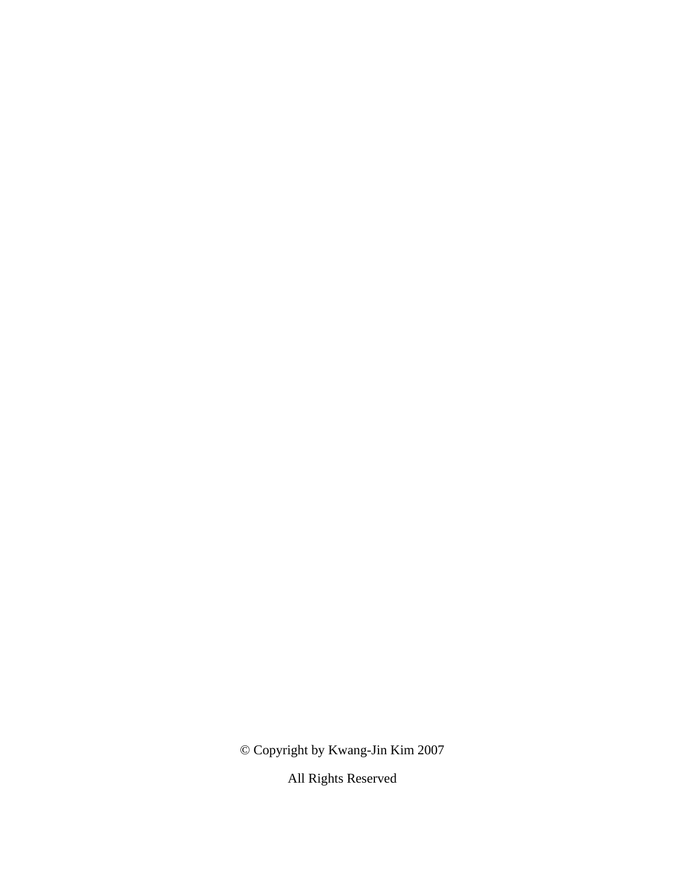© Copyright by Kwang-Jin Kim 2007

All Rights Reserved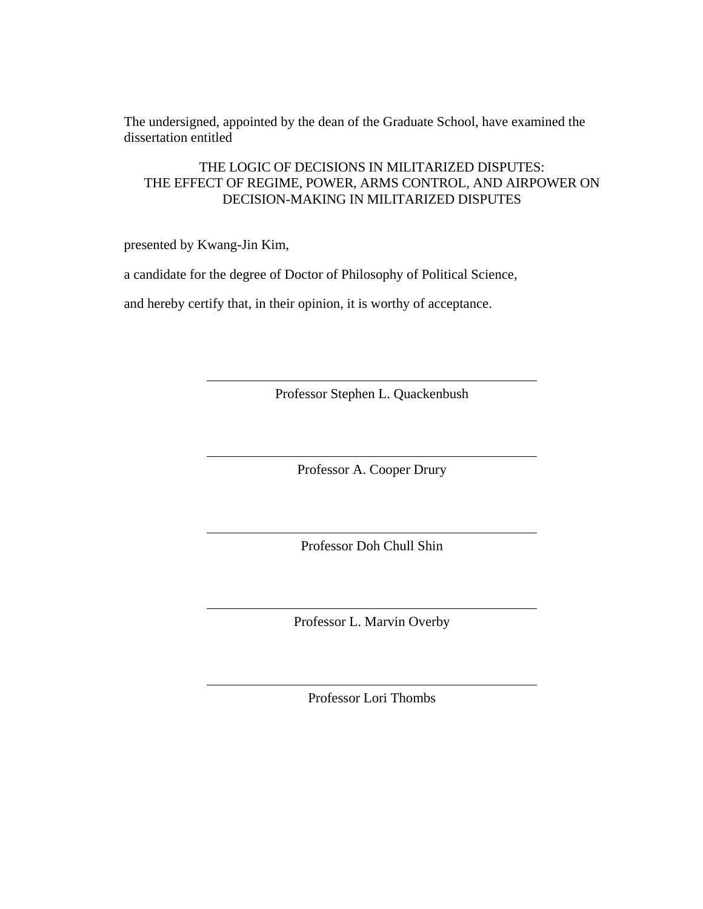The undersigned, appointed by the dean of the Graduate School, have examined the dissertation entitled

THE LOGIC OF DECISIONS IN MILITARIZED DISPUTES:
THE EFFECT OF REGIME, POWER, ARMS CONTROL, AND AIRPOWER ON DECISION-MAKING IN MILITARIZED DISPUTES

presented by Kwang-Jin Kim,

a candidate for the degree of Doctor of Philosophy of Political Science,

and hereby certify that, in their opinion, it is worthy of acceptance.

Professor Stephen L. Quackenbush

Professor A. Cooper Drury

Professor Doh Chull Shin

Professor L. Marvin Overby

Professor Lori Thombs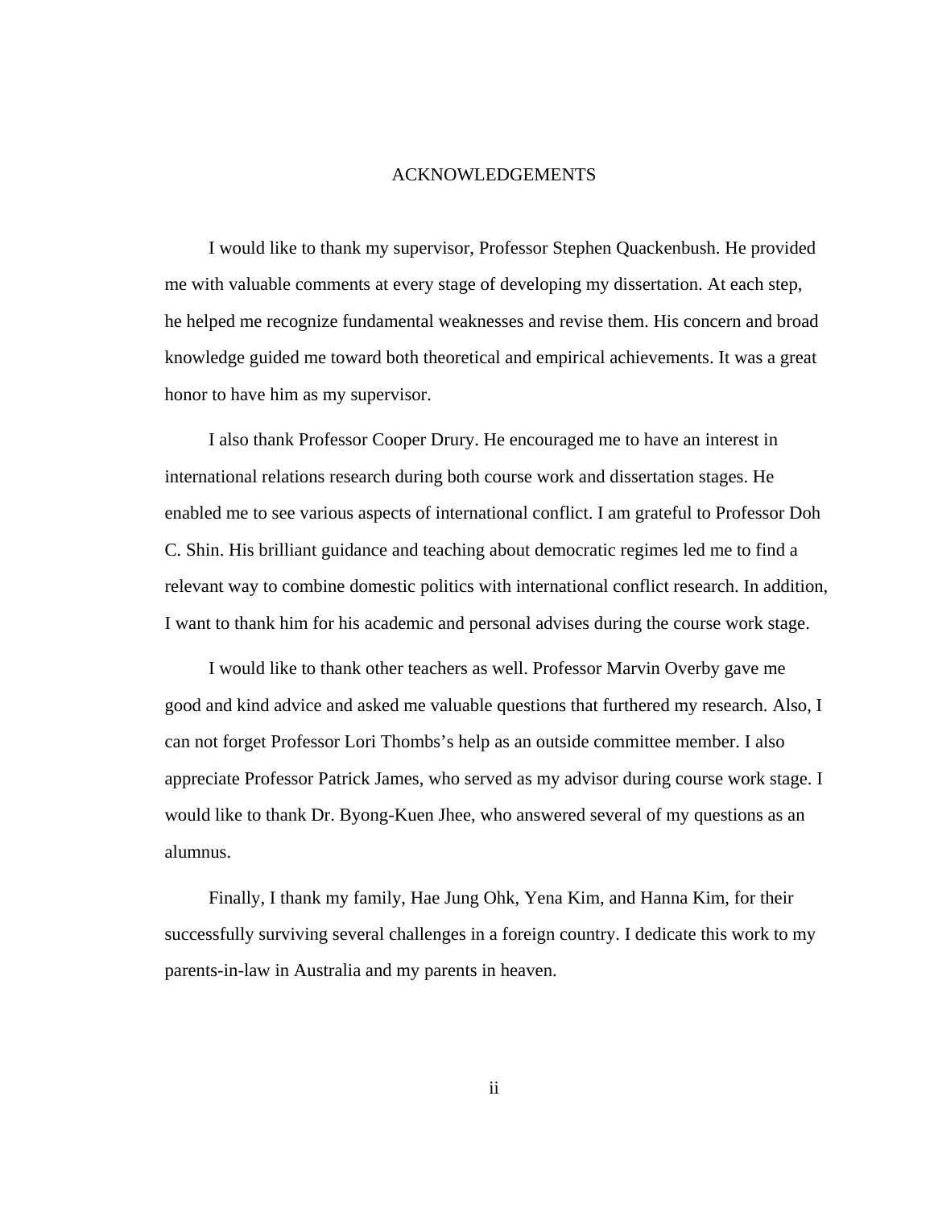# ACKNOWLEDGEMENTS

I would like to thank my supervisor, Professor Stephen Quackenbush. He provided me with valuable comments at every stage of developing my dissertation. At each step, he helped me recognize fundamental weaknesses and revise them. His concern and broad knowledge guided me toward both theoretical and empirical achievements. It was a great honor to have him as my supervisor.

I also thank Professor Cooper Drury. He encouraged me to have an interest in international relations research during both course work and dissertation stages. He enabled me to see various aspects of international conflict. I am grateful to Professor Doh C. Shin. His brilliant guidance and teaching about democratic regimes led me to find a relevant way to combine domestic politics with international conflict research. In addition, I want to thank him for his academic and personal advises during the course work stage.

I would like to thank other teachers as well. Professor Marvin Overby gave me good and kind advice and asked me valuable questions that furthered my research. Also, I can not forget Professor Lori Thombs's help as an outside committee member. I also appreciate Professor Patrick James, who served as my advisor during course work stage. I would like to thank Dr. Byong-Kuen Jhee, who answered several of my questions as an alumnus.

Finally, I thank my family, Hae Jung Ohk, Yena Kim, and Hanna Kim, for their successfully surviving several challenges in a foreign country. I dedicate this work to my parents-in-law in Australia and my parents in heaven.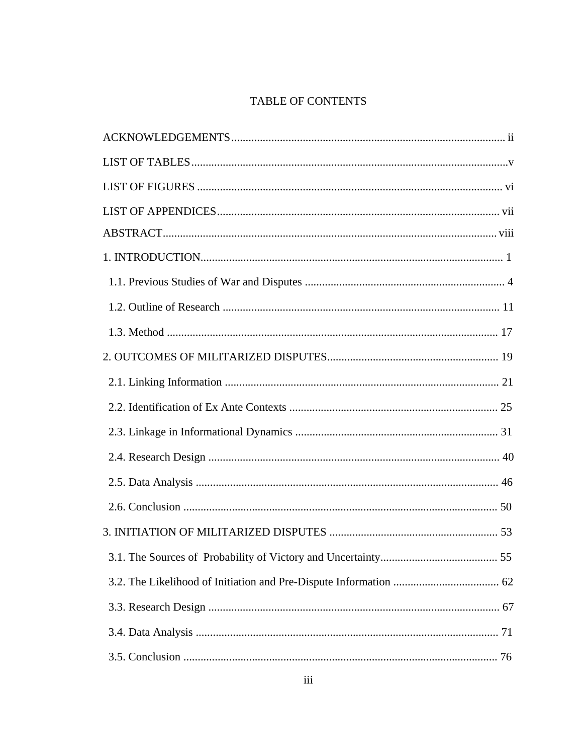# TABLE OF CONTENTS

ACKNOWLEDGEMENTS ............................................................ ii

LIST OF TABLES ............................................................ v

LIST OF FIGURES ............................................................ vi

LIST OF APPENDICES ............................................................ vii

ABSTRACT ............................................................ viii

1. INTRODUCTION ............................................................ 1

  1.1. Previous Studies of War and Disputes ............................................................ 4

  1.2. Outline of Research ............................................................ 11

  1.3. Method ............................................................ 17

2. OUTCOMES OF MILITARIZED DISPUTES ............................................................ 19

  2.1. Linking Information ............................................................ 21

  2.2. Identification of Ex Ante Contexts ............................................................ 25

  2.3. Linkage in Informational Dynamics ............................................................ 31

  2.4. Research Design ............................................................ 40

  2.5. Data Analysis ............................................................ 46

  2.6. Conclusion ............................................................ 50

3. INITIATION OF MILITARIZED DISPUTES ............................................................ 53

  3.1. The Sources of  Probability of Victory and Uncertainty ............................................................ 55

  3.2. The Likelihood of Initiation and Pre-Dispute Information ............................................................ 62

  3.3. Research Design ............................................................ 67

  3.4. Data Analysis ............................................................ 71

  3.5. Conclusion ............................................................ 76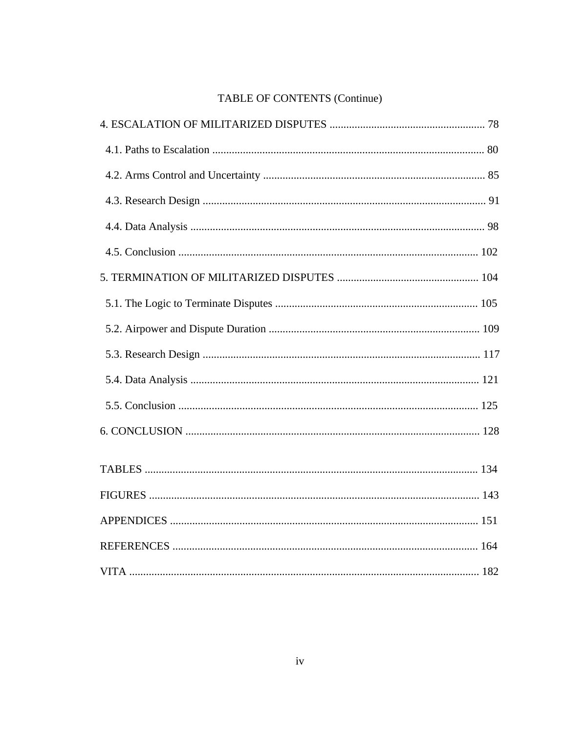TABLE OF CONTENTS (Continue)

4. ESCALATION OF MILITARIZED DISPUTES ........................................................ 78

   4.1. Paths to Escalation ................................................................................................. 80

   4.2. Arms Control and Uncertainty ................................................................................ 85

   4.3. Research Design ...................................................................................................... 91

   4.4. Data Analysis .......................................................................................................... 98

   4.5. Conclusion ........................................................................................................... 102

5. TERMINATION OF MILITARIZED DISPUTES ................................................... 104

   5.1. The Logic to Terminate Disputes ......................................................................... 105

   5.2. Airpower and Dispute Duration ........................................................................... 109

   5.3. Research Design ................................................................................................... 117

   5.4. Data Analysis ........................................................................................................ 121

   5.5. Conclusion ........................................................................................................... 125

6. CONCLUSION ......................................................................................................... 128

TABLES ........................................................................................................................ 134

FIGURES ....................................................................................................................... 143

APPENDICES ............................................................................................................... 151

REFERENCES .............................................................................................................. 164

VITA .............................................................................................................................. 182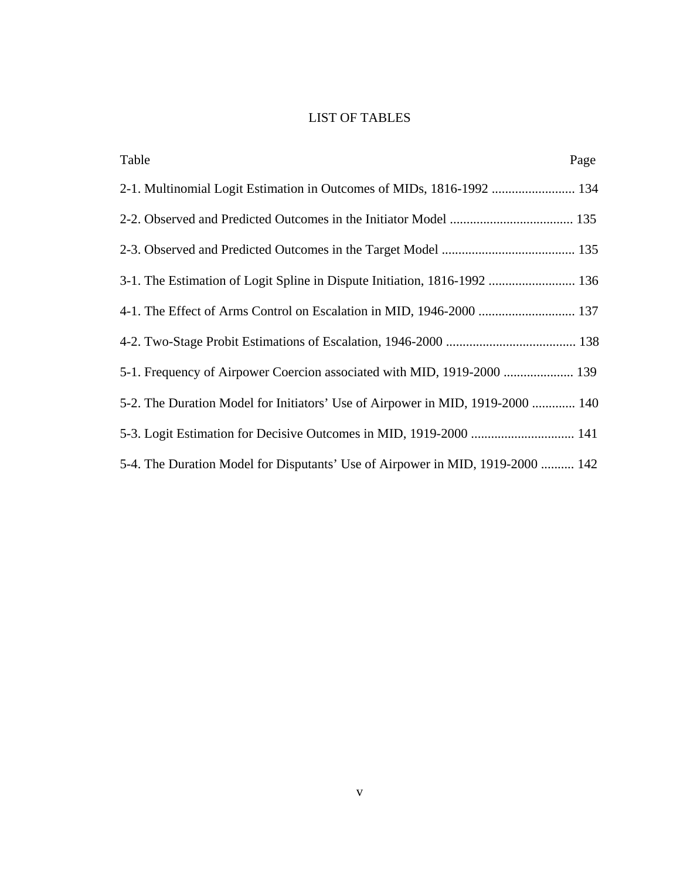# LIST OF TABLES

| Table | Page |
|---|---|
| 2-1. Multinomial Logit Estimation in Outcomes of MIDs, 1816-1992 | 134 |
| 2-2. Observed and Predicted Outcomes in the Initiator Model | 135 |
| 2-3. Observed and Predicted Outcomes in the Target Model | 135 |
| 3-1. The Estimation of Logit Spline in Dispute Initiation, 1816-1992 | 136 |
| 4-1. The Effect of Arms Control on Escalation in MID, 1946-2000 | 137 |
| 4-2. Two-Stage Probit Estimations of Escalation, 1946-2000 | 138 |
| 5-1. Frequency of Airpower Coercion associated with MID, 1919-2000 | 139 |
| 5-2. The Duration Model for Initiators' Use of Airpower in MID, 1919-2000 | 140 |
| 5-3. Logit Estimation for Decisive Outcomes in MID, 1919-2000 | 141 |
| 5-4. The Duration Model for Disputants' Use of Airpower in MID, 1919-2000 | 142 |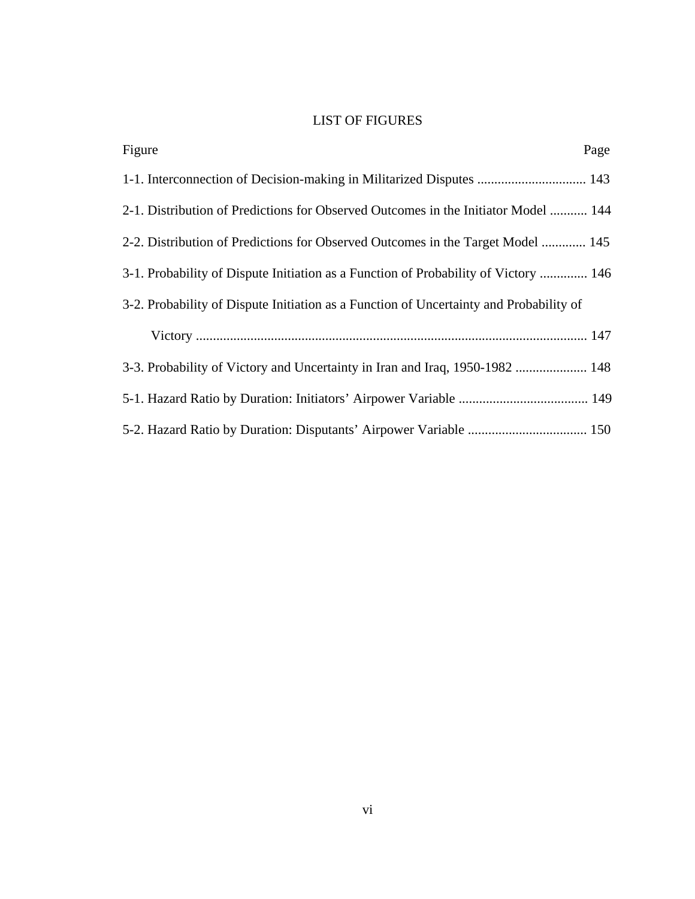# LIST OF FIGURES

Figure Page

1-1. Interconnection of Decision-making in Militarized Disputes ................................ 143

2-1. Distribution of Predictions for Observed Outcomes in the Initiator Model ........... 144

2-2. Distribution of Predictions for Observed Outcomes in the Target Model ............. 145

3-1. Probability of Dispute Initiation as a Function of Probability of Victory .............. 146

3-2. Probability of Dispute Initiation as a Function of Uncertainty and Probability of Victory .................................................................................................................. 147

3-3. Probability of Victory and Uncertainty in Iran and Iraq, 1950-1982 ..................... 148

5-1. Hazard Ratio by Duration: Initiators' Airpower Variable ...................................... 149

5-2. Hazard Ratio by Duration: Disputants' Airpower Variable ................................... 150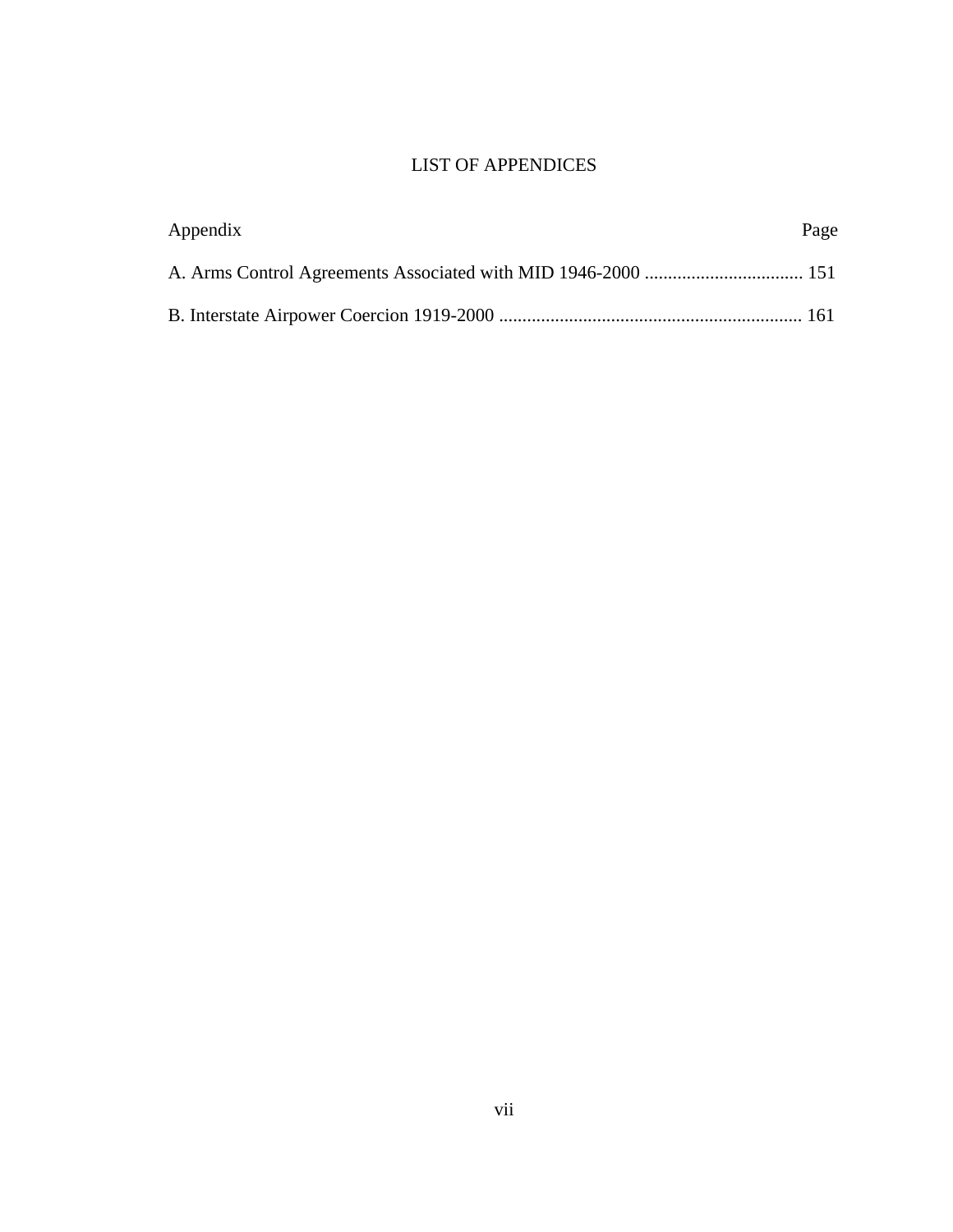# LIST OF APPENDICES

| Appendix | Page |
| --- | --- |
| A. Arms Control Agreements Associated with MID 1946-2000 | 151 |
| B. Interstate Airpower Coercion 1919-2000 | 161 |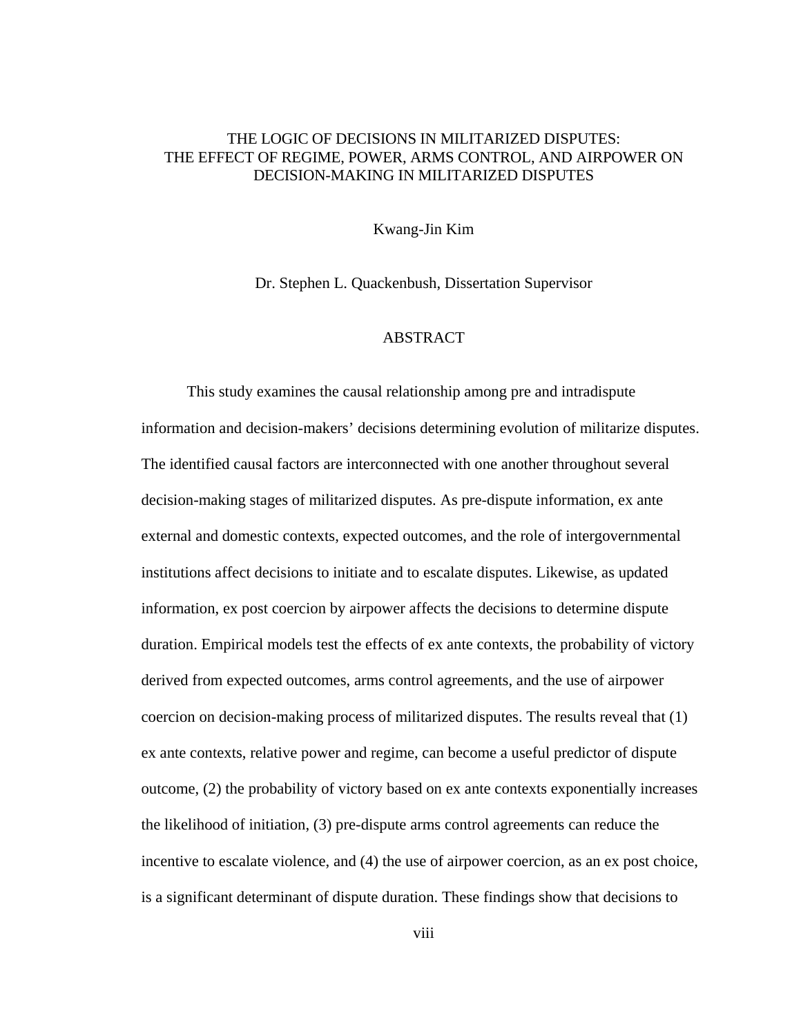# THE LOGIC OF DECISIONS IN MILITARIZED DISPUTES: THE EFFECT OF REGIME, POWER, ARMS CONTROL, AND AIRPOWER ON DECISION-MAKING IN MILITARIZED DISPUTES

Kwang-Jin Kim

Dr. Stephen L. Quackenbush, Dissertation Supervisor

## ABSTRACT

This study examines the causal relationship among pre and intradispute information and decision-makers' decisions determining evolution of militarize disputes. The identified causal factors are interconnected with one another throughout several decision-making stages of militarized disputes. As pre-dispute information, ex ante external and domestic contexts, expected outcomes, and the role of intergovernmental institutions affect decisions to initiate and to escalate disputes. Likewise, as updated information, ex post coercion by airpower affects the decisions to determine dispute duration. Empirical models test the effects of ex ante contexts, the probability of victory derived from expected outcomes, arms control agreements, and the use of airpower coercion on decision-making process of militarized disputes. The results reveal that (1) ex ante contexts, relative power and regime, can become a useful predictor of dispute outcome, (2) the probability of victory based on ex ante contexts exponentially increases the likelihood of initiation, (3) pre-dispute arms control agreements can reduce the incentive to escalate violence, and (4) the use of airpower coercion, as an ex post choice, is a significant determinant of dispute duration. These findings show that decisions to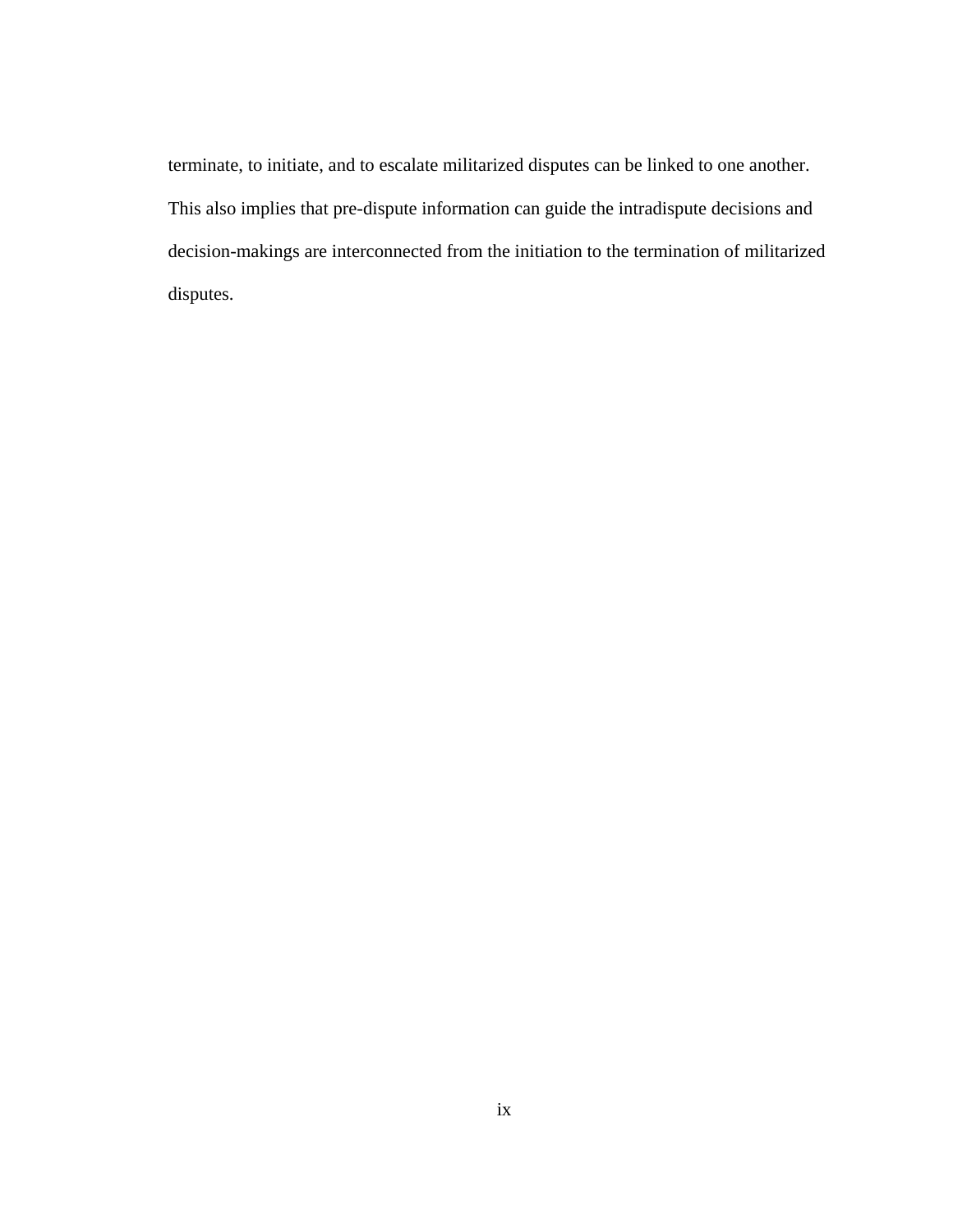terminate, to initiate, and to escalate militarized disputes can be linked to one another. This also implies that pre-dispute information can guide the intradispute decisions and decision-makings are interconnected from the initiation to the termination of militarized disputes.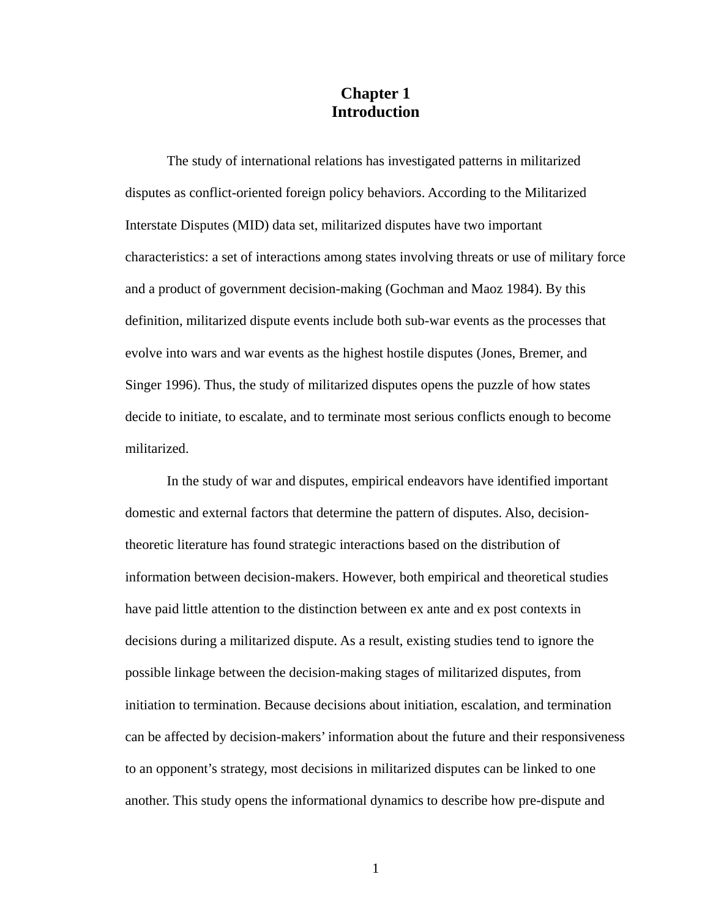# Chapter 1
# Introduction

The study of international relations has investigated patterns in militarized disputes as conflict-oriented foreign policy behaviors. According to the Militarized Interstate Disputes (MID) data set, militarized disputes have two important characteristics: a set of interactions among states involving threats or use of military force and a product of government decision-making (Gochman and Maoz 1984). By this definition, militarized dispute events include both sub-war events as the processes that evolve into wars and war events as the highest hostile disputes (Jones, Bremer, and Singer 1996). Thus, the study of militarized disputes opens the puzzle of how states decide to initiate, to escalate, and to terminate most serious conflicts enough to become militarized.

In the study of war and disputes, empirical endeavors have identified important domestic and external factors that determine the pattern of disputes. Also, decision-theoretic literature has found strategic interactions based on the distribution of information between decision-makers. However, both empirical and theoretical studies have paid little attention to the distinction between ex ante and ex post contexts in decisions during a militarized dispute. As a result, existing studies tend to ignore the possible linkage between the decision-making stages of militarized disputes, from initiation to termination. Because decisions about initiation, escalation, and termination can be affected by decision-makers' information about the future and their responsiveness to an opponent's strategy, most decisions in militarized disputes can be linked to one another. This study opens the informational dynamics to describe how pre-dispute and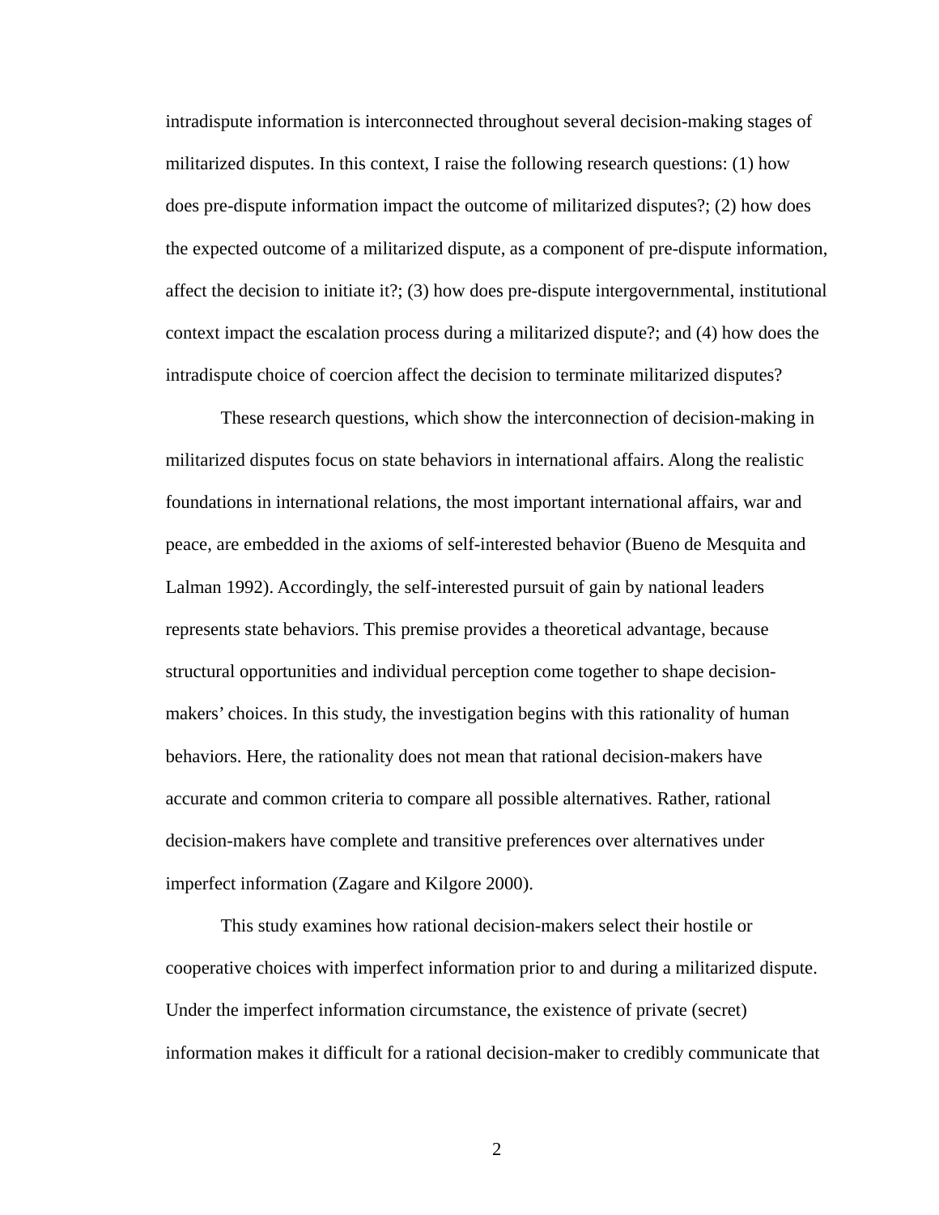intradispute information is interconnected throughout several decision-making stages of militarized disputes. In this context, I raise the following research questions: (1) how does pre-dispute information impact the outcome of militarized disputes?; (2) how does the expected outcome of a militarized dispute, as a component of pre-dispute information, affect the decision to initiate it?; (3) how does pre-dispute intergovernmental, institutional context impact the escalation process during a militarized dispute?; and (4) how does the intradispute choice of coercion affect the decision to terminate militarized disputes?

These research questions, which show the interconnection of decision-making in militarized disputes focus on state behaviors in international affairs. Along the realistic foundations in international relations, the most important international affairs, war and peace, are embedded in the axioms of self-interested behavior (Bueno de Mesquita and Lalman 1992). Accordingly, the self-interested pursuit of gain by national leaders represents state behaviors. This premise provides a theoretical advantage, because structural opportunities and individual perception come together to shape decision-makers' choices. In this study, the investigation begins with this rationality of human behaviors. Here, the rationality does not mean that rational decision-makers have accurate and common criteria to compare all possible alternatives. Rather, rational decision-makers have complete and transitive preferences over alternatives under imperfect information (Zagare and Kilgore 2000).

This study examines how rational decision-makers select their hostile or cooperative choices with imperfect information prior to and during a militarized dispute. Under the imperfect information circumstance, the existence of private (secret) information makes it difficult for a rational decision-maker to credibly communicate that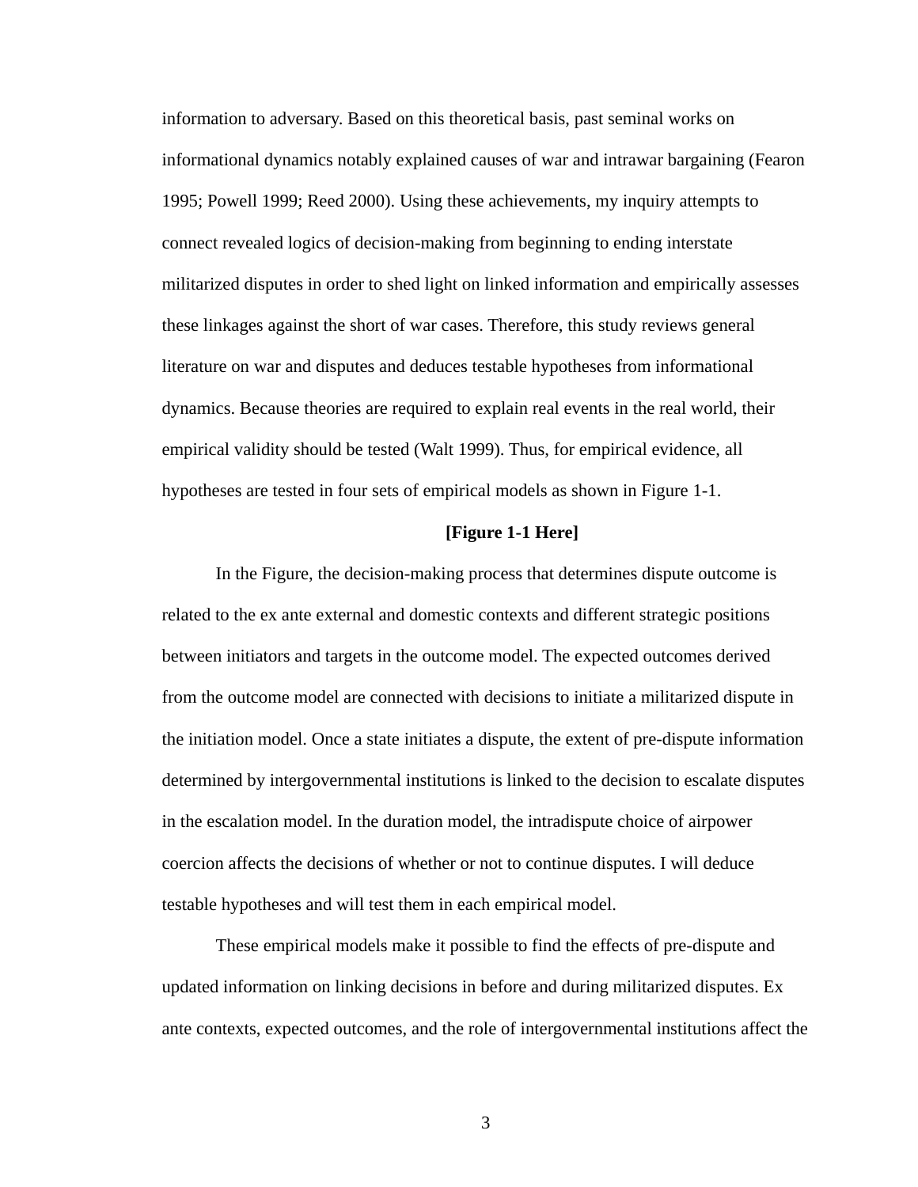information to adversary. Based on this theoretical basis, past seminal works on informational dynamics notably explained causes of war and intrawar bargaining (Fearon 1995; Powell 1999; Reed 2000). Using these achievements, my inquiry attempts to connect revealed logics of decision-making from beginning to ending interstate militarized disputes in order to shed light on linked information and empirically assesses these linkages against the short of war cases. Therefore, this study reviews general literature on war and disputes and deduces testable hypotheses from informational dynamics. Because theories are required to explain real events in the real world, their empirical validity should be tested (Walt 1999). Thus, for empirical evidence, all hypotheses are tested in four sets of empirical models as shown in Figure 1-1.

**[Figure 1-1 Here]**

In the Figure, the decision-making process that determines dispute outcome is related to the ex ante external and domestic contexts and different strategic positions between initiators and targets in the outcome model. The expected outcomes derived from the outcome model are connected with decisions to initiate a militarized dispute in the initiation model. Once a state initiates a dispute, the extent of pre-dispute information determined by intergovernmental institutions is linked to the decision to escalate disputes in the escalation model. In the duration model, the intradispute choice of airpower coercion affects the decisions of whether or not to continue disputes. I will deduce testable hypotheses and will test them in each empirical model.

These empirical models make it possible to find the effects of pre-dispute and updated information on linking decisions in before and during militarized disputes. Ex ante contexts, expected outcomes, and the role of intergovernmental institutions affect the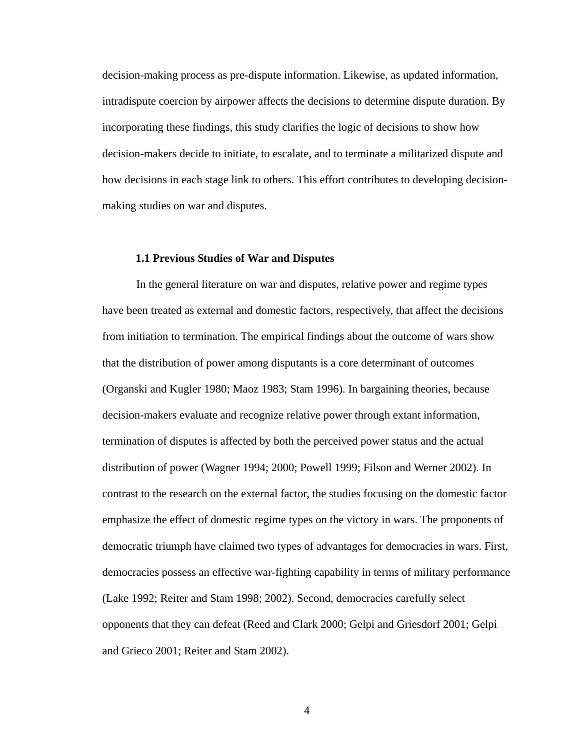decision-making process as pre-dispute information. Likewise, as updated information, intradispute coercion by airpower affects the decisions to determine dispute duration. By incorporating these findings, this study clarifies the logic of decisions to show how decision-makers decide to initiate, to escalate, and to terminate a militarized dispute and how decisions in each stage link to others. This effort contributes to developing decision-making studies on war and disputes.

### 1.1 Previous Studies of War and Disputes

In the general literature on war and disputes, relative power and regime types have been treated as external and domestic factors, respectively, that affect the decisions from initiation to termination. The empirical findings about the outcome of wars show that the distribution of power among disputants is a core determinant of outcomes (Organski and Kugler 1980; Maoz 1983; Stam 1996). In bargaining theories, because decision-makers evaluate and recognize relative power through extant information, termination of disputes is affected by both the perceived power status and the actual distribution of power (Wagner 1994; 2000; Powell 1999; Filson and Werner 2002). In contrast to the research on the external factor, the studies focusing on the domestic factor emphasize the effect of domestic regime types on the victory in wars. The proponents of democratic triumph have claimed two types of advantages for democracies in wars. First, democracies possess an effective war-fighting capability in terms of military performance (Lake 1992; Reiter and Stam 1998; 2002). Second, democracies carefully select opponents that they can defeat (Reed and Clark 2000; Gelpi and Griesdorf 2001; Gelpi and Grieco 2001; Reiter and Stam 2002).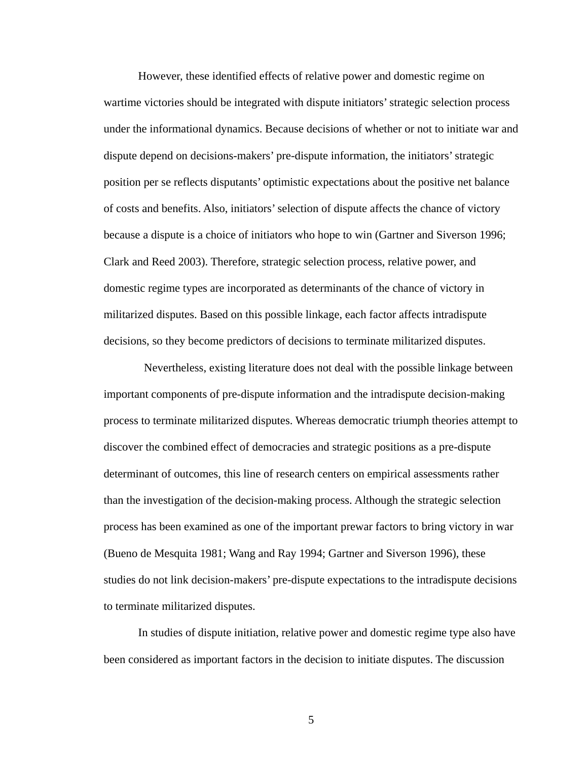However, these identified effects of relative power and domestic regime on wartime victories should be integrated with dispute initiators' strategic selection process under the informational dynamics. Because decisions of whether or not to initiate war and dispute depend on decisions-makers' pre-dispute information, the initiators' strategic position per se reflects disputants' optimistic expectations about the positive net balance of costs and benefits. Also, initiators' selection of dispute affects the chance of victory because a dispute is a choice of initiators who hope to win (Gartner and Siverson 1996; Clark and Reed 2003). Therefore, strategic selection process, relative power, and domestic regime types are incorporated as determinants of the chance of victory in militarized disputes. Based on this possible linkage, each factor affects intradispute decisions, so they become predictors of decisions to terminate militarized disputes.

Nevertheless, existing literature does not deal with the possible linkage between important components of pre-dispute information and the intradispute decision-making process to terminate militarized disputes. Whereas democratic triumph theories attempt to discover the combined effect of democracies and strategic positions as a pre-dispute determinant of outcomes, this line of research centers on empirical assessments rather than the investigation of the decision-making process. Although the strategic selection process has been examined as one of the important prewar factors to bring victory in war (Bueno de Mesquita 1981; Wang and Ray 1994; Gartner and Siverson 1996), these studies do not link decision-makers' pre-dispute expectations to the intradispute decisions to terminate militarized disputes.

In studies of dispute initiation, relative power and domestic regime type also have been considered as important factors in the decision to initiate disputes. The discussion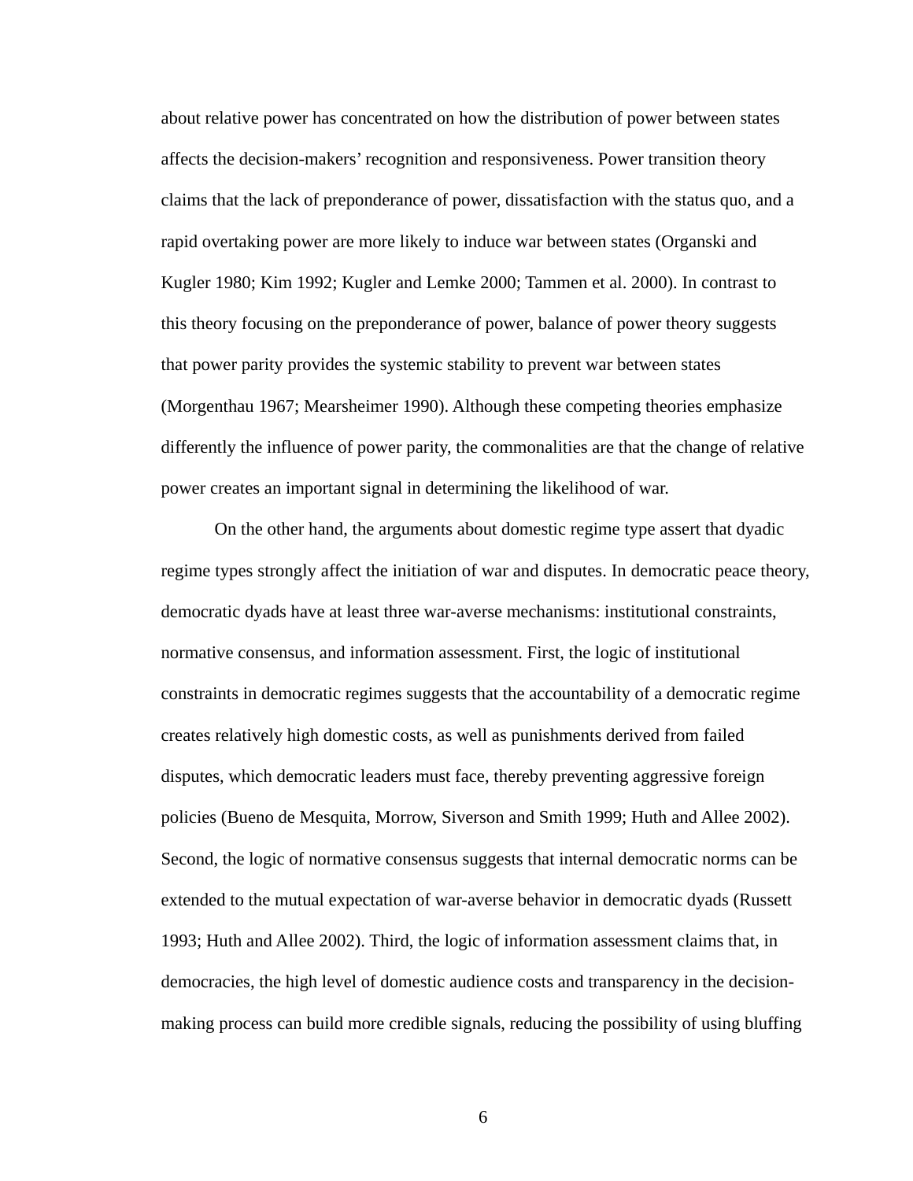about relative power has concentrated on how the distribution of power between states affects the decision-makers' recognition and responsiveness. Power transition theory claims that the lack of preponderance of power, dissatisfaction with the status quo, and a rapid overtaking power are more likely to induce war between states (Organski and Kugler 1980; Kim 1992; Kugler and Lemke 2000; Tammen et al. 2000). In contrast to this theory focusing on the preponderance of power, balance of power theory suggests that power parity provides the systemic stability to prevent war between states (Morgenthau 1967; Mearsheimer 1990). Although these competing theories emphasize differently the influence of power parity, the commonalities are that the change of relative power creates an important signal in determining the likelihood of war.

On the other hand, the arguments about domestic regime type assert that dyadic regime types strongly affect the initiation of war and disputes. In democratic peace theory, democratic dyads have at least three war-averse mechanisms: institutional constraints, normative consensus, and information assessment. First, the logic of institutional constraints in democratic regimes suggests that the accountability of a democratic regime creates relatively high domestic costs, as well as punishments derived from failed disputes, which democratic leaders must face, thereby preventing aggressive foreign policies (Bueno de Mesquita, Morrow, Siverson and Smith 1999; Huth and Allee 2002). Second, the logic of normative consensus suggests that internal democratic norms can be extended to the mutual expectation of war-averse behavior in democratic dyads (Russett 1993; Huth and Allee 2002). Third, the logic of information assessment claims that, in democracies, the high level of domestic audience costs and transparency in the decision-making process can build more credible signals, reducing the possibility of using bluffing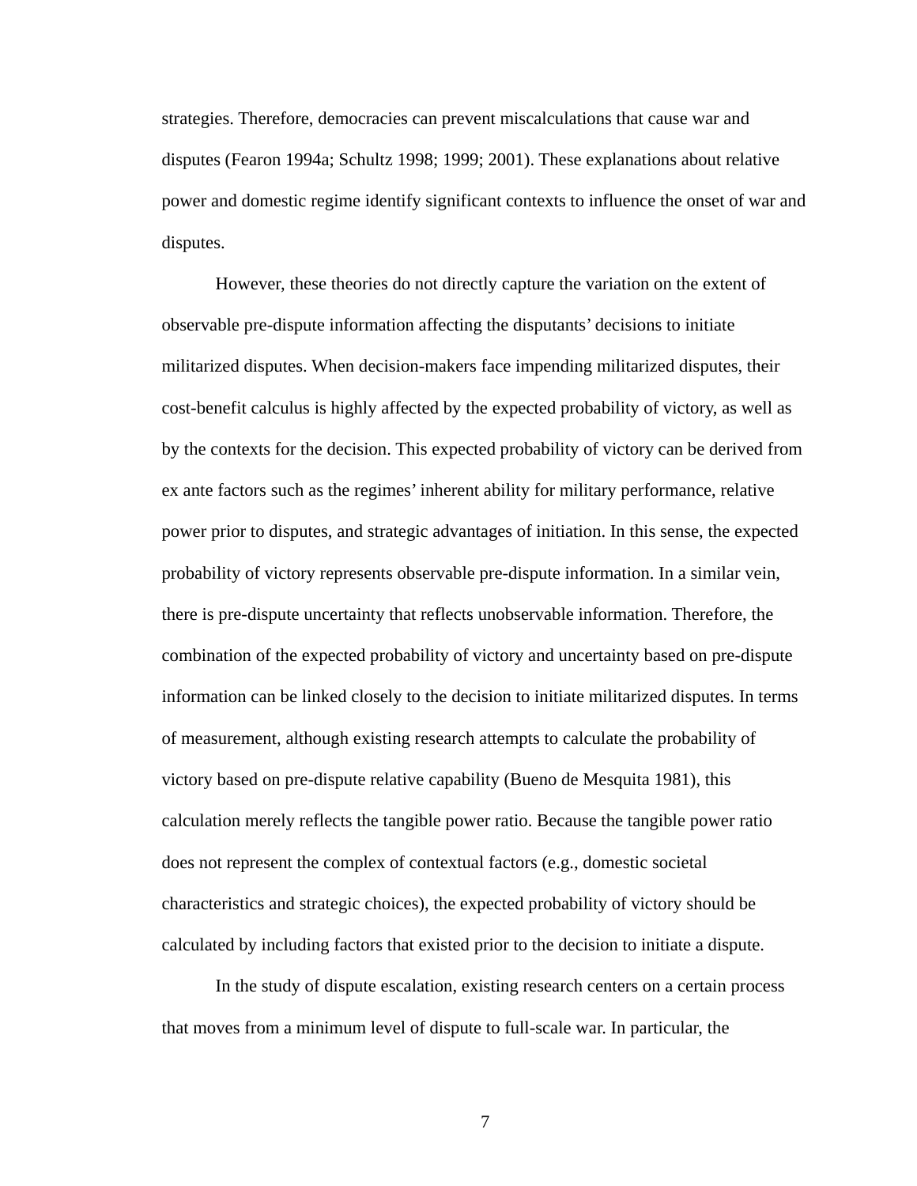strategies. Therefore, democracies can prevent miscalculations that cause war and disputes (Fearon 1994a; Schultz 1998; 1999; 2001). These explanations about relative power and domestic regime identify significant contexts to influence the onset of war and disputes.

However, these theories do not directly capture the variation on the extent of observable pre-dispute information affecting the disputants' decisions to initiate militarized disputes. When decision-makers face impending militarized disputes, their cost-benefit calculus is highly affected by the expected probability of victory, as well as by the contexts for the decision. This expected probability of victory can be derived from ex ante factors such as the regimes' inherent ability for military performance, relative power prior to disputes, and strategic advantages of initiation. In this sense, the expected probability of victory represents observable pre-dispute information. In a similar vein, there is pre-dispute uncertainty that reflects unobservable information. Therefore, the combination of the expected probability of victory and uncertainty based on pre-dispute information can be linked closely to the decision to initiate militarized disputes. In terms of measurement, although existing research attempts to calculate the probability of victory based on pre-dispute relative capability (Bueno de Mesquita 1981), this calculation merely reflects the tangible power ratio. Because the tangible power ratio does not represent the complex of contextual factors (e.g., domestic societal characteristics and strategic choices), the expected probability of victory should be calculated by including factors that existed prior to the decision to initiate a dispute.

In the study of dispute escalation, existing research centers on a certain process that moves from a minimum level of dispute to full-scale war. In particular, the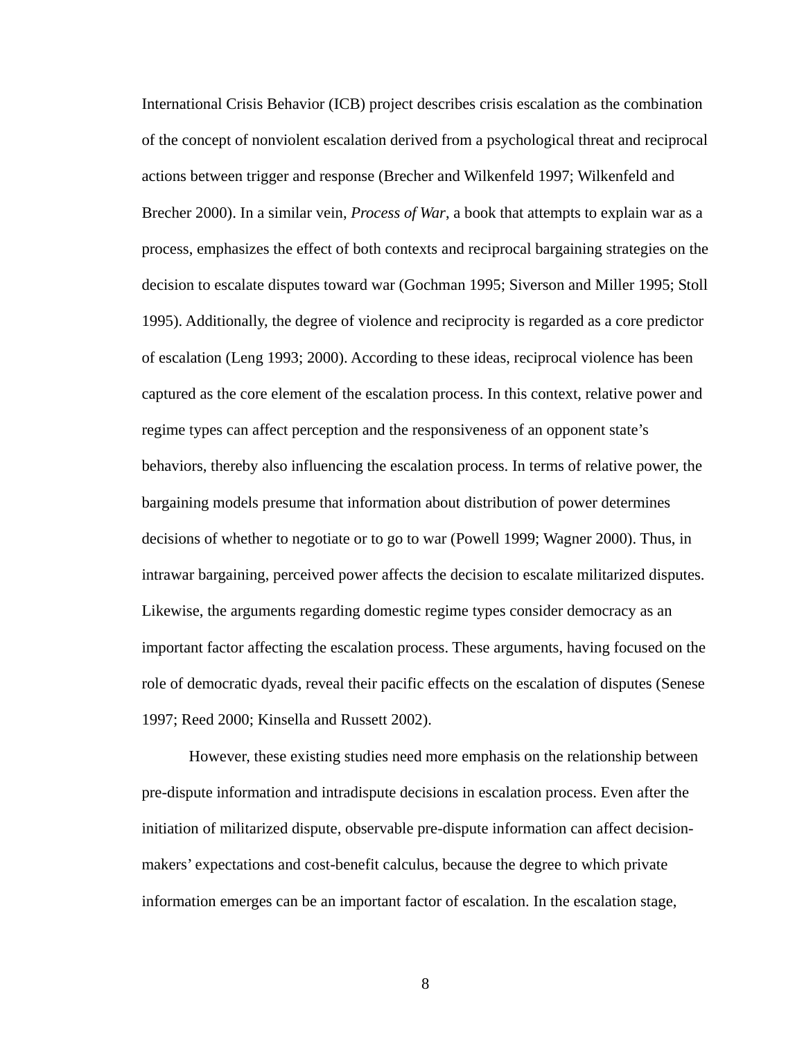International Crisis Behavior (ICB) project describes crisis escalation as the combination of the concept of nonviolent escalation derived from a psychological threat and reciprocal actions between trigger and response (Brecher and Wilkenfeld 1997; Wilkenfeld and Brecher 2000). In a similar vein, *Process of War*, a book that attempts to explain war as a process, emphasizes the effect of both contexts and reciprocal bargaining strategies on the decision to escalate disputes toward war (Gochman 1995; Siverson and Miller 1995; Stoll 1995). Additionally, the degree of violence and reciprocity is regarded as a core predictor of escalation (Leng 1993; 2000). According to these ideas, reciprocal violence has been captured as the core element of the escalation process. In this context, relative power and regime types can affect perception and the responsiveness of an opponent state's behaviors, thereby also influencing the escalation process. In terms of relative power, the bargaining models presume that information about distribution of power determines decisions of whether to negotiate or to go to war (Powell 1999; Wagner 2000). Thus, in intrawar bargaining, perceived power affects the decision to escalate militarized disputes. Likewise, the arguments regarding domestic regime types consider democracy as an important factor affecting the escalation process. These arguments, having focused on the role of democratic dyads, reveal their pacific effects on the escalation of disputes (Senese 1997; Reed 2000; Kinsella and Russett 2002).

However, these existing studies need more emphasis on the relationship between pre-dispute information and intradispute decisions in escalation process. Even after the initiation of militarized dispute, observable pre-dispute information can affect decision-makers' expectations and cost-benefit calculus, because the degree to which private information emerges can be an important factor of escalation. In the escalation stage,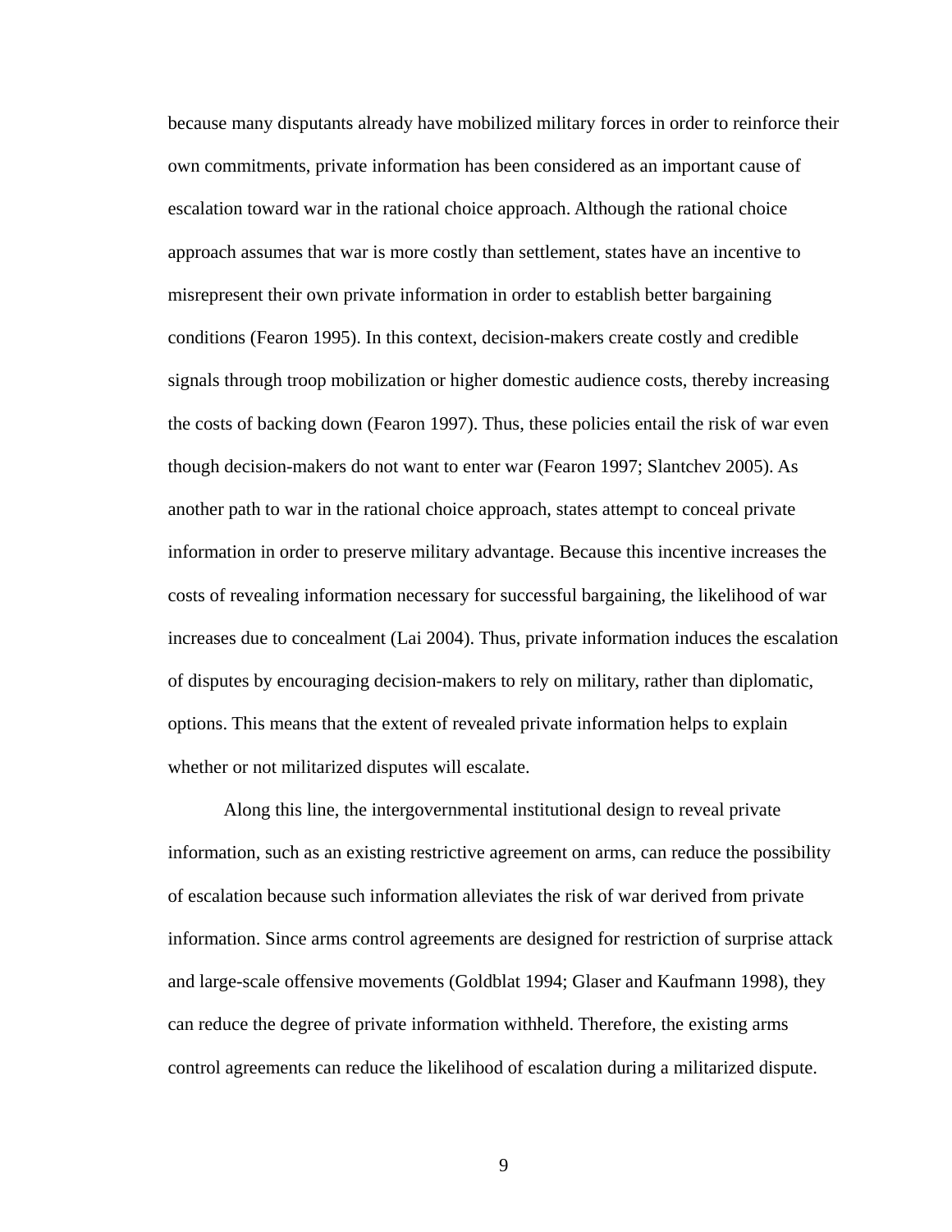because many disputants already have mobilized military forces in order to reinforce their own commitments, private information has been considered as an important cause of escalation toward war in the rational choice approach. Although the rational choice approach assumes that war is more costly than settlement, states have an incentive to misrepresent their own private information in order to establish better bargaining conditions (Fearon 1995). In this context, decision-makers create costly and credible signals through troop mobilization or higher domestic audience costs, thereby increasing the costs of backing down (Fearon 1997). Thus, these policies entail the risk of war even though decision-makers do not want to enter war (Fearon 1997; Slantchev 2005). As another path to war in the rational choice approach, states attempt to conceal private information in order to preserve military advantage. Because this incentive increases the costs of revealing information necessary for successful bargaining, the likelihood of war increases due to concealment (Lai 2004). Thus, private information induces the escalation of disputes by encouraging decision-makers to rely on military, rather than diplomatic, options. This means that the extent of revealed private information helps to explain whether or not militarized disputes will escalate.

Along this line, the intergovernmental institutional design to reveal private information, such as an existing restrictive agreement on arms, can reduce the possibility of escalation because such information alleviates the risk of war derived from private information. Since arms control agreements are designed for restriction of surprise attack and large-scale offensive movements (Goldblat 1994; Glaser and Kaufmann 1998), they can reduce the degree of private information withheld. Therefore, the existing arms control agreements can reduce the likelihood of escalation during a militarized dispute.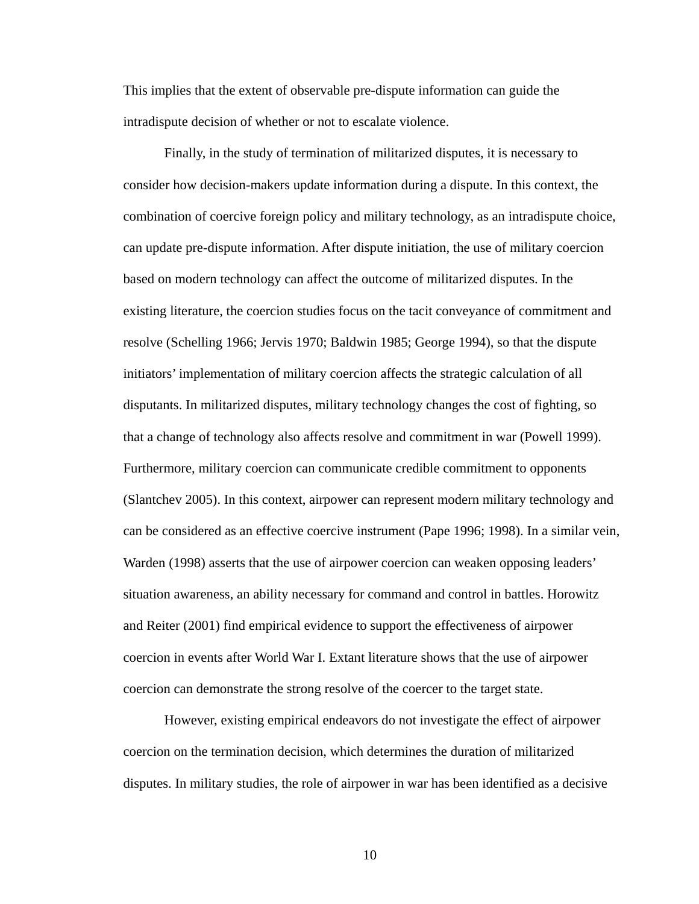This implies that the extent of observable pre-dispute information can guide the intradispute decision of whether or not to escalate violence.

Finally, in the study of termination of militarized disputes, it is necessary to consider how decision-makers update information during a dispute. In this context, the combination of coercive foreign policy and military technology, as an intradispute choice, can update pre-dispute information. After dispute initiation, the use of military coercion based on modern technology can affect the outcome of militarized disputes. In the existing literature, the coercion studies focus on the tacit conveyance of commitment and resolve (Schelling 1966; Jervis 1970; Baldwin 1985; George 1994), so that the dispute initiators' implementation of military coercion affects the strategic calculation of all disputants. In militarized disputes, military technology changes the cost of fighting, so that a change of technology also affects resolve and commitment in war (Powell 1999). Furthermore, military coercion can communicate credible commitment to opponents (Slantchev 2005). In this context, airpower can represent modern military technology and can be considered as an effective coercive instrument (Pape 1996; 1998). In a similar vein, Warden (1998) asserts that the use of airpower coercion can weaken opposing leaders' situation awareness, an ability necessary for command and control in battles. Horowitz and Reiter (2001) find empirical evidence to support the effectiveness of airpower coercion in events after World War I. Extant literature shows that the use of airpower coercion can demonstrate the strong resolve of the coercer to the target state.

However, existing empirical endeavors do not investigate the effect of airpower coercion on the termination decision, which determines the duration of militarized disputes. In military studies, the role of airpower in war has been identified as a decisive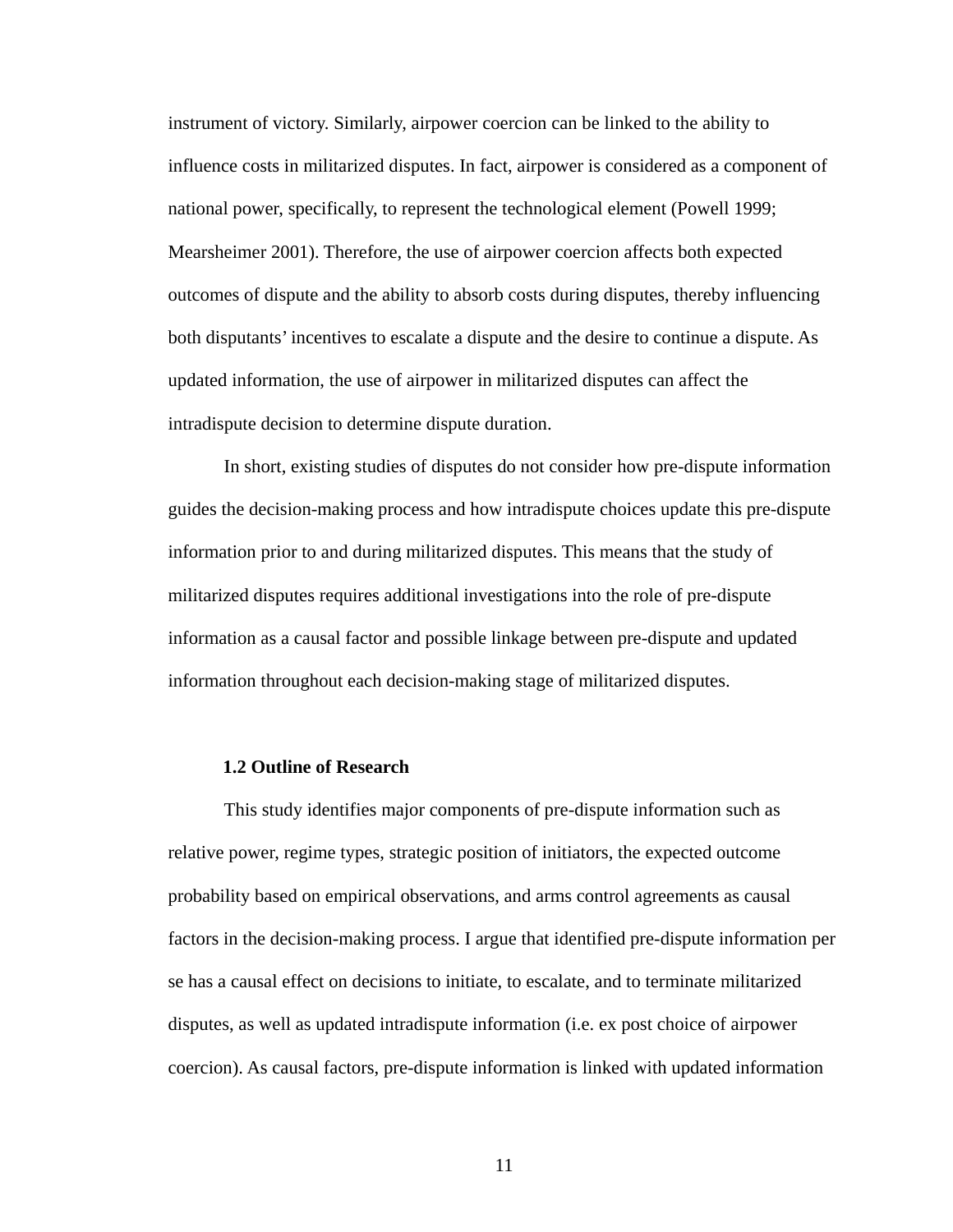instrument of victory. Similarly, airpower coercion can be linked to the ability to influence costs in militarized disputes. In fact, airpower is considered as a component of national power, specifically, to represent the technological element (Powell 1999; Mearsheimer 2001). Therefore, the use of airpower coercion affects both expected outcomes of dispute and the ability to absorb costs during disputes, thereby influencing both disputants' incentives to escalate a dispute and the desire to continue a dispute. As updated information, the use of airpower in militarized disputes can affect the intradispute decision to determine dispute duration.

In short, existing studies of disputes do not consider how pre-dispute information guides the decision-making process and how intradispute choices update this pre-dispute information prior to and during militarized disputes. This means that the study of militarized disputes requires additional investigations into the role of pre-dispute information as a causal factor and possible linkage between pre-dispute and updated information throughout each decision-making stage of militarized disputes.

### 1.2 Outline of Research

This study identifies major components of pre-dispute information such as relative power, regime types, strategic position of initiators, the expected outcome probability based on empirical observations, and arms control agreements as causal factors in the decision-making process. I argue that identified pre-dispute information per se has a causal effect on decisions to initiate, to escalate, and to terminate militarized disputes, as well as updated intradispute information (i.e. ex post choice of airpower coercion). As causal factors, pre-dispute information is linked with updated information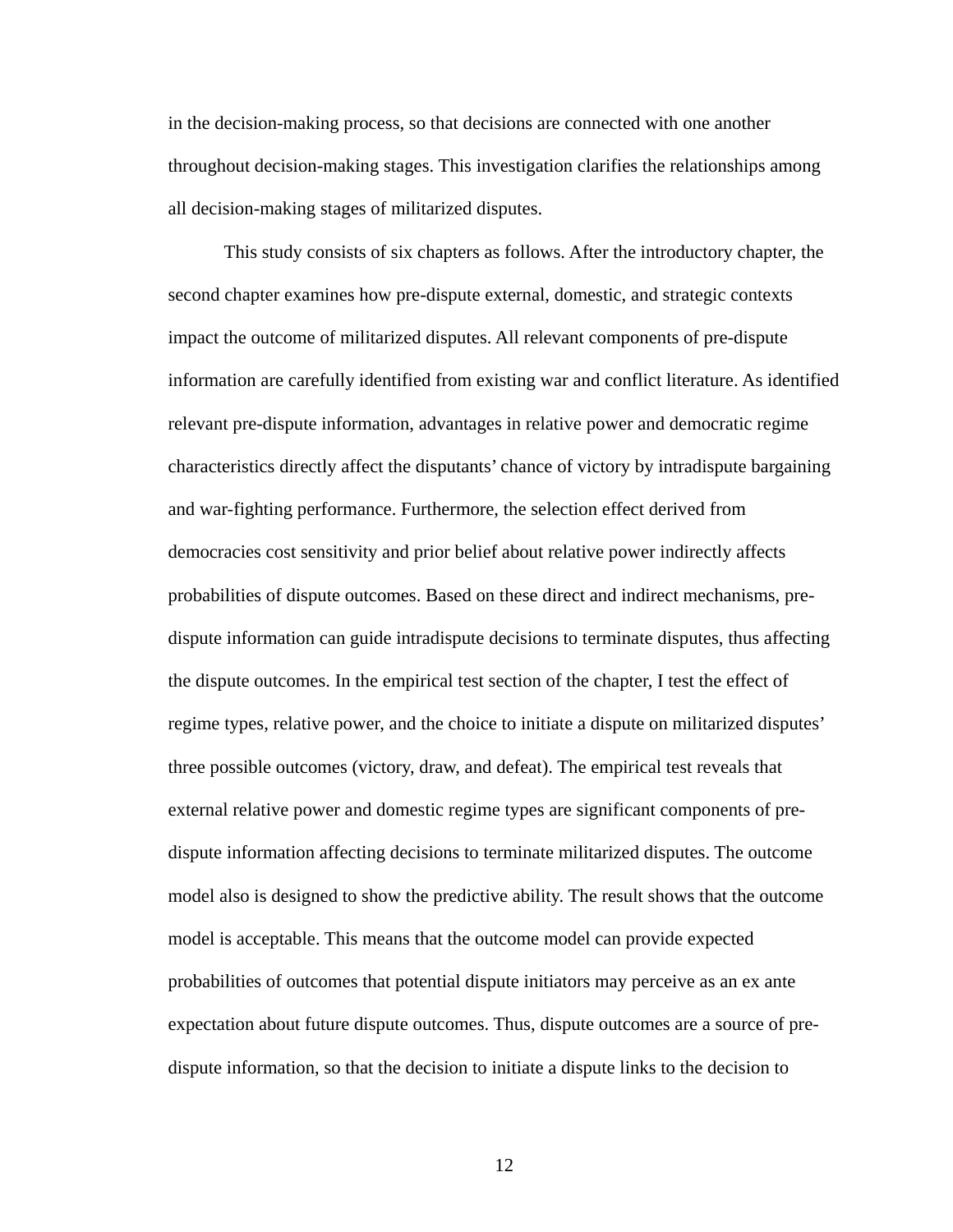in the decision-making process, so that decisions are connected with one another throughout decision-making stages. This investigation clarifies the relationships among all decision-making stages of militarized disputes.

This study consists of six chapters as follows. After the introductory chapter, the second chapter examines how pre-dispute external, domestic, and strategic contexts impact the outcome of militarized disputes. All relevant components of pre-dispute information are carefully identified from existing war and conflict literature. As identified relevant pre-dispute information, advantages in relative power and democratic regime characteristics directly affect the disputants' chance of victory by intradispute bargaining and war-fighting performance. Furthermore, the selection effect derived from democracies cost sensitivity and prior belief about relative power indirectly affects probabilities of dispute outcomes. Based on these direct and indirect mechanisms, pre-dispute information can guide intradispute decisions to terminate disputes, thus affecting the dispute outcomes. In the empirical test section of the chapter, I test the effect of regime types, relative power, and the choice to initiate a dispute on militarized disputes' three possible outcomes (victory, draw, and defeat). The empirical test reveals that external relative power and domestic regime types are significant components of pre-dispute information affecting decisions to terminate militarized disputes. The outcome model also is designed to show the predictive ability. The result shows that the outcome model is acceptable. This means that the outcome model can provide expected probabilities of outcomes that potential dispute initiators may perceive as an ex ante expectation about future dispute outcomes. Thus, dispute outcomes are a source of pre-dispute information, so that the decision to initiate a dispute links to the decision to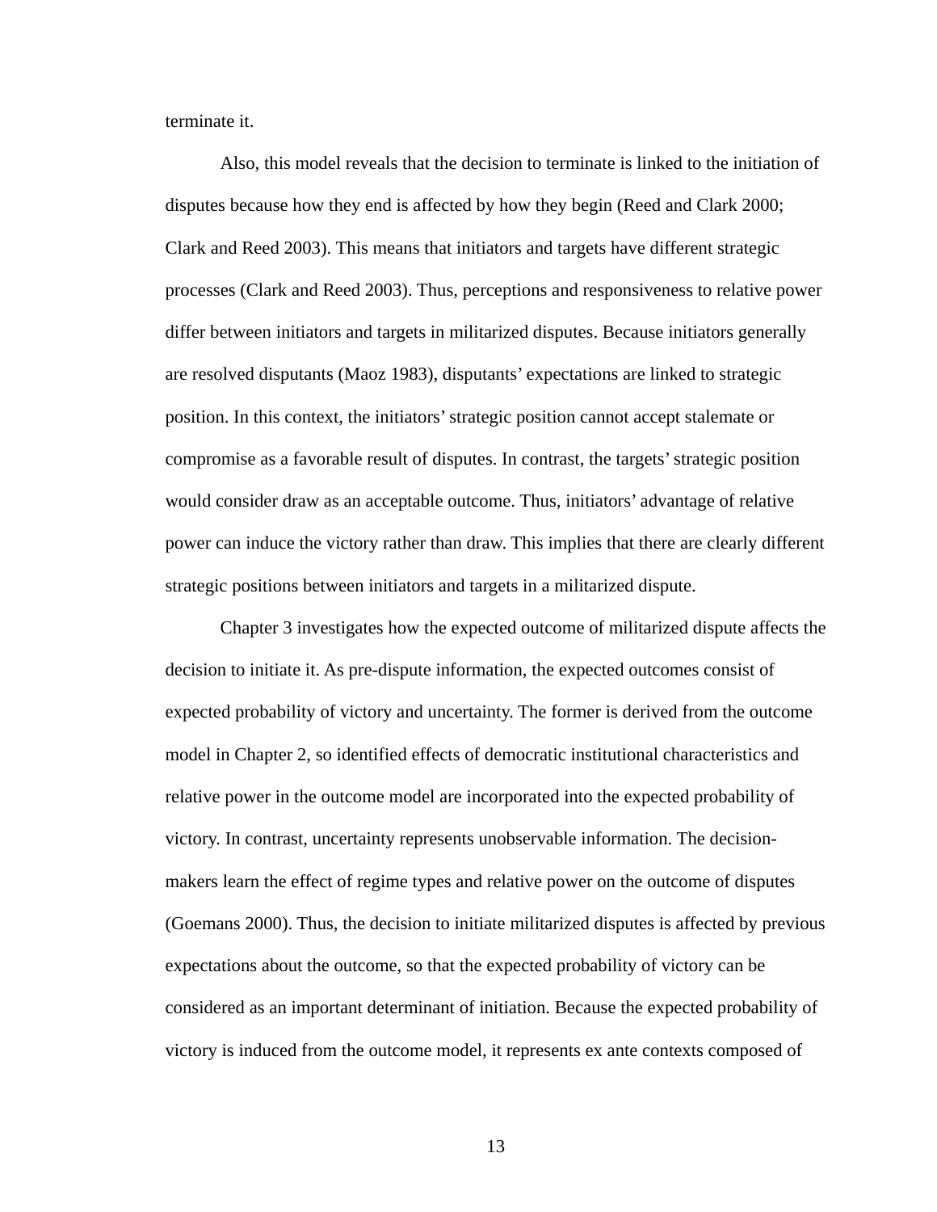terminate it.

Also, this model reveals that the decision to terminate is linked to the initiation of disputes because how they end is affected by how they begin (Reed and Clark 2000; Clark and Reed 2003). This means that initiators and targets have different strategic processes (Clark and Reed 2003). Thus, perceptions and responsiveness to relative power differ between initiators and targets in militarized disputes. Because initiators generally are resolved disputants (Maoz 1983), disputants' expectations are linked to strategic position. In this context, the initiators' strategic position cannot accept stalemate or compromise as a favorable result of disputes. In contrast, the targets' strategic position would consider draw as an acceptable outcome. Thus, initiators' advantage of relative power can induce the victory rather than draw. This implies that there are clearly different strategic positions between initiators and targets in a militarized dispute.

Chapter 3 investigates how the expected outcome of militarized dispute affects the decision to initiate it. As pre-dispute information, the expected outcomes consist of expected probability of victory and uncertainty. The former is derived from the outcome model in Chapter 2, so identified effects of democratic institutional characteristics and relative power in the outcome model are incorporated into the expected probability of victory. In contrast, uncertainty represents unobservable information. The decision-makers learn the effect of regime types and relative power on the outcome of disputes (Goemans 2000). Thus, the decision to initiate militarized disputes is affected by previous expectations about the outcome, so that the expected probability of victory can be considered as an important determinant of initiation. Because the expected probability of victory is induced from the outcome model, it represents ex ante contexts composed of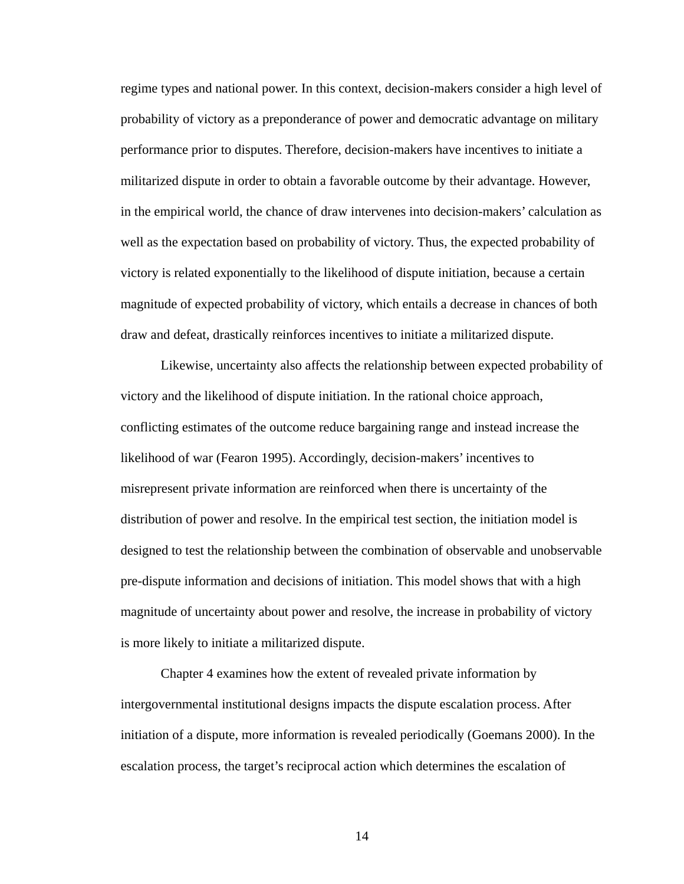regime types and national power. In this context, decision-makers consider a high level of probability of victory as a preponderance of power and democratic advantage on military performance prior to disputes. Therefore, decision-makers have incentives to initiate a militarized dispute in order to obtain a favorable outcome by their advantage. However, in the empirical world, the chance of draw intervenes into decision-makers' calculation as well as the expectation based on probability of victory. Thus, the expected probability of victory is related exponentially to the likelihood of dispute initiation, because a certain magnitude of expected probability of victory, which entails a decrease in chances of both draw and defeat, drastically reinforces incentives to initiate a militarized dispute.

Likewise, uncertainty also affects the relationship between expected probability of victory and the likelihood of dispute initiation. In the rational choice approach, conflicting estimates of the outcome reduce bargaining range and instead increase the likelihood of war (Fearon 1995). Accordingly, decision-makers' incentives to misrepresent private information are reinforced when there is uncertainty of the distribution of power and resolve. In the empirical test section, the initiation model is designed to test the relationship between the combination of observable and unobservable pre-dispute information and decisions of initiation. This model shows that with a high magnitude of uncertainty about power and resolve, the increase in probability of victory is more likely to initiate a militarized dispute.

Chapter 4 examines how the extent of revealed private information by intergovernmental institutional designs impacts the dispute escalation process. After initiation of a dispute, more information is revealed periodically (Goemans 2000). In the escalation process, the target's reciprocal action which determines the escalation of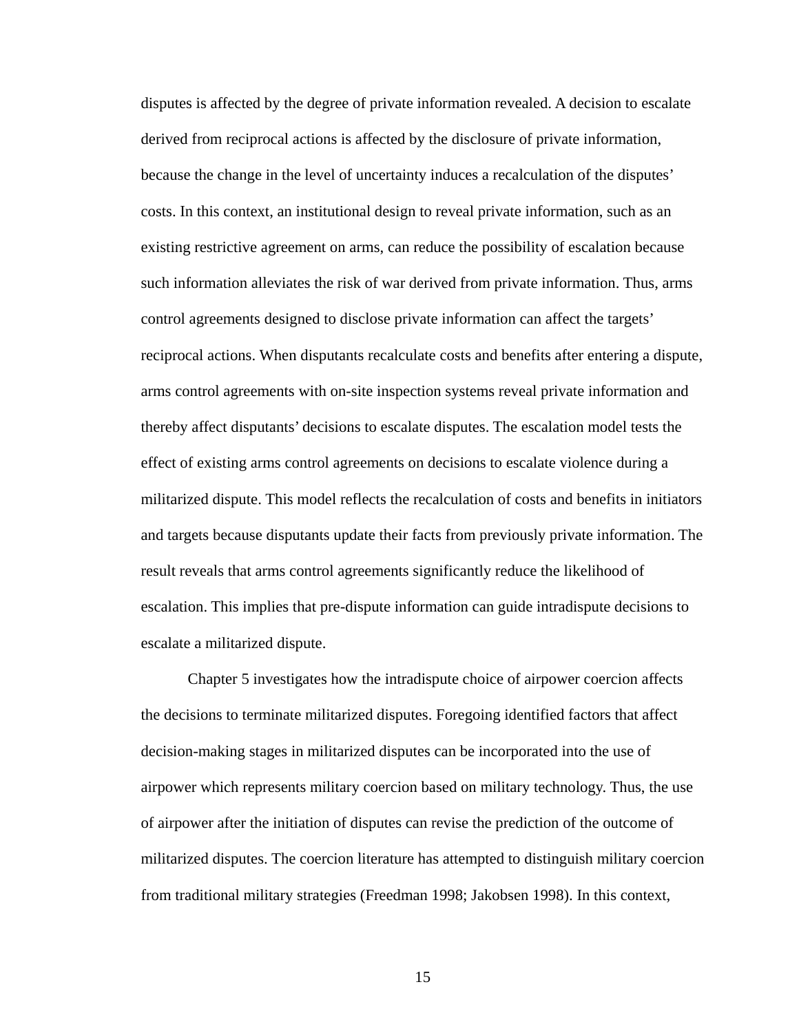disputes is affected by the degree of private information revealed. A decision to escalate derived from reciprocal actions is affected by the disclosure of private information, because the change in the level of uncertainty induces a recalculation of the disputes' costs. In this context, an institutional design to reveal private information, such as an existing restrictive agreement on arms, can reduce the possibility of escalation because such information alleviates the risk of war derived from private information. Thus, arms control agreements designed to disclose private information can affect the targets' reciprocal actions. When disputants recalculate costs and benefits after entering a dispute, arms control agreements with on-site inspection systems reveal private information and thereby affect disputants' decisions to escalate disputes. The escalation model tests the effect of existing arms control agreements on decisions to escalate violence during a militarized dispute. This model reflects the recalculation of costs and benefits in initiators and targets because disputants update their facts from previously private information. The result reveals that arms control agreements significantly reduce the likelihood of escalation. This implies that pre-dispute information can guide intradispute decisions to escalate a militarized dispute.

Chapter 5 investigates how the intradispute choice of airpower coercion affects the decisions to terminate militarized disputes. Foregoing identified factors that affect decision-making stages in militarized disputes can be incorporated into the use of airpower which represents military coercion based on military technology. Thus, the use of airpower after the initiation of disputes can revise the prediction of the outcome of militarized disputes. The coercion literature has attempted to distinguish military coercion from traditional military strategies (Freedman 1998; Jakobsen 1998). In this context,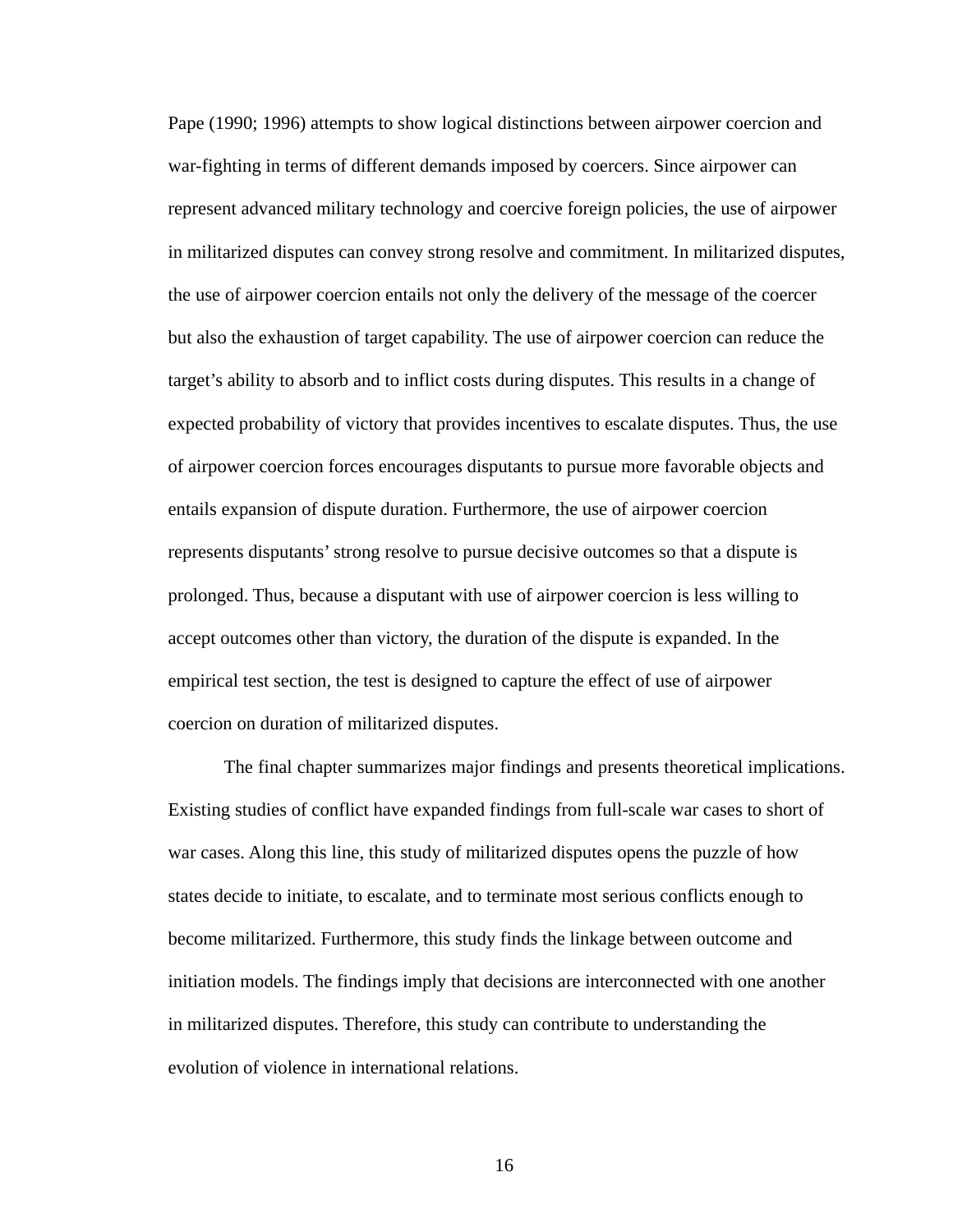Pape (1990; 1996) attempts to show logical distinctions between airpower coercion and war-fighting in terms of different demands imposed by coercers. Since airpower can represent advanced military technology and coercive foreign policies, the use of airpower in militarized disputes can convey strong resolve and commitment. In militarized disputes, the use of airpower coercion entails not only the delivery of the message of the coercer but also the exhaustion of target capability. The use of airpower coercion can reduce the target's ability to absorb and to inflict costs during disputes. This results in a change of expected probability of victory that provides incentives to escalate disputes. Thus, the use of airpower coercion forces encourages disputants to pursue more favorable objects and entails expansion of dispute duration. Furthermore, the use of airpower coercion represents disputants' strong resolve to pursue decisive outcomes so that a dispute is prolonged. Thus, because a disputant with use of airpower coercion is less willing to accept outcomes other than victory, the duration of the dispute is expanded. In the empirical test section, the test is designed to capture the effect of use of airpower coercion on duration of militarized disputes.

The final chapter summarizes major findings and presents theoretical implications. Existing studies of conflict have expanded findings from full-scale war cases to short of war cases. Along this line, this study of militarized disputes opens the puzzle of how states decide to initiate, to escalate, and to terminate most serious conflicts enough to become militarized. Furthermore, this study finds the linkage between outcome and initiation models. The findings imply that decisions are interconnected with one another in militarized disputes. Therefore, this study can contribute to understanding the evolution of violence in international relations.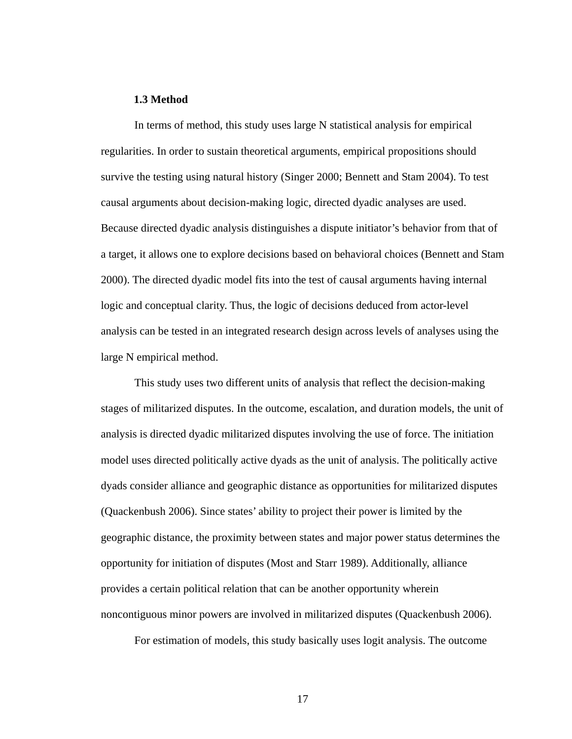### 1.3 Method

In terms of method, this study uses large N statistical analysis for empirical regularities. In order to sustain theoretical arguments, empirical propositions should survive the testing using natural history (Singer 2000; Bennett and Stam 2004). To test causal arguments about decision-making logic, directed dyadic analyses are used. Because directed dyadic analysis distinguishes a dispute initiator's behavior from that of a target, it allows one to explore decisions based on behavioral choices (Bennett and Stam 2000). The directed dyadic model fits into the test of causal arguments having internal logic and conceptual clarity. Thus, the logic of decisions deduced from actor-level analysis can be tested in an integrated research design across levels of analyses using the large N empirical method.

This study uses two different units of analysis that reflect the decision-making stages of militarized disputes. In the outcome, escalation, and duration models, the unit of analysis is directed dyadic militarized disputes involving the use of force. The initiation model uses directed politically active dyads as the unit of analysis. The politically active dyads consider alliance and geographic distance as opportunities for militarized disputes (Quackenbush 2006). Since states' ability to project their power is limited by the geographic distance, the proximity between states and major power status determines the opportunity for initiation of disputes (Most and Starr 1989). Additionally, alliance provides a certain political relation that can be another opportunity wherein noncontiguous minor powers are involved in militarized disputes (Quackenbush 2006).

For estimation of models, this study basically uses logit analysis. The outcome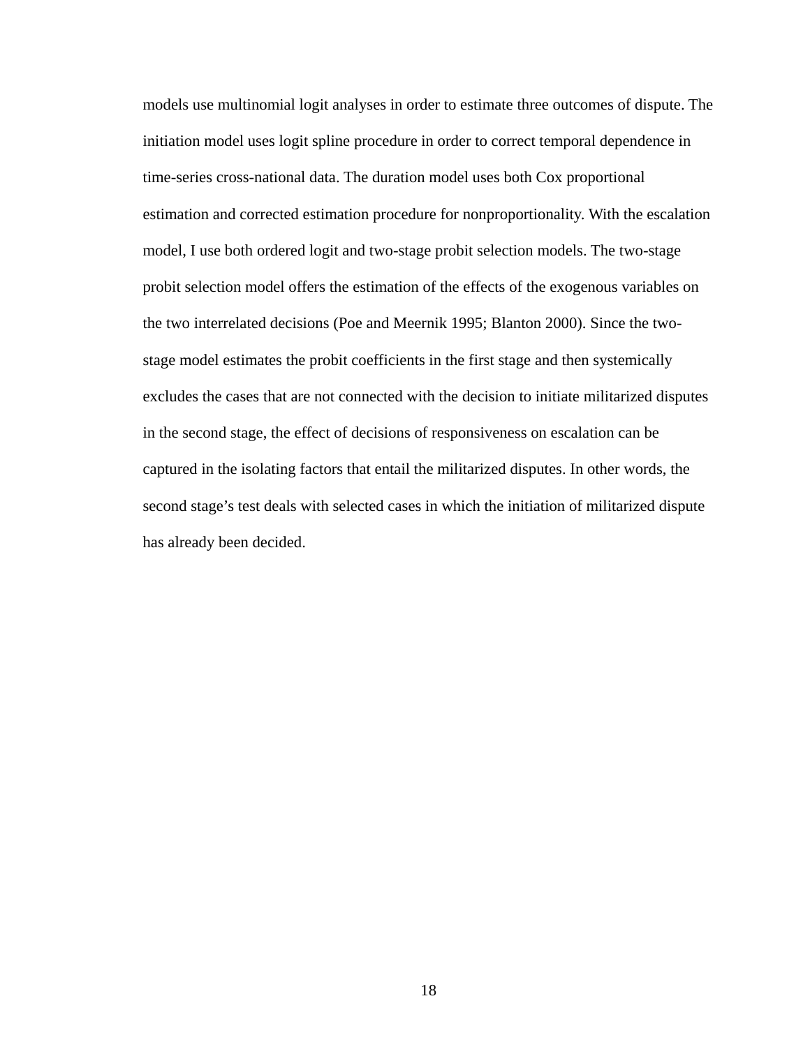models use multinomial logit analyses in order to estimate three outcomes of dispute. The initiation model uses logit spline procedure in order to correct temporal dependence in time-series cross-national data. The duration model uses both Cox proportional estimation and corrected estimation procedure for nonproportionality. With the escalation model, I use both ordered logit and two-stage probit selection models. The two-stage probit selection model offers the estimation of the effects of the exogenous variables on the two interrelated decisions (Poe and Meernik 1995; Blanton 2000). Since the two-stage model estimates the probit coefficients in the first stage and then systemically excludes the cases that are not connected with the decision to initiate militarized disputes in the second stage, the effect of decisions of responsiveness on escalation can be captured in the isolating factors that entail the militarized disputes. In other words, the second stage's test deals with selected cases in which the initiation of militarized dispute has already been decided.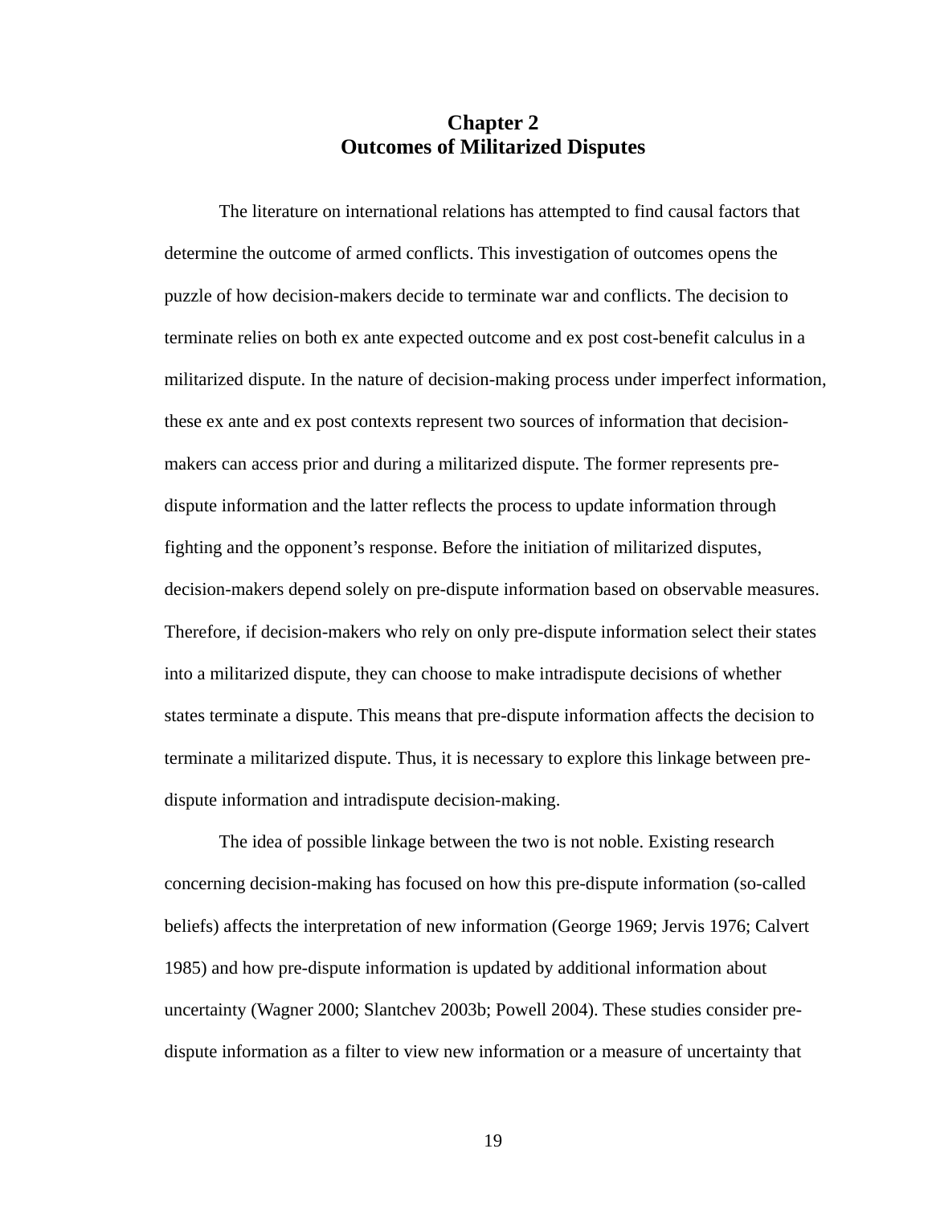# Chapter 2
# Outcomes of Militarized Disputes

The literature on international relations has attempted to find causal factors that determine the outcome of armed conflicts. This investigation of outcomes opens the puzzle of how decision-makers decide to terminate war and conflicts. The decision to terminate relies on both ex ante expected outcome and ex post cost-benefit calculus in a militarized dispute. In the nature of decision-making process under imperfect information, these ex ante and ex post contexts represent two sources of information that decision-makers can access prior and during a militarized dispute. The former represents pre-dispute information and the latter reflects the process to update information through fighting and the opponent's response. Before the initiation of militarized disputes, decision-makers depend solely on pre-dispute information based on observable measures. Therefore, if decision-makers who rely on only pre-dispute information select their states into a militarized dispute, they can choose to make intradispute decisions of whether states terminate a dispute. This means that pre-dispute information affects the decision to terminate a militarized dispute. Thus, it is necessary to explore this linkage between pre-dispute information and intradispute decision-making.

The idea of possible linkage between the two is not noble. Existing research concerning decision-making has focused on how this pre-dispute information (so-called beliefs) affects the interpretation of new information (George 1969; Jervis 1976; Calvert 1985) and how pre-dispute information is updated by additional information about uncertainty (Wagner 2000; Slantchev 2003b; Powell 2004). These studies consider pre-dispute information as a filter to view new information or a measure of uncertainty that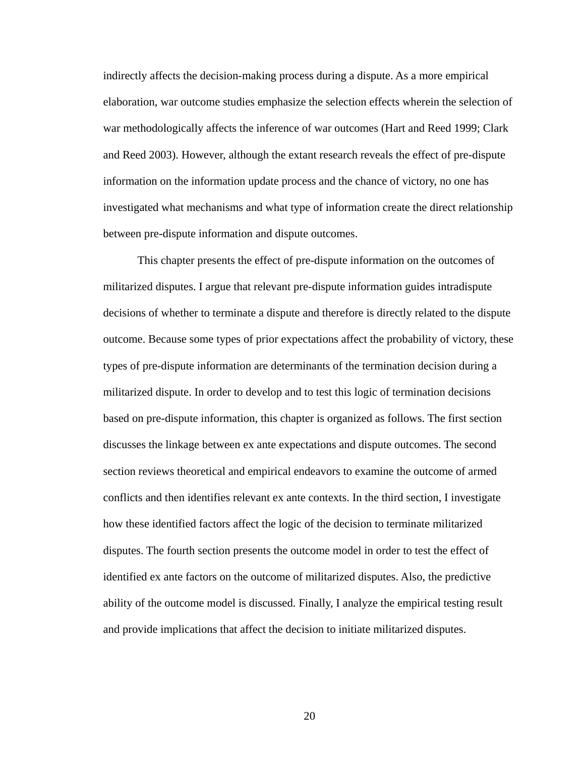indirectly affects the decision-making process during a dispute. As a more empirical elaboration, war outcome studies emphasize the selection effects wherein the selection of war methodologically affects the inference of war outcomes (Hart and Reed 1999; Clark and Reed 2003). However, although the extant research reveals the effect of pre-dispute information on the information update process and the chance of victory, no one has investigated what mechanisms and what type of information create the direct relationship between pre-dispute information and dispute outcomes.

This chapter presents the effect of pre-dispute information on the outcomes of militarized disputes. I argue that relevant pre-dispute information guides intradispute decisions of whether to terminate a dispute and therefore is directly related to the dispute outcome. Because some types of prior expectations affect the probability of victory, these types of pre-dispute information are determinants of the termination decision during a militarized dispute. In order to develop and to test this logic of termination decisions based on pre-dispute information, this chapter is organized as follows. The first section discusses the linkage between ex ante expectations and dispute outcomes. The second section reviews theoretical and empirical endeavors to examine the outcome of armed conflicts and then identifies relevant ex ante contexts. In the third section, I investigate how these identified factors affect the logic of the decision to terminate militarized disputes. The fourth section presents the outcome model in order to test the effect of identified ex ante factors on the outcome of militarized disputes. Also, the predictive ability of the outcome model is discussed. Finally, I analyze the empirical testing result and provide implications that affect the decision to initiate militarized disputes.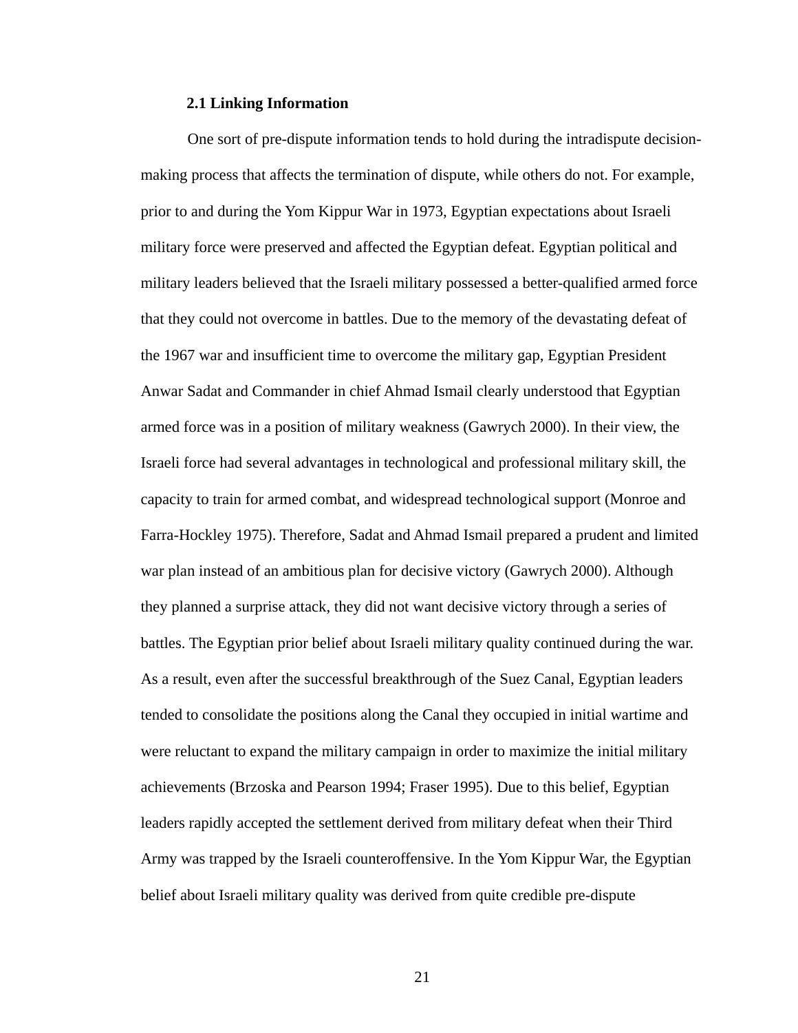### 2.1 Linking Information

One sort of pre-dispute information tends to hold during the intradispute decision-making process that affects the termination of dispute, while others do not. For example, prior to and during the Yom Kippur War in 1973, Egyptian expectations about Israeli military force were preserved and affected the Egyptian defeat. Egyptian political and military leaders believed that the Israeli military possessed a better-qualified armed force that they could not overcome in battles. Due to the memory of the devastating defeat of the 1967 war and insufficient time to overcome the military gap, Egyptian President Anwar Sadat and Commander in chief Ahmad Ismail clearly understood that Egyptian armed force was in a position of military weakness (Gawrych 2000). In their view, the Israeli force had several advantages in technological and professional military skill, the capacity to train for armed combat, and widespread technological support (Monroe and Farra-Hockley 1975). Therefore, Sadat and Ahmad Ismail prepared a prudent and limited war plan instead of an ambitious plan for decisive victory (Gawrych 2000). Although they planned a surprise attack, they did not want decisive victory through a series of battles. The Egyptian prior belief about Israeli military quality continued during the war. As a result, even after the successful breakthrough of the Suez Canal, Egyptian leaders tended to consolidate the positions along the Canal they occupied in initial wartime and were reluctant to expand the military campaign in order to maximize the initial military achievements (Brzoska and Pearson 1994; Fraser 1995). Due to this belief, Egyptian leaders rapidly accepted the settlement derived from military defeat when their Third Army was trapped by the Israeli counteroffensive. In the Yom Kippur War, the Egyptian belief about Israeli military quality was derived from quite credible pre-dispute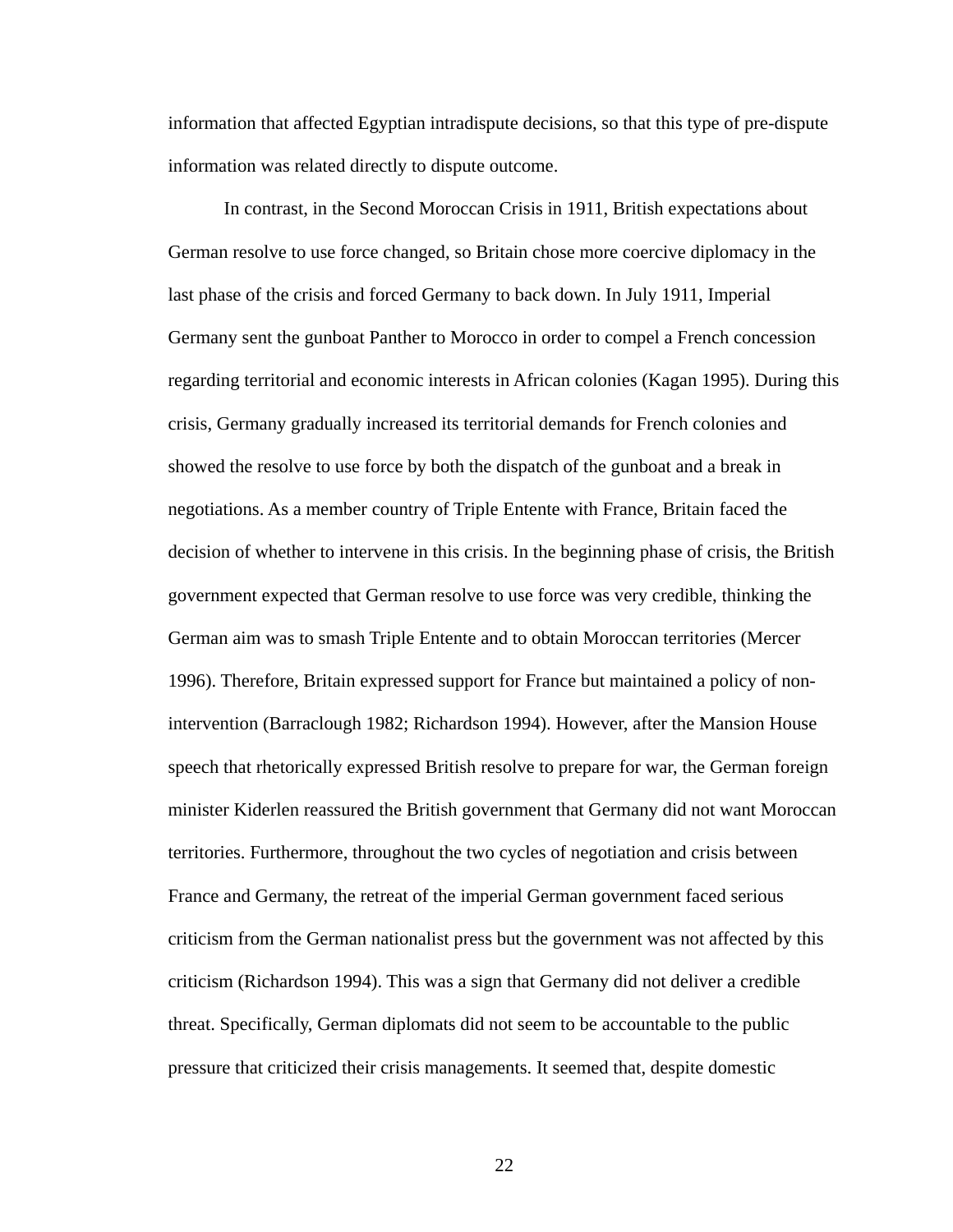information that affected Egyptian intradispute decisions, so that this type of pre-dispute information was related directly to dispute outcome.

In contrast, in the Second Moroccan Crisis in 1911, British expectations about German resolve to use force changed, so Britain chose more coercive diplomacy in the last phase of the crisis and forced Germany to back down. In July 1911, Imperial Germany sent the gunboat Panther to Morocco in order to compel a French concession regarding territorial and economic interests in African colonies (Kagan 1995). During this crisis, Germany gradually increased its territorial demands for French colonies and showed the resolve to use force by both the dispatch of the gunboat and a break in negotiations. As a member country of Triple Entente with France, Britain faced the decision of whether to intervene in this crisis. In the beginning phase of crisis, the British government expected that German resolve to use force was very credible, thinking the German aim was to smash Triple Entente and to obtain Moroccan territories (Mercer 1996). Therefore, Britain expressed support for France but maintained a policy of non-intervention (Barraclough 1982; Richardson 1994). However, after the Mansion House speech that rhetorically expressed British resolve to prepare for war, the German foreign minister Kiderlen reassured the British government that Germany did not want Moroccan territories. Furthermore, throughout the two cycles of negotiation and crisis between France and Germany, the retreat of the imperial German government faced serious criticism from the German nationalist press but the government was not affected by this criticism (Richardson 1994). This was a sign that Germany did not deliver a credible threat. Specifically, German diplomats did not seem to be accountable to the public pressure that criticized their crisis managements. It seemed that, despite domestic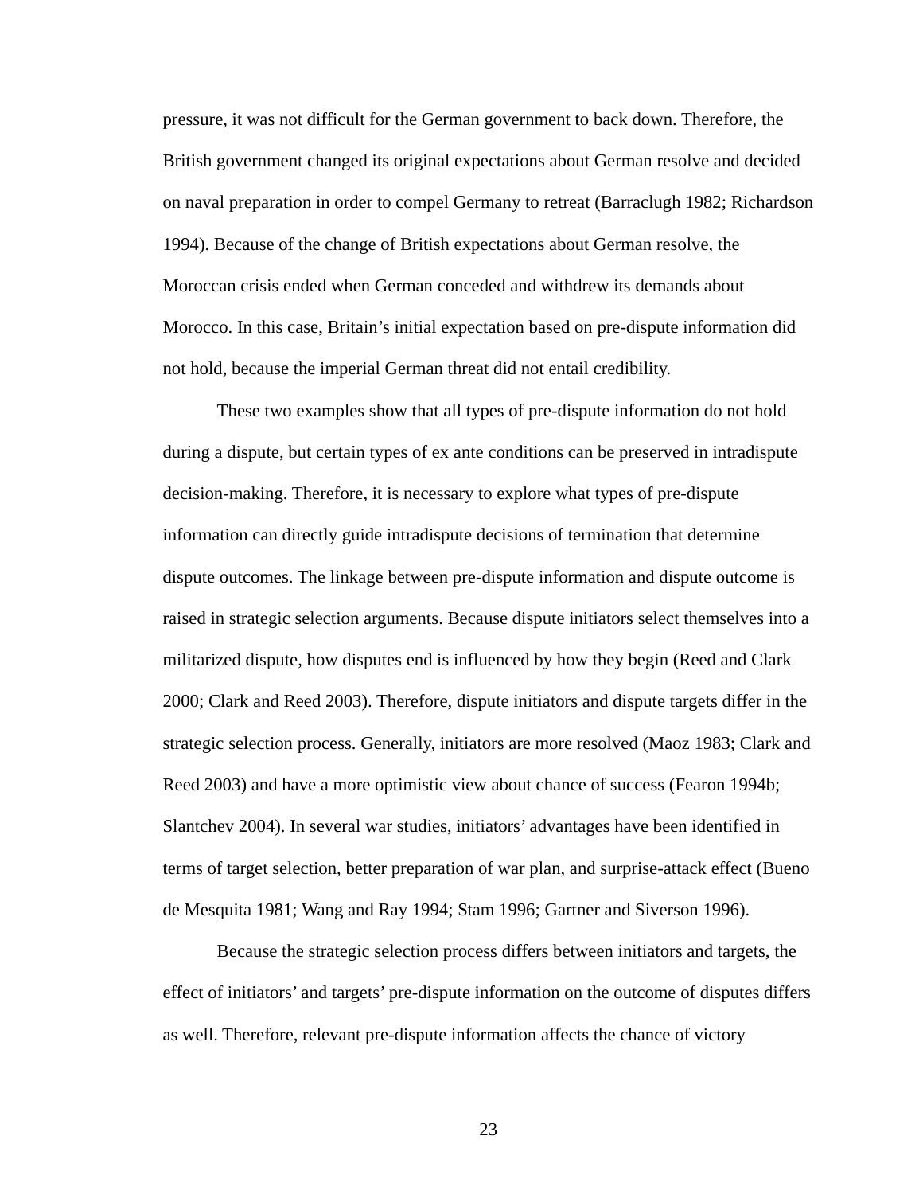pressure, it was not difficult for the German government to back down. Therefore, the British government changed its original expectations about German resolve and decided on naval preparation in order to compel Germany to retreat (Barraclugh 1982; Richardson 1994). Because of the change of British expectations about German resolve, the Moroccan crisis ended when German conceded and withdrew its demands about Morocco. In this case, Britain's initial expectation based on pre-dispute information did not hold, because the imperial German threat did not entail credibility.

These two examples show that all types of pre-dispute information do not hold during a dispute, but certain types of ex ante conditions can be preserved in intradispute decision-making. Therefore, it is necessary to explore what types of pre-dispute information can directly guide intradispute decisions of termination that determine dispute outcomes. The linkage between pre-dispute information and dispute outcome is raised in strategic selection arguments. Because dispute initiators select themselves into a militarized dispute, how disputes end is influenced by how they begin (Reed and Clark 2000; Clark and Reed 2003). Therefore, dispute initiators and dispute targets differ in the strategic selection process. Generally, initiators are more resolved (Maoz 1983; Clark and Reed 2003) and have a more optimistic view about chance of success (Fearon 1994b; Slantchev 2004). In several war studies, initiators' advantages have been identified in terms of target selection, better preparation of war plan, and surprise-attack effect (Bueno de Mesquita 1981; Wang and Ray 1994; Stam 1996; Gartner and Siverson 1996).

Because the strategic selection process differs between initiators and targets, the effect of initiators' and targets' pre-dispute information on the outcome of disputes differs as well. Therefore, relevant pre-dispute information affects the chance of victory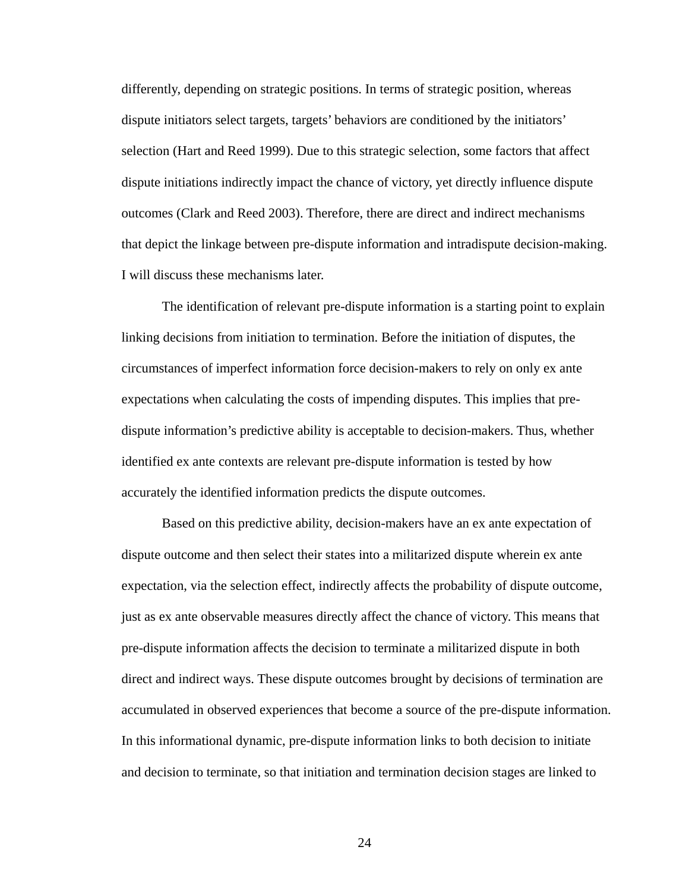differently, depending on strategic positions. In terms of strategic position, whereas dispute initiators select targets, targets' behaviors are conditioned by the initiators' selection (Hart and Reed 1999). Due to this strategic selection, some factors that affect dispute initiations indirectly impact the chance of victory, yet directly influence dispute outcomes (Clark and Reed 2003). Therefore, there are direct and indirect mechanisms that depict the linkage between pre-dispute information and intradispute decision-making. I will discuss these mechanisms later.

The identification of relevant pre-dispute information is a starting point to explain linking decisions from initiation to termination. Before the initiation of disputes, the circumstances of imperfect information force decision-makers to rely on only ex ante expectations when calculating the costs of impending disputes. This implies that pre-dispute information's predictive ability is acceptable to decision-makers. Thus, whether identified ex ante contexts are relevant pre-dispute information is tested by how accurately the identified information predicts the dispute outcomes.

Based on this predictive ability, decision-makers have an ex ante expectation of dispute outcome and then select their states into a militarized dispute wherein ex ante expectation, via the selection effect, indirectly affects the probability of dispute outcome, just as ex ante observable measures directly affect the chance of victory. This means that pre-dispute information affects the decision to terminate a militarized dispute in both direct and indirect ways. These dispute outcomes brought by decisions of termination are accumulated in observed experiences that become a source of the pre-dispute information. In this informational dynamic, pre-dispute information links to both decision to initiate and decision to terminate, so that initiation and termination decision stages are linked to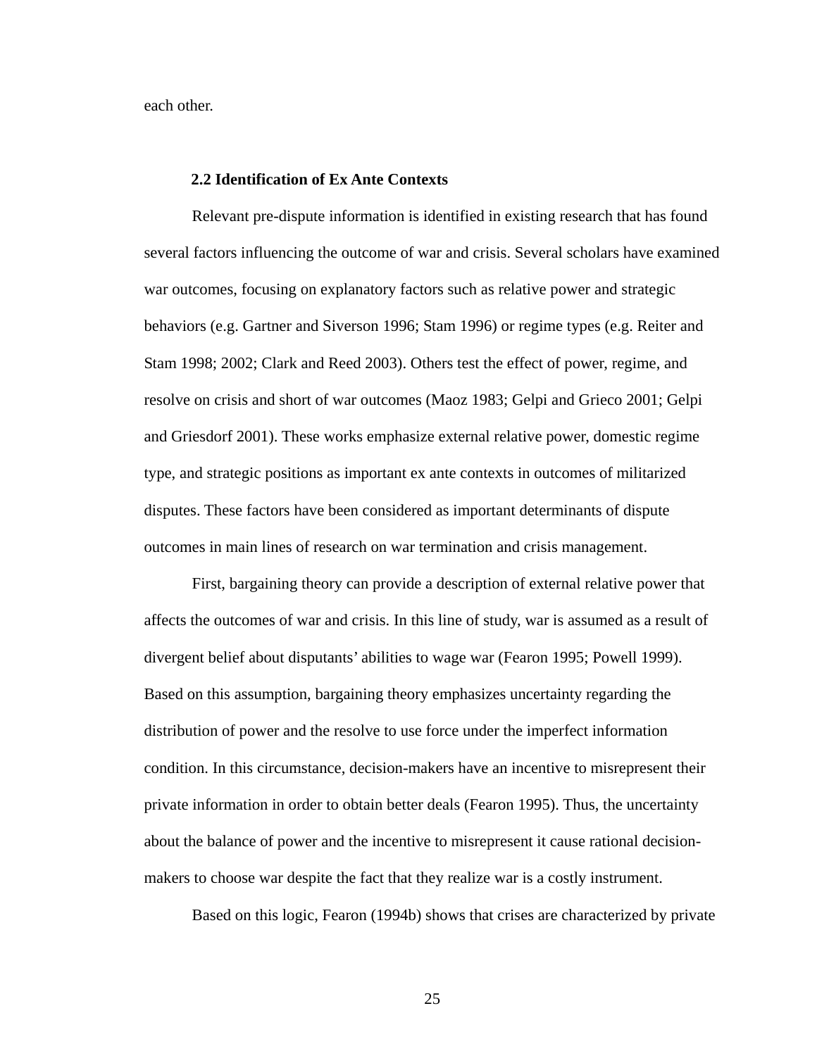each other.

### 2.2 Identification of Ex Ante Contexts

Relevant pre-dispute information is identified in existing research that has found several factors influencing the outcome of war and crisis. Several scholars have examined war outcomes, focusing on explanatory factors such as relative power and strategic behaviors (e.g. Gartner and Siverson 1996; Stam 1996) or regime types (e.g. Reiter and Stam 1998; 2002; Clark and Reed 2003). Others test the effect of power, regime, and resolve on crisis and short of war outcomes (Maoz 1983; Gelpi and Grieco 2001; Gelpi and Griesdorf 2001). These works emphasize external relative power, domestic regime type, and strategic positions as important ex ante contexts in outcomes of militarized disputes. These factors have been considered as important determinants of dispute outcomes in main lines of research on war termination and crisis management.

First, bargaining theory can provide a description of external relative power that affects the outcomes of war and crisis. In this line of study, war is assumed as a result of divergent belief about disputants' abilities to wage war (Fearon 1995; Powell 1999). Based on this assumption, bargaining theory emphasizes uncertainty regarding the distribution of power and the resolve to use force under the imperfect information condition. In this circumstance, decision-makers have an incentive to misrepresent their private information in order to obtain better deals (Fearon 1995). Thus, the uncertainty about the balance of power and the incentive to misrepresent it cause rational decision-makers to choose war despite the fact that they realize war is a costly instrument.

Based on this logic, Fearon (1994b) shows that crises are characterized by private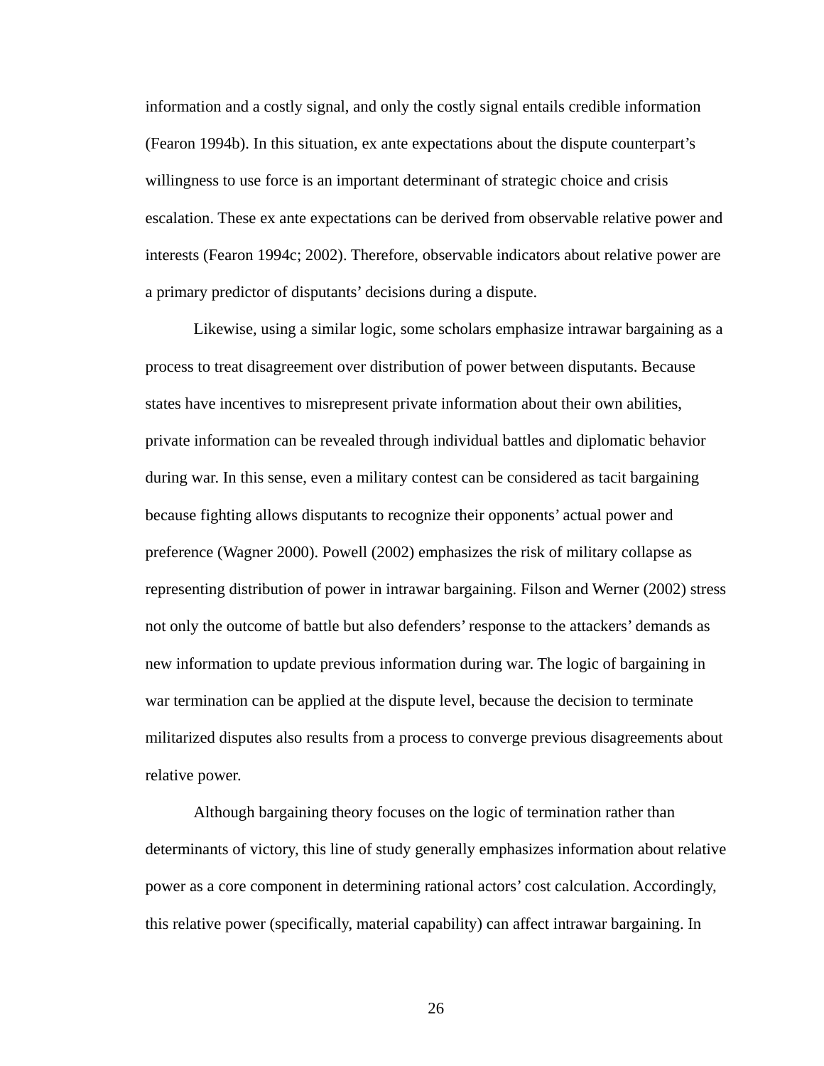information and a costly signal, and only the costly signal entails credible information (Fearon 1994b). In this situation, ex ante expectations about the dispute counterpart's willingness to use force is an important determinant of strategic choice and crisis escalation. These ex ante expectations can be derived from observable relative power and interests (Fearon 1994c; 2002). Therefore, observable indicators about relative power are a primary predictor of disputants' decisions during a dispute.

Likewise, using a similar logic, some scholars emphasize intrawar bargaining as a process to treat disagreement over distribution of power between disputants. Because states have incentives to misrepresent private information about their own abilities, private information can be revealed through individual battles and diplomatic behavior during war. In this sense, even a military contest can be considered as tacit bargaining because fighting allows disputants to recognize their opponents' actual power and preference (Wagner 2000). Powell (2002) emphasizes the risk of military collapse as representing distribution of power in intrawar bargaining. Filson and Werner (2002) stress not only the outcome of battle but also defenders' response to the attackers' demands as new information to update previous information during war. The logic of bargaining in war termination can be applied at the dispute level, because the decision to terminate militarized disputes also results from a process to converge previous disagreements about relative power.

Although bargaining theory focuses on the logic of termination rather than determinants of victory, this line of study generally emphasizes information about relative power as a core component in determining rational actors' cost calculation. Accordingly, this relative power (specifically, material capability) can affect intrawar bargaining. In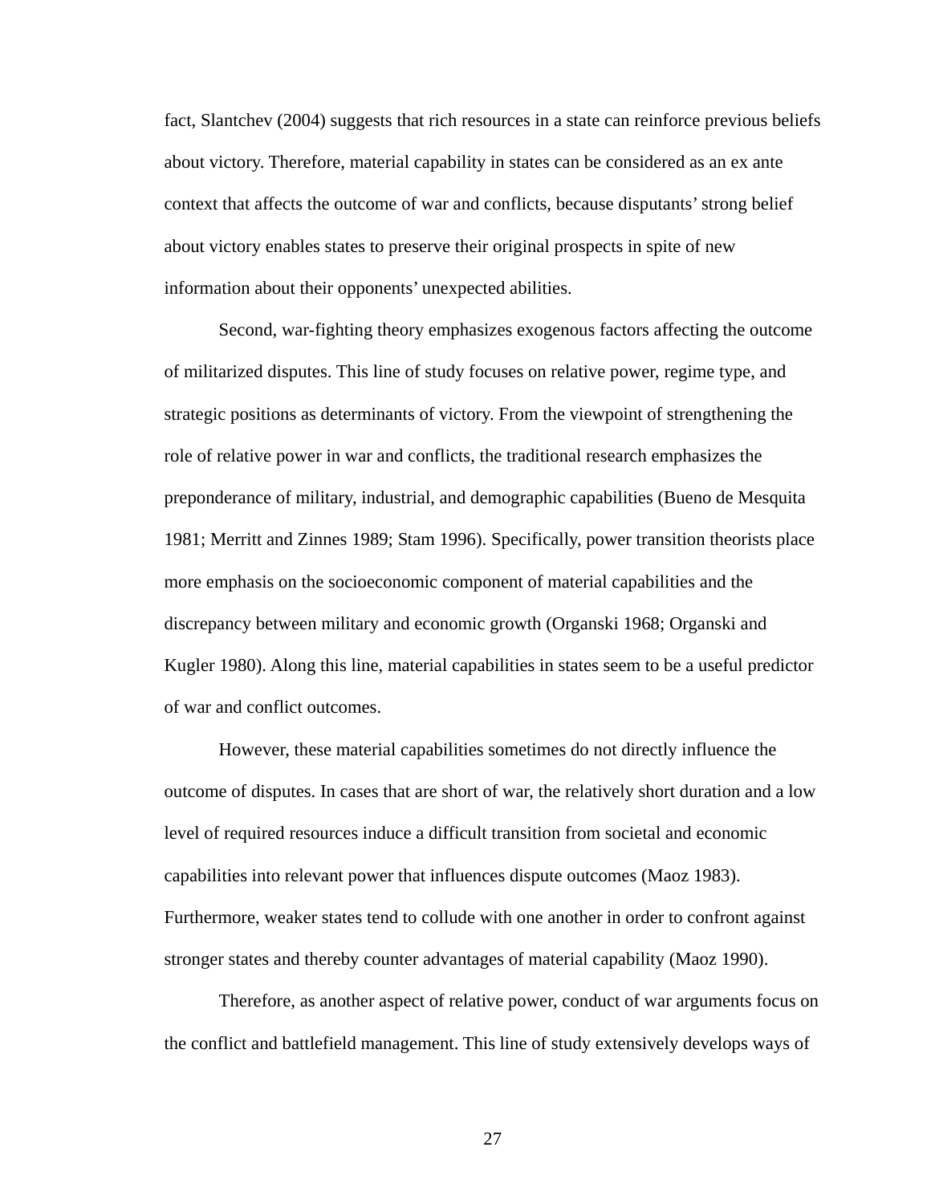fact, Slantchev (2004) suggests that rich resources in a state can reinforce previous beliefs about victory. Therefore, material capability in states can be considered as an ex ante context that affects the outcome of war and conflicts, because disputants' strong belief about victory enables states to preserve their original prospects in spite of new information about their opponents' unexpected abilities.

Second, war-fighting theory emphasizes exogenous factors affecting the outcome of militarized disputes. This line of study focuses on relative power, regime type, and strategic positions as determinants of victory. From the viewpoint of strengthening the role of relative power in war and conflicts, the traditional research emphasizes the preponderance of military, industrial, and demographic capabilities (Bueno de Mesquita 1981; Merritt and Zinnes 1989; Stam 1996). Specifically, power transition theorists place more emphasis on the socioeconomic component of material capabilities and the discrepancy between military and economic growth (Organski 1968; Organski and Kugler 1980). Along this line, material capabilities in states seem to be a useful predictor of war and conflict outcomes.

However, these material capabilities sometimes do not directly influence the outcome of disputes. In cases that are short of war, the relatively short duration and a low level of required resources induce a difficult transition from societal and economic capabilities into relevant power that influences dispute outcomes (Maoz 1983). Furthermore, weaker states tend to collude with one another in order to confront against stronger states and thereby counter advantages of material capability (Maoz 1990).

Therefore, as another aspect of relative power, conduct of war arguments focus on the conflict and battlefield management. This line of study extensively develops ways of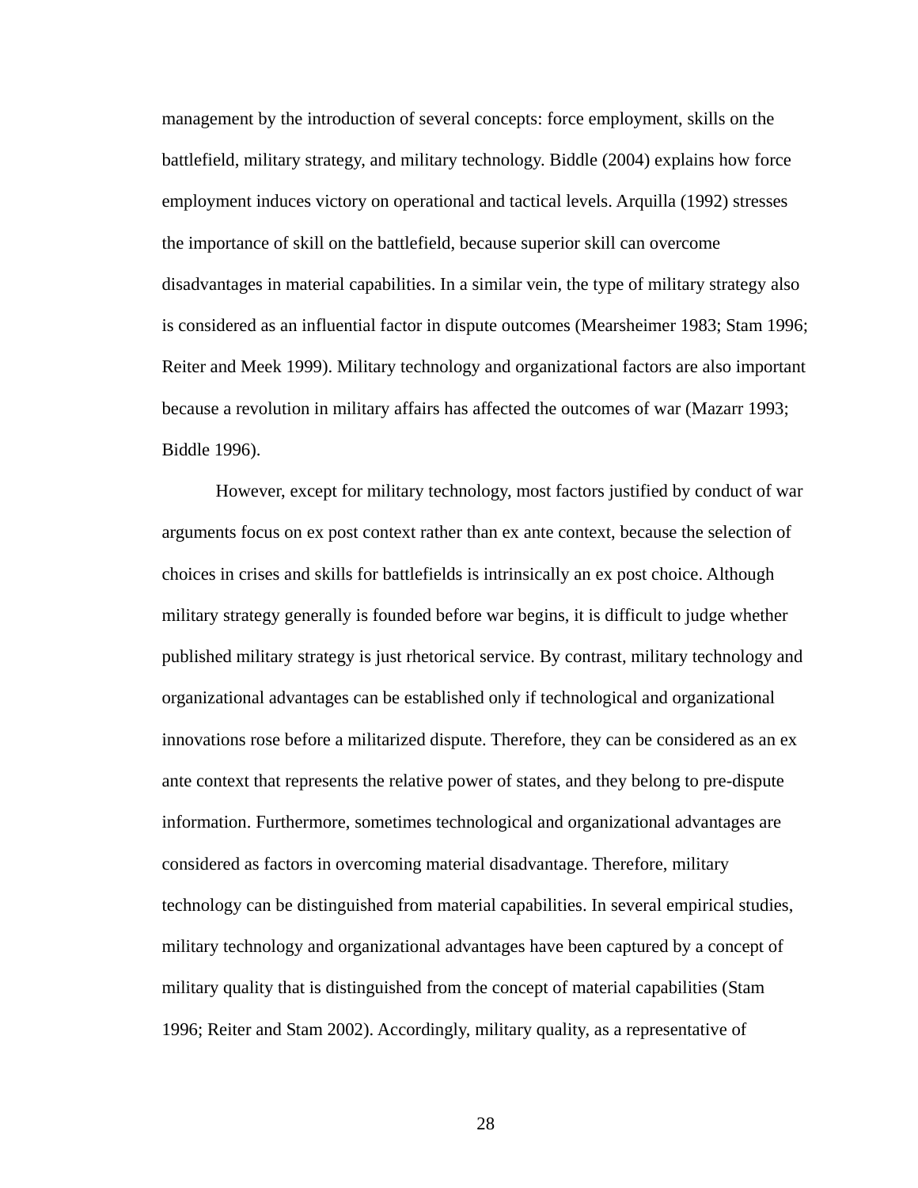management by the introduction of several concepts: force employment, skills on the battlefield, military strategy, and military technology. Biddle (2004) explains how force employment induces victory on operational and tactical levels. Arquilla (1992) stresses the importance of skill on the battlefield, because superior skill can overcome disadvantages in material capabilities. In a similar vein, the type of military strategy also is considered as an influential factor in dispute outcomes (Mearsheimer 1983; Stam 1996; Reiter and Meek 1999). Military technology and organizational factors are also important because a revolution in military affairs has affected the outcomes of war (Mazarr 1993; Biddle 1996).

However, except for military technology, most factors justified by conduct of war arguments focus on ex post context rather than ex ante context, because the selection of choices in crises and skills for battlefields is intrinsically an ex post choice. Although military strategy generally is founded before war begins, it is difficult to judge whether published military strategy is just rhetorical service. By contrast, military technology and organizational advantages can be established only if technological and organizational innovations rose before a militarized dispute. Therefore, they can be considered as an ex ante context that represents the relative power of states, and they belong to pre-dispute information. Furthermore, sometimes technological and organizational advantages are considered as factors in overcoming material disadvantage. Therefore, military technology can be distinguished from material capabilities. In several empirical studies, military technology and organizational advantages have been captured by a concept of military quality that is distinguished from the concept of material capabilities (Stam 1996; Reiter and Stam 2002). Accordingly, military quality, as a representative of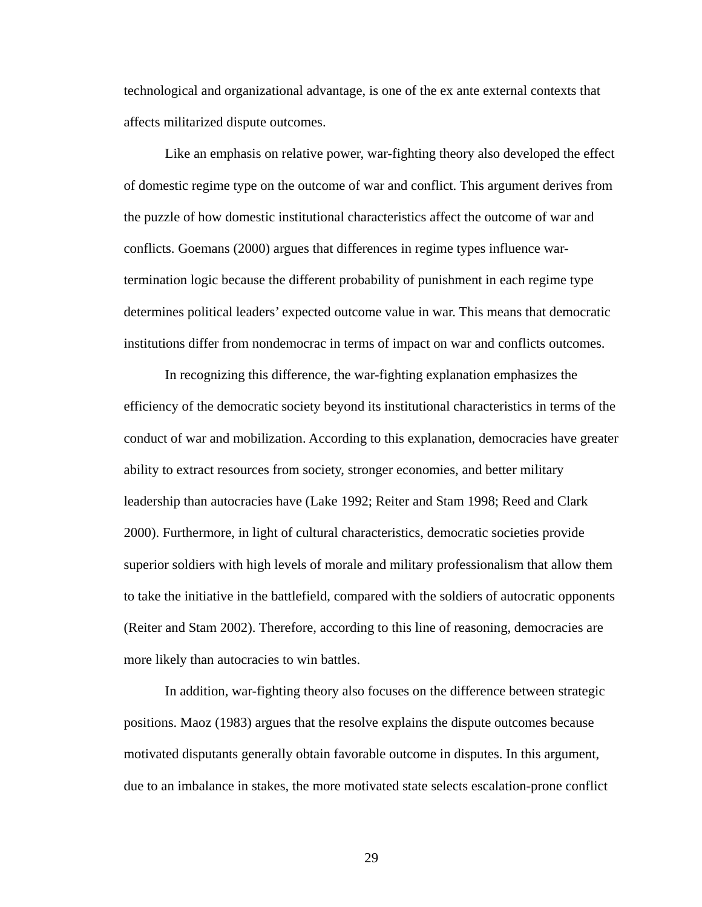technological and organizational advantage, is one of the ex ante external contexts that affects militarized dispute outcomes.

Like an emphasis on relative power, war-fighting theory also developed the effect of domestic regime type on the outcome of war and conflict. This argument derives from the puzzle of how domestic institutional characteristics affect the outcome of war and conflicts. Goemans (2000) argues that differences in regime types influence war-termination logic because the different probability of punishment in each regime type determines political leaders' expected outcome value in war. This means that democratic institutions differ from nondemocrac in terms of impact on war and conflicts outcomes.

In recognizing this difference, the war-fighting explanation emphasizes the efficiency of the democratic society beyond its institutional characteristics in terms of the conduct of war and mobilization. According to this explanation, democracies have greater ability to extract resources from society, stronger economies, and better military leadership than autocracies have (Lake 1992; Reiter and Stam 1998; Reed and Clark 2000). Furthermore, in light of cultural characteristics, democratic societies provide superior soldiers with high levels of morale and military professionalism that allow them to take the initiative in the battlefield, compared with the soldiers of autocratic opponents (Reiter and Stam 2002). Therefore, according to this line of reasoning, democracies are more likely than autocracies to win battles.

In addition, war-fighting theory also focuses on the difference between strategic positions. Maoz (1983) argues that the resolve explains the dispute outcomes because motivated disputants generally obtain favorable outcome in disputes. In this argument, due to an imbalance in stakes, the more motivated state selects escalation-prone conflict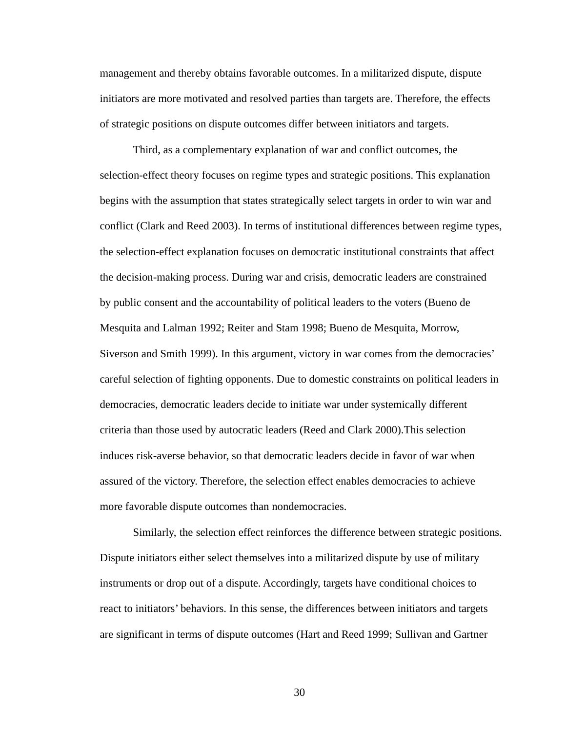management and thereby obtains favorable outcomes. In a militarized dispute, dispute initiators are more motivated and resolved parties than targets are. Therefore, the effects of strategic positions on dispute outcomes differ between initiators and targets.

Third, as a complementary explanation of war and conflict outcomes, the selection-effect theory focuses on regime types and strategic positions. This explanation begins with the assumption that states strategically select targets in order to win war and conflict (Clark and Reed 2003). In terms of institutional differences between regime types, the selection-effect explanation focuses on democratic institutional constraints that affect the decision-making process. During war and crisis, democratic leaders are constrained by public consent and the accountability of political leaders to the voters (Bueno de Mesquita and Lalman 1992; Reiter and Stam 1998; Bueno de Mesquita, Morrow, Siverson and Smith 1999). In this argument, victory in war comes from the democracies' careful selection of fighting opponents. Due to domestic constraints on political leaders in democracies, democratic leaders decide to initiate war under systemically different criteria than those used by autocratic leaders (Reed and Clark 2000).This selection induces risk-averse behavior, so that democratic leaders decide in favor of war when assured of the victory. Therefore, the selection effect enables democracies to achieve more favorable dispute outcomes than nondemocracies.

Similarly, the selection effect reinforces the difference between strategic positions. Dispute initiators either select themselves into a militarized dispute by use of military instruments or drop out of a dispute. Accordingly, targets have conditional choices to react to initiators' behaviors. In this sense, the differences between initiators and targets are significant in terms of dispute outcomes (Hart and Reed 1999; Sullivan and Gartner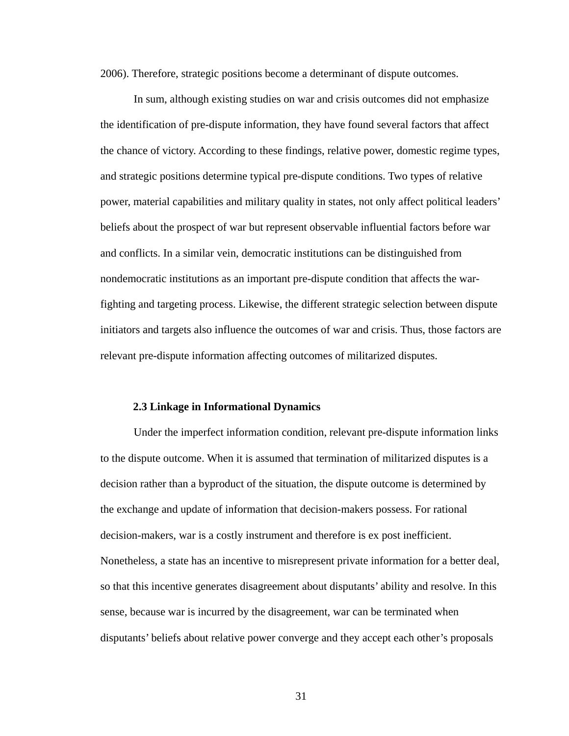2006). Therefore, strategic positions become a determinant of dispute outcomes.

In sum, although existing studies on war and crisis outcomes did not emphasize the identification of pre-dispute information, they have found several factors that affect the chance of victory. According to these findings, relative power, domestic regime types, and strategic positions determine typical pre-dispute conditions. Two types of relative power, material capabilities and military quality in states, not only affect political leaders' beliefs about the prospect of war but represent observable influential factors before war and conflicts. In a similar vein, democratic institutions can be distinguished from nondemocratic institutions as an important pre-dispute condition that affects the war-fighting and targeting process. Likewise, the different strategic selection between dispute initiators and targets also influence the outcomes of war and crisis. Thus, those factors are relevant pre-dispute information affecting outcomes of militarized disputes.

### 2.3 Linkage in Informational Dynamics

Under the imperfect information condition, relevant pre-dispute information links to the dispute outcome. When it is assumed that termination of militarized disputes is a decision rather than a byproduct of the situation, the dispute outcome is determined by the exchange and update of information that decision-makers possess. For rational decision-makers, war is a costly instrument and therefore is ex post inefficient. Nonetheless, a state has an incentive to misrepresent private information for a better deal, so that this incentive generates disagreement about disputants' ability and resolve. In this sense, because war is incurred by the disagreement, war can be terminated when disputants' beliefs about relative power converge and they accept each other's proposals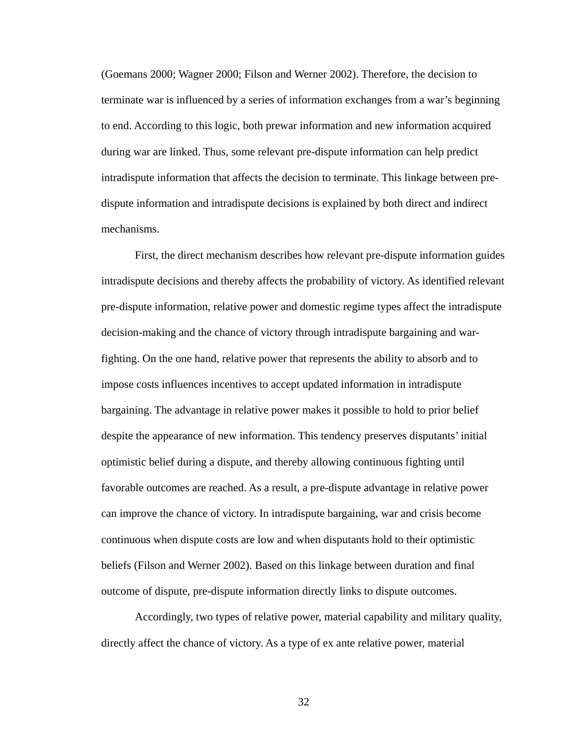(Goemans 2000; Wagner 2000; Filson and Werner 2002). Therefore, the decision to terminate war is influenced by a series of information exchanges from a war's beginning to end. According to this logic, both prewar information and new information acquired during war are linked. Thus, some relevant pre-dispute information can help predict intradispute information that affects the decision to terminate. This linkage between pre-dispute information and intradispute decisions is explained by both direct and indirect mechanisms.

First, the direct mechanism describes how relevant pre-dispute information guides intradispute decisions and thereby affects the probability of victory. As identified relevant pre-dispute information, relative power and domestic regime types affect the intradispute decision-making and the chance of victory through intradispute bargaining and war-fighting. On the one hand, relative power that represents the ability to absorb and to impose costs influences incentives to accept updated information in intradispute bargaining. The advantage in relative power makes it possible to hold to prior belief despite the appearance of new information. This tendency preserves disputants' initial optimistic belief during a dispute, and thereby allowing continuous fighting until favorable outcomes are reached. As a result, a pre-dispute advantage in relative power can improve the chance of victory. In intradispute bargaining, war and crisis become continuous when dispute costs are low and when disputants hold to their optimistic beliefs (Filson and Werner 2002). Based on this linkage between duration and final outcome of dispute, pre-dispute information directly links to dispute outcomes.

Accordingly, two types of relative power, material capability and military quality, directly affect the chance of victory. As a type of ex ante relative power, material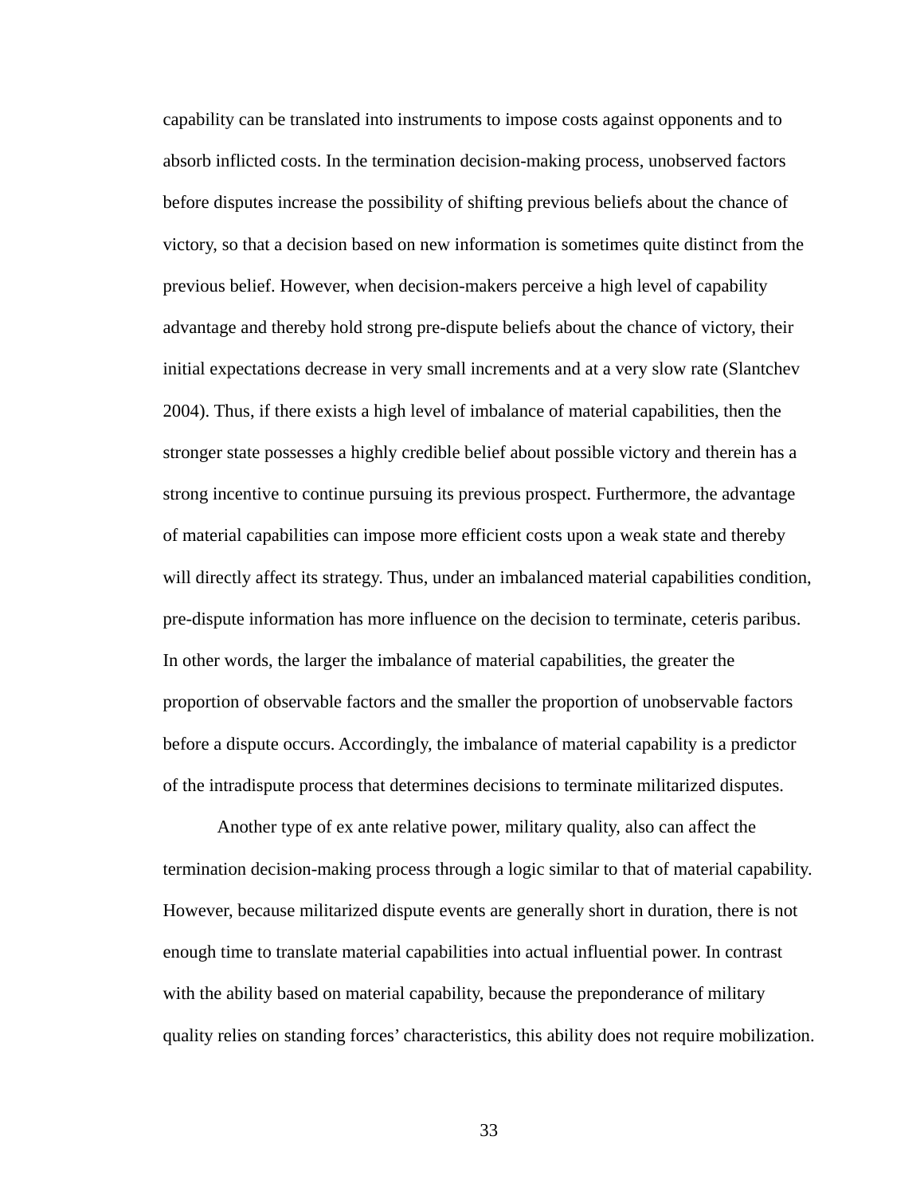capability can be translated into instruments to impose costs against opponents and to absorb inflicted costs. In the termination decision-making process, unobserved factors before disputes increase the possibility of shifting previous beliefs about the chance of victory, so that a decision based on new information is sometimes quite distinct from the previous belief. However, when decision-makers perceive a high level of capability advantage and thereby hold strong pre-dispute beliefs about the chance of victory, their initial expectations decrease in very small increments and at a very slow rate (Slantchev 2004). Thus, if there exists a high level of imbalance of material capabilities, then the stronger state possesses a highly credible belief about possible victory and therein has a strong incentive to continue pursuing its previous prospect. Furthermore, the advantage of material capabilities can impose more efficient costs upon a weak state and thereby will directly affect its strategy. Thus, under an imbalanced material capabilities condition, pre-dispute information has more influence on the decision to terminate, ceteris paribus. In other words, the larger the imbalance of material capabilities, the greater the proportion of observable factors and the smaller the proportion of unobservable factors before a dispute occurs. Accordingly, the imbalance of material capability is a predictor of the intradispute process that determines decisions to terminate militarized disputes.

Another type of ex ante relative power, military quality, also can affect the termination decision-making process through a logic similar to that of material capability. However, because militarized dispute events are generally short in duration, there is not enough time to translate material capabilities into actual influential power. In contrast with the ability based on material capability, because the preponderance of military quality relies on standing forces' characteristics, this ability does not require mobilization.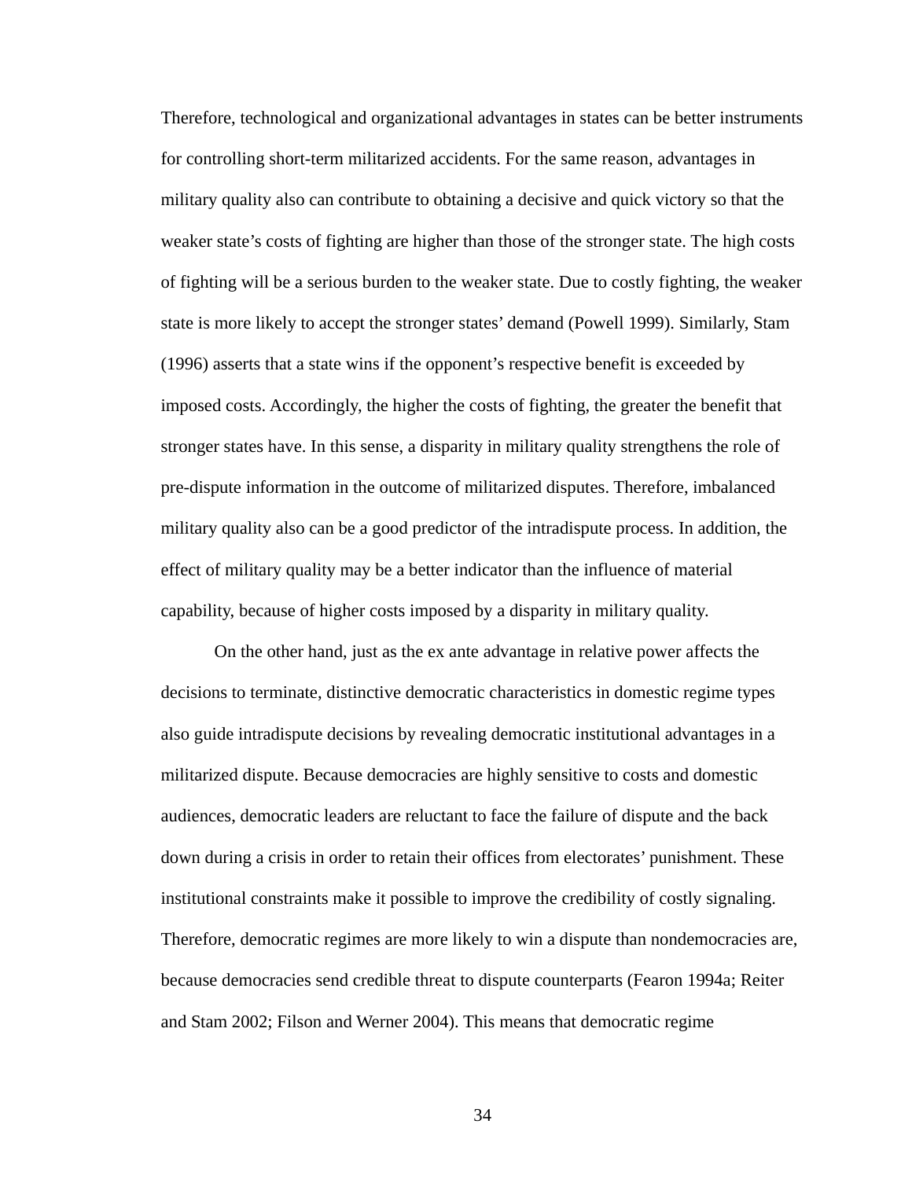Therefore, technological and organizational advantages in states can be better instruments for controlling short-term militarized accidents. For the same reason, advantages in military quality also can contribute to obtaining a decisive and quick victory so that the weaker state's costs of fighting are higher than those of the stronger state. The high costs of fighting will be a serious burden to the weaker state. Due to costly fighting, the weaker state is more likely to accept the stronger states' demand (Powell 1999). Similarly, Stam (1996) asserts that a state wins if the opponent's respective benefit is exceeded by imposed costs. Accordingly, the higher the costs of fighting, the greater the benefit that stronger states have. In this sense, a disparity in military quality strengthens the role of pre-dispute information in the outcome of militarized disputes. Therefore, imbalanced military quality also can be a good predictor of the intradispute process. In addition, the effect of military quality may be a better indicator than the influence of material capability, because of higher costs imposed by a disparity in military quality.

On the other hand, just as the ex ante advantage in relative power affects the decisions to terminate, distinctive democratic characteristics in domestic regime types also guide intradispute decisions by revealing democratic institutional advantages in a militarized dispute. Because democracies are highly sensitive to costs and domestic audiences, democratic leaders are reluctant to face the failure of dispute and the back down during a crisis in order to retain their offices from electorates' punishment. These institutional constraints make it possible to improve the credibility of costly signaling. Therefore, democratic regimes are more likely to win a dispute than nondemocracies are, because democracies send credible threat to dispute counterparts (Fearon 1994a; Reiter and Stam 2002; Filson and Werner 2004). This means that democratic regime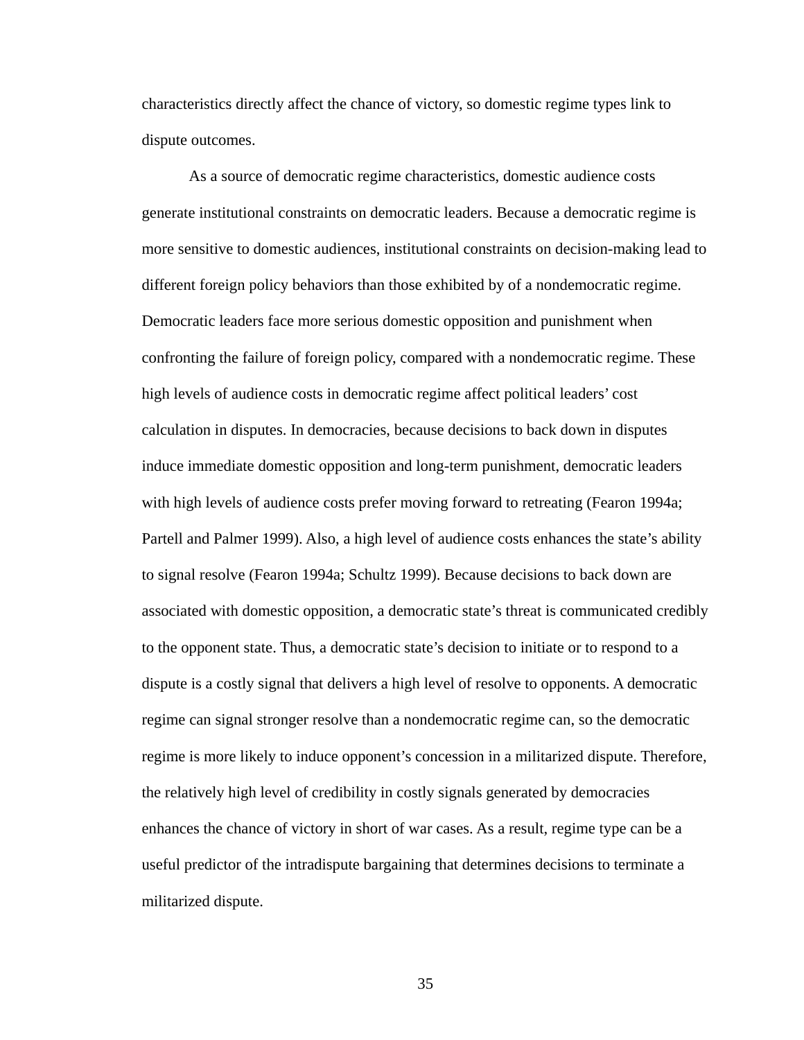characteristics directly affect the chance of victory, so domestic regime types link to dispute outcomes.

As a source of democratic regime characteristics, domestic audience costs generate institutional constraints on democratic leaders. Because a democratic regime is more sensitive to domestic audiences, institutional constraints on decision-making lead to different foreign policy behaviors than those exhibited by of a nondemocratic regime. Democratic leaders face more serious domestic opposition and punishment when confronting the failure of foreign policy, compared with a nondemocratic regime. These high levels of audience costs in democratic regime affect political leaders' cost calculation in disputes. In democracies, because decisions to back down in disputes induce immediate domestic opposition and long-term punishment, democratic leaders with high levels of audience costs prefer moving forward to retreating (Fearon 1994a; Partell and Palmer 1999). Also, a high level of audience costs enhances the state's ability to signal resolve (Fearon 1994a; Schultz 1999). Because decisions to back down are associated with domestic opposition, a democratic state's threat is communicated credibly to the opponent state. Thus, a democratic state's decision to initiate or to respond to a dispute is a costly signal that delivers a high level of resolve to opponents. A democratic regime can signal stronger resolve than a nondemocratic regime can, so the democratic regime is more likely to induce opponent's concession in a militarized dispute. Therefore, the relatively high level of credibility in costly signals generated by democracies enhances the chance of victory in short of war cases. As a result, regime type can be a useful predictor of the intradispute bargaining that determines decisions to terminate a militarized dispute.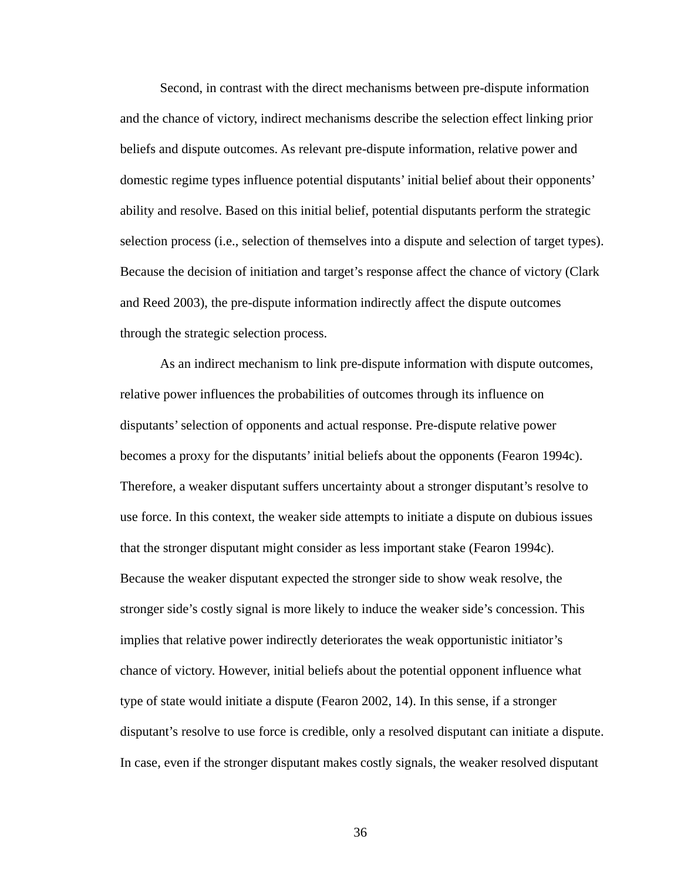Second, in contrast with the direct mechanisms between pre-dispute information and the chance of victory, indirect mechanisms describe the selection effect linking prior beliefs and dispute outcomes. As relevant pre-dispute information, relative power and domestic regime types influence potential disputants' initial belief about their opponents' ability and resolve. Based on this initial belief, potential disputants perform the strategic selection process (i.e., selection of themselves into a dispute and selection of target types). Because the decision of initiation and target's response affect the chance of victory (Clark and Reed 2003), the pre-dispute information indirectly affect the dispute outcomes through the strategic selection process.

As an indirect mechanism to link pre-dispute information with dispute outcomes, relative power influences the probabilities of outcomes through its influence on disputants' selection of opponents and actual response. Pre-dispute relative power becomes a proxy for the disputants' initial beliefs about the opponents (Fearon 1994c). Therefore, a weaker disputant suffers uncertainty about a stronger disputant's resolve to use force. In this context, the weaker side attempts to initiate a dispute on dubious issues that the stronger disputant might consider as less important stake (Fearon 1994c). Because the weaker disputant expected the stronger side to show weak resolve, the stronger side's costly signal is more likely to induce the weaker side's concession. This implies that relative power indirectly deteriorates the weak opportunistic initiator's chance of victory. However, initial beliefs about the potential opponent influence what type of state would initiate a dispute (Fearon 2002, 14). In this sense, if a stronger disputant's resolve to use force is credible, only a resolved disputant can initiate a dispute. In case, even if the stronger disputant makes costly signals, the weaker resolved disputant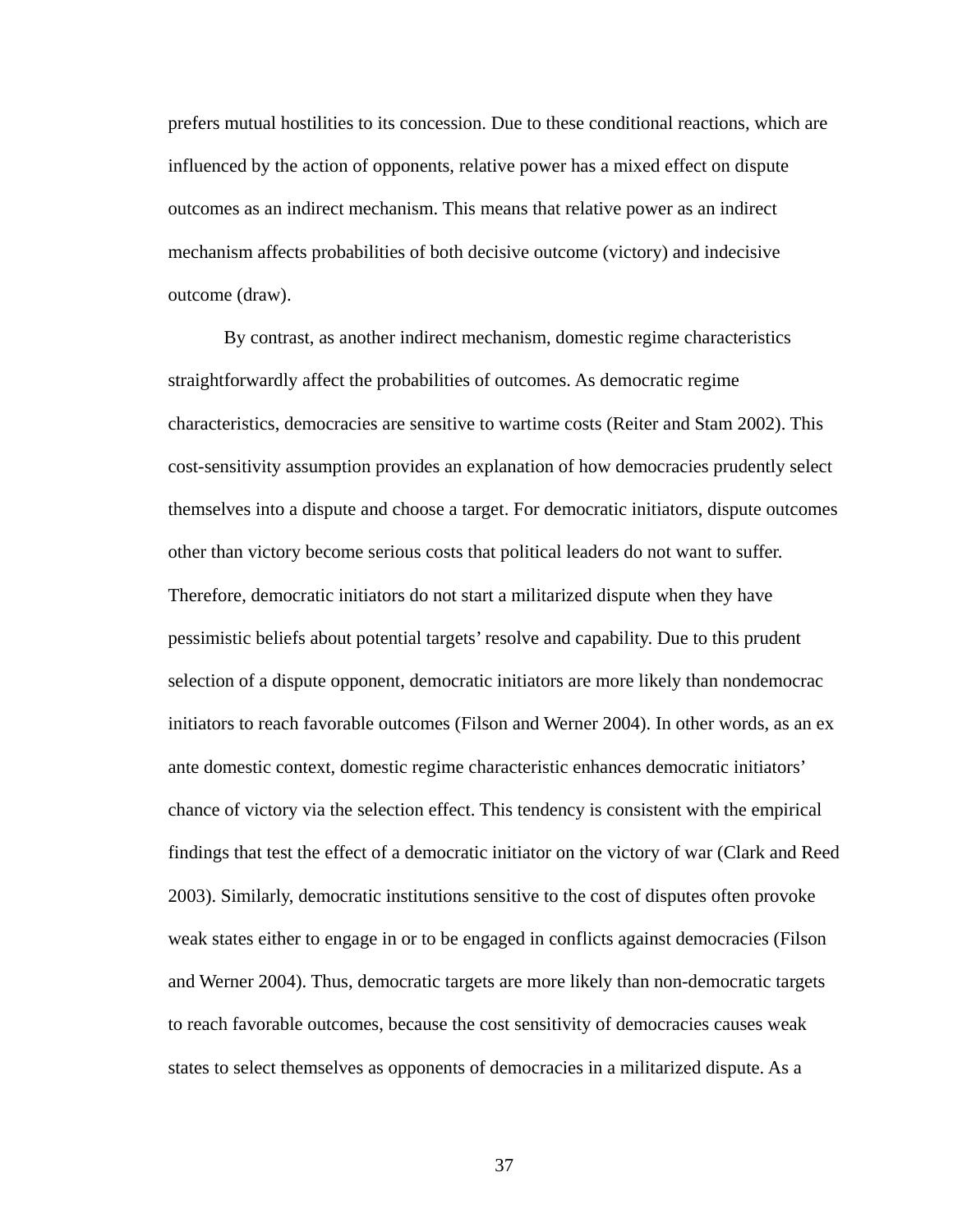prefers mutual hostilities to its concession. Due to these conditional reactions, which are influenced by the action of opponents, relative power has a mixed effect on dispute outcomes as an indirect mechanism. This means that relative power as an indirect mechanism affects probabilities of both decisive outcome (victory) and indecisive outcome (draw).

By contrast, as another indirect mechanism, domestic regime characteristics straightforwardly affect the probabilities of outcomes. As democratic regime characteristics, democracies are sensitive to wartime costs (Reiter and Stam 2002). This cost-sensitivity assumption provides an explanation of how democracies prudently select themselves into a dispute and choose a target. For democratic initiators, dispute outcomes other than victory become serious costs that political leaders do not want to suffer. Therefore, democratic initiators do not start a militarized dispute when they have pessimistic beliefs about potential targets' resolve and capability. Due to this prudent selection of a dispute opponent, democratic initiators are more likely than nondemocrac initiators to reach favorable outcomes (Filson and Werner 2004). In other words, as an ex ante domestic context, domestic regime characteristic enhances democratic initiators' chance of victory via the selection effect. This tendency is consistent with the empirical findings that test the effect of a democratic initiator on the victory of war (Clark and Reed 2003). Similarly, democratic institutions sensitive to the cost of disputes often provoke weak states either to engage in or to be engaged in conflicts against democracies (Filson and Werner 2004). Thus, democratic targets are more likely than non-democratic targets to reach favorable outcomes, because the cost sensitivity of democracies causes weak states to select themselves as opponents of democracies in a militarized dispute. As a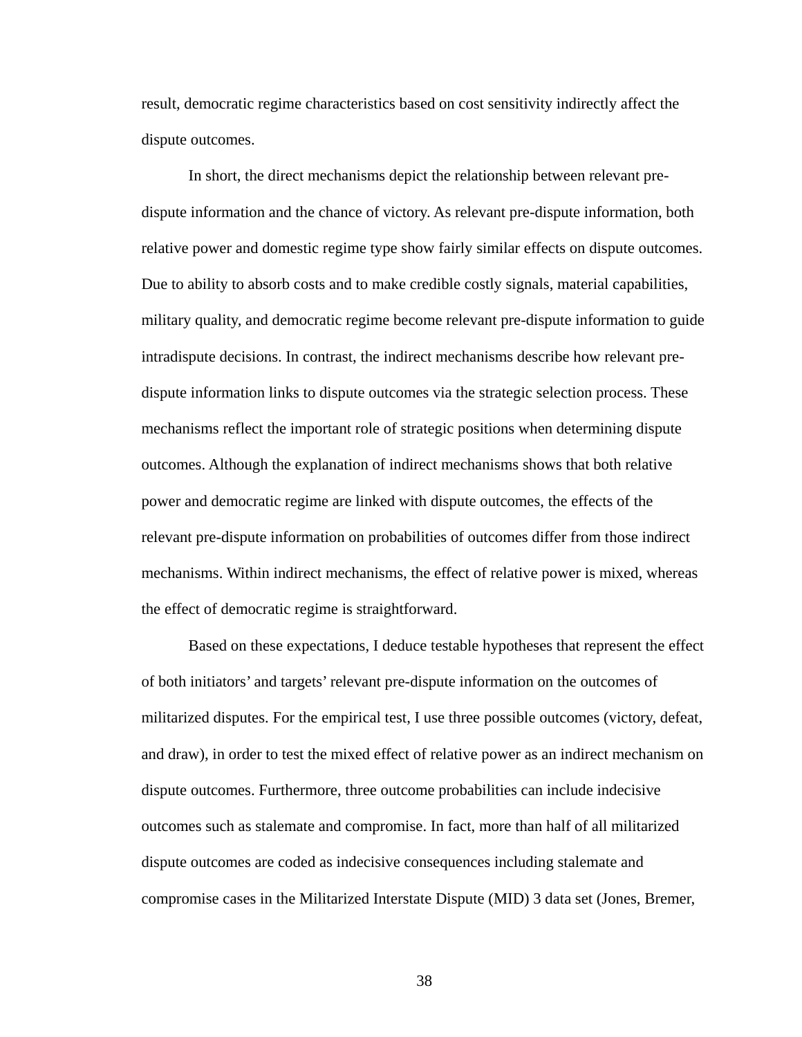result, democratic regime characteristics based on cost sensitivity indirectly affect the dispute outcomes.

In short, the direct mechanisms depict the relationship between relevant pre-dispute information and the chance of victory. As relevant pre-dispute information, both relative power and domestic regime type show fairly similar effects on dispute outcomes. Due to ability to absorb costs and to make credible costly signals, material capabilities, military quality, and democratic regime become relevant pre-dispute information to guide intradispute decisions. In contrast, the indirect mechanisms describe how relevant pre-dispute information links to dispute outcomes via the strategic selection process. These mechanisms reflect the important role of strategic positions when determining dispute outcomes. Although the explanation of indirect mechanisms shows that both relative power and democratic regime are linked with dispute outcomes, the effects of the relevant pre-dispute information on probabilities of outcomes differ from those indirect mechanisms. Within indirect mechanisms, the effect of relative power is mixed, whereas the effect of democratic regime is straightforward.

Based on these expectations, I deduce testable hypotheses that represent the effect of both initiators' and targets' relevant pre-dispute information on the outcomes of militarized disputes. For the empirical test, I use three possible outcomes (victory, defeat, and draw), in order to test the mixed effect of relative power as an indirect mechanism on dispute outcomes. Furthermore, three outcome probabilities can include indecisive outcomes such as stalemate and compromise. In fact, more than half of all militarized dispute outcomes are coded as indecisive consequences including stalemate and compromise cases in the Militarized Interstate Dispute (MID) 3 data set (Jones, Bremer,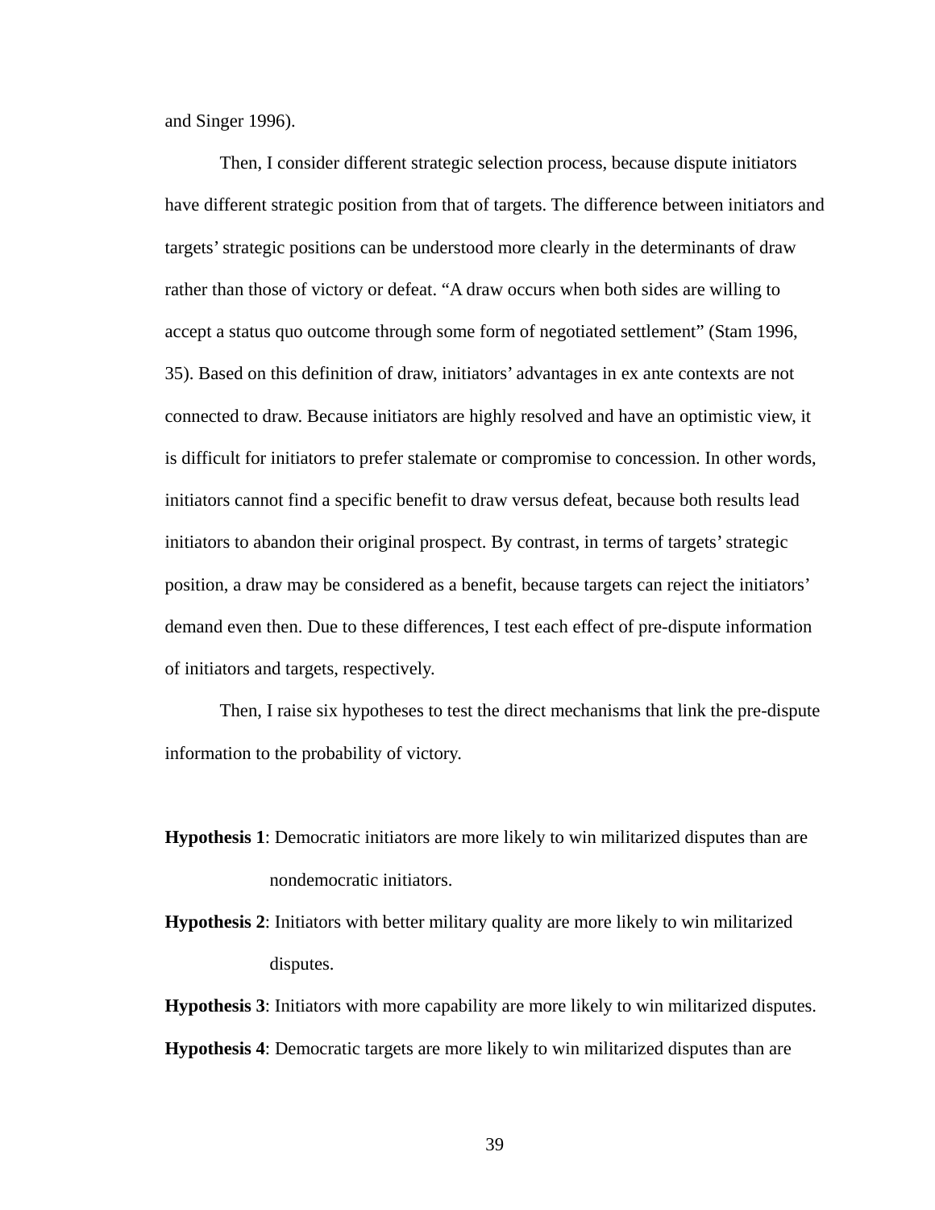and Singer 1996).

Then, I consider different strategic selection process, because dispute initiators have different strategic position from that of targets. The difference between initiators and targets' strategic positions can be understood more clearly in the determinants of draw rather than those of victory or defeat. "A draw occurs when both sides are willing to accept a status quo outcome through some form of negotiated settlement" (Stam 1996, 35). Based on this definition of draw, initiators' advantages in ex ante contexts are not connected to draw. Because initiators are highly resolved and have an optimistic view, it is difficult for initiators to prefer stalemate or compromise to concession. In other words, initiators cannot find a specific benefit to draw versus defeat, because both results lead initiators to abandon their original prospect. By contrast, in terms of targets' strategic position, a draw may be considered as a benefit, because targets can reject the initiators' demand even then. Due to these differences, I test each effect of pre-dispute information of initiators and targets, respectively.

Then, I raise six hypotheses to test the direct mechanisms that link the pre-dispute information to the probability of victory.

**Hypothesis 1**: Democratic initiators are more likely to win militarized disputes than are nondemocratic initiators.

**Hypothesis 2**: Initiators with better military quality are more likely to win militarized disputes.

**Hypothesis 3**: Initiators with more capability are more likely to win militarized disputes.

**Hypothesis 4**: Democratic targets are more likely to win militarized disputes than are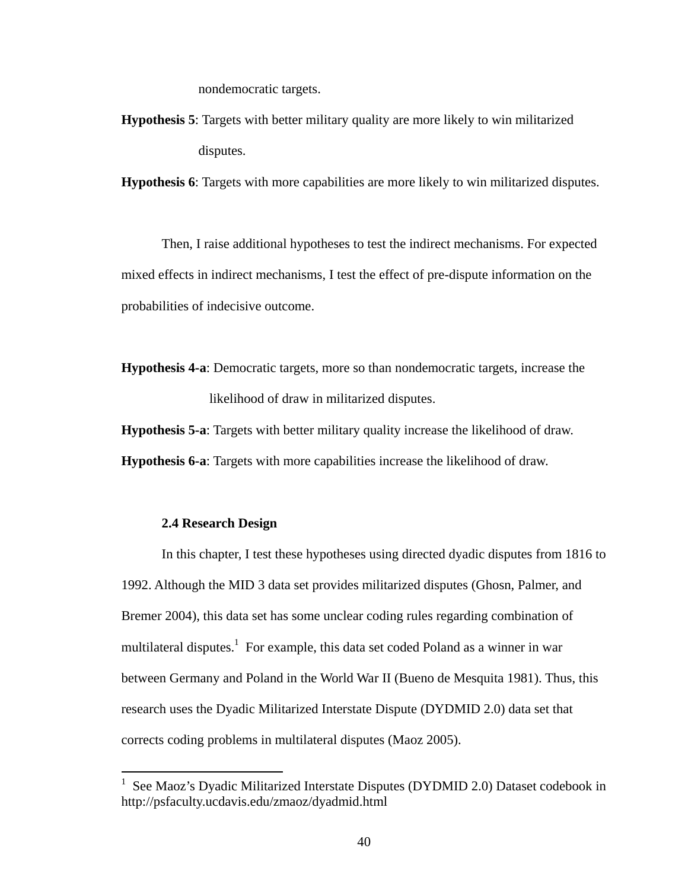nondemocratic targets.

**Hypothesis 5**: Targets with better military quality are more likely to win militarized disputes.

**Hypothesis 6**: Targets with more capabilities are more likely to win militarized disputes.

Then, I raise additional hypotheses to test the indirect mechanisms. For expected mixed effects in indirect mechanisms, I test the effect of pre-dispute information on the probabilities of indecisive outcome.

**Hypothesis 4-a**: Democratic targets, more so than nondemocratic targets, increase the likelihood of draw in militarized disputes.

**Hypothesis 5-a**: Targets with better military quality increase the likelihood of draw.

**Hypothesis 6-a**: Targets with more capabilities increase the likelihood of draw.

### 2.4 Research Design

In this chapter, I test these hypotheses using directed dyadic disputes from 1816 to 1992. Although the MID 3 data set provides militarized disputes (Ghosn, Palmer, and Bremer 2004), this data set has some unclear coding rules regarding combination of multilateral disputes.[1] For example, this data set coded Poland as a winner in war between Germany and Poland in the World War II (Bueno de Mesquita 1981). Thus, this research uses the Dyadic Militarized Interstate Dispute (DYDMID 2.0) data set that corrects coding problems in multilateral disputes (Maoz 2005).

---

[1] See Maoz's Dyadic Militarized Interstate Disputes (DYDMID 2.0) Dataset codebook in http://psfaculty.ucdavis.edu/zmaoz/dyadmid.html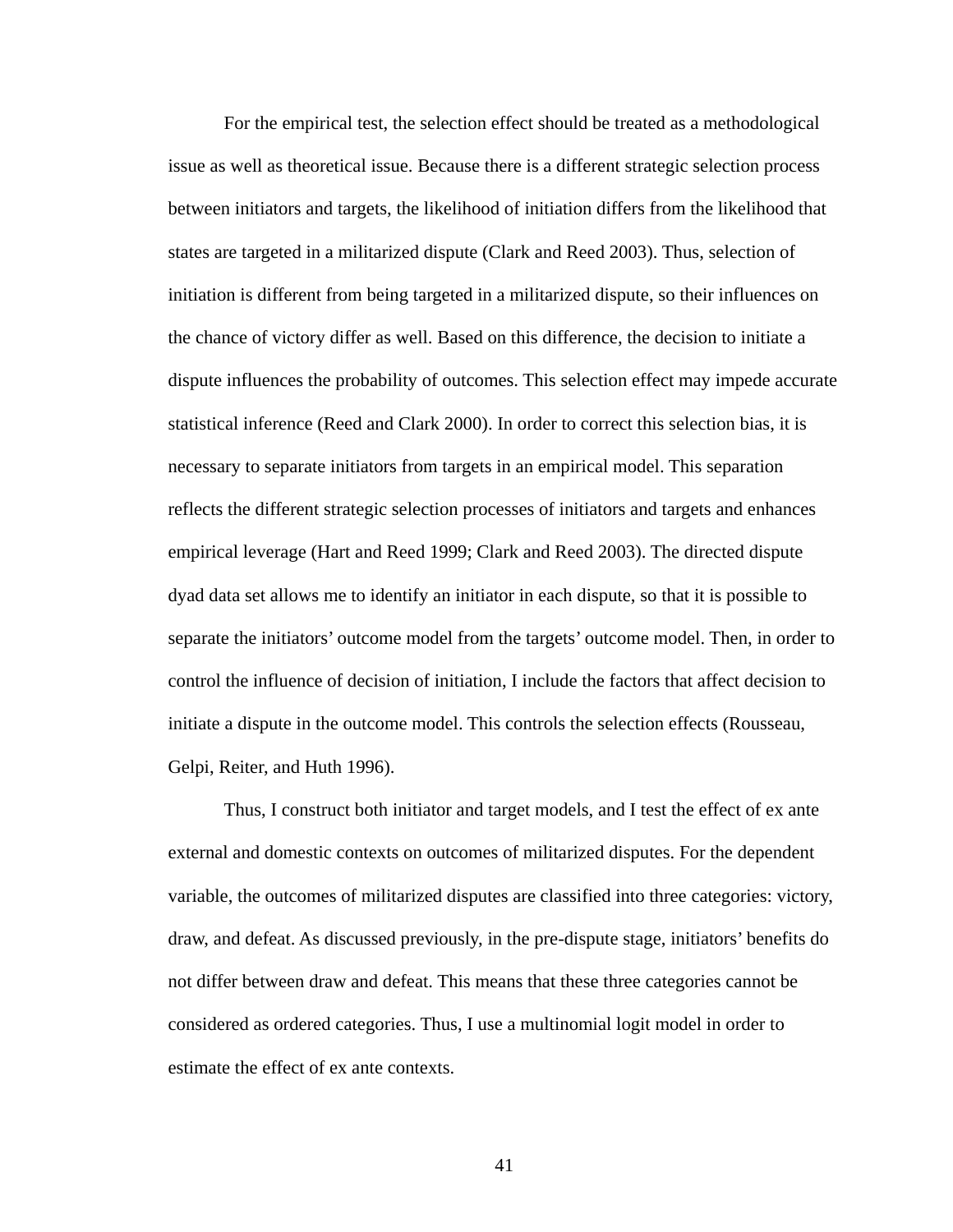For the empirical test, the selection effect should be treated as a methodological issue as well as theoretical issue. Because there is a different strategic selection process between initiators and targets, the likelihood of initiation differs from the likelihood that states are targeted in a militarized dispute (Clark and Reed 2003). Thus, selection of initiation is different from being targeted in a militarized dispute, so their influences on the chance of victory differ as well. Based on this difference, the decision to initiate a dispute influences the probability of outcomes. This selection effect may impede accurate statistical inference (Reed and Clark 2000). In order to correct this selection bias, it is necessary to separate initiators from targets in an empirical model. This separation reflects the different strategic selection processes of initiators and targets and enhances empirical leverage (Hart and Reed 1999; Clark and Reed 2003). The directed dispute dyad data set allows me to identify an initiator in each dispute, so that it is possible to separate the initiators' outcome model from the targets' outcome model. Then, in order to control the influence of decision of initiation, I include the factors that affect decision to initiate a dispute in the outcome model. This controls the selection effects (Rousseau, Gelpi, Reiter, and Huth 1996).

Thus, I construct both initiator and target models, and I test the effect of ex ante external and domestic contexts on outcomes of militarized disputes. For the dependent variable, the outcomes of militarized disputes are classified into three categories: victory, draw, and defeat. As discussed previously, in the pre-dispute stage, initiators' benefits do not differ between draw and defeat. This means that these three categories cannot be considered as ordered categories. Thus, I use a multinomial logit model in order to estimate the effect of ex ante contexts.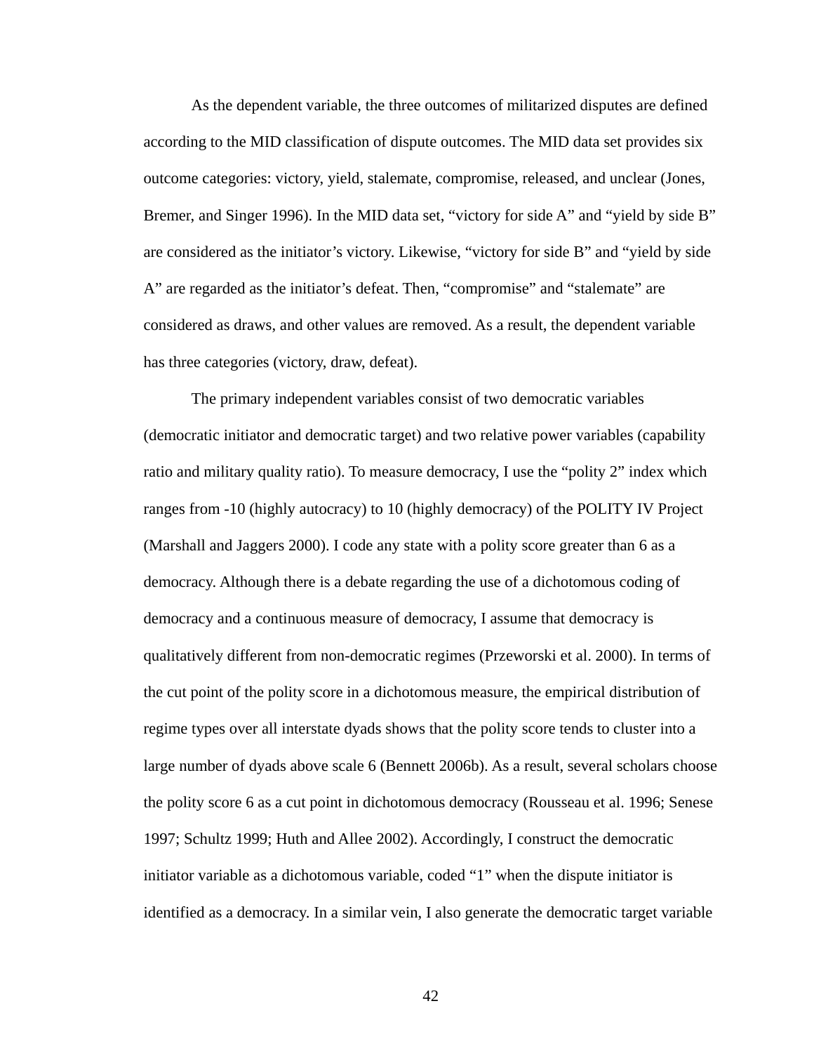As the dependent variable, the three outcomes of militarized disputes are defined according to the MID classification of dispute outcomes. The MID data set provides six outcome categories: victory, yield, stalemate, compromise, released, and unclear (Jones, Bremer, and Singer 1996). In the MID data set, “victory for side A” and “yield by side B” are considered as the initiator’s victory. Likewise, “victory for side B” and “yield by side A” are regarded as the initiator’s defeat. Then, “compromise” and “stalemate” are considered as draws, and other values are removed. As a result, the dependent variable has three categories (victory, draw, defeat).

The primary independent variables consist of two democratic variables (democratic initiator and democratic target) and two relative power variables (capability ratio and military quality ratio). To measure democracy, I use the “polity 2” index which ranges from -10 (highly autocracy) to 10 (highly democracy) of the POLITY IV Project (Marshall and Jaggers 2000). I code any state with a polity score greater than 6 as a democracy. Although there is a debate regarding the use of a dichotomous coding of democracy and a continuous measure of democracy, I assume that democracy is qualitatively different from non-democratic regimes (Przeworski et al. 2000). In terms of the cut point of the polity score in a dichotomous measure, the empirical distribution of regime types over all interstate dyads shows that the polity score tends to cluster into a large number of dyads above scale 6 (Bennett 2006b). As a result, several scholars choose the polity score 6 as a cut point in dichotomous democracy (Rousseau et al. 1996; Senese 1997; Schultz 1999; Huth and Allee 2002). Accordingly, I construct the democratic initiator variable as a dichotomous variable, coded “1” when the dispute initiator is identified as a democracy. In a similar vein, I also generate the democratic target variable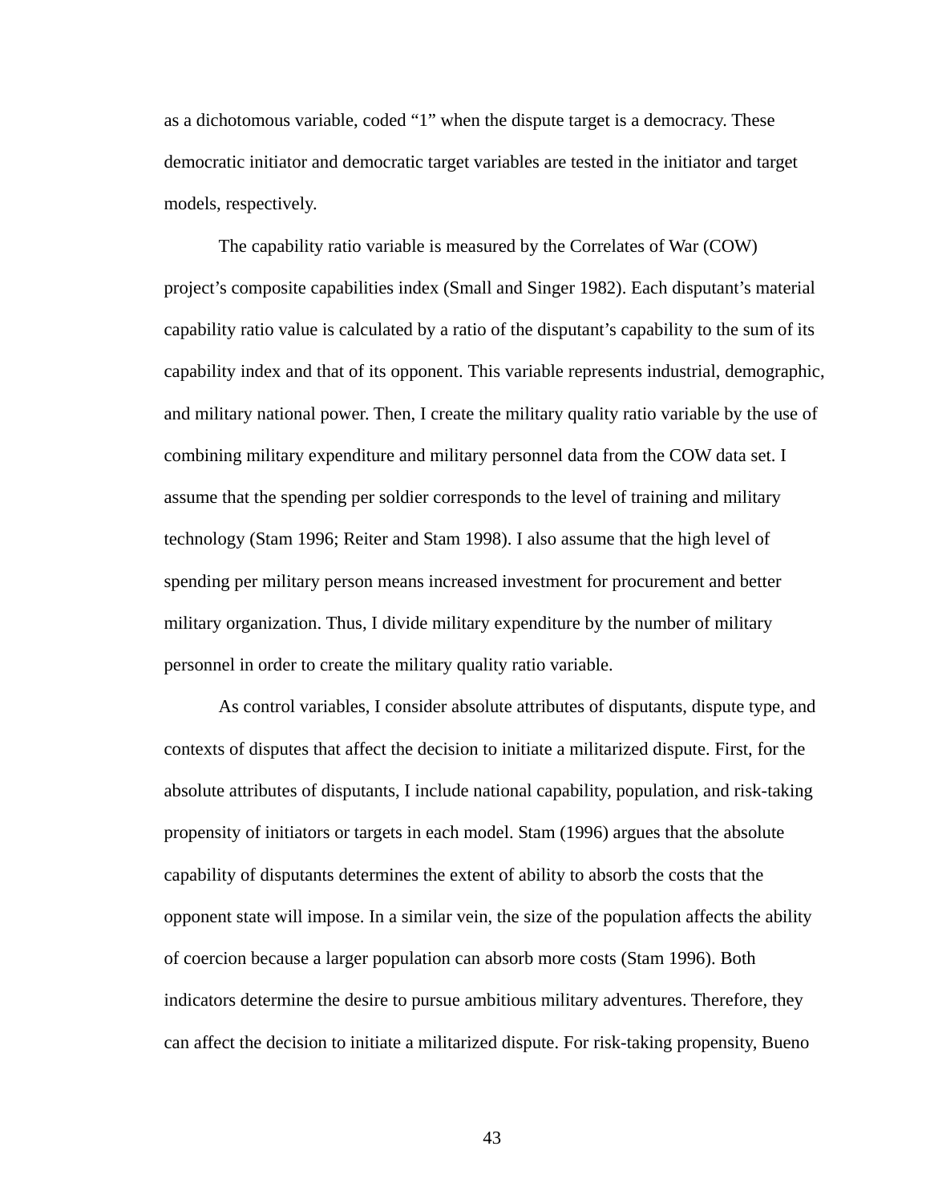as a dichotomous variable, coded "1" when the dispute target is a democracy. These democratic initiator and democratic target variables are tested in the initiator and target models, respectively.

The capability ratio variable is measured by the Correlates of War (COW) project's composite capabilities index (Small and Singer 1982). Each disputant's material capability ratio value is calculated by a ratio of the disputant's capability to the sum of its capability index and that of its opponent. This variable represents industrial, demographic, and military national power. Then, I create the military quality ratio variable by the use of combining military expenditure and military personnel data from the COW data set. I assume that the spending per soldier corresponds to the level of training and military technology (Stam 1996; Reiter and Stam 1998). I also assume that the high level of spending per military person means increased investment for procurement and better military organization. Thus, I divide military expenditure by the number of military personnel in order to create the military quality ratio variable.

As control variables, I consider absolute attributes of disputants, dispute type, and contexts of disputes that affect the decision to initiate a militarized dispute. First, for the absolute attributes of disputants, I include national capability, population, and risk-taking propensity of initiators or targets in each model. Stam (1996) argues that the absolute capability of disputants determines the extent of ability to absorb the costs that the opponent state will impose. In a similar vein, the size of the population affects the ability of coercion because a larger population can absorb more costs (Stam 1996). Both indicators determine the desire to pursue ambitious military adventures. Therefore, they can affect the decision to initiate a militarized dispute. For risk-taking propensity, Bueno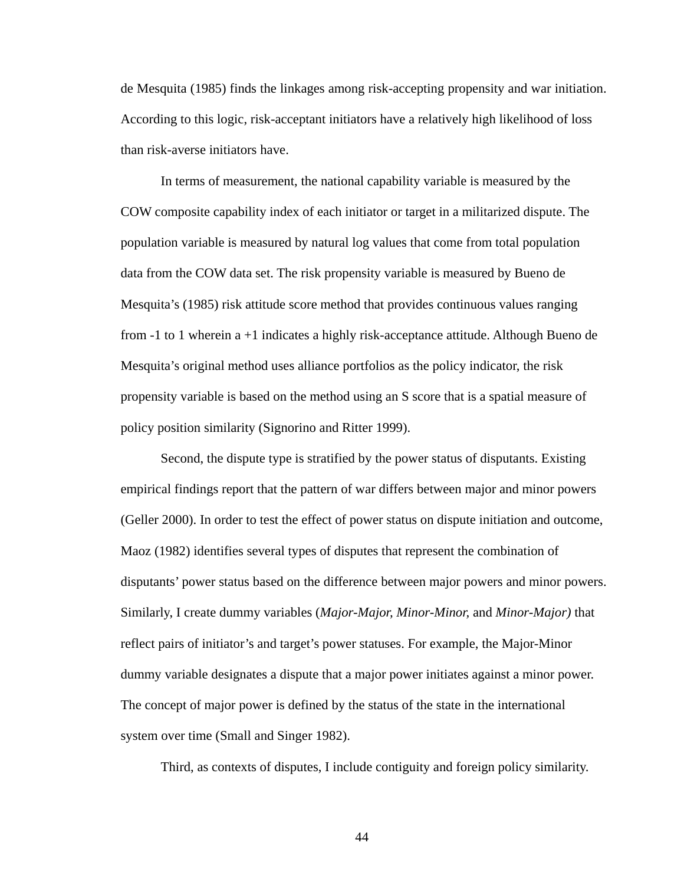de Mesquita (1985) finds the linkages among risk-accepting propensity and war initiation. According to this logic, risk-acceptant initiators have a relatively high likelihood of loss than risk-averse initiators have.

In terms of measurement, the national capability variable is measured by the COW composite capability index of each initiator or target in a militarized dispute. The population variable is measured by natural log values that come from total population data from the COW data set. The risk propensity variable is measured by Bueno de Mesquita's (1985) risk attitude score method that provides continuous values ranging from -1 to 1 wherein a +1 indicates a highly risk-acceptance attitude. Although Bueno de Mesquita's original method uses alliance portfolios as the policy indicator, the risk propensity variable is based on the method using an S score that is a spatial measure of policy position similarity (Signorino and Ritter 1999).

Second, the dispute type is stratified by the power status of disputants. Existing empirical findings report that the pattern of war differs between major and minor powers (Geller 2000). In order to test the effect of power status on dispute initiation and outcome, Maoz (1982) identifies several types of disputes that represent the combination of disputants' power status based on the difference between major powers and minor powers. Similarly, I create dummy variables (*Major-Major, Minor-Minor,* and *Minor-Major)* that reflect pairs of initiator's and target's power statuses. For example, the Major-Minor dummy variable designates a dispute that a major power initiates against a minor power. The concept of major power is defined by the status of the state in the international system over time (Small and Singer 1982).

Third, as contexts of disputes, I include contiguity and foreign policy similarity.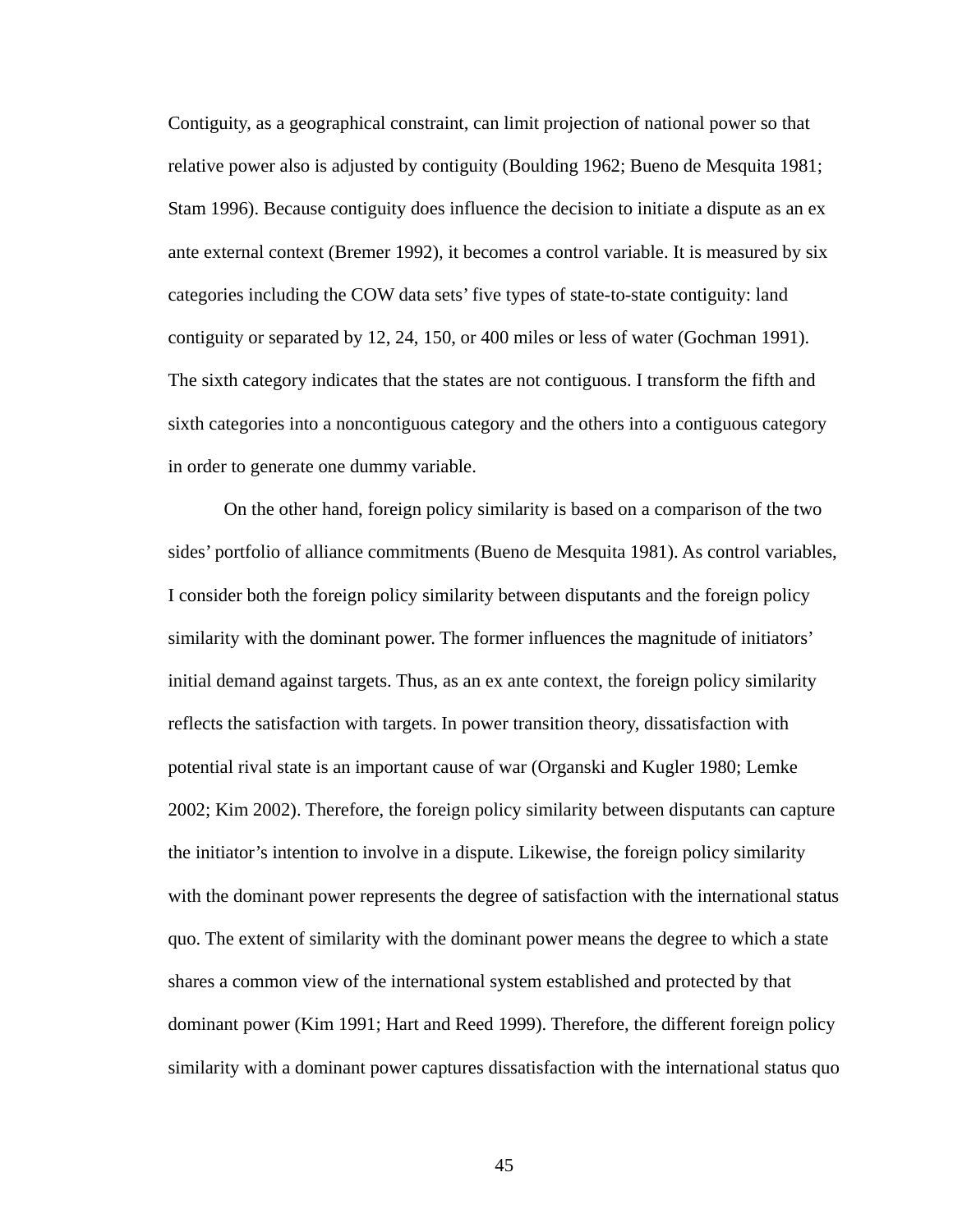Contiguity, as a geographical constraint, can limit projection of national power so that relative power also is adjusted by contiguity (Boulding 1962; Bueno de Mesquita 1981; Stam 1996). Because contiguity does influence the decision to initiate a dispute as an ex ante external context (Bremer 1992), it becomes a control variable. It is measured by six categories including the COW data sets' five types of state-to-state contiguity: land contiguity or separated by 12, 24, 150, or 400 miles or less of water (Gochman 1991). The sixth category indicates that the states are not contiguous. I transform the fifth and sixth categories into a noncontiguous category and the others into a contiguous category in order to generate one dummy variable.

On the other hand, foreign policy similarity is based on a comparison of the two sides' portfolio of alliance commitments (Bueno de Mesquita 1981). As control variables, I consider both the foreign policy similarity between disputants and the foreign policy similarity with the dominant power. The former influences the magnitude of initiators' initial demand against targets. Thus, as an ex ante context, the foreign policy similarity reflects the satisfaction with targets. In power transition theory, dissatisfaction with potential rival state is an important cause of war (Organski and Kugler 1980; Lemke 2002; Kim 2002). Therefore, the foreign policy similarity between disputants can capture the initiator's intention to involve in a dispute. Likewise, the foreign policy similarity with the dominant power represents the degree of satisfaction with the international status quo. The extent of similarity with the dominant power means the degree to which a state shares a common view of the international system established and protected by that dominant power (Kim 1991; Hart and Reed 1999). Therefore, the different foreign policy similarity with a dominant power captures dissatisfaction with the international status quo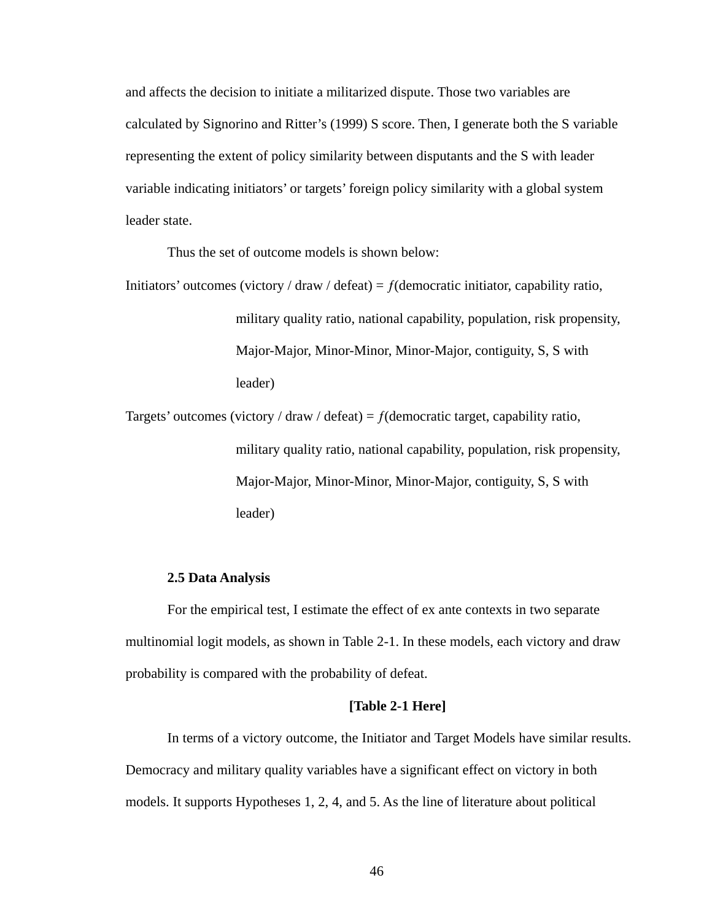and affects the decision to initiate a militarized dispute. Those two variables are calculated by Signorino and Ritter's (1999) S score. Then, I generate both the S variable representing the extent of policy similarity between disputants and the S with leader variable indicating initiators' or targets' foreign policy similarity with a global system leader state.

Thus the set of outcome models is shown below:

Initiators' outcomes (victory / draw / defeat) = $f$(democratic initiator, capability ratio, military quality ratio, national capability, population, risk propensity, Major-Major, Minor-Minor, Minor-Major, contiguity, S, S with leader)

Targets' outcomes (victory / draw / defeat) = $f$(democratic target, capability ratio, military quality ratio, national capability, population, risk propensity, Major-Major, Minor-Minor, Minor-Major, contiguity, S, S with leader)

### 2.5 Data Analysis

For the empirical test, I estimate the effect of ex ante contexts in two separate multinomial logit models, as shown in Table 2-1. In these models, each victory and draw probability is compared with the probability of defeat.

**[Table 2-1 Here]**

In terms of a victory outcome, the Initiator and Target Models have similar results. Democracy and military quality variables have a significant effect on victory in both models. It supports Hypotheses 1, 2, 4, and 5. As the line of literature about political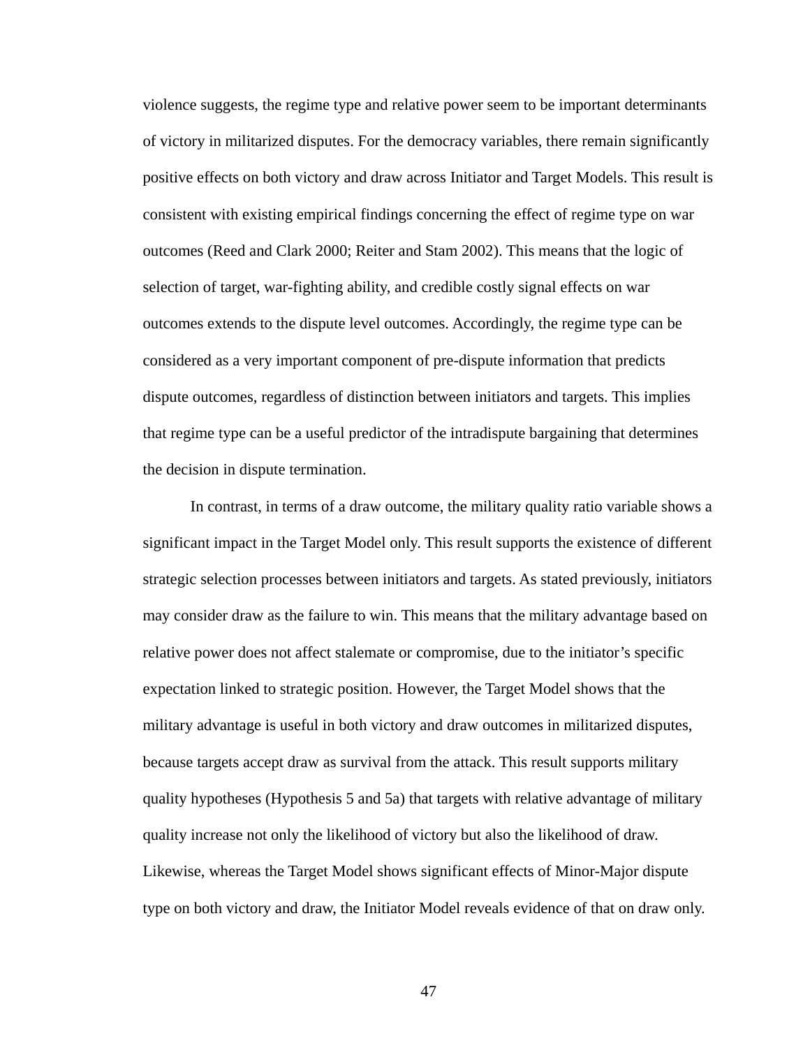violence suggests, the regime type and relative power seem to be important determinants of victory in militarized disputes. For the democracy variables, there remain significantly positive effects on both victory and draw across Initiator and Target Models. This result is consistent with existing empirical findings concerning the effect of regime type on war outcomes (Reed and Clark 2000; Reiter and Stam 2002). This means that the logic of selection of target, war-fighting ability, and credible costly signal effects on war outcomes extends to the dispute level outcomes. Accordingly, the regime type can be considered as a very important component of pre-dispute information that predicts dispute outcomes, regardless of distinction between initiators and targets. This implies that regime type can be a useful predictor of the intradispute bargaining that determines the decision in dispute termination.

In contrast, in terms of a draw outcome, the military quality ratio variable shows a significant impact in the Target Model only. This result supports the existence of different strategic selection processes between initiators and targets. As stated previously, initiators may consider draw as the failure to win. This means that the military advantage based on relative power does not affect stalemate or compromise, due to the initiator's specific expectation linked to strategic position. However, the Target Model shows that the military advantage is useful in both victory and draw outcomes in militarized disputes, because targets accept draw as survival from the attack. This result supports military quality hypotheses (Hypothesis 5 and 5a) that targets with relative advantage of military quality increase not only the likelihood of victory but also the likelihood of draw. Likewise, whereas the Target Model shows significant effects of Minor-Major dispute type on both victory and draw, the Initiator Model reveals evidence of that on draw only.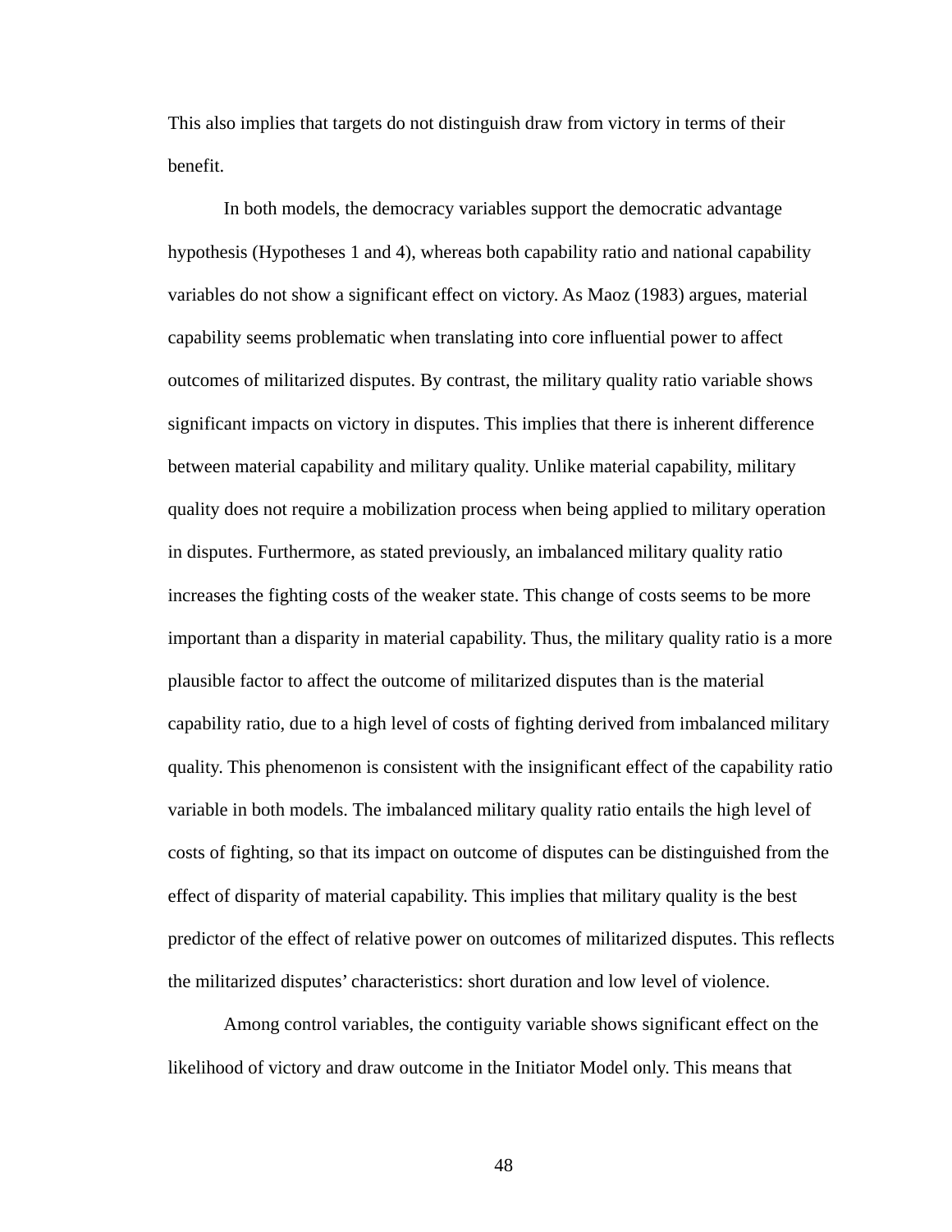This also implies that targets do not distinguish draw from victory in terms of their benefit.

In both models, the democracy variables support the democratic advantage hypothesis (Hypotheses 1 and 4), whereas both capability ratio and national capability variables do not show a significant effect on victory. As Maoz (1983) argues, material capability seems problematic when translating into core influential power to affect outcomes of militarized disputes. By contrast, the military quality ratio variable shows significant impacts on victory in disputes. This implies that there is inherent difference between material capability and military quality. Unlike material capability, military quality does not require a mobilization process when being applied to military operation in disputes. Furthermore, as stated previously, an imbalanced military quality ratio increases the fighting costs of the weaker state. This change of costs seems to be more important than a disparity in material capability. Thus, the military quality ratio is a more plausible factor to affect the outcome of militarized disputes than is the material capability ratio, due to a high level of costs of fighting derived from imbalanced military quality. This phenomenon is consistent with the insignificant effect of the capability ratio variable in both models. The imbalanced military quality ratio entails the high level of costs of fighting, so that its impact on outcome of disputes can be distinguished from the effect of disparity of material capability. This implies that military quality is the best predictor of the effect of relative power on outcomes of militarized disputes. This reflects the militarized disputes' characteristics: short duration and low level of violence.

Among control variables, the contiguity variable shows significant effect on the likelihood of victory and draw outcome in the Initiator Model only. This means that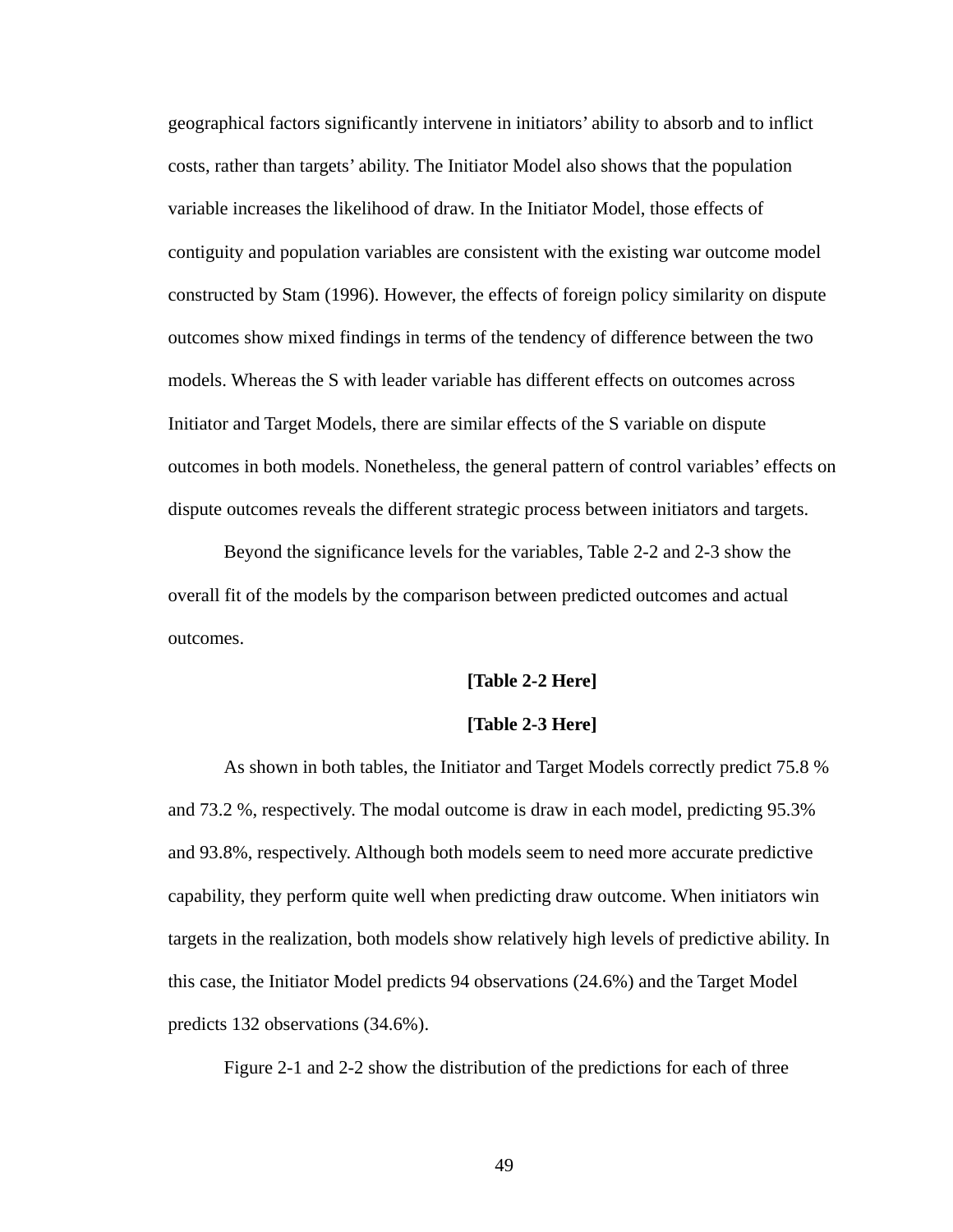geographical factors significantly intervene in initiators' ability to absorb and to inflict costs, rather than targets' ability. The Initiator Model also shows that the population variable increases the likelihood of draw. In the Initiator Model, those effects of contiguity and population variables are consistent with the existing war outcome model constructed by Stam (1996). However, the effects of foreign policy similarity on dispute outcomes show mixed findings in terms of the tendency of difference between the two models. Whereas the S with leader variable has different effects on outcomes across Initiator and Target Models, there are similar effects of the S variable on dispute outcomes in both models. Nonetheless, the general pattern of control variables' effects on dispute outcomes reveals the different strategic process between initiators and targets.

Beyond the significance levels for the variables, Table 2-2 and 2-3 show the overall fit of the models by the comparison between predicted outcomes and actual outcomes.

**[Table 2-2 Here]**

**[Table 2-3 Here]**

As shown in both tables, the Initiator and Target Models correctly predict 75.8 % and 73.2 %, respectively. The modal outcome is draw in each model, predicting 95.3% and 93.8%, respectively. Although both models seem to need more accurate predictive capability, they perform quite well when predicting draw outcome. When initiators win targets in the realization, both models show relatively high levels of predictive ability. In this case, the Initiator Model predicts 94 observations (24.6%) and the Target Model predicts 132 observations (34.6%).

Figure 2-1 and 2-2 show the distribution of the predictions for each of three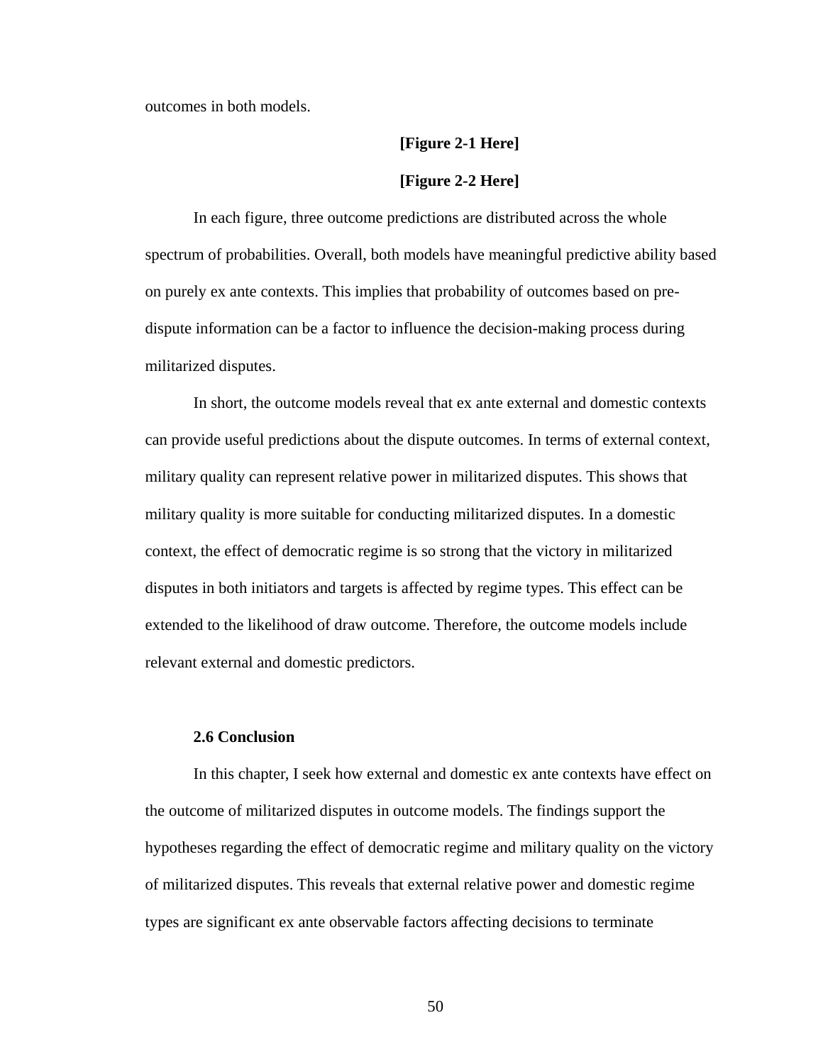outcomes in both models.

**[Figure 2-1 Here]**

**[Figure 2-2 Here]**

In each figure, three outcome predictions are distributed across the whole spectrum of probabilities. Overall, both models have meaningful predictive ability based on purely ex ante contexts. This implies that probability of outcomes based on pre-dispute information can be a factor to influence the decision-making process during militarized disputes.

In short, the outcome models reveal that ex ante external and domestic contexts can provide useful predictions about the dispute outcomes. In terms of external context, military quality can represent relative power in militarized disputes. This shows that military quality is more suitable for conducting militarized disputes. In a domestic context, the effect of democratic regime is so strong that the victory in militarized disputes in both initiators and targets is affected by regime types. This effect can be extended to the likelihood of draw outcome. Therefore, the outcome models include relevant external and domestic predictors.

## 2.6 Conclusion

In this chapter, I seek how external and domestic ex ante contexts have effect on the outcome of militarized disputes in outcome models. The findings support the hypotheses regarding the effect of democratic regime and military quality on the victory of militarized disputes. This reveals that external relative power and domestic regime types are significant ex ante observable factors affecting decisions to terminate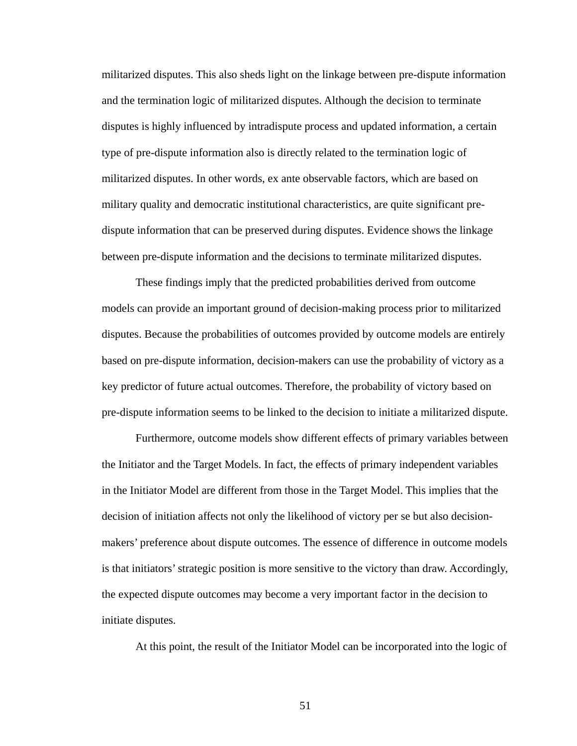militarized disputes. This also sheds light on the linkage between pre-dispute information and the termination logic of militarized disputes. Although the decision to terminate disputes is highly influenced by intradispute process and updated information, a certain type of pre-dispute information also is directly related to the termination logic of militarized disputes. In other words, ex ante observable factors, which are based on military quality and democratic institutional characteristics, are quite significant pre-dispute information that can be preserved during disputes. Evidence shows the linkage between pre-dispute information and the decisions to terminate militarized disputes.

These findings imply that the predicted probabilities derived from outcome models can provide an important ground of decision-making process prior to militarized disputes. Because the probabilities of outcomes provided by outcome models are entirely based on pre-dispute information, decision-makers can use the probability of victory as a key predictor of future actual outcomes. Therefore, the probability of victory based on pre-dispute information seems to be linked to the decision to initiate a militarized dispute.

Furthermore, outcome models show different effects of primary variables between the Initiator and the Target Models. In fact, the effects of primary independent variables in the Initiator Model are different from those in the Target Model. This implies that the decision of initiation affects not only the likelihood of victory per se but also decision-makers' preference about dispute outcomes. The essence of difference in outcome models is that initiators' strategic position is more sensitive to the victory than draw. Accordingly, the expected dispute outcomes may become a very important factor in the decision to initiate disputes.

At this point, the result of the Initiator Model can be incorporated into the logic of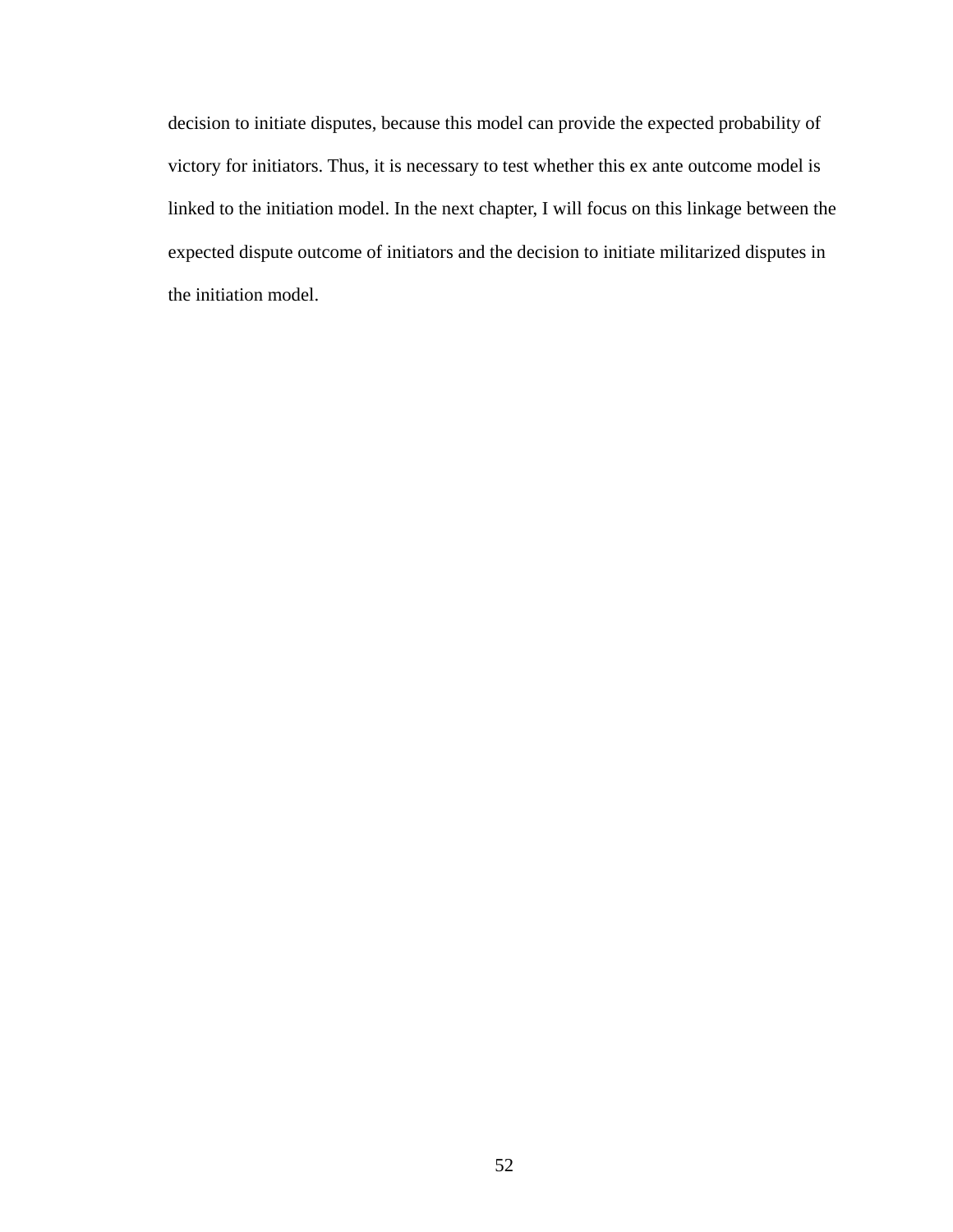decision to initiate disputes, because this model can provide the expected probability of victory for initiators. Thus, it is necessary to test whether this ex ante outcome model is linked to the initiation model. In the next chapter, I will focus on this linkage between the expected dispute outcome of initiators and the decision to initiate militarized disputes in the initiation model.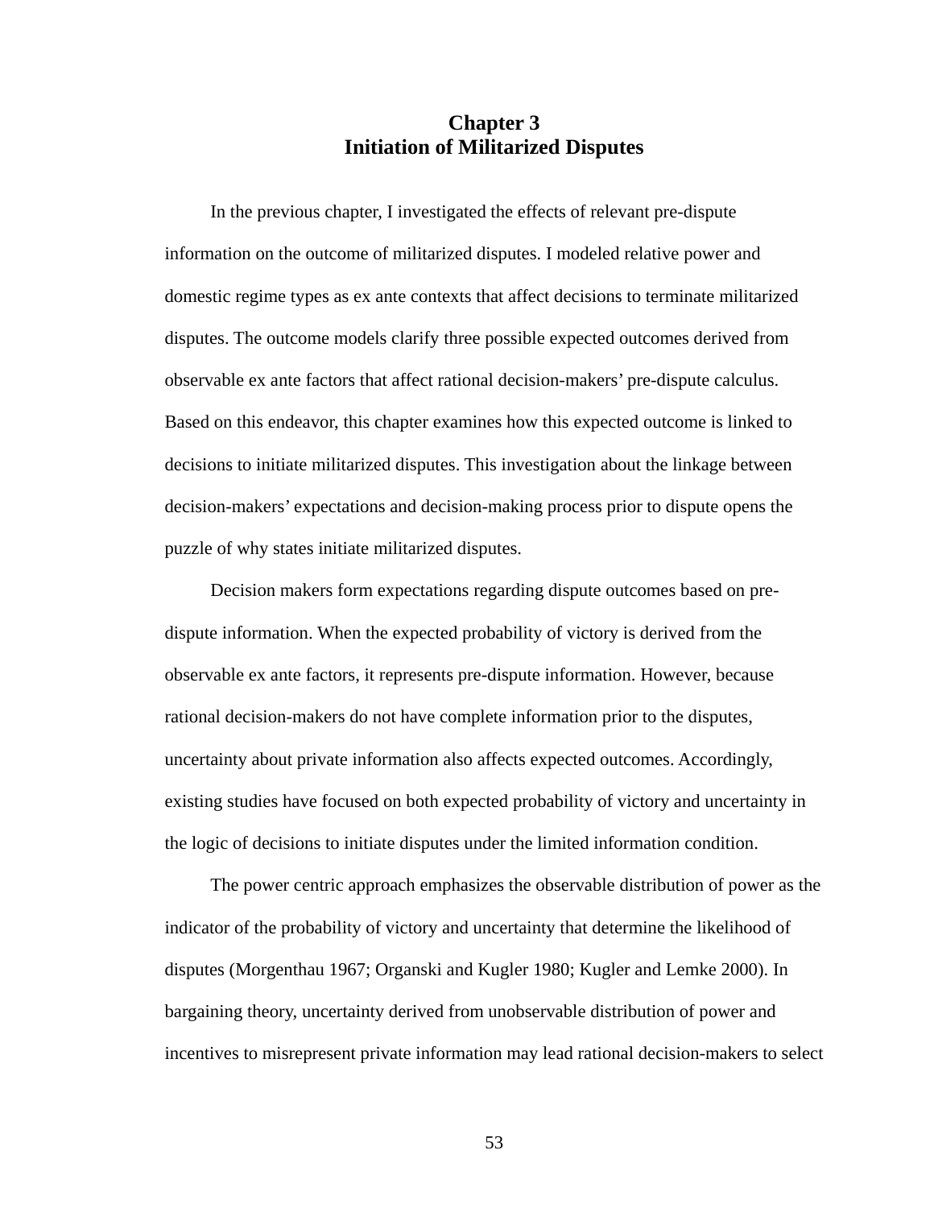# Chapter 3
# Initiation of Militarized Disputes

In the previous chapter, I investigated the effects of relevant pre-dispute information on the outcome of militarized disputes. I modeled relative power and domestic regime types as ex ante contexts that affect decisions to terminate militarized disputes. The outcome models clarify three possible expected outcomes derived from observable ex ante factors that affect rational decision-makers' pre-dispute calculus. Based on this endeavor, this chapter examines how this expected outcome is linked to decisions to initiate militarized disputes. This investigation about the linkage between decision-makers' expectations and decision-making process prior to dispute opens the puzzle of why states initiate militarized disputes.

Decision makers form expectations regarding dispute outcomes based on pre-dispute information. When the expected probability of victory is derived from the observable ex ante factors, it represents pre-dispute information. However, because rational decision-makers do not have complete information prior to the disputes, uncertainty about private information also affects expected outcomes. Accordingly, existing studies have focused on both expected probability of victory and uncertainty in the logic of decisions to initiate disputes under the limited information condition.

The power centric approach emphasizes the observable distribution of power as the indicator of the probability of victory and uncertainty that determine the likelihood of disputes (Morgenthau 1967; Organski and Kugler 1980; Kugler and Lemke 2000). In bargaining theory, uncertainty derived from unobservable distribution of power and incentives to misrepresent private information may lead rational decision-makers to select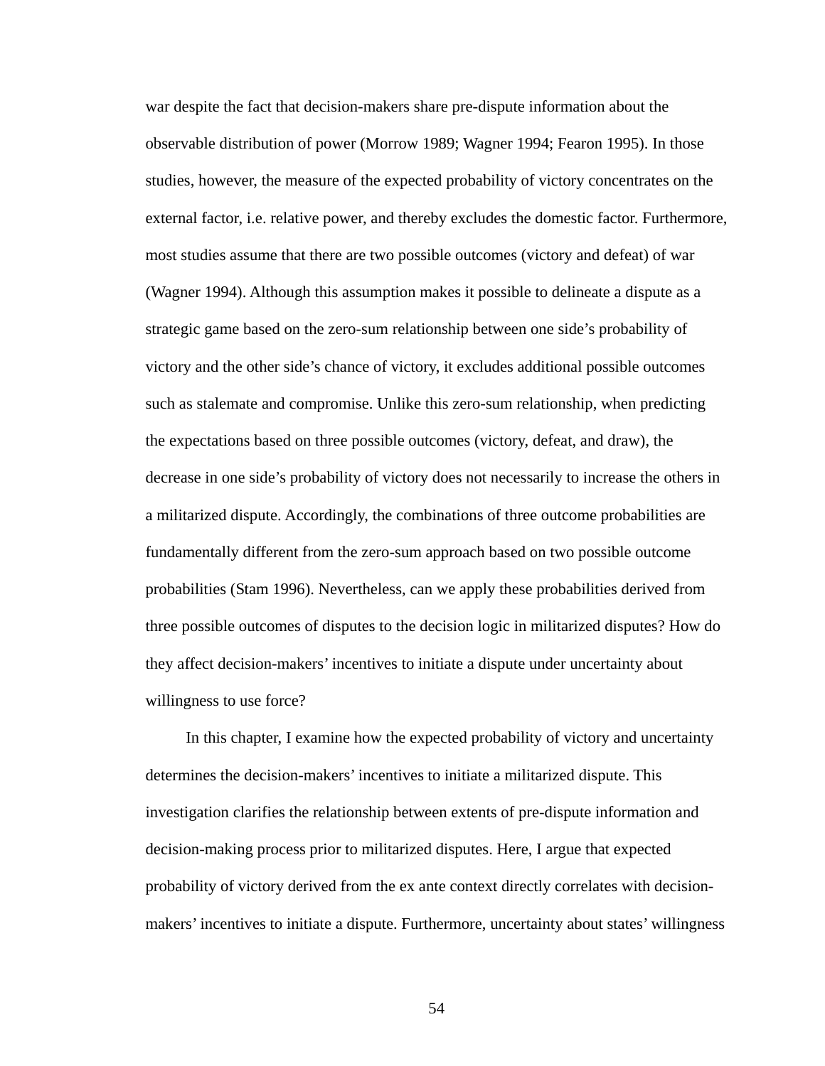war despite the fact that decision-makers share pre-dispute information about the observable distribution of power (Morrow 1989; Wagner 1994; Fearon 1995). In those studies, however, the measure of the expected probability of victory concentrates on the external factor, i.e. relative power, and thereby excludes the domestic factor. Furthermore, most studies assume that there are two possible outcomes (victory and defeat) of war (Wagner 1994). Although this assumption makes it possible to delineate a dispute as a strategic game based on the zero-sum relationship between one side's probability of victory and the other side's chance of victory, it excludes additional possible outcomes such as stalemate and compromise. Unlike this zero-sum relationship, when predicting the expectations based on three possible outcomes (victory, defeat, and draw), the decrease in one side's probability of victory does not necessarily to increase the others in a militarized dispute. Accordingly, the combinations of three outcome probabilities are fundamentally different from the zero-sum approach based on two possible outcome probabilities (Stam 1996). Nevertheless, can we apply these probabilities derived from three possible outcomes of disputes to the decision logic in militarized disputes? How do they affect decision-makers' incentives to initiate a dispute under uncertainty about willingness to use force?

In this chapter, I examine how the expected probability of victory and uncertainty determines the decision-makers' incentives to initiate a militarized dispute. This investigation clarifies the relationship between extents of pre-dispute information and decision-making process prior to militarized disputes. Here, I argue that expected probability of victory derived from the ex ante context directly correlates with decision-makers' incentives to initiate a dispute. Furthermore, uncertainty about states' willingness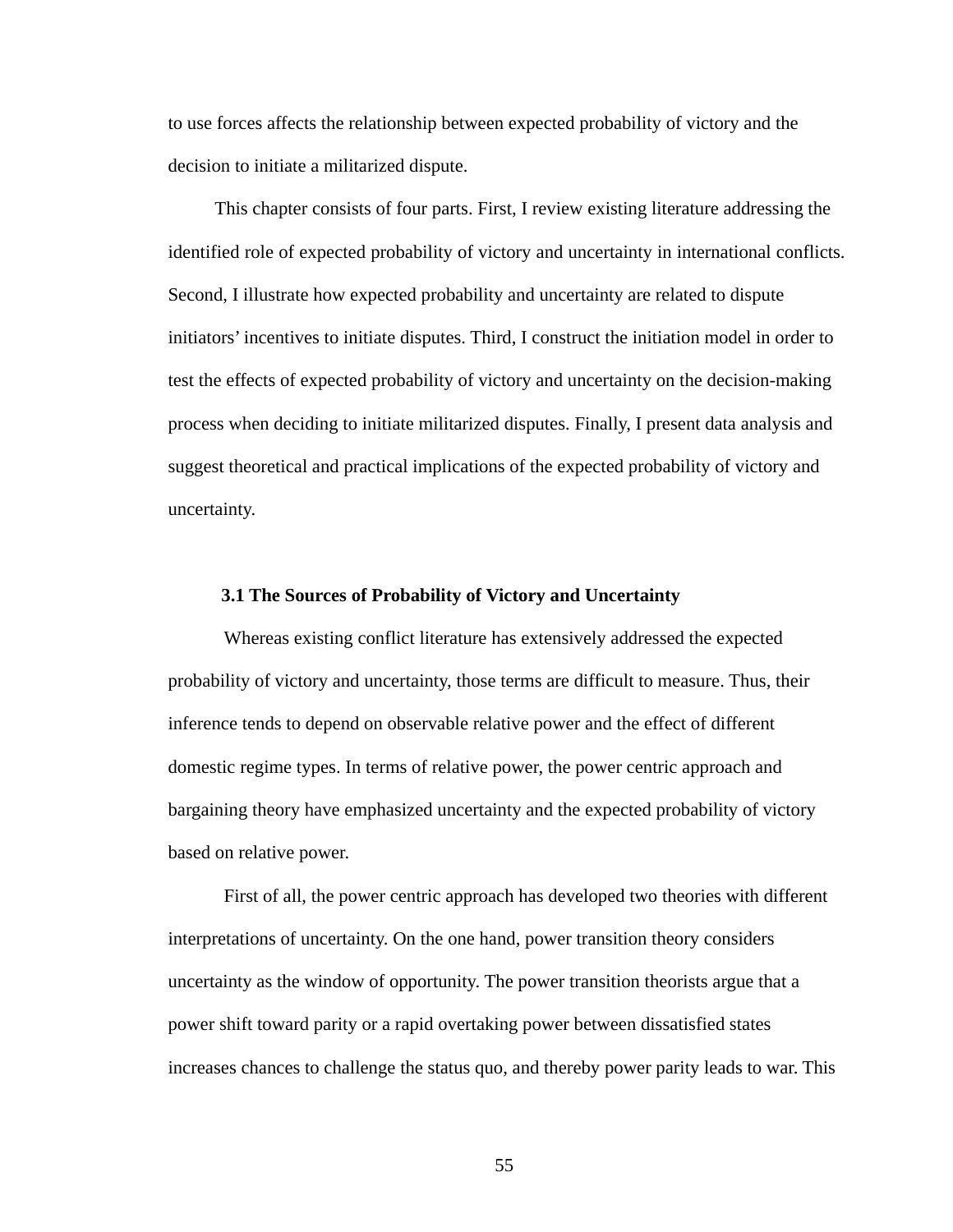to use forces affects the relationship between expected probability of victory and the decision to initiate a militarized dispute.

This chapter consists of four parts. First, I review existing literature addressing the identified role of expected probability of victory and uncertainty in international conflicts. Second, I illustrate how expected probability and uncertainty are related to dispute initiators' incentives to initiate disputes. Third, I construct the initiation model in order to test the effects of expected probability of victory and uncertainty on the decision-making process when deciding to initiate militarized disputes. Finally, I present data analysis and suggest theoretical and practical implications of the expected probability of victory and uncertainty.

### 3.1 The Sources of Probability of Victory and Uncertainty

Whereas existing conflict literature has extensively addressed the expected probability of victory and uncertainty, those terms are difficult to measure. Thus, their inference tends to depend on observable relative power and the effect of different domestic regime types. In terms of relative power, the power centric approach and bargaining theory have emphasized uncertainty and the expected probability of victory based on relative power.

First of all, the power centric approach has developed two theories with different interpretations of uncertainty. On the one hand, power transition theory considers uncertainty as the window of opportunity. The power transition theorists argue that a power shift toward parity or a rapid overtaking power between dissatisfied states increases chances to challenge the status quo, and thereby power parity leads to war. This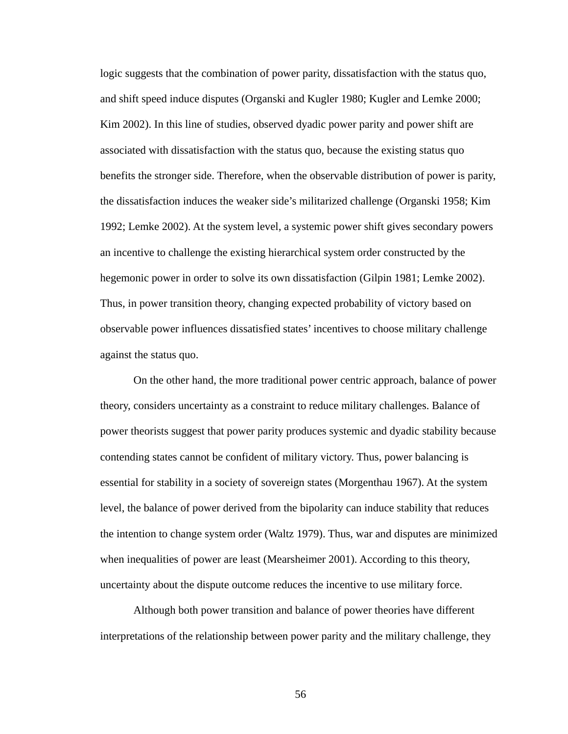logic suggests that the combination of power parity, dissatisfaction with the status quo, and shift speed induce disputes (Organski and Kugler 1980; Kugler and Lemke 2000; Kim 2002). In this line of studies, observed dyadic power parity and power shift are associated with dissatisfaction with the status quo, because the existing status quo benefits the stronger side. Therefore, when the observable distribution of power is parity, the dissatisfaction induces the weaker side's militarized challenge (Organski 1958; Kim 1992; Lemke 2002). At the system level, a systemic power shift gives secondary powers an incentive to challenge the existing hierarchical system order constructed by the hegemonic power in order to solve its own dissatisfaction (Gilpin 1981; Lemke 2002). Thus, in power transition theory, changing expected probability of victory based on observable power influences dissatisfied states' incentives to choose military challenge against the status quo.

On the other hand, the more traditional power centric approach, balance of power theory, considers uncertainty as a constraint to reduce military challenges. Balance of power theorists suggest that power parity produces systemic and dyadic stability because contending states cannot be confident of military victory. Thus, power balancing is essential for stability in a society of sovereign states (Morgenthau 1967). At the system level, the balance of power derived from the bipolarity can induce stability that reduces the intention to change system order (Waltz 1979). Thus, war and disputes are minimized when inequalities of power are least (Mearsheimer 2001). According to this theory, uncertainty about the dispute outcome reduces the incentive to use military force.

Although both power transition and balance of power theories have different interpretations of the relationship between power parity and the military challenge, they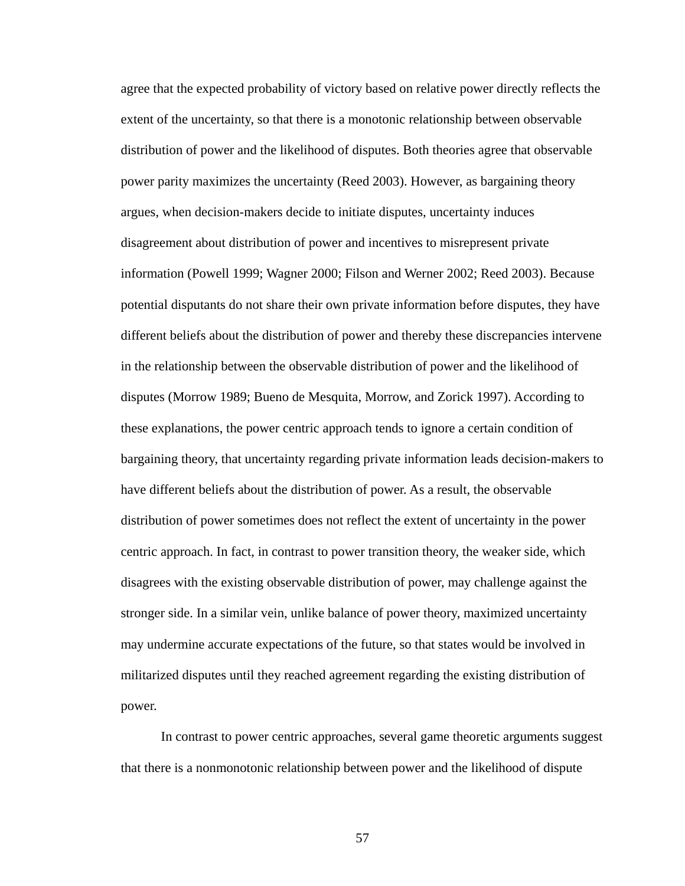agree that the expected probability of victory based on relative power directly reflects the extent of the uncertainty, so that there is a monotonic relationship between observable distribution of power and the likelihood of disputes. Both theories agree that observable power parity maximizes the uncertainty (Reed 2003). However, as bargaining theory argues, when decision-makers decide to initiate disputes, uncertainty induces disagreement about distribution of power and incentives to misrepresent private information (Powell 1999; Wagner 2000; Filson and Werner 2002; Reed 2003). Because potential disputants do not share their own private information before disputes, they have different beliefs about the distribution of power and thereby these discrepancies intervene in the relationship between the observable distribution of power and the likelihood of disputes (Morrow 1989; Bueno de Mesquita, Morrow, and Zorick 1997). According to these explanations, the power centric approach tends to ignore a certain condition of bargaining theory, that uncertainty regarding private information leads decision-makers to have different beliefs about the distribution of power. As a result, the observable distribution of power sometimes does not reflect the extent of uncertainty in the power centric approach. In fact, in contrast to power transition theory, the weaker side, which disagrees with the existing observable distribution of power, may challenge against the stronger side. In a similar vein, unlike balance of power theory, maximized uncertainty may undermine accurate expectations of the future, so that states would be involved in militarized disputes until they reached agreement regarding the existing distribution of power.

In contrast to power centric approaches, several game theoretic arguments suggest that there is a nonmonotonic relationship between power and the likelihood of dispute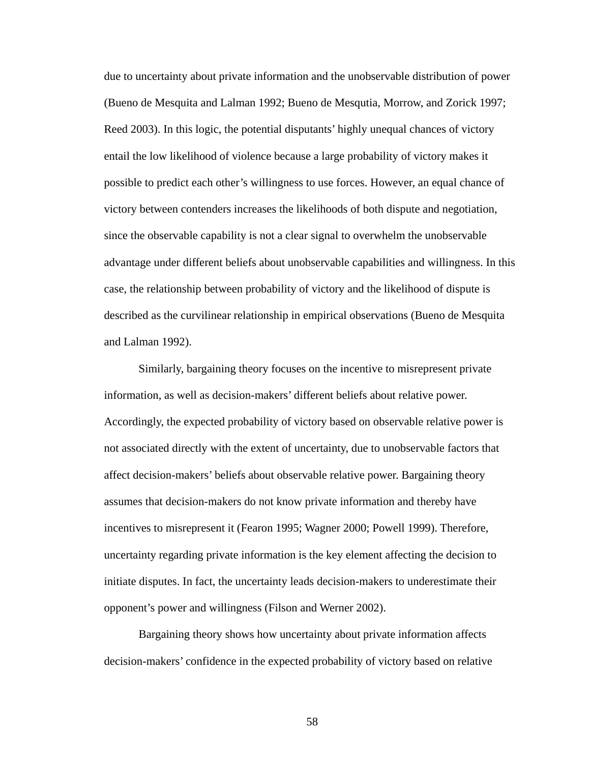due to uncertainty about private information and the unobservable distribution of power (Bueno de Mesquita and Lalman 1992; Bueno de Mesqutia, Morrow, and Zorick 1997; Reed 2003). In this logic, the potential disputants' highly unequal chances of victory entail the low likelihood of violence because a large probability of victory makes it possible to predict each other's willingness to use forces. However, an equal chance of victory between contenders increases the likelihoods of both dispute and negotiation, since the observable capability is not a clear signal to overwhelm the unobservable advantage under different beliefs about unobservable capabilities and willingness. In this case, the relationship between probability of victory and the likelihood of dispute is described as the curvilinear relationship in empirical observations (Bueno de Mesquita and Lalman 1992).

Similarly, bargaining theory focuses on the incentive to misrepresent private information, as well as decision-makers' different beliefs about relative power. Accordingly, the expected probability of victory based on observable relative power is not associated directly with the extent of uncertainty, due to unobservable factors that affect decision-makers' beliefs about observable relative power. Bargaining theory assumes that decision-makers do not know private information and thereby have incentives to misrepresent it (Fearon 1995; Wagner 2000; Powell 1999). Therefore, uncertainty regarding private information is the key element affecting the decision to initiate disputes. In fact, the uncertainty leads decision-makers to underestimate their opponent's power and willingness (Filson and Werner 2002).

Bargaining theory shows how uncertainty about private information affects decision-makers' confidence in the expected probability of victory based on relative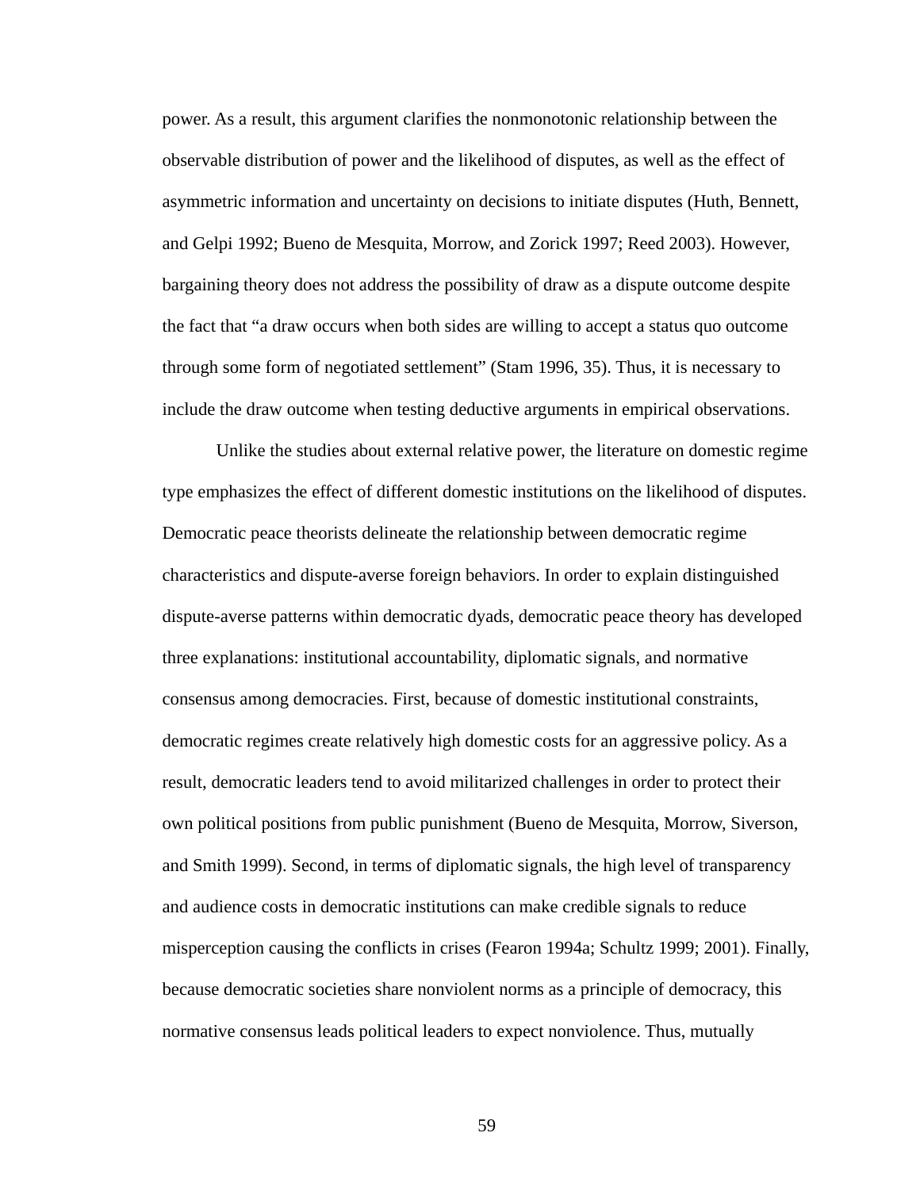power. As a result, this argument clarifies the nonmonotonic relationship between the observable distribution of power and the likelihood of disputes, as well as the effect of asymmetric information and uncertainty on decisions to initiate disputes (Huth, Bennett, and Gelpi 1992; Bueno de Mesquita, Morrow, and Zorick 1997; Reed 2003). However, bargaining theory does not address the possibility of draw as a dispute outcome despite the fact that "a draw occurs when both sides are willing to accept a status quo outcome through some form of negotiated settlement" (Stam 1996, 35). Thus, it is necessary to include the draw outcome when testing deductive arguments in empirical observations.

Unlike the studies about external relative power, the literature on domestic regime type emphasizes the effect of different domestic institutions on the likelihood of disputes. Democratic peace theorists delineate the relationship between democratic regime characteristics and dispute-averse foreign behaviors. In order to explain distinguished dispute-averse patterns within democratic dyads, democratic peace theory has developed three explanations: institutional accountability, diplomatic signals, and normative consensus among democracies. First, because of domestic institutional constraints, democratic regimes create relatively high domestic costs for an aggressive policy. As a result, democratic leaders tend to avoid militarized challenges in order to protect their own political positions from public punishment (Bueno de Mesquita, Morrow, Siverson, and Smith 1999). Second, in terms of diplomatic signals, the high level of transparency and audience costs in democratic institutions can make credible signals to reduce misperception causing the conflicts in crises (Fearon 1994a; Schultz 1999; 2001). Finally, because democratic societies share nonviolent norms as a principle of democracy, this normative consensus leads political leaders to expect nonviolence. Thus, mutually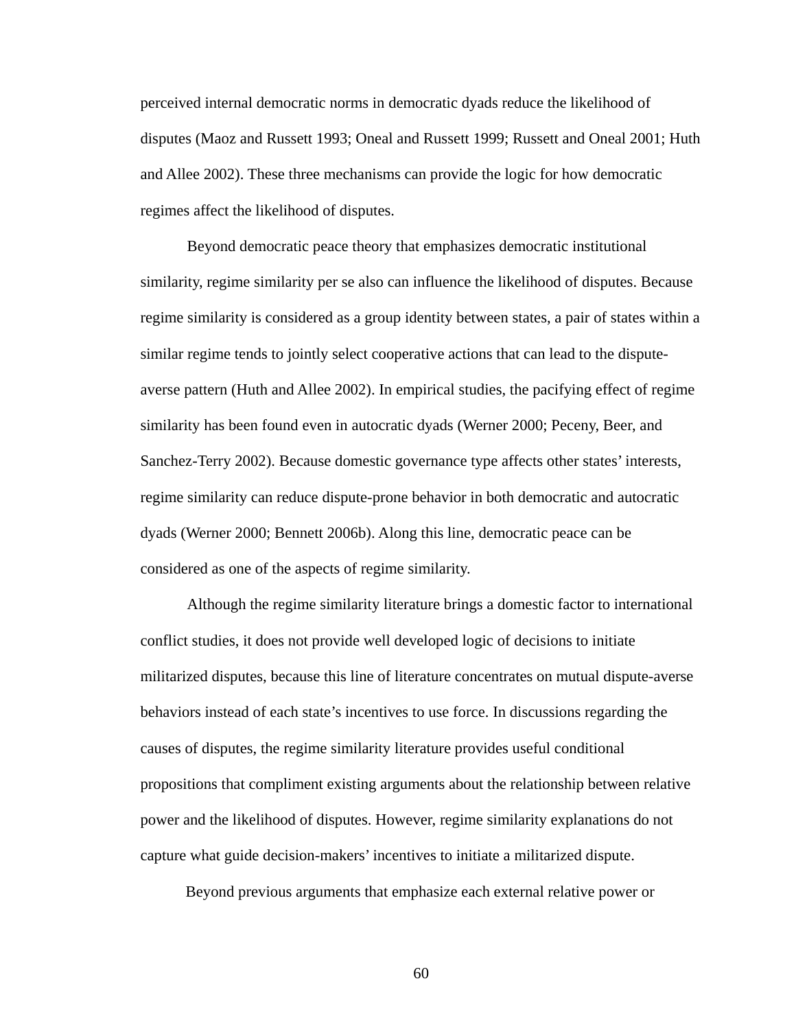perceived internal democratic norms in democratic dyads reduce the likelihood of disputes (Maoz and Russett 1993; Oneal and Russett 1999; Russett and Oneal 2001; Huth and Allee 2002). These three mechanisms can provide the logic for how democratic regimes affect the likelihood of disputes.

Beyond democratic peace theory that emphasizes democratic institutional similarity, regime similarity per se also can influence the likelihood of disputes. Because regime similarity is considered as a group identity between states, a pair of states within a similar regime tends to jointly select cooperative actions that can lead to the dispute-averse pattern (Huth and Allee 2002). In empirical studies, the pacifying effect of regime similarity has been found even in autocratic dyads (Werner 2000; Peceny, Beer, and Sanchez-Terry 2002). Because domestic governance type affects other states' interests, regime similarity can reduce dispute-prone behavior in both democratic and autocratic dyads (Werner 2000; Bennett 2006b). Along this line, democratic peace can be considered as one of the aspects of regime similarity.

Although the regime similarity literature brings a domestic factor to international conflict studies, it does not provide well developed logic of decisions to initiate militarized disputes, because this line of literature concentrates on mutual dispute-averse behaviors instead of each state's incentives to use force. In discussions regarding the causes of disputes, the regime similarity literature provides useful conditional propositions that compliment existing arguments about the relationship between relative power and the likelihood of disputes. However, regime similarity explanations do not capture what guide decision-makers' incentives to initiate a militarized dispute.

Beyond previous arguments that emphasize each external relative power or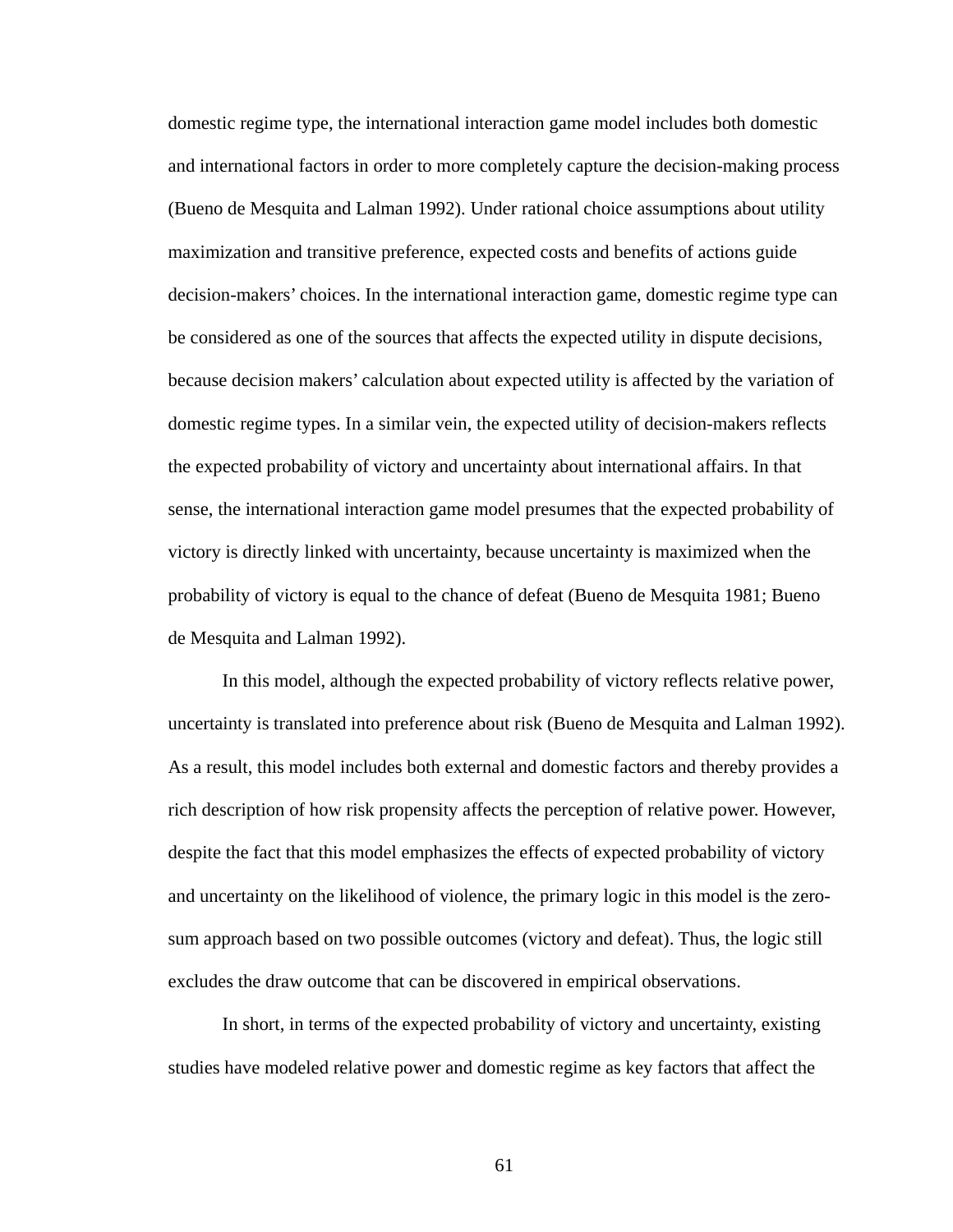domestic regime type, the international interaction game model includes both domestic and international factors in order to more completely capture the decision-making process (Bueno de Mesquita and Lalman 1992). Under rational choice assumptions about utility maximization and transitive preference, expected costs and benefits of actions guide decision-makers' choices. In the international interaction game, domestic regime type can be considered as one of the sources that affects the expected utility in dispute decisions, because decision makers' calculation about expected utility is affected by the variation of domestic regime types. In a similar vein, the expected utility of decision-makers reflects the expected probability of victory and uncertainty about international affairs. In that sense, the international interaction game model presumes that the expected probability of victory is directly linked with uncertainty, because uncertainty is maximized when the probability of victory is equal to the chance of defeat (Bueno de Mesquita 1981; Bueno de Mesquita and Lalman 1992).

In this model, although the expected probability of victory reflects relative power, uncertainty is translated into preference about risk (Bueno de Mesquita and Lalman 1992). As a result, this model includes both external and domestic factors and thereby provides a rich description of how risk propensity affects the perception of relative power. However, despite the fact that this model emphasizes the effects of expected probability of victory and uncertainty on the likelihood of violence, the primary logic in this model is the zero-sum approach based on two possible outcomes (victory and defeat). Thus, the logic still excludes the draw outcome that can be discovered in empirical observations.

In short, in terms of the expected probability of victory and uncertainty, existing studies have modeled relative power and domestic regime as key factors that affect the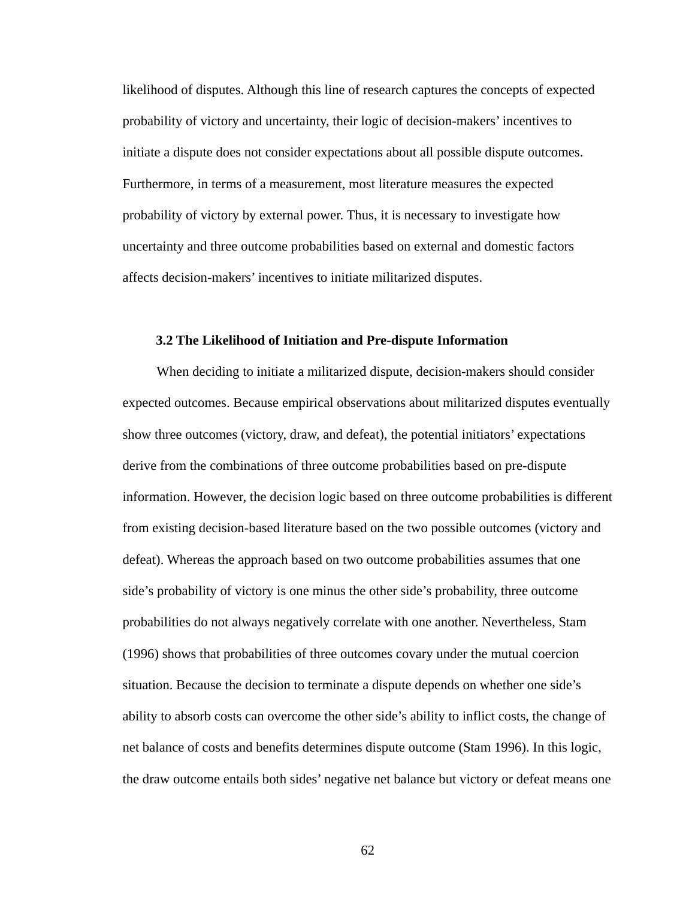likelihood of disputes. Although this line of research captures the concepts of expected probability of victory and uncertainty, their logic of decision-makers' incentives to initiate a dispute does not consider expectations about all possible dispute outcomes. Furthermore, in terms of a measurement, most literature measures the expected probability of victory by external power. Thus, it is necessary to investigate how uncertainty and three outcome probabilities based on external and domestic factors affects decision-makers' incentives to initiate militarized disputes.

### 3.2 The Likelihood of Initiation and Pre-dispute Information

When deciding to initiate a militarized dispute, decision-makers should consider expected outcomes. Because empirical observations about militarized disputes eventually show three outcomes (victory, draw, and defeat), the potential initiators' expectations derive from the combinations of three outcome probabilities based on pre-dispute information. However, the decision logic based on three outcome probabilities is different from existing decision-based literature based on the two possible outcomes (victory and defeat). Whereas the approach based on two outcome probabilities assumes that one side's probability of victory is one minus the other side's probability, three outcome probabilities do not always negatively correlate with one another. Nevertheless, Stam (1996) shows that probabilities of three outcomes covary under the mutual coercion situation. Because the decision to terminate a dispute depends on whether one side's ability to absorb costs can overcome the other side's ability to inflict costs, the change of net balance of costs and benefits determines dispute outcome (Stam 1996). In this logic, the draw outcome entails both sides' negative net balance but victory or defeat means one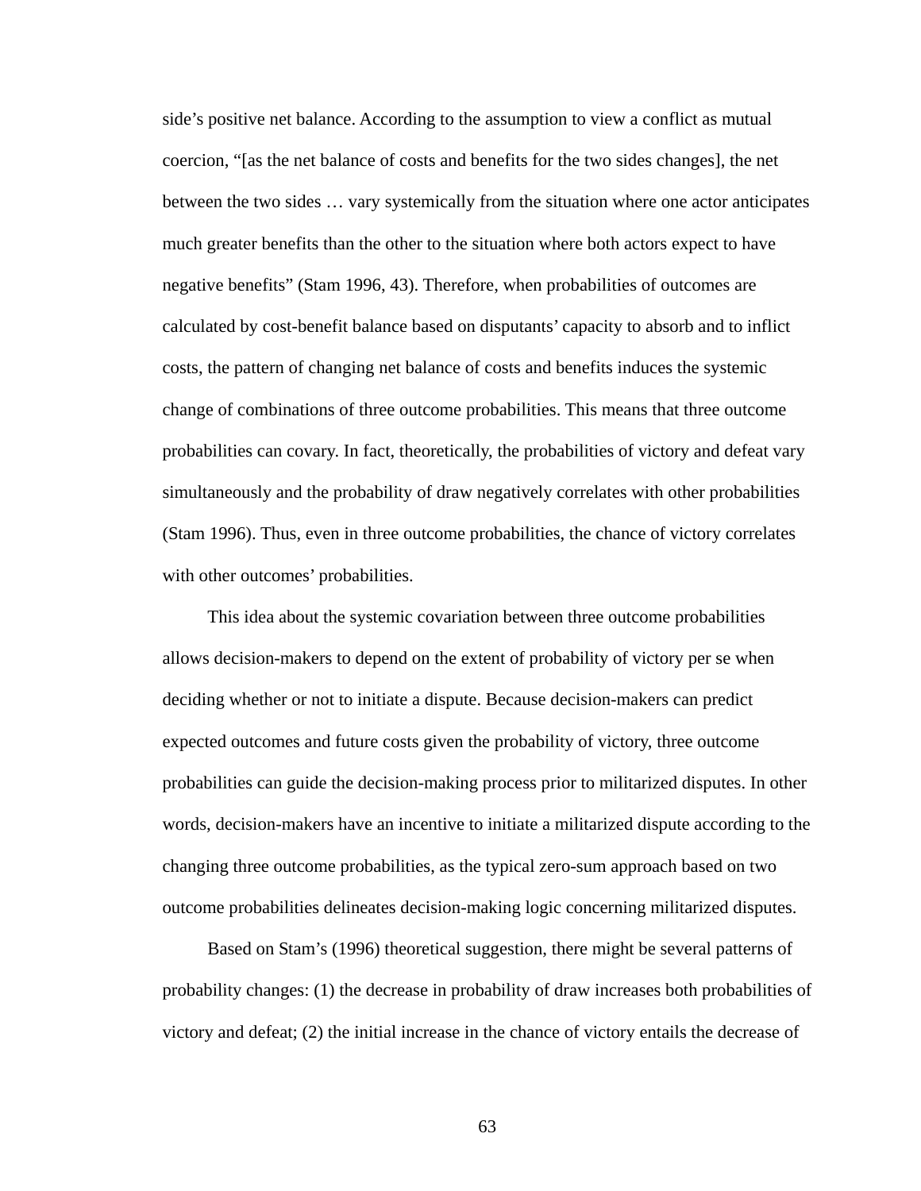side's positive net balance. According to the assumption to view a conflict as mutual coercion, "[as the net balance of costs and benefits for the two sides changes], the net between the two sides … vary systemically from the situation where one actor anticipates much greater benefits than the other to the situation where both actors expect to have negative benefits" (Stam 1996, 43). Therefore, when probabilities of outcomes are calculated by cost-benefit balance based on disputants' capacity to absorb and to inflict costs, the pattern of changing net balance of costs and benefits induces the systemic change of combinations of three outcome probabilities. This means that three outcome probabilities can covary. In fact, theoretically, the probabilities of victory and defeat vary simultaneously and the probability of draw negatively correlates with other probabilities (Stam 1996). Thus, even in three outcome probabilities, the chance of victory correlates with other outcomes' probabilities.

This idea about the systemic covariation between three outcome probabilities allows decision-makers to depend on the extent of probability of victory per se when deciding whether or not to initiate a dispute. Because decision-makers can predict expected outcomes and future costs given the probability of victory, three outcome probabilities can guide the decision-making process prior to militarized disputes. In other words, decision-makers have an incentive to initiate a militarized dispute according to the changing three outcome probabilities, as the typical zero-sum approach based on two outcome probabilities delineates decision-making logic concerning militarized disputes.

Based on Stam's (1996) theoretical suggestion, there might be several patterns of probability changes: (1) the decrease in probability of draw increases both probabilities of victory and defeat; (2) the initial increase in the chance of victory entails the decrease of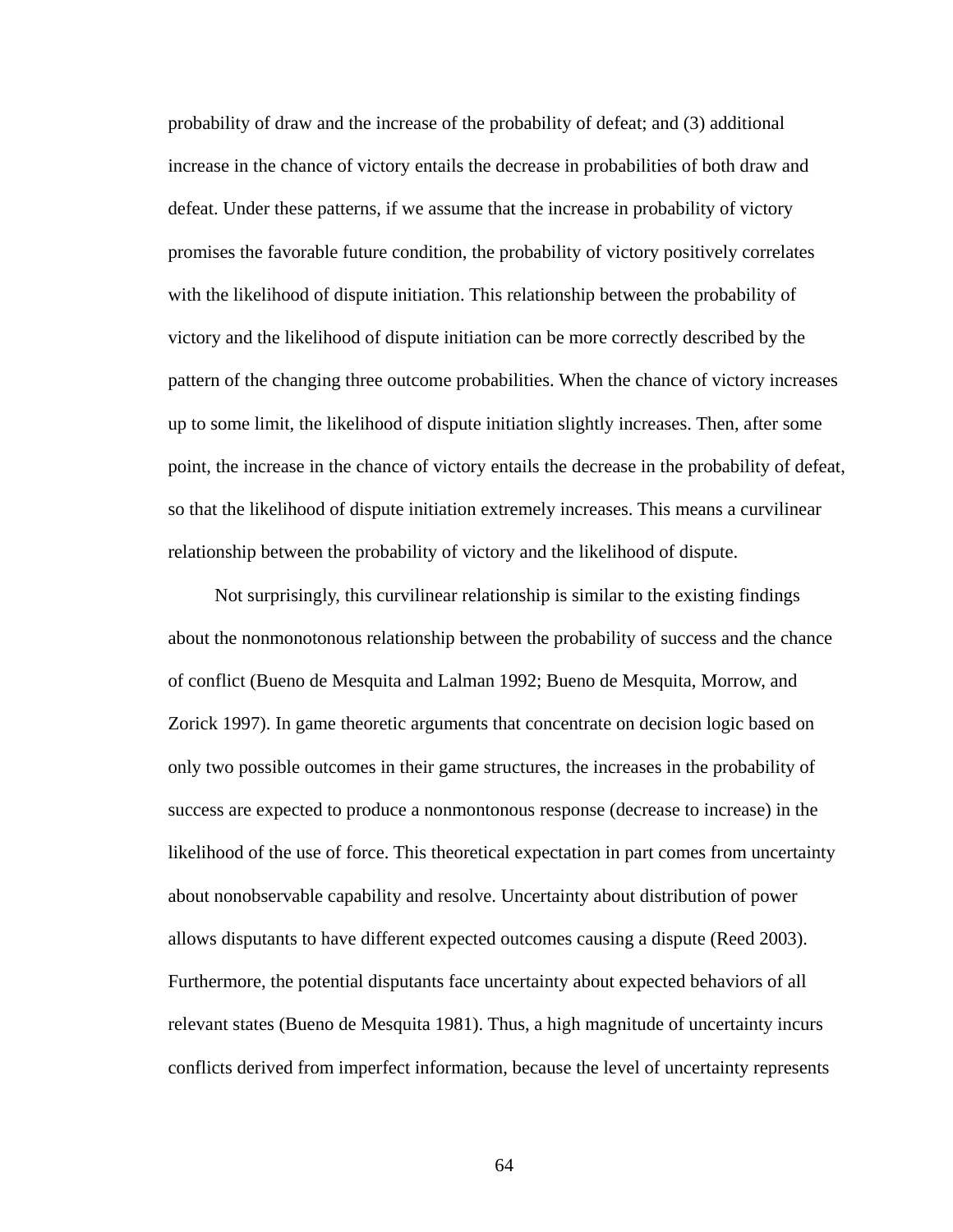probability of draw and the increase of the probability of defeat; and (3) additional increase in the chance of victory entails the decrease in probabilities of both draw and defeat. Under these patterns, if we assume that the increase in probability of victory promises the favorable future condition, the probability of victory positively correlates with the likelihood of dispute initiation. This relationship between the probability of victory and the likelihood of dispute initiation can be more correctly described by the pattern of the changing three outcome probabilities. When the chance of victory increases up to some limit, the likelihood of dispute initiation slightly increases. Then, after some point, the increase in the chance of victory entails the decrease in the probability of defeat, so that the likelihood of dispute initiation extremely increases. This means a curvilinear relationship between the probability of victory and the likelihood of dispute.

Not surprisingly, this curvilinear relationship is similar to the existing findings about the nonmonotonous relationship between the probability of success and the chance of conflict (Bueno de Mesquita and Lalman 1992; Bueno de Mesquita, Morrow, and Zorick 1997). In game theoretic arguments that concentrate on decision logic based on only two possible outcomes in their game structures, the increases in the probability of success are expected to produce a nonmontonous response (decrease to increase) in the likelihood of the use of force. This theoretical expectation in part comes from uncertainty about nonobservable capability and resolve. Uncertainty about distribution of power allows disputants to have different expected outcomes causing a dispute (Reed 2003). Furthermore, the potential disputants face uncertainty about expected behaviors of all relevant states (Bueno de Mesquita 1981). Thus, a high magnitude of uncertainty incurs conflicts derived from imperfect information, because the level of uncertainty represents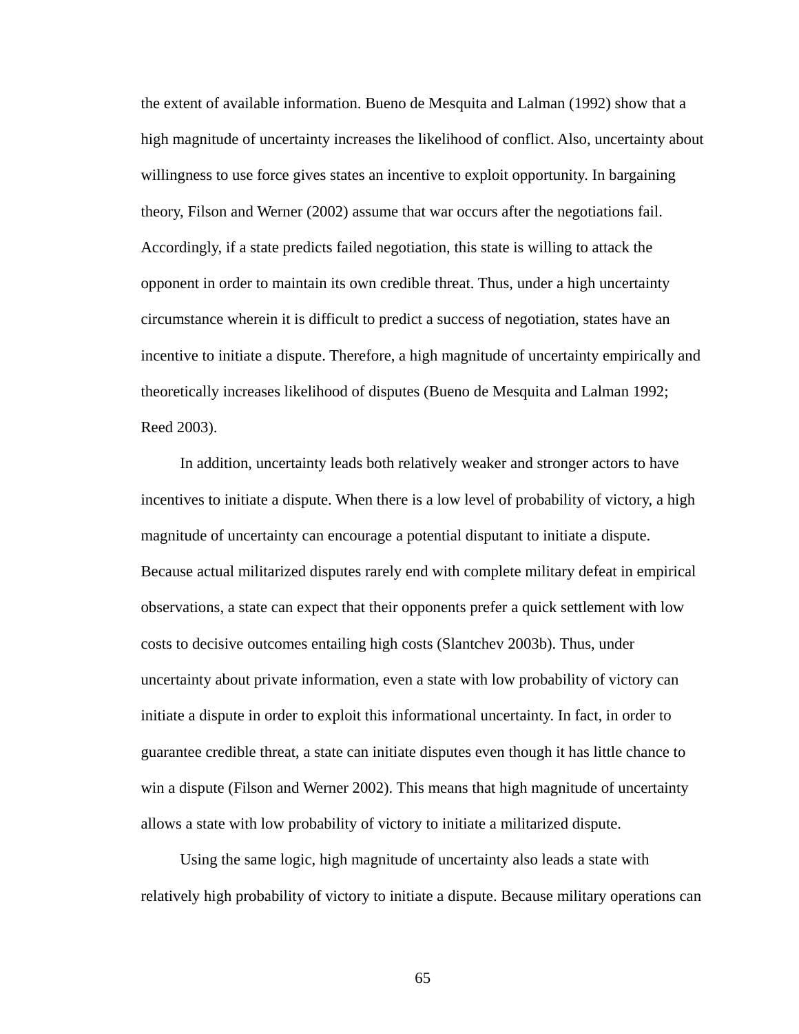the extent of available information. Bueno de Mesquita and Lalman (1992) show that a high magnitude of uncertainty increases the likelihood of conflict. Also, uncertainty about willingness to use force gives states an incentive to exploit opportunity. In bargaining theory, Filson and Werner (2002) assume that war occurs after the negotiations fail. Accordingly, if a state predicts failed negotiation, this state is willing to attack the opponent in order to maintain its own credible threat. Thus, under a high uncertainty circumstance wherein it is difficult to predict a success of negotiation, states have an incentive to initiate a dispute. Therefore, a high magnitude of uncertainty empirically and theoretically increases likelihood of disputes (Bueno de Mesquita and Lalman 1992; Reed 2003).

In addition, uncertainty leads both relatively weaker and stronger actors to have incentives to initiate a dispute. When there is a low level of probability of victory, a high magnitude of uncertainty can encourage a potential disputant to initiate a dispute. Because actual militarized disputes rarely end with complete military defeat in empirical observations, a state can expect that their opponents prefer a quick settlement with low costs to decisive outcomes entailing high costs (Slantchev 2003b). Thus, under uncertainty about private information, even a state with low probability of victory can initiate a dispute in order to exploit this informational uncertainty. In fact, in order to guarantee credible threat, a state can initiate disputes even though it has little chance to win a dispute (Filson and Werner 2002). This means that high magnitude of uncertainty allows a state with low probability of victory to initiate a militarized dispute.

Using the same logic, high magnitude of uncertainty also leads a state with relatively high probability of victory to initiate a dispute. Because military operations can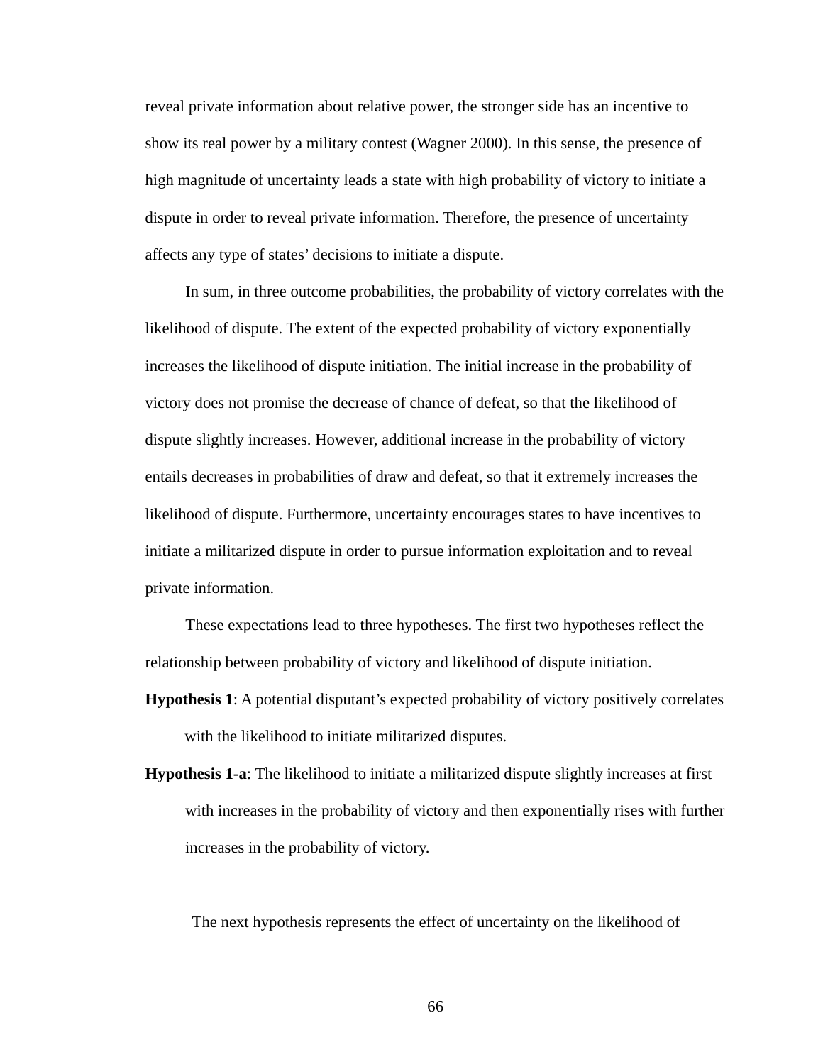reveal private information about relative power, the stronger side has an incentive to show its real power by a military contest (Wagner 2000). In this sense, the presence of high magnitude of uncertainty leads a state with high probability of victory to initiate a dispute in order to reveal private information. Therefore, the presence of uncertainty affects any type of states' decisions to initiate a dispute.

In sum, in three outcome probabilities, the probability of victory correlates with the likelihood of dispute. The extent of the expected probability of victory exponentially increases the likelihood of dispute initiation. The initial increase in the probability of victory does not promise the decrease of chance of defeat, so that the likelihood of dispute slightly increases. However, additional increase in the probability of victory entails decreases in probabilities of draw and defeat, so that it extremely increases the likelihood of dispute. Furthermore, uncertainty encourages states to have incentives to initiate a militarized dispute in order to pursue information exploitation and to reveal private information.

These expectations lead to three hypotheses. The first two hypotheses reflect the relationship between probability of victory and likelihood of dispute initiation.

**Hypothesis 1**: A potential disputant's expected probability of victory positively correlates with the likelihood to initiate militarized disputes.

**Hypothesis 1-a**: The likelihood to initiate a militarized dispute slightly increases at first with increases in the probability of victory and then exponentially rises with further increases in the probability of victory.

The next hypothesis represents the effect of uncertainty on the likelihood of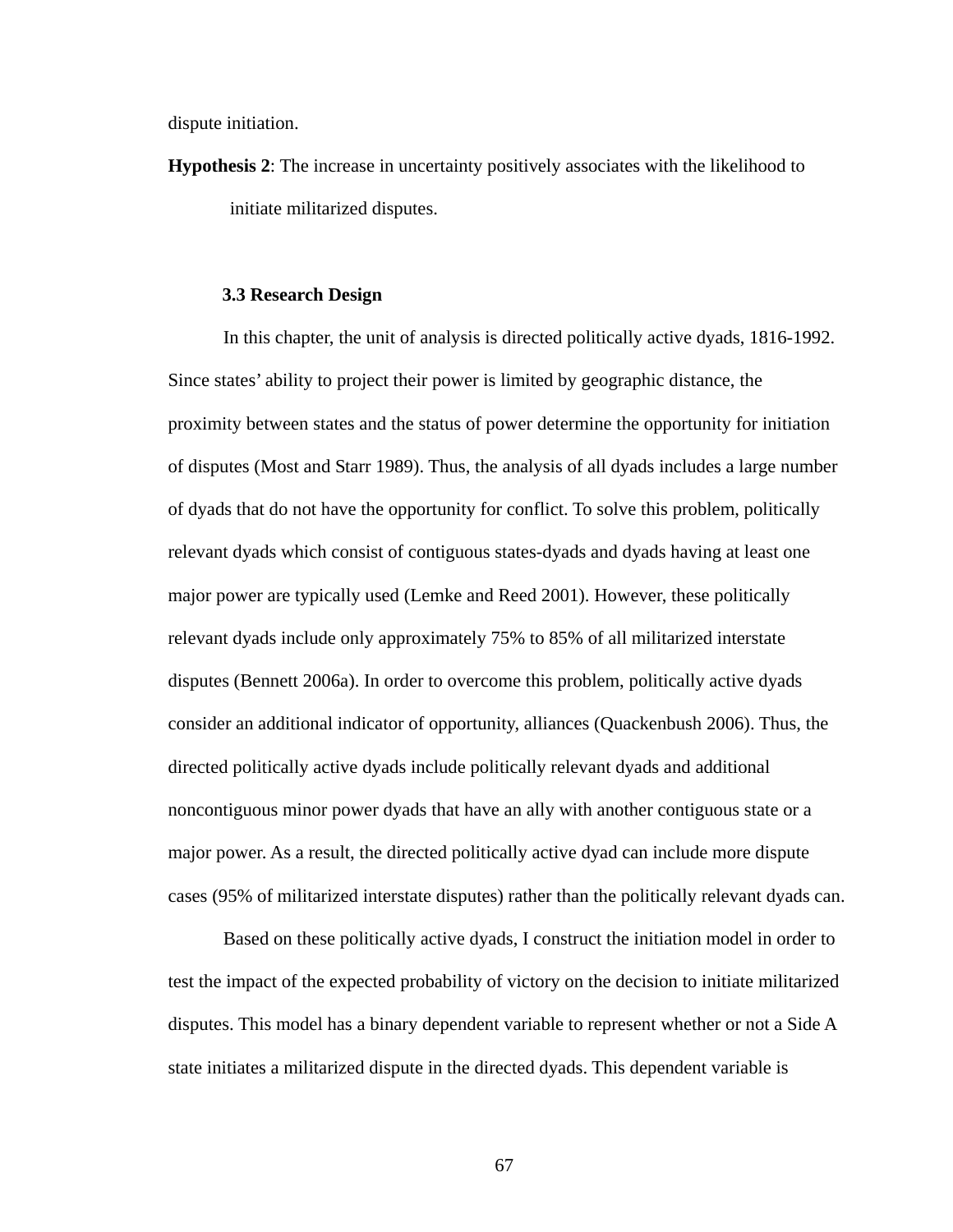dispute initiation.

**Hypothesis 2**: The increase in uncertainty positively associates with the likelihood to initiate militarized disputes.

### 3.3 Research Design

In this chapter, the unit of analysis is directed politically active dyads, 1816-1992. Since states' ability to project their power is limited by geographic distance, the proximity between states and the status of power determine the opportunity for initiation of disputes (Most and Starr 1989). Thus, the analysis of all dyads includes a large number of dyads that do not have the opportunity for conflict. To solve this problem, politically relevant dyads which consist of contiguous states-dyads and dyads having at least one major power are typically used (Lemke and Reed 2001). However, these politically relevant dyads include only approximately 75% to 85% of all militarized interstate disputes (Bennett 2006a). In order to overcome this problem, politically active dyads consider an additional indicator of opportunity, alliances (Quackenbush 2006). Thus, the directed politically active dyads include politically relevant dyads and additional noncontiguous minor power dyads that have an ally with another contiguous state or a major power. As a result, the directed politically active dyad can include more dispute cases (95% of militarized interstate disputes) rather than the politically relevant dyads can.

Based on these politically active dyads, I construct the initiation model in order to test the impact of the expected probability of victory on the decision to initiate militarized disputes. This model has a binary dependent variable to represent whether or not a Side A state initiates a militarized dispute in the directed dyads. This dependent variable is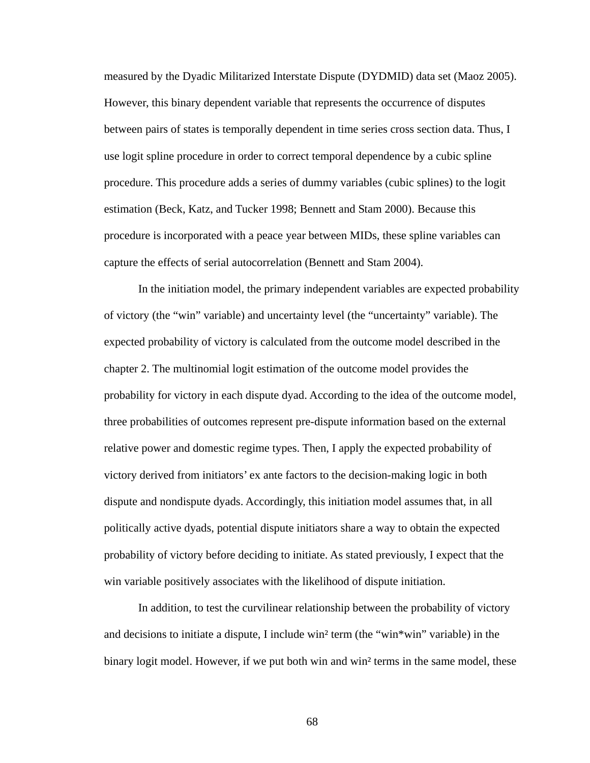measured by the Dyadic Militarized Interstate Dispute (DYDMID) data set (Maoz 2005). However, this binary dependent variable that represents the occurrence of disputes between pairs of states is temporally dependent in time series cross section data. Thus, I use logit spline procedure in order to correct temporal dependence by a cubic spline procedure. This procedure adds a series of dummy variables (cubic splines) to the logit estimation (Beck, Katz, and Tucker 1998; Bennett and Stam 2000). Because this procedure is incorporated with a peace year between MIDs, these spline variables can capture the effects of serial autocorrelation (Bennett and Stam 2004).

In the initiation model, the primary independent variables are expected probability of victory (the "win" variable) and uncertainty level (the "uncertainty" variable). The expected probability of victory is calculated from the outcome model described in the chapter 2. The multinomial logit estimation of the outcome model provides the probability for victory in each dispute dyad. According to the idea of the outcome model, three probabilities of outcomes represent pre-dispute information based on the external relative power and domestic regime types. Then, I apply the expected probability of victory derived from initiators' ex ante factors to the decision-making logic in both dispute and nondispute dyads. Accordingly, this initiation model assumes that, in all politically active dyads, potential dispute initiators share a way to obtain the expected probability of victory before deciding to initiate. As stated previously, I expect that the win variable positively associates with the likelihood of dispute initiation.

In addition, to test the curvilinear relationship between the probability of victory and decisions to initiate a dispute, I include $win^2$ term (the "win*win" variable) in the binary logit model. However, if we put both win and $win^2$ terms in the same model, these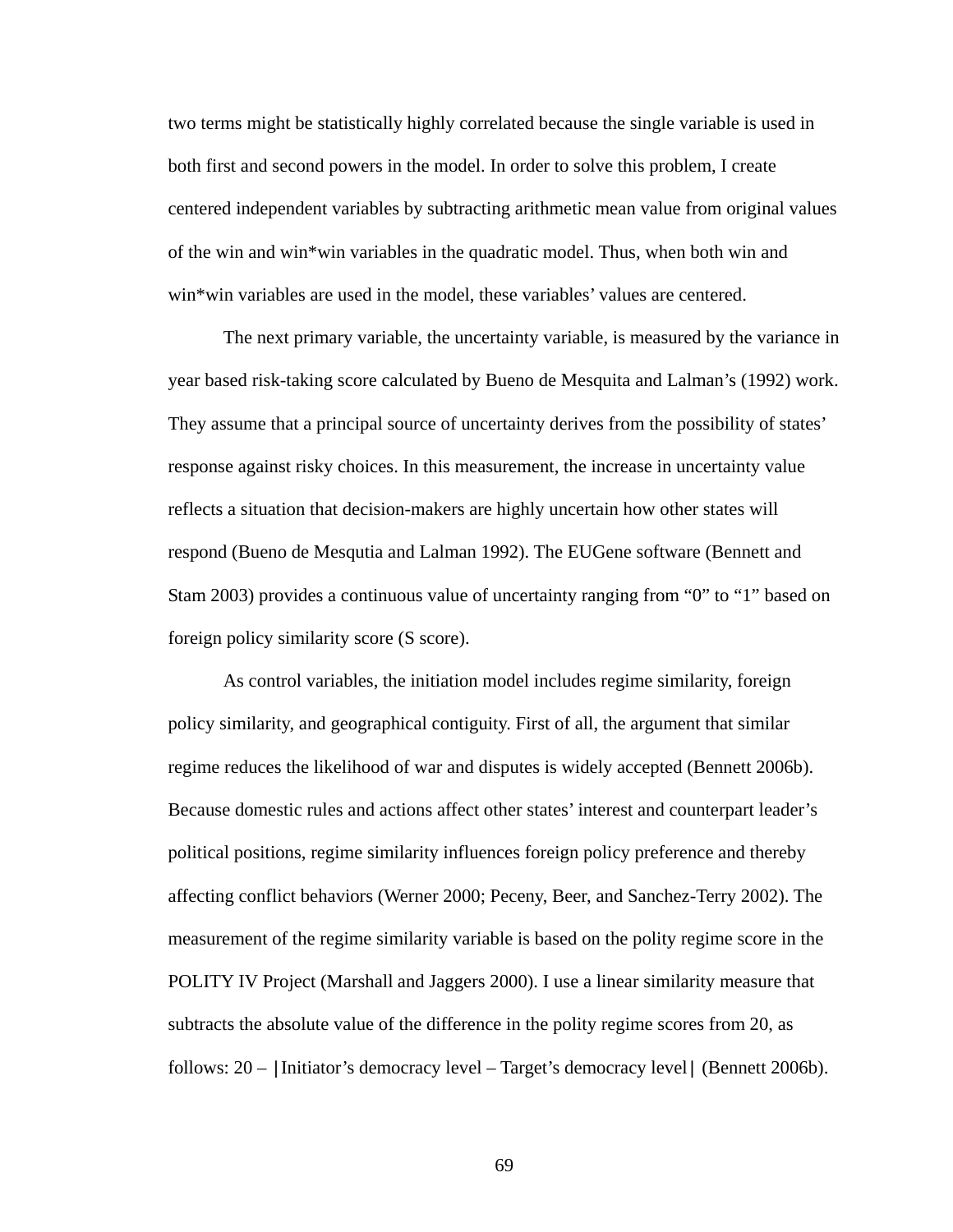two terms might be statistically highly correlated because the single variable is used in both first and second powers in the model. In order to solve this problem, I create centered independent variables by subtracting arithmetic mean value from original values of the win and win*win variables in the quadratic model. Thus, when both win and win*win variables are used in the model, these variables' values are centered.

The next primary variable, the uncertainty variable, is measured by the variance in year based risk-taking score calculated by Bueno de Mesquita and Lalman's (1992) work. They assume that a principal source of uncertainty derives from the possibility of states' response against risky choices. In this measurement, the increase in uncertainty value reflects a situation that decision-makers are highly uncertain how other states will respond (Bueno de Mesqutia and Lalman 1992). The EUGene software (Bennett and Stam 2003) provides a continuous value of uncertainty ranging from "0" to "1" based on foreign policy similarity score (S score).

As control variables, the initiation model includes regime similarity, foreign policy similarity, and geographical contiguity. First of all, the argument that similar regime reduces the likelihood of war and disputes is widely accepted (Bennett 2006b). Because domestic rules and actions affect other states' interest and counterpart leader's political positions, regime similarity influences foreign policy preference and thereby affecting conflict behaviors (Werner 2000; Peceny, Beer, and Sanchez-Terry 2002). The measurement of the regime similarity variable is based on the polity regime score in the POLITY IV Project (Marshall and Jaggers 2000). I use a linear similarity measure that subtracts the absolute value of the difference in the polity regime scores from 20, as follows: 20 – |Initiator's democracy level – Target's democracy level| (Bennett 2006b).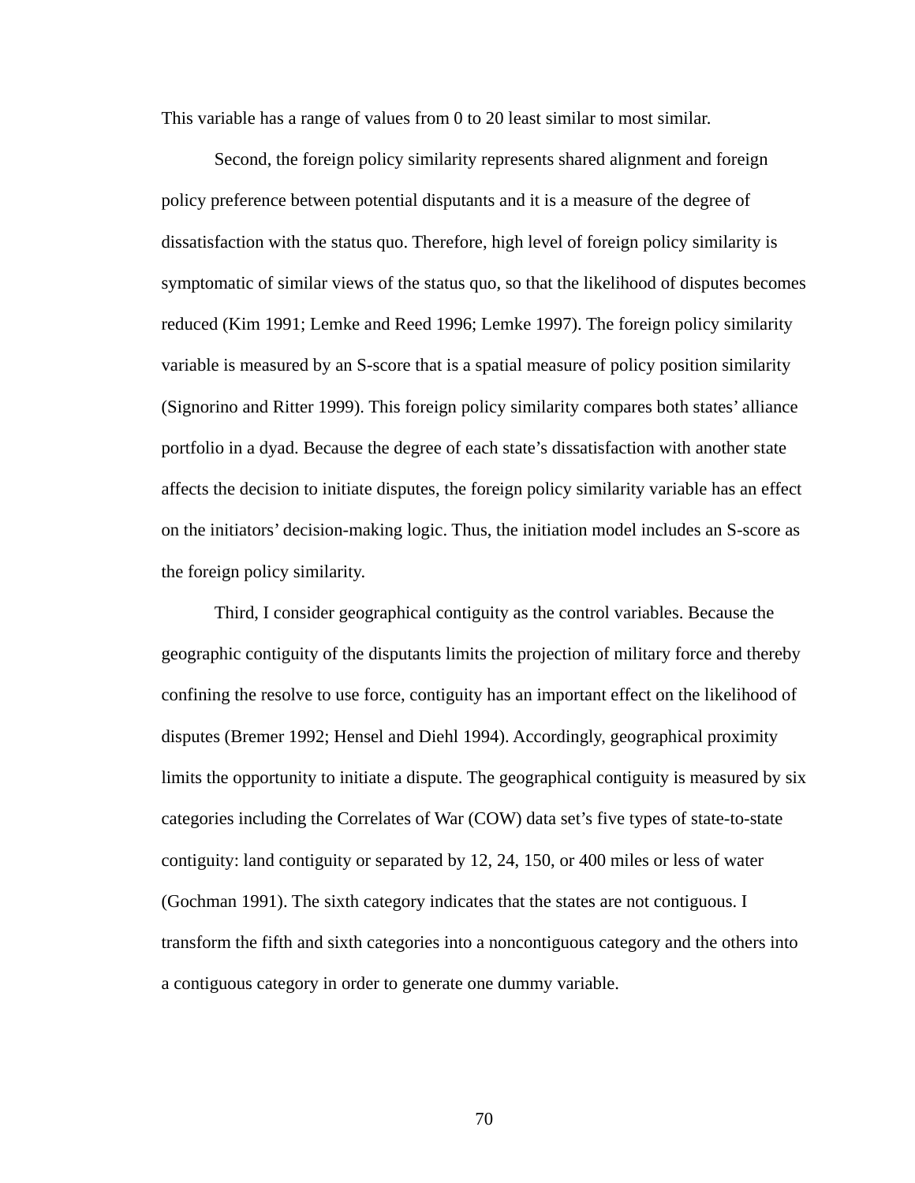This variable has a range of values from 0 to 20 least similar to most similar.

Second, the foreign policy similarity represents shared alignment and foreign policy preference between potential disputants and it is a measure of the degree of dissatisfaction with the status quo. Therefore, high level of foreign policy similarity is symptomatic of similar views of the status quo, so that the likelihood of disputes becomes reduced (Kim 1991; Lemke and Reed 1996; Lemke 1997). The foreign policy similarity variable is measured by an S-score that is a spatial measure of policy position similarity (Signorino and Ritter 1999). This foreign policy similarity compares both states' alliance portfolio in a dyad. Because the degree of each state's dissatisfaction with another state affects the decision to initiate disputes, the foreign policy similarity variable has an effect on the initiators' decision-making logic. Thus, the initiation model includes an S-score as the foreign policy similarity.

Third, I consider geographical contiguity as the control variables. Because the geographic contiguity of the disputants limits the projection of military force and thereby confining the resolve to use force, contiguity has an important effect on the likelihood of disputes (Bremer 1992; Hensel and Diehl 1994). Accordingly, geographical proximity limits the opportunity to initiate a dispute. The geographical contiguity is measured by six categories including the Correlates of War (COW) data set's five types of state-to-state contiguity: land contiguity or separated by 12, 24, 150, or 400 miles or less of water (Gochman 1991). The sixth category indicates that the states are not contiguous. I transform the fifth and sixth categories into a noncontiguous category and the others into a contiguous category in order to generate one dummy variable.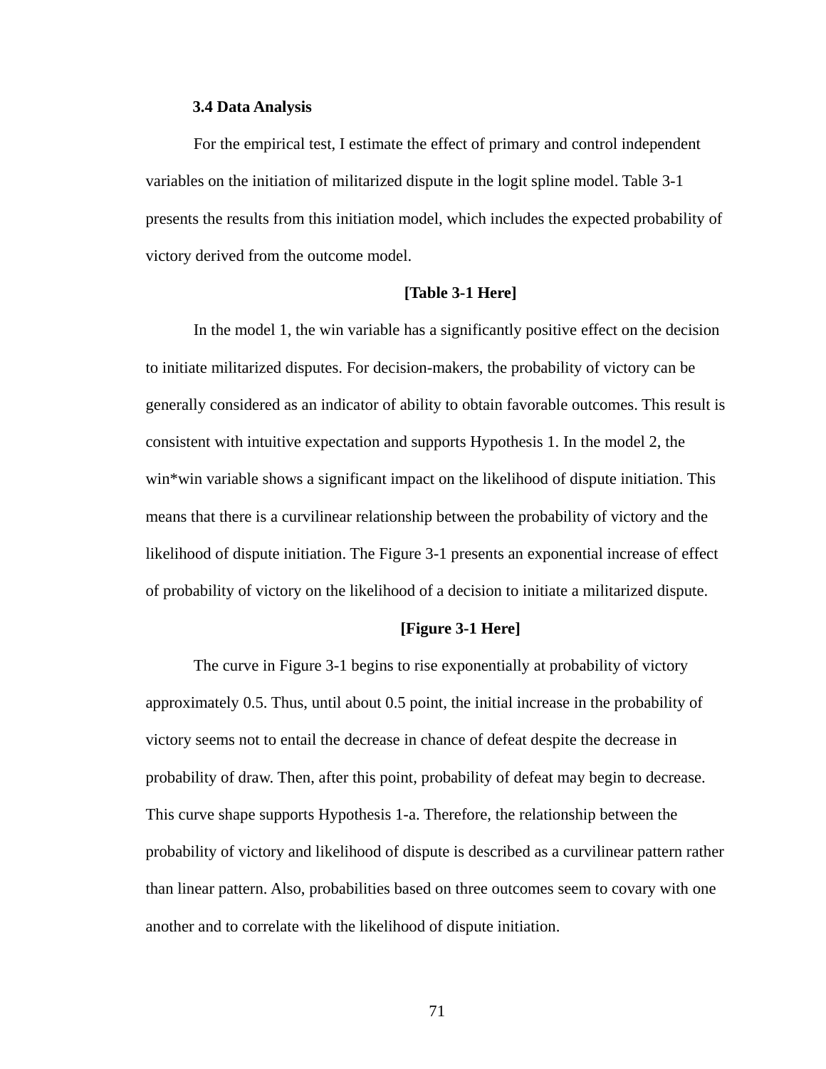### 3.4 Data Analysis

For the empirical test, I estimate the effect of primary and control independent variables on the initiation of militarized dispute in the logit spline model. Table 3-1 presents the results from this initiation model, which includes the expected probability of victory derived from the outcome model.

**[Table 3-1 Here]**

In the model 1, the win variable has a significantly positive effect on the decision to initiate militarized disputes. For decision-makers, the probability of victory can be generally considered as an indicator of ability to obtain favorable outcomes. This result is consistent with intuitive expectation and supports Hypothesis 1. In the model 2, the win*win variable shows a significant impact on the likelihood of dispute initiation. This means that there is a curvilinear relationship between the probability of victory and the likelihood of dispute initiation. The Figure 3-1 presents an exponential increase of effect of probability of victory on the likelihood of a decision to initiate a militarized dispute.

**[Figure 3-1 Here]**

The curve in Figure 3-1 begins to rise exponentially at probability of victory approximately 0.5. Thus, until about 0.5 point, the initial increase in the probability of victory seems not to entail the decrease in chance of defeat despite the decrease in probability of draw. Then, after this point, probability of defeat may begin to decrease. This curve shape supports Hypothesis 1-a. Therefore, the relationship between the probability of victory and likelihood of dispute is described as a curvilinear pattern rather than linear pattern. Also, probabilities based on three outcomes seem to covary with one another and to correlate with the likelihood of dispute initiation.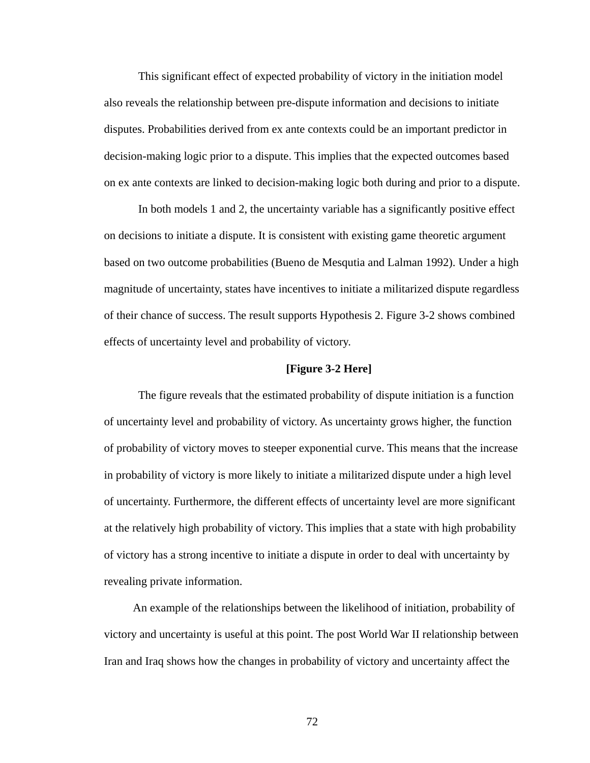This significant effect of expected probability of victory in the initiation model also reveals the relationship between pre-dispute information and decisions to initiate disputes. Probabilities derived from ex ante contexts could be an important predictor in decision-making logic prior to a dispute. This implies that the expected outcomes based on ex ante contexts are linked to decision-making logic both during and prior to a dispute.

In both models 1 and 2, the uncertainty variable has a significantly positive effect on decisions to initiate a dispute. It is consistent with existing game theoretic argument based on two outcome probabilities (Bueno de Mesqutia and Lalman 1992). Under a high magnitude of uncertainty, states have incentives to initiate a militarized dispute regardless of their chance of success. The result supports Hypothesis 2. Figure 3-2 shows combined effects of uncertainty level and probability of victory.

**[Figure 3-2 Here]**

The figure reveals that the estimated probability of dispute initiation is a function of uncertainty level and probability of victory. As uncertainty grows higher, the function of probability of victory moves to steeper exponential curve. This means that the increase in probability of victory is more likely to initiate a militarized dispute under a high level of uncertainty. Furthermore, the different effects of uncertainty level are more significant at the relatively high probability of victory. This implies that a state with high probability of victory has a strong incentive to initiate a dispute in order to deal with uncertainty by revealing private information.

An example of the relationships between the likelihood of initiation, probability of victory and uncertainty is useful at this point. The post World War II relationship between Iran and Iraq shows how the changes in probability of victory and uncertainty affect the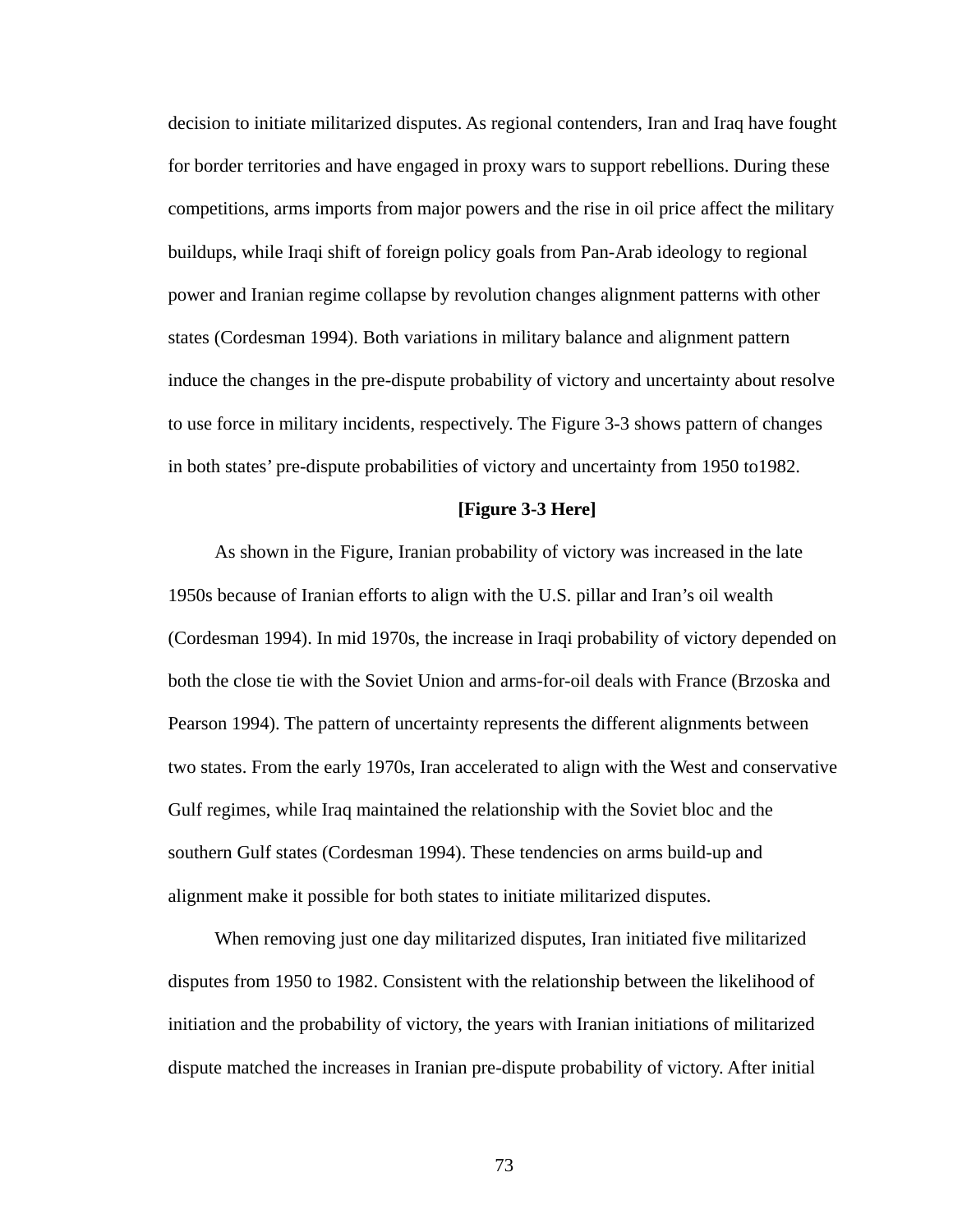decision to initiate militarized disputes. As regional contenders, Iran and Iraq have fought for border territories and have engaged in proxy wars to support rebellions. During these competitions, arms imports from major powers and the rise in oil price affect the military buildups, while Iraqi shift of foreign policy goals from Pan-Arab ideology to regional power and Iranian regime collapse by revolution changes alignment patterns with other states (Cordesman 1994). Both variations in military balance and alignment pattern induce the changes in the pre-dispute probability of victory and uncertainty about resolve to use force in military incidents, respectively. The Figure 3-3 shows pattern of changes in both states' pre-dispute probabilities of victory and uncertainty from 1950 to1982.

**[Figure 3-3 Here]**

As shown in the Figure, Iranian probability of victory was increased in the late 1950s because of Iranian efforts to align with the U.S. pillar and Iran's oil wealth (Cordesman 1994). In mid 1970s, the increase in Iraqi probability of victory depended on both the close tie with the Soviet Union and arms-for-oil deals with France (Brzoska and Pearson 1994). The pattern of uncertainty represents the different alignments between two states. From the early 1970s, Iran accelerated to align with the West and conservative Gulf regimes, while Iraq maintained the relationship with the Soviet bloc and the southern Gulf states (Cordesman 1994). These tendencies on arms build-up and alignment make it possible for both states to initiate militarized disputes.

When removing just one day militarized disputes, Iran initiated five militarized disputes from 1950 to 1982. Consistent with the relationship between the likelihood of initiation and the probability of victory, the years with Iranian initiations of militarized dispute matched the increases in Iranian pre-dispute probability of victory. After initial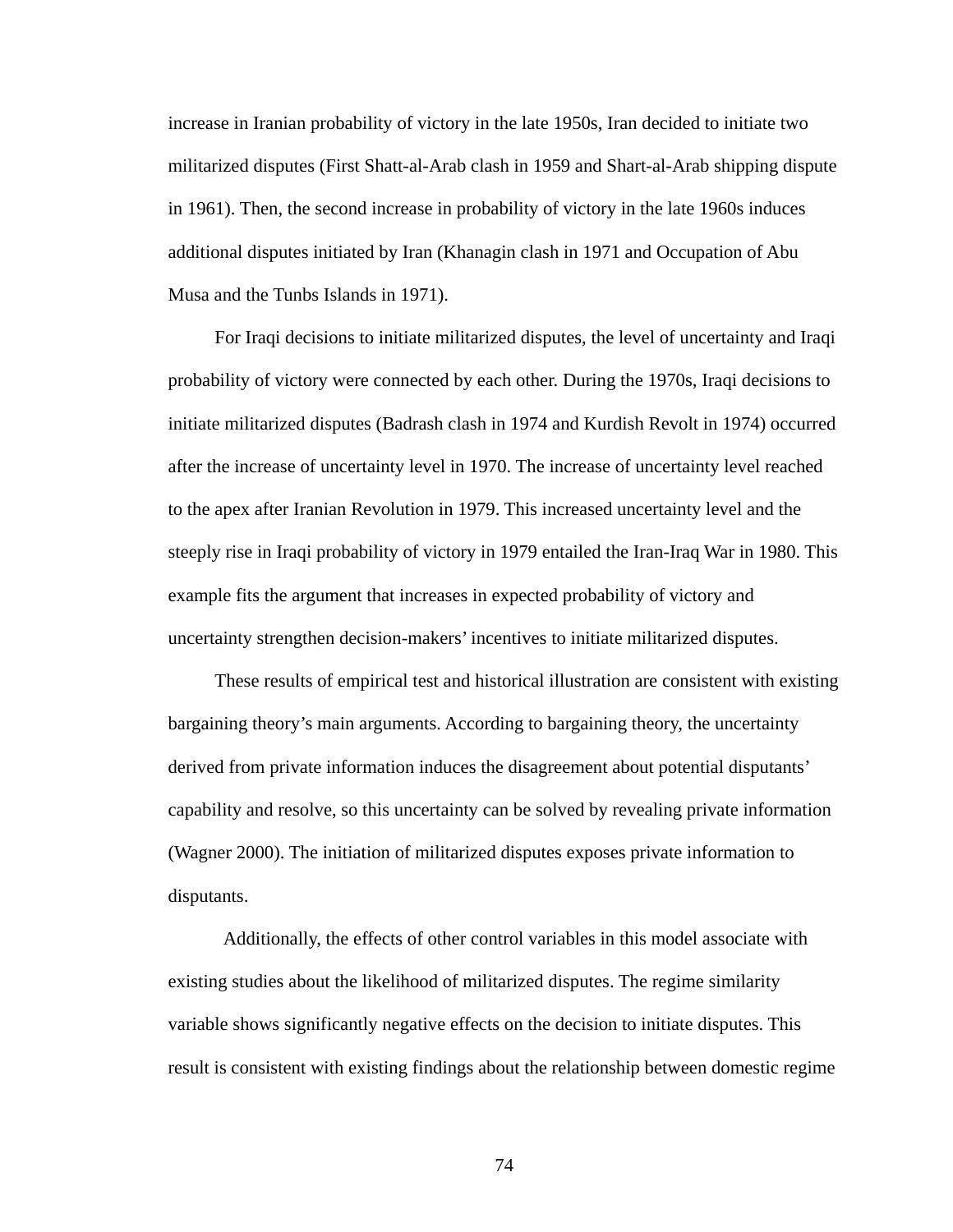increase in Iranian probability of victory in the late 1950s, Iran decided to initiate two militarized disputes (First Shatt-al-Arab clash in 1959 and Shart-al-Arab shipping dispute in 1961). Then, the second increase in probability of victory in the late 1960s induces additional disputes initiated by Iran (Khanagin clash in 1971 and Occupation of Abu Musa and the Tunbs Islands in 1971).

For Iraqi decisions to initiate militarized disputes, the level of uncertainty and Iraqi probability of victory were connected by each other. During the 1970s, Iraqi decisions to initiate militarized disputes (Badrash clash in 1974 and Kurdish Revolt in 1974) occurred after the increase of uncertainty level in 1970. The increase of uncertainty level reached to the apex after Iranian Revolution in 1979. This increased uncertainty level and the steeply rise in Iraqi probability of victory in 1979 entailed the Iran-Iraq War in 1980. This example fits the argument that increases in expected probability of victory and uncertainty strengthen decision-makers' incentives to initiate militarized disputes.

These results of empirical test and historical illustration are consistent with existing bargaining theory's main arguments. According to bargaining theory, the uncertainty derived from private information induces the disagreement about potential disputants' capability and resolve, so this uncertainty can be solved by revealing private information (Wagner 2000). The initiation of militarized disputes exposes private information to disputants.

Additionally, the effects of other control variables in this model associate with existing studies about the likelihood of militarized disputes. The regime similarity variable shows significantly negative effects on the decision to initiate disputes. This result is consistent with existing findings about the relationship between domestic regime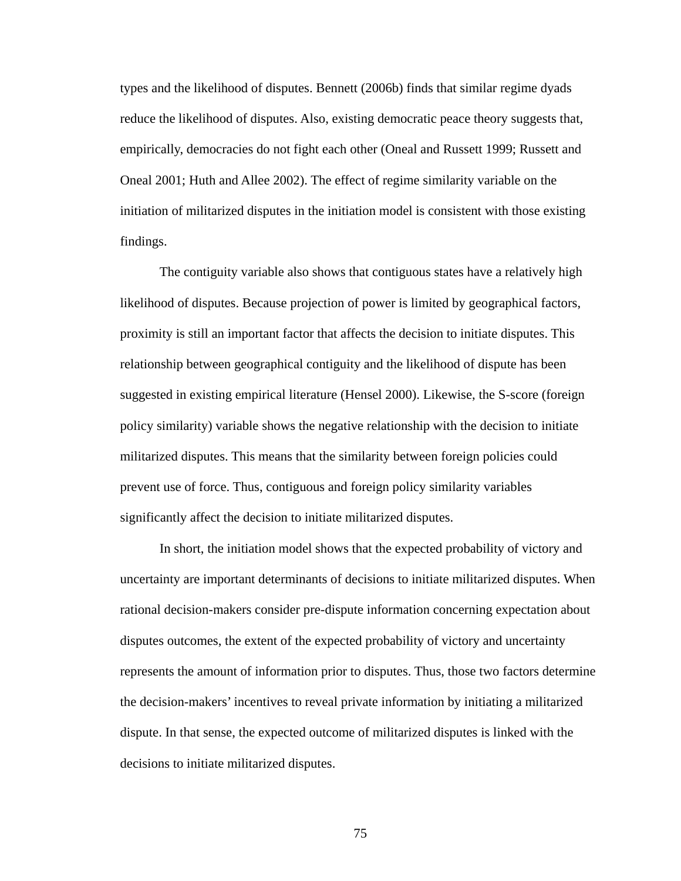types and the likelihood of disputes. Bennett (2006b) finds that similar regime dyads reduce the likelihood of disputes. Also, existing democratic peace theory suggests that, empirically, democracies do not fight each other (Oneal and Russett 1999; Russett and Oneal 2001; Huth and Allee 2002). The effect of regime similarity variable on the initiation of militarized disputes in the initiation model is consistent with those existing findings.

The contiguity variable also shows that contiguous states have a relatively high likelihood of disputes. Because projection of power is limited by geographical factors, proximity is still an important factor that affects the decision to initiate disputes. This relationship between geographical contiguity and the likelihood of dispute has been suggested in existing empirical literature (Hensel 2000). Likewise, the S-score (foreign policy similarity) variable shows the negative relationship with the decision to initiate militarized disputes. This means that the similarity between foreign policies could prevent use of force. Thus, contiguous and foreign policy similarity variables significantly affect the decision to initiate militarized disputes.

In short, the initiation model shows that the expected probability of victory and uncertainty are important determinants of decisions to initiate militarized disputes. When rational decision-makers consider pre-dispute information concerning expectation about disputes outcomes, the extent of the expected probability of victory and uncertainty represents the amount of information prior to disputes. Thus, those two factors determine the decision-makers' incentives to reveal private information by initiating a militarized dispute. In that sense, the expected outcome of militarized disputes is linked with the decisions to initiate militarized disputes.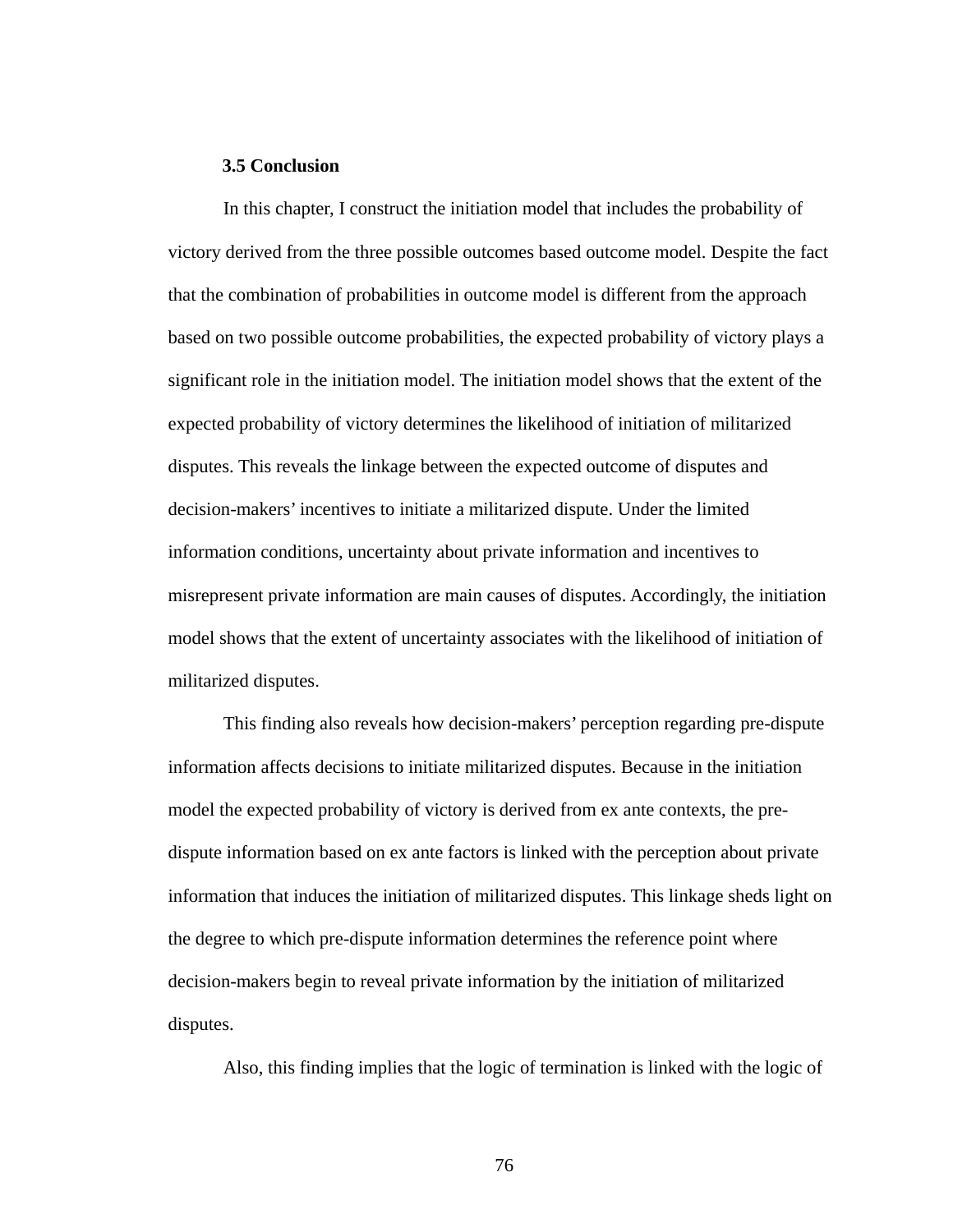### 3.5 Conclusion

In this chapter, I construct the initiation model that includes the probability of victory derived from the three possible outcomes based outcome model. Despite the fact that the combination of probabilities in outcome model is different from the approach based on two possible outcome probabilities, the expected probability of victory plays a significant role in the initiation model. The initiation model shows that the extent of the expected probability of victory determines the likelihood of initiation of militarized disputes. This reveals the linkage between the expected outcome of disputes and decision-makers' incentives to initiate a militarized dispute. Under the limited information conditions, uncertainty about private information and incentives to misrepresent private information are main causes of disputes. Accordingly, the initiation model shows that the extent of uncertainty associates with the likelihood of initiation of militarized disputes.

This finding also reveals how decision-makers' perception regarding pre-dispute information affects decisions to initiate militarized disputes. Because in the initiation model the expected probability of victory is derived from ex ante contexts, the pre-dispute information based on ex ante factors is linked with the perception about private information that induces the initiation of militarized disputes. This linkage sheds light on the degree to which pre-dispute information determines the reference point where decision-makers begin to reveal private information by the initiation of militarized disputes.

Also, this finding implies that the logic of termination is linked with the logic of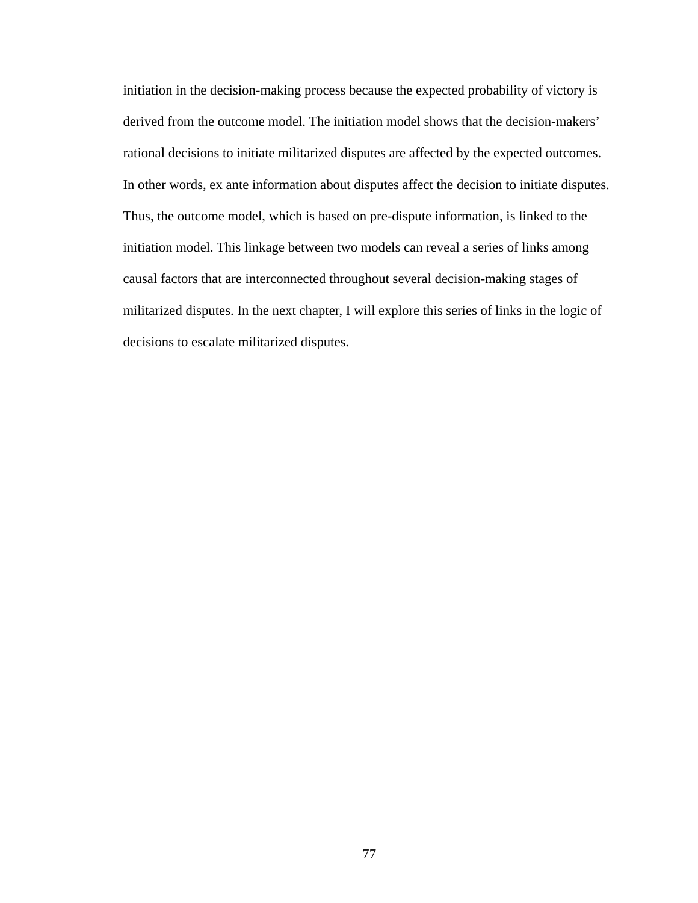initiation in the decision-making process because the expected probability of victory is derived from the outcome model. The initiation model shows that the decision-makers' rational decisions to initiate militarized disputes are affected by the expected outcomes. In other words, ex ante information about disputes affect the decision to initiate disputes. Thus, the outcome model, which is based on pre-dispute information, is linked to the initiation model. This linkage between two models can reveal a series of links among causal factors that are interconnected throughout several decision-making stages of militarized disputes. In the next chapter, I will explore this series of links in the logic of decisions to escalate militarized disputes.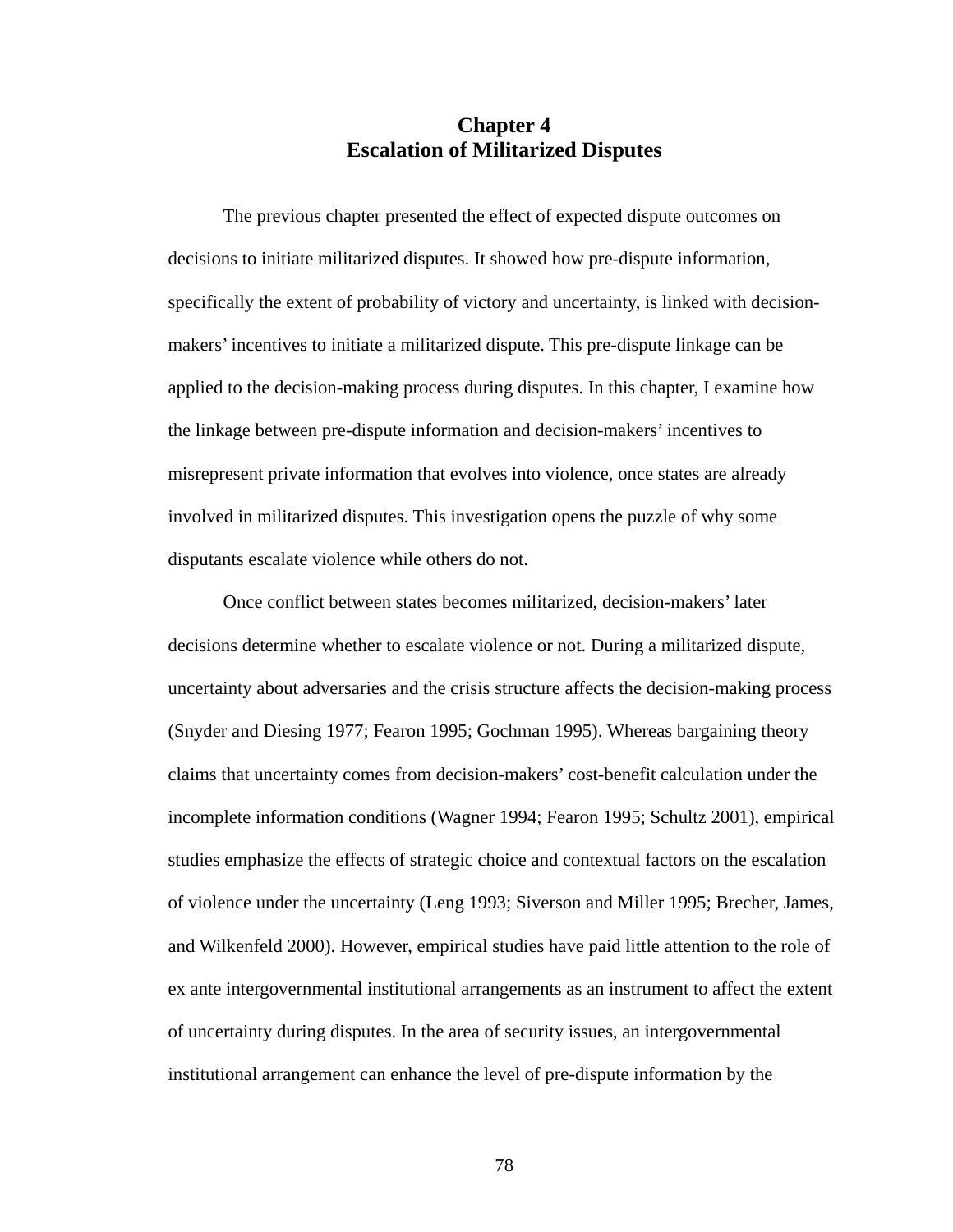# Chapter 4
# Escalation of Militarized Disputes

The previous chapter presented the effect of expected dispute outcomes on decisions to initiate militarized disputes. It showed how pre-dispute information, specifically the extent of probability of victory and uncertainty, is linked with decision-makers' incentives to initiate a militarized dispute. This pre-dispute linkage can be applied to the decision-making process during disputes. In this chapter, I examine how the linkage between pre-dispute information and decision-makers' incentives to misrepresent private information that evolves into violence, once states are already involved in militarized disputes. This investigation opens the puzzle of why some disputants escalate violence while others do not.

Once conflict between states becomes militarized, decision-makers' later decisions determine whether to escalate violence or not. During a militarized dispute, uncertainty about adversaries and the crisis structure affects the decision-making process (Snyder and Diesing 1977; Fearon 1995; Gochman 1995). Whereas bargaining theory claims that uncertainty comes from decision-makers' cost-benefit calculation under the incomplete information conditions (Wagner 1994; Fearon 1995; Schultz 2001), empirical studies emphasize the effects of strategic choice and contextual factors on the escalation of violence under the uncertainty (Leng 1993; Siverson and Miller 1995; Brecher, James, and Wilkenfeld 2000). However, empirical studies have paid little attention to the role of ex ante intergovernmental institutional arrangements as an instrument to affect the extent of uncertainty during disputes. In the area of security issues, an intergovernmental institutional arrangement can enhance the level of pre-dispute information by the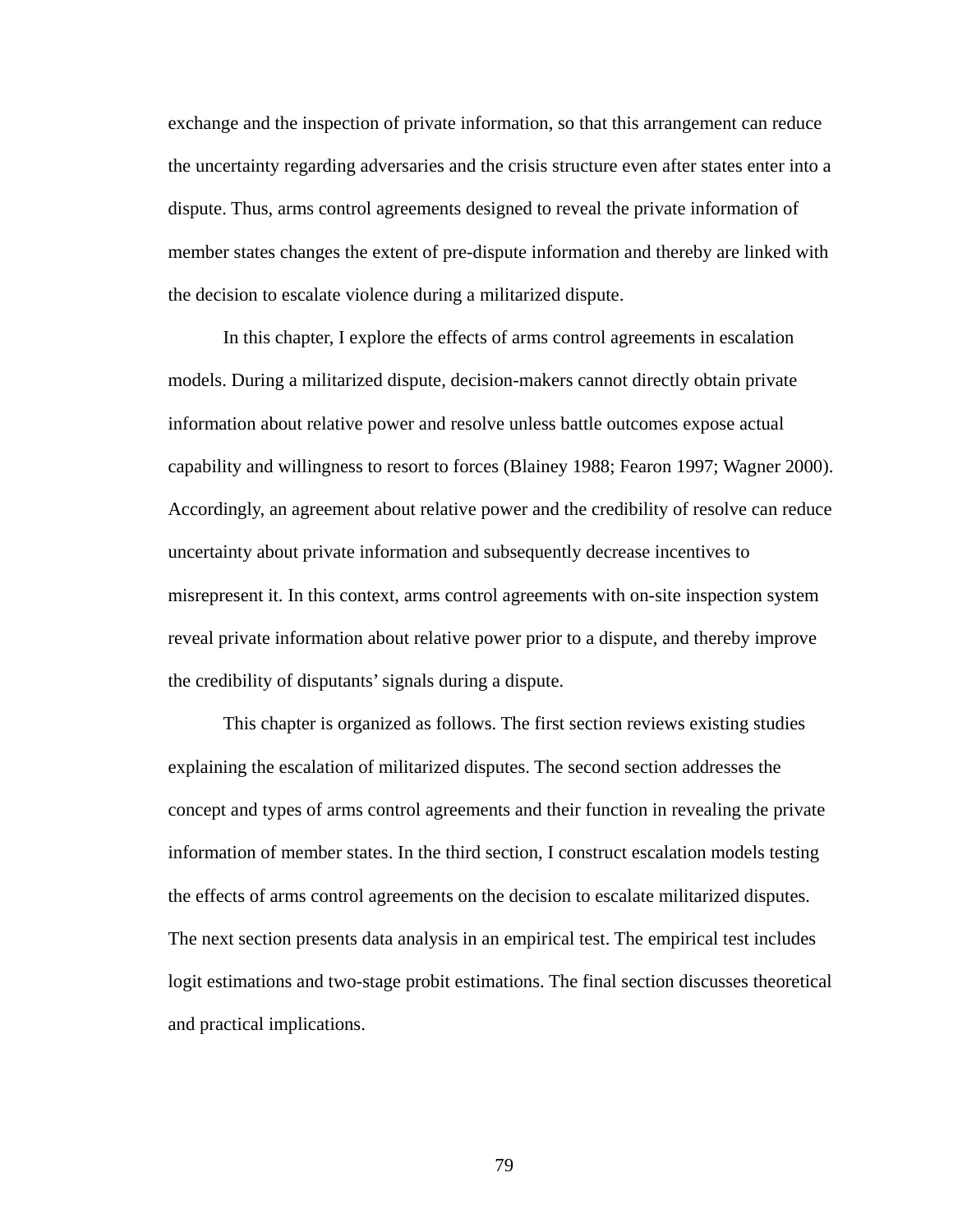exchange and the inspection of private information, so that this arrangement can reduce the uncertainty regarding adversaries and the crisis structure even after states enter into a dispute. Thus, arms control agreements designed to reveal the private information of member states changes the extent of pre-dispute information and thereby are linked with the decision to escalate violence during a militarized dispute.

In this chapter, I explore the effects of arms control agreements in escalation models. During a militarized dispute, decision-makers cannot directly obtain private information about relative power and resolve unless battle outcomes expose actual capability and willingness to resort to forces (Blainey 1988; Fearon 1997; Wagner 2000). Accordingly, an agreement about relative power and the credibility of resolve can reduce uncertainty about private information and subsequently decrease incentives to misrepresent it. In this context, arms control agreements with on-site inspection system reveal private information about relative power prior to a dispute, and thereby improve the credibility of disputants' signals during a dispute.

This chapter is organized as follows. The first section reviews existing studies explaining the escalation of militarized disputes. The second section addresses the concept and types of arms control agreements and their function in revealing the private information of member states. In the third section, I construct escalation models testing the effects of arms control agreements on the decision to escalate militarized disputes. The next section presents data analysis in an empirical test. The empirical test includes logit estimations and two-stage probit estimations. The final section discusses theoretical and practical implications.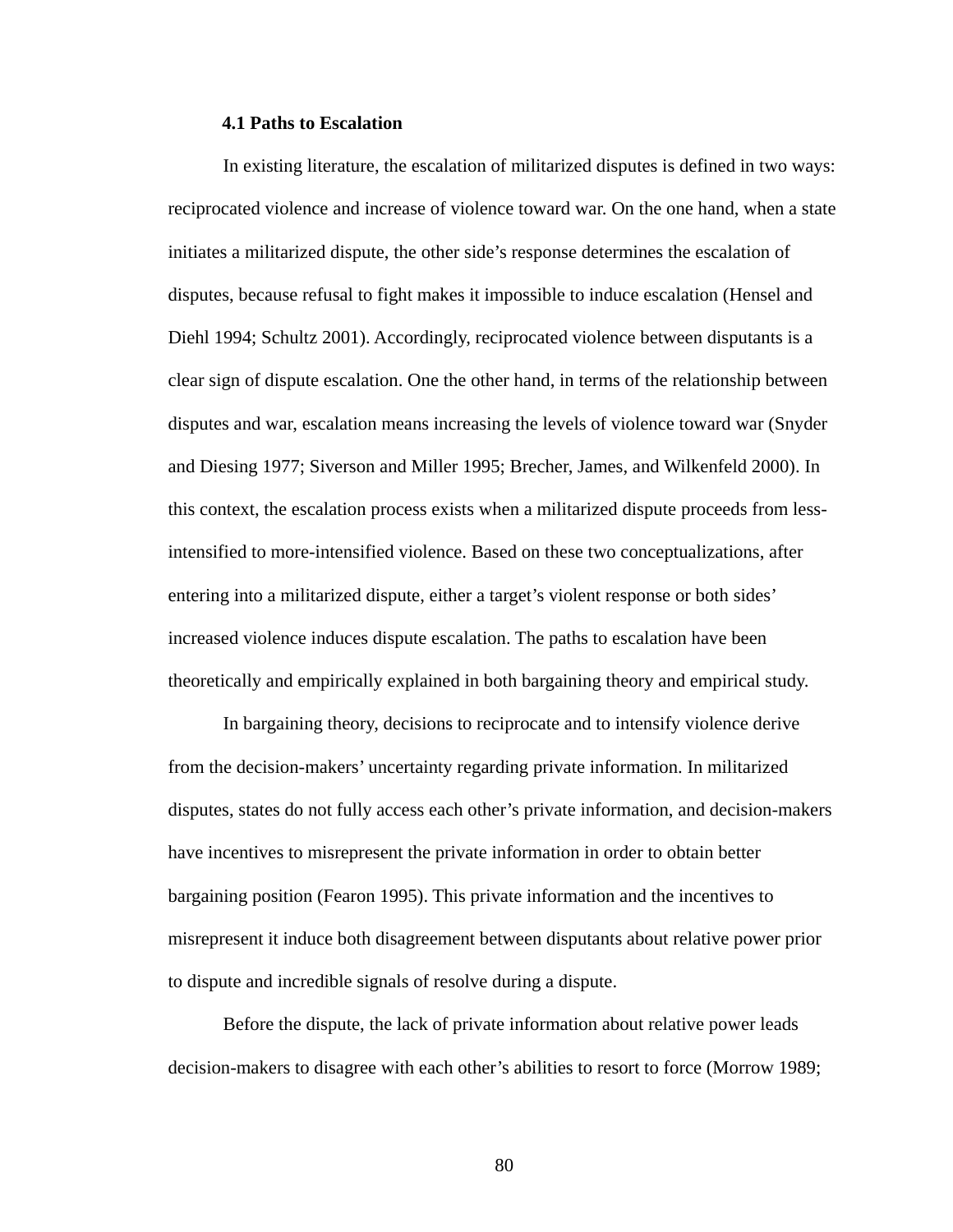### 4.1 Paths to Escalation

In existing literature, the escalation of militarized disputes is defined in two ways: reciprocated violence and increase of violence toward war. On the one hand, when a state initiates a militarized dispute, the other side's response determines the escalation of disputes, because refusal to fight makes it impossible to induce escalation (Hensel and Diehl 1994; Schultz 2001). Accordingly, reciprocated violence between disputants is a clear sign of dispute escalation. One the other hand, in terms of the relationship between disputes and war, escalation means increasing the levels of violence toward war (Snyder and Diesing 1977; Siverson and Miller 1995; Brecher, James, and Wilkenfeld 2000). In this context, the escalation process exists when a militarized dispute proceeds from less-intensified to more-intensified violence. Based on these two conceptualizations, after entering into a militarized dispute, either a target's violent response or both sides' increased violence induces dispute escalation. The paths to escalation have been theoretically and empirically explained in both bargaining theory and empirical study.

In bargaining theory, decisions to reciprocate and to intensify violence derive from the decision-makers' uncertainty regarding private information. In militarized disputes, states do not fully access each other's private information, and decision-makers have incentives to misrepresent the private information in order to obtain better bargaining position (Fearon 1995). This private information and the incentives to misrepresent it induce both disagreement between disputants about relative power prior to dispute and incredible signals of resolve during a dispute.

Before the dispute, the lack of private information about relative power leads decision-makers to disagree with each other's abilities to resort to force (Morrow 1989;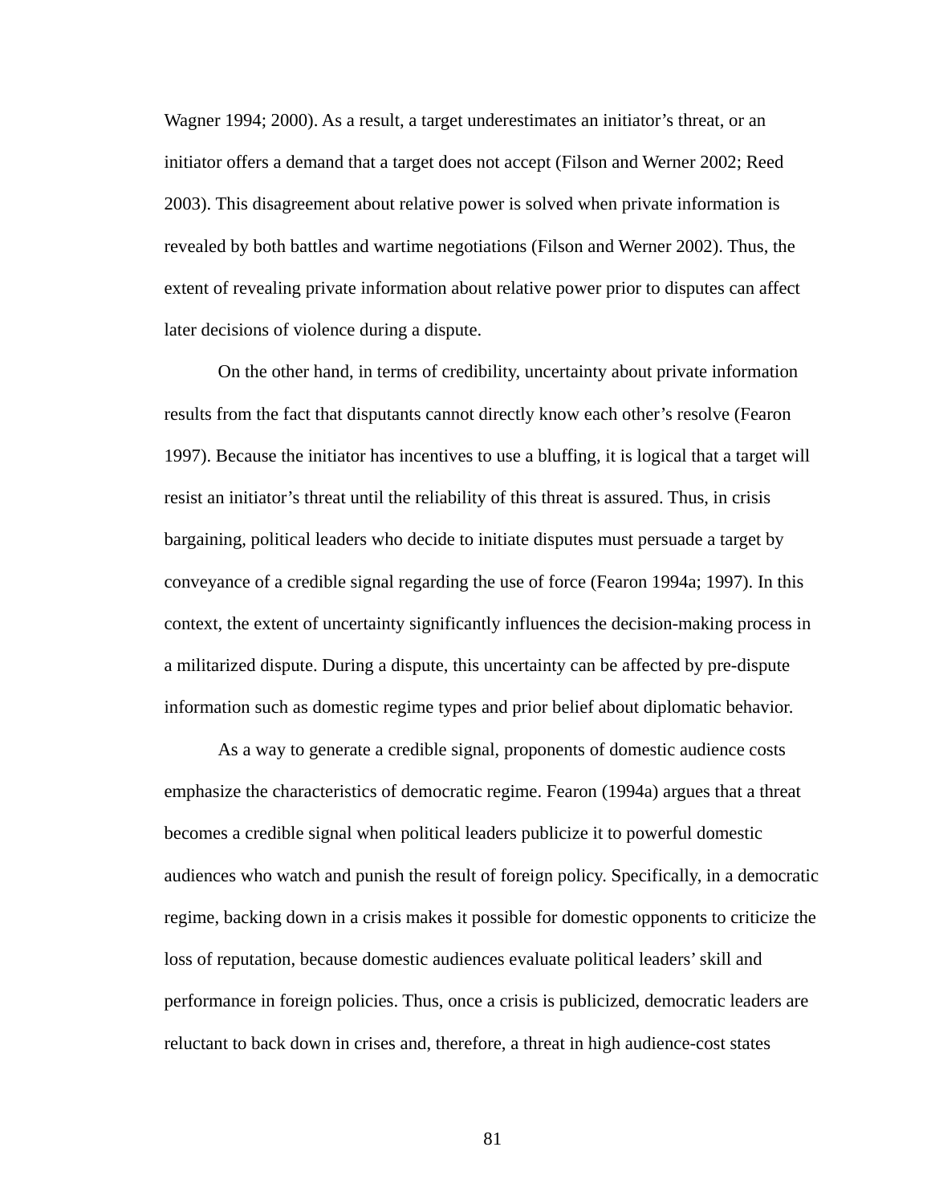Wagner 1994; 2000). As a result, a target underestimates an initiator's threat, or an initiator offers a demand that a target does not accept (Filson and Werner 2002; Reed 2003). This disagreement about relative power is solved when private information is revealed by both battles and wartime negotiations (Filson and Werner 2002). Thus, the extent of revealing private information about relative power prior to disputes can affect later decisions of violence during a dispute.

On the other hand, in terms of credibility, uncertainty about private information results from the fact that disputants cannot directly know each other's resolve (Fearon 1997). Because the initiator has incentives to use a bluffing, it is logical that a target will resist an initiator's threat until the reliability of this threat is assured. Thus, in crisis bargaining, political leaders who decide to initiate disputes must persuade a target by conveyance of a credible signal regarding the use of force (Fearon 1994a; 1997). In this context, the extent of uncertainty significantly influences the decision-making process in a militarized dispute. During a dispute, this uncertainty can be affected by pre-dispute information such as domestic regime types and prior belief about diplomatic behavior.

As a way to generate a credible signal, proponents of domestic audience costs emphasize the characteristics of democratic regime. Fearon (1994a) argues that a threat becomes a credible signal when political leaders publicize it to powerful domestic audiences who watch and punish the result of foreign policy. Specifically, in a democratic regime, backing down in a crisis makes it possible for domestic opponents to criticize the loss of reputation, because domestic audiences evaluate political leaders' skill and performance in foreign policies. Thus, once a crisis is publicized, democratic leaders are reluctant to back down in crises and, therefore, a threat in high audience-cost states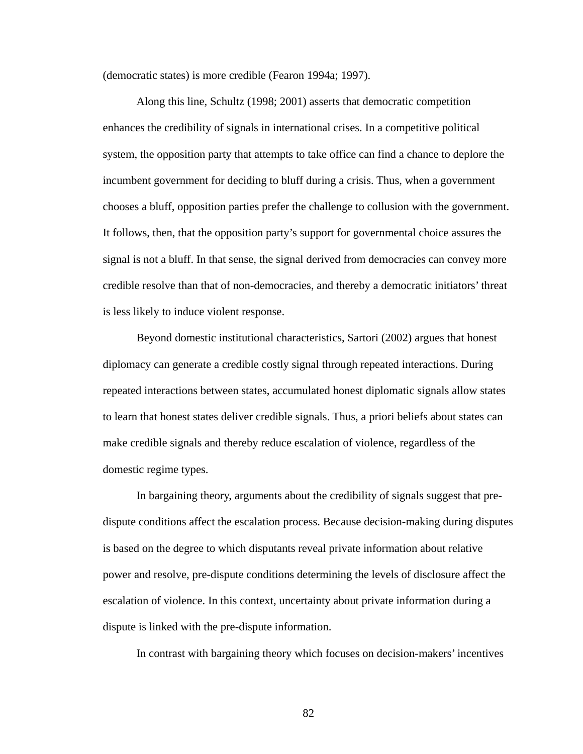(democratic states) is more credible (Fearon 1994a; 1997).

Along this line, Schultz (1998; 2001) asserts that democratic competition enhances the credibility of signals in international crises. In a competitive political system, the opposition party that attempts to take office can find a chance to deplore the incumbent government for deciding to bluff during a crisis. Thus, when a government chooses a bluff, opposition parties prefer the challenge to collusion with the government. It follows, then, that the opposition party's support for governmental choice assures the signal is not a bluff. In that sense, the signal derived from democracies can convey more credible resolve than that of non-democracies, and thereby a democratic initiators' threat is less likely to induce violent response.

Beyond domestic institutional characteristics, Sartori (2002) argues that honest diplomacy can generate a credible costly signal through repeated interactions. During repeated interactions between states, accumulated honest diplomatic signals allow states to learn that honest states deliver credible signals. Thus, a priori beliefs about states can make credible signals and thereby reduce escalation of violence, regardless of the domestic regime types.

In bargaining theory, arguments about the credibility of signals suggest that pre-dispute conditions affect the escalation process. Because decision-making during disputes is based on the degree to which disputants reveal private information about relative power and resolve, pre-dispute conditions determining the levels of disclosure affect the escalation of violence. In this context, uncertainty about private information during a dispute is linked with the pre-dispute information.

In contrast with bargaining theory which focuses on decision-makers' incentives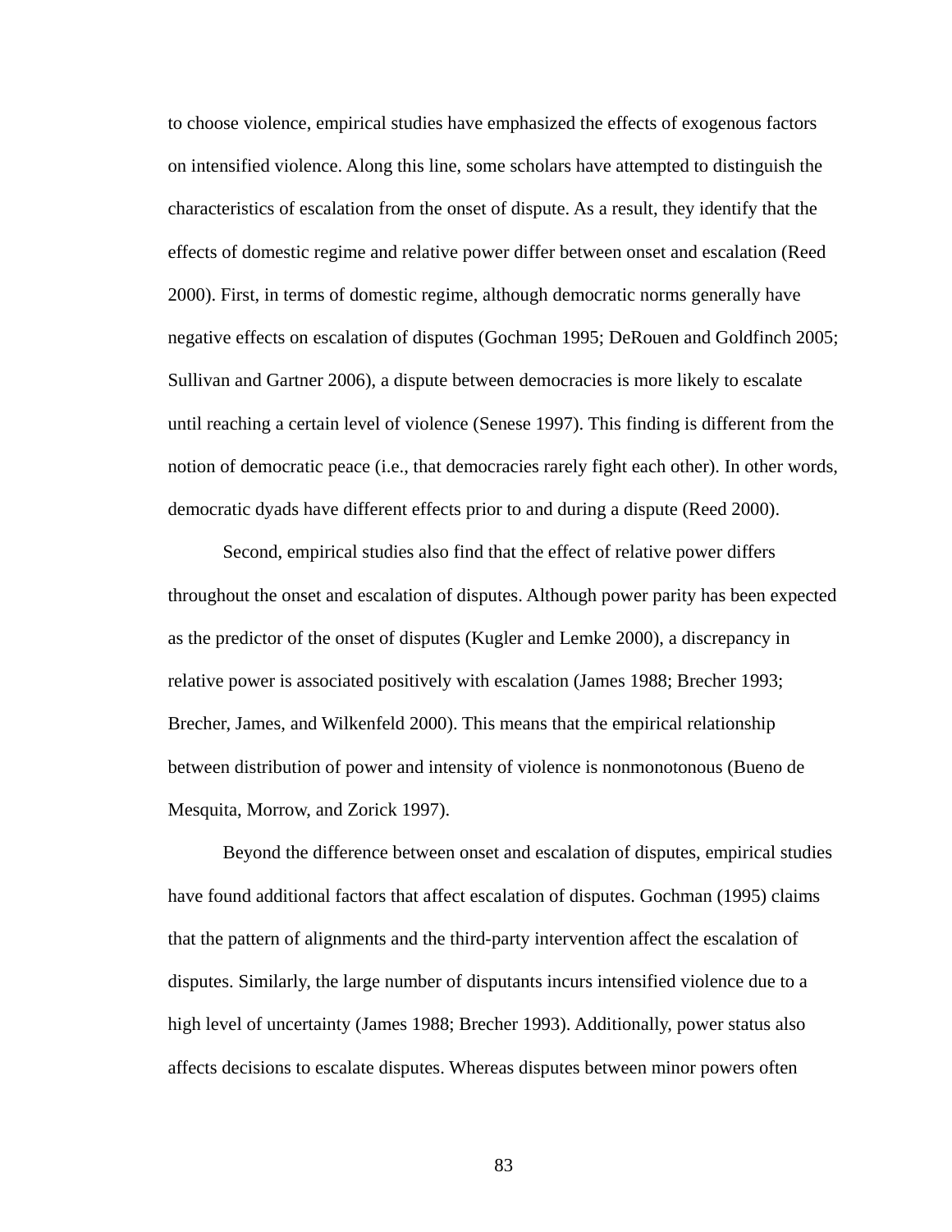to choose violence, empirical studies have emphasized the effects of exogenous factors on intensified violence. Along this line, some scholars have attempted to distinguish the characteristics of escalation from the onset of dispute. As a result, they identify that the effects of domestic regime and relative power differ between onset and escalation (Reed 2000). First, in terms of domestic regime, although democratic norms generally have negative effects on escalation of disputes (Gochman 1995; DeRouen and Goldfinch 2005; Sullivan and Gartner 2006), a dispute between democracies is more likely to escalate until reaching a certain level of violence (Senese 1997). This finding is different from the notion of democratic peace (i.e., that democracies rarely fight each other). In other words, democratic dyads have different effects prior to and during a dispute (Reed 2000).

Second, empirical studies also find that the effect of relative power differs throughout the onset and escalation of disputes. Although power parity has been expected as the predictor of the onset of disputes (Kugler and Lemke 2000), a discrepancy in relative power is associated positively with escalation (James 1988; Brecher 1993; Brecher, James, and Wilkenfeld 2000). This means that the empirical relationship between distribution of power and intensity of violence is nonmonotonous (Bueno de Mesquita, Morrow, and Zorick 1997).

Beyond the difference between onset and escalation of disputes, empirical studies have found additional factors that affect escalation of disputes. Gochman (1995) claims that the pattern of alignments and the third-party intervention affect the escalation of disputes. Similarly, the large number of disputants incurs intensified violence due to a high level of uncertainty (James 1988; Brecher 1993). Additionally, power status also affects decisions to escalate disputes. Whereas disputes between minor powers often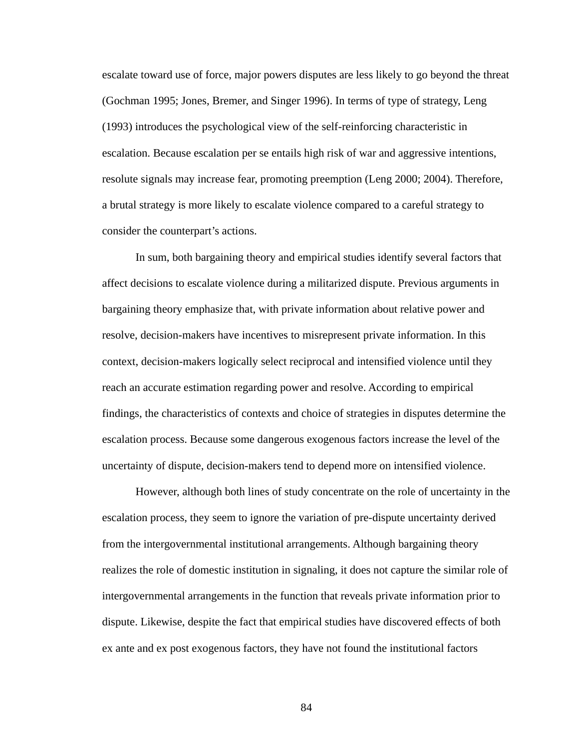escalate toward use of force, major powers disputes are less likely to go beyond the threat (Gochman 1995; Jones, Bremer, and Singer 1996). In terms of type of strategy, Leng (1993) introduces the psychological view of the self-reinforcing characteristic in escalation. Because escalation per se entails high risk of war and aggressive intentions, resolute signals may increase fear, promoting preemption (Leng 2000; 2004). Therefore, a brutal strategy is more likely to escalate violence compared to a careful strategy to consider the counterpart's actions.

In sum, both bargaining theory and empirical studies identify several factors that affect decisions to escalate violence during a militarized dispute. Previous arguments in bargaining theory emphasize that, with private information about relative power and resolve, decision-makers have incentives to misrepresent private information. In this context, decision-makers logically select reciprocal and intensified violence until they reach an accurate estimation regarding power and resolve. According to empirical findings, the characteristics of contexts and choice of strategies in disputes determine the escalation process. Because some dangerous exogenous factors increase the level of the uncertainty of dispute, decision-makers tend to depend more on intensified violence.

However, although both lines of study concentrate on the role of uncertainty in the escalation process, they seem to ignore the variation of pre-dispute uncertainty derived from the intergovernmental institutional arrangements. Although bargaining theory realizes the role of domestic institution in signaling, it does not capture the similar role of intergovernmental arrangements in the function that reveals private information prior to dispute. Likewise, despite the fact that empirical studies have discovered effects of both ex ante and ex post exogenous factors, they have not found the institutional factors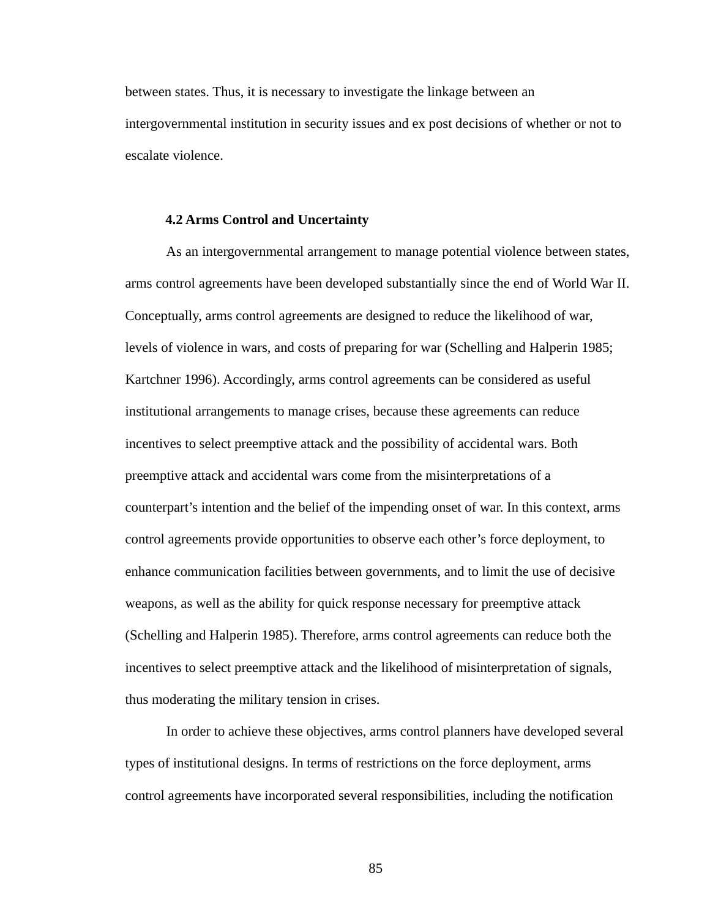between states. Thus, it is necessary to investigate the linkage between an intergovernmental institution in security issues and ex post decisions of whether or not to escalate violence.

### 4.2 Arms Control and Uncertainty

As an intergovernmental arrangement to manage potential violence between states, arms control agreements have been developed substantially since the end of World War II. Conceptually, arms control agreements are designed to reduce the likelihood of war, levels of violence in wars, and costs of preparing for war (Schelling and Halperin 1985; Kartchner 1996). Accordingly, arms control agreements can be considered as useful institutional arrangements to manage crises, because these agreements can reduce incentives to select preemptive attack and the possibility of accidental wars. Both preemptive attack and accidental wars come from the misinterpretations of a counterpart's intention and the belief of the impending onset of war. In this context, arms control agreements provide opportunities to observe each other's force deployment, to enhance communication facilities between governments, and to limit the use of decisive weapons, as well as the ability for quick response necessary for preemptive attack (Schelling and Halperin 1985). Therefore, arms control agreements can reduce both the incentives to select preemptive attack and the likelihood of misinterpretation of signals, thus moderating the military tension in crises.

In order to achieve these objectives, arms control planners have developed several types of institutional designs. In terms of restrictions on the force deployment, arms control agreements have incorporated several responsibilities, including the notification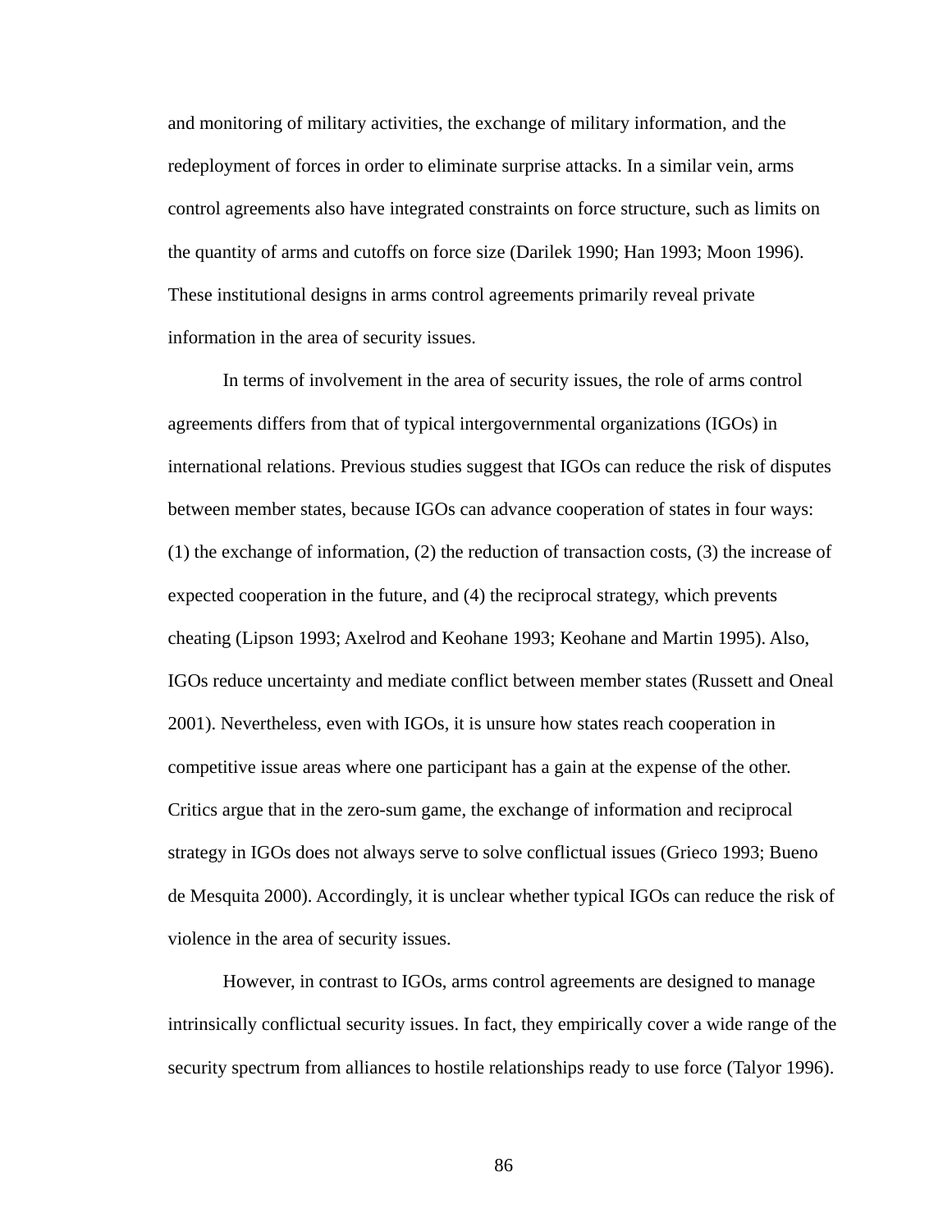and monitoring of military activities, the exchange of military information, and the redeployment of forces in order to eliminate surprise attacks. In a similar vein, arms control agreements also have integrated constraints on force structure, such as limits on the quantity of arms and cutoffs on force size (Darilek 1990; Han 1993; Moon 1996). These institutional designs in arms control agreements primarily reveal private information in the area of security issues.

In terms of involvement in the area of security issues, the role of arms control agreements differs from that of typical intergovernmental organizations (IGOs) in international relations. Previous studies suggest that IGOs can reduce the risk of disputes between member states, because IGOs can advance cooperation of states in four ways: (1) the exchange of information, (2) the reduction of transaction costs, (3) the increase of expected cooperation in the future, and (4) the reciprocal strategy, which prevents cheating (Lipson 1993; Axelrod and Keohane 1993; Keohane and Martin 1995). Also, IGOs reduce uncertainty and mediate conflict between member states (Russett and Oneal 2001). Nevertheless, even with IGOs, it is unsure how states reach cooperation in competitive issue areas where one participant has a gain at the expense of the other. Critics argue that in the zero-sum game, the exchange of information and reciprocal strategy in IGOs does not always serve to solve conflictual issues (Grieco 1993; Bueno de Mesquita 2000). Accordingly, it is unclear whether typical IGOs can reduce the risk of violence in the area of security issues.

However, in contrast to IGOs, arms control agreements are designed to manage intrinsically conflictual security issues. In fact, they empirically cover a wide range of the security spectrum from alliances to hostile relationships ready to use force (Talyor 1996).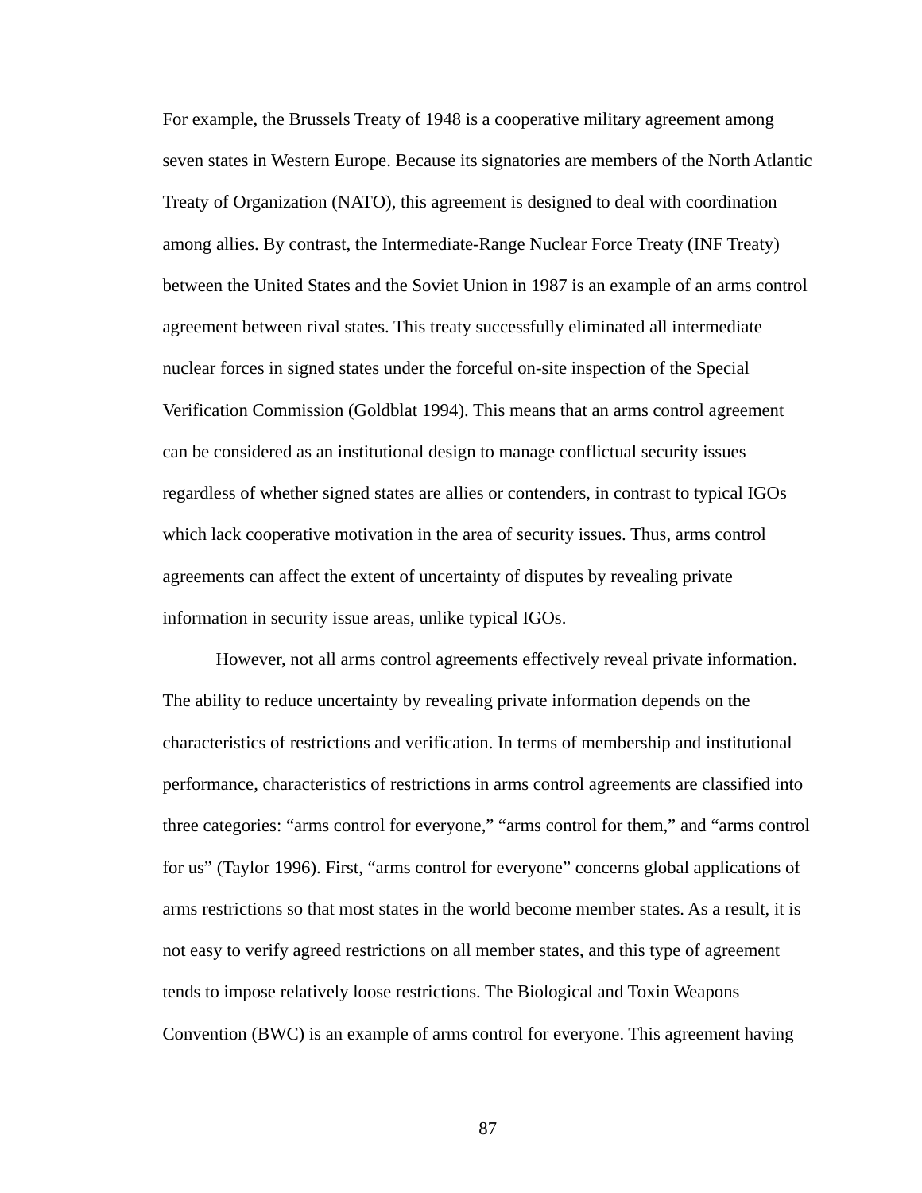For example, the Brussels Treaty of 1948 is a cooperative military agreement among seven states in Western Europe. Because its signatories are members of the North Atlantic Treaty of Organization (NATO), this agreement is designed to deal with coordination among allies. By contrast, the Intermediate-Range Nuclear Force Treaty (INF Treaty) between the United States and the Soviet Union in 1987 is an example of an arms control agreement between rival states. This treaty successfully eliminated all intermediate nuclear forces in signed states under the forceful on-site inspection of the Special Verification Commission (Goldblat 1994). This means that an arms control agreement can be considered as an institutional design to manage conflictual security issues regardless of whether signed states are allies or contenders, in contrast to typical IGOs which lack cooperative motivation in the area of security issues. Thus, arms control agreements can affect the extent of uncertainty of disputes by revealing private information in security issue areas, unlike typical IGOs.

However, not all arms control agreements effectively reveal private information. The ability to reduce uncertainty by revealing private information depends on the characteristics of restrictions and verification. In terms of membership and institutional performance, characteristics of restrictions in arms control agreements are classified into three categories: “arms control for everyone,” “arms control for them,” and “arms control for us” (Taylor 1996). First, “arms control for everyone” concerns global applications of arms restrictions so that most states in the world become member states. As a result, it is not easy to verify agreed restrictions on all member states, and this type of agreement tends to impose relatively loose restrictions. The Biological and Toxin Weapons Convention (BWC) is an example of arms control for everyone. This agreement having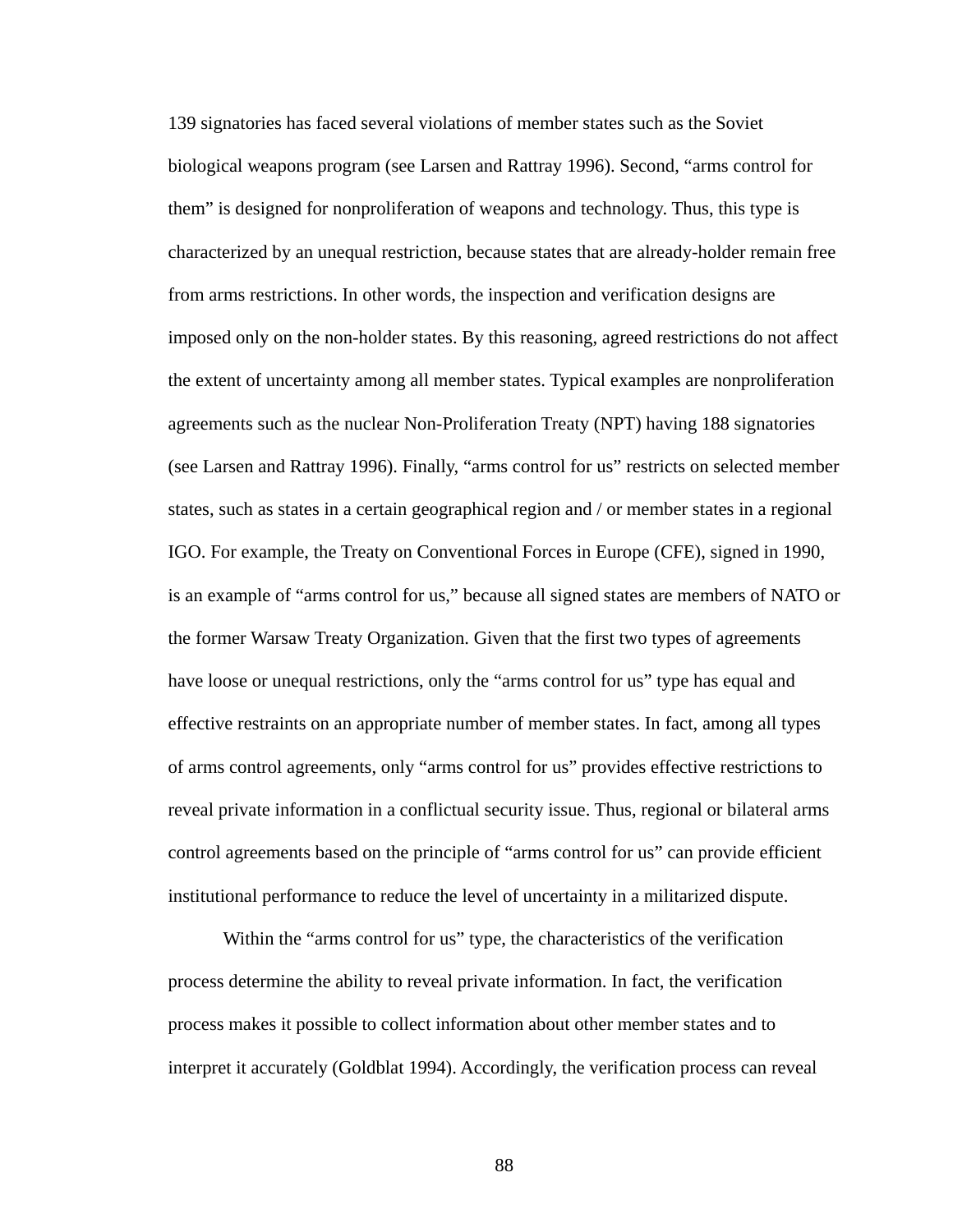139 signatories has faced several violations of member states such as the Soviet biological weapons program (see Larsen and Rattray 1996). Second, "arms control for them" is designed for nonproliferation of weapons and technology. Thus, this type is characterized by an unequal restriction, because states that are already-holder remain free from arms restrictions. In other words, the inspection and verification designs are imposed only on the non-holder states. By this reasoning, agreed restrictions do not affect the extent of uncertainty among all member states. Typical examples are nonproliferation agreements such as the nuclear Non-Proliferation Treaty (NPT) having 188 signatories (see Larsen and Rattray 1996). Finally, "arms control for us" restricts on selected member states, such as states in a certain geographical region and / or member states in a regional IGO. For example, the Treaty on Conventional Forces in Europe (CFE), signed in 1990, is an example of "arms control for us," because all signed states are members of NATO or the former Warsaw Treaty Organization. Given that the first two types of agreements have loose or unequal restrictions, only the "arms control for us" type has equal and effective restraints on an appropriate number of member states. In fact, among all types of arms control agreements, only "arms control for us" provides effective restrictions to reveal private information in a conflictual security issue. Thus, regional or bilateral arms control agreements based on the principle of "arms control for us" can provide efficient institutional performance to reduce the level of uncertainty in a militarized dispute.

Within the "arms control for us" type, the characteristics of the verification process determine the ability to reveal private information. In fact, the verification process makes it possible to collect information about other member states and to interpret it accurately (Goldblat 1994). Accordingly, the verification process can reveal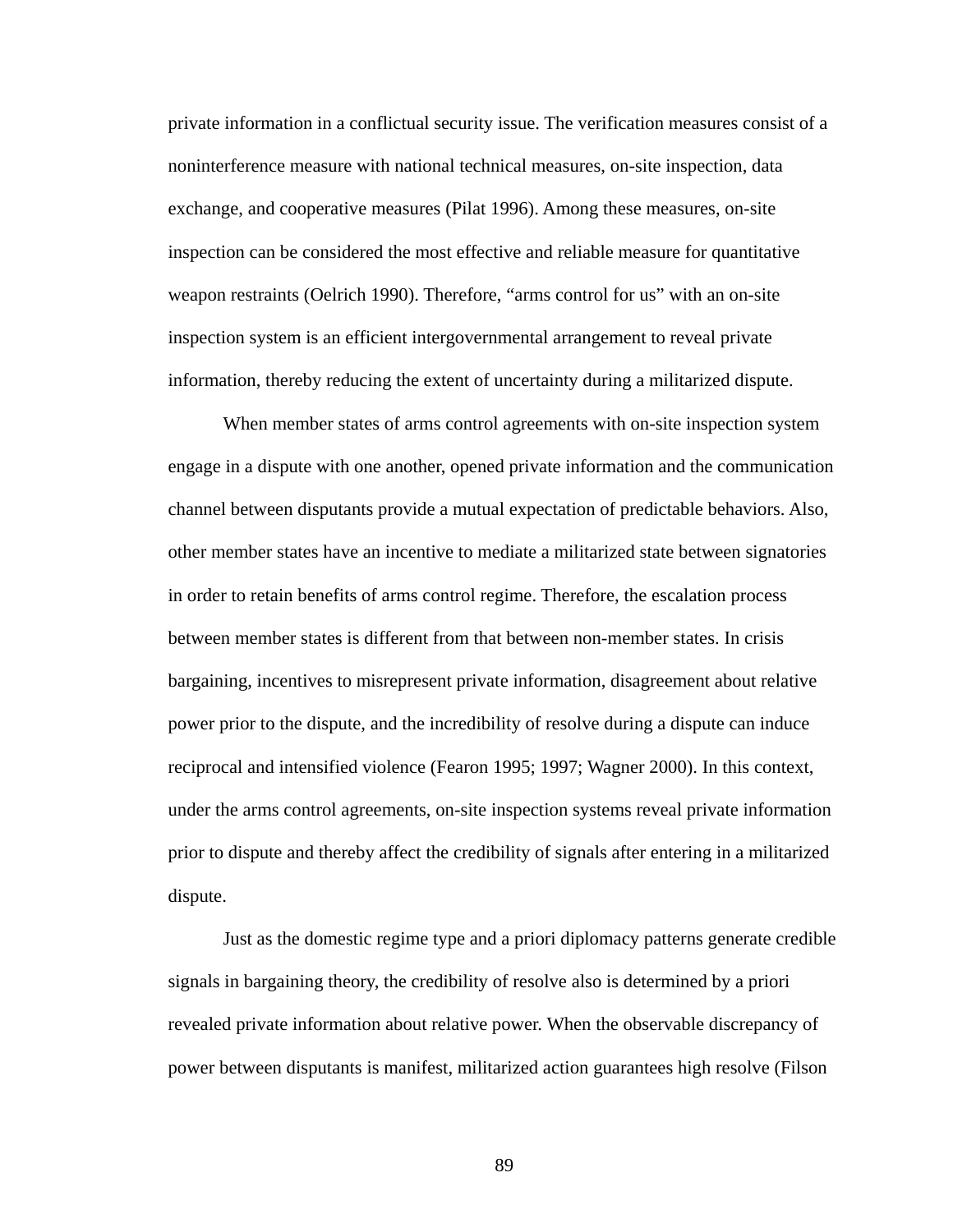private information in a conflictual security issue. The verification measures consist of a noninterference measure with national technical measures, on-site inspection, data exchange, and cooperative measures (Pilat 1996). Among these measures, on-site inspection can be considered the most effective and reliable measure for quantitative weapon restraints (Oelrich 1990). Therefore, “arms control for us” with an on-site inspection system is an efficient intergovernmental arrangement to reveal private information, thereby reducing the extent of uncertainty during a militarized dispute.

When member states of arms control agreements with on-site inspection system engage in a dispute with one another, opened private information and the communication channel between disputants provide a mutual expectation of predictable behaviors. Also, other member states have an incentive to mediate a militarized state between signatories in order to retain benefits of arms control regime. Therefore, the escalation process between member states is different from that between non-member states. In crisis bargaining, incentives to misrepresent private information, disagreement about relative power prior to the dispute, and the incredibility of resolve during a dispute can induce reciprocal and intensified violence (Fearon 1995; 1997; Wagner 2000). In this context, under the arms control agreements, on-site inspection systems reveal private information prior to dispute and thereby affect the credibility of signals after entering in a militarized dispute.

Just as the domestic regime type and a priori diplomacy patterns generate credible signals in bargaining theory, the credibility of resolve also is determined by a priori revealed private information about relative power. When the observable discrepancy of power between disputants is manifest, militarized action guarantees high resolve (Filson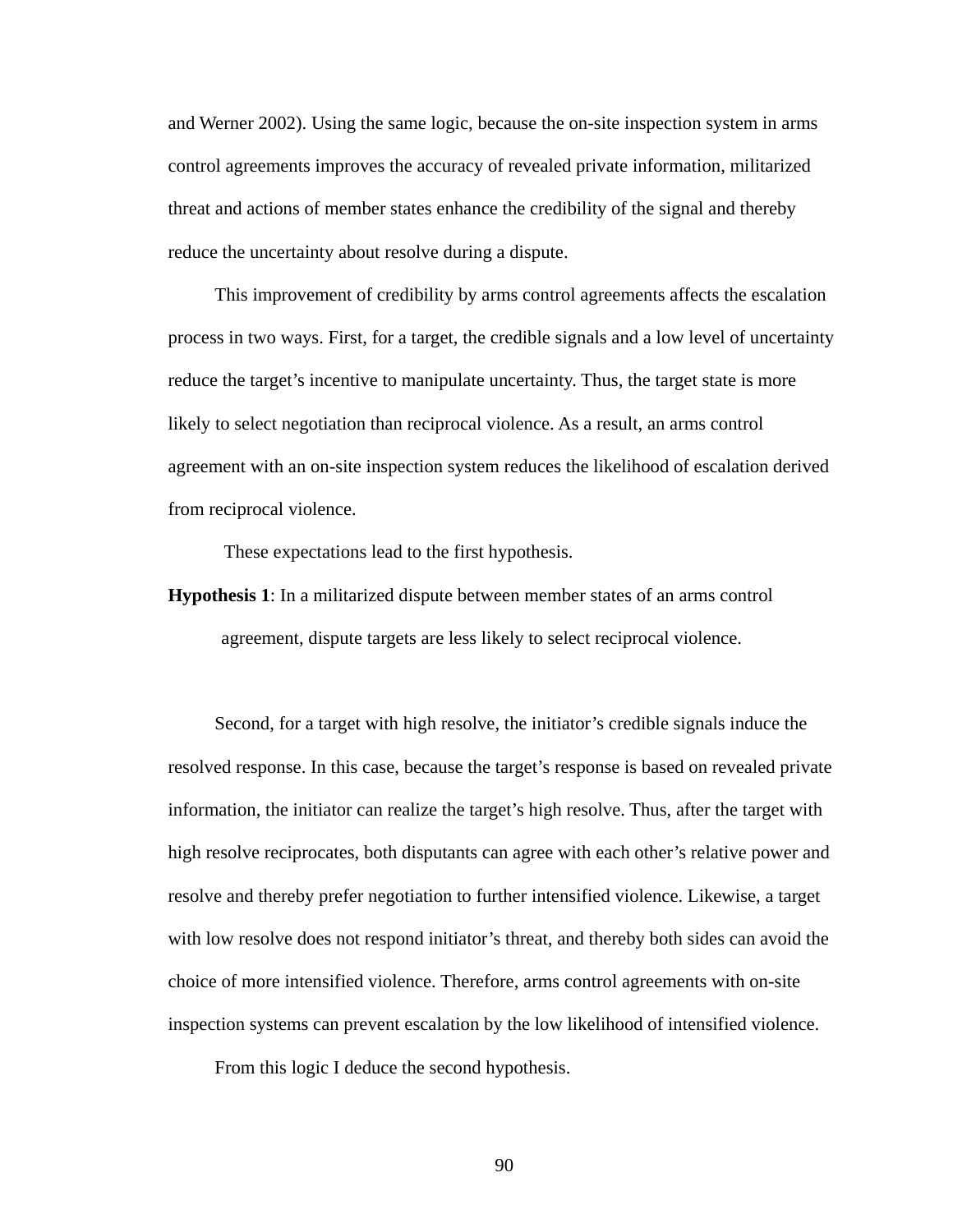and Werner 2002). Using the same logic, because the on-site inspection system in arms control agreements improves the accuracy of revealed private information, militarized threat and actions of member states enhance the credibility of the signal and thereby reduce the uncertainty about resolve during a dispute.

This improvement of credibility by arms control agreements affects the escalation process in two ways. First, for a target, the credible signals and a low level of uncertainty reduce the target's incentive to manipulate uncertainty. Thus, the target state is more likely to select negotiation than reciprocal violence. As a result, an arms control agreement with an on-site inspection system reduces the likelihood of escalation derived from reciprocal violence.

These expectations lead to the first hypothesis.

**Hypothesis 1**: In a militarized dispute between member states of an arms control agreement, dispute targets are less likely to select reciprocal violence.

Second, for a target with high resolve, the initiator's credible signals induce the resolved response. In this case, because the target's response is based on revealed private information, the initiator can realize the target's high resolve. Thus, after the target with high resolve reciprocates, both disputants can agree with each other's relative power and resolve and thereby prefer negotiation to further intensified violence. Likewise, a target with low resolve does not respond initiator's threat, and thereby both sides can avoid the choice of more intensified violence. Therefore, arms control agreements with on-site inspection systems can prevent escalation by the low likelihood of intensified violence.

From this logic I deduce the second hypothesis.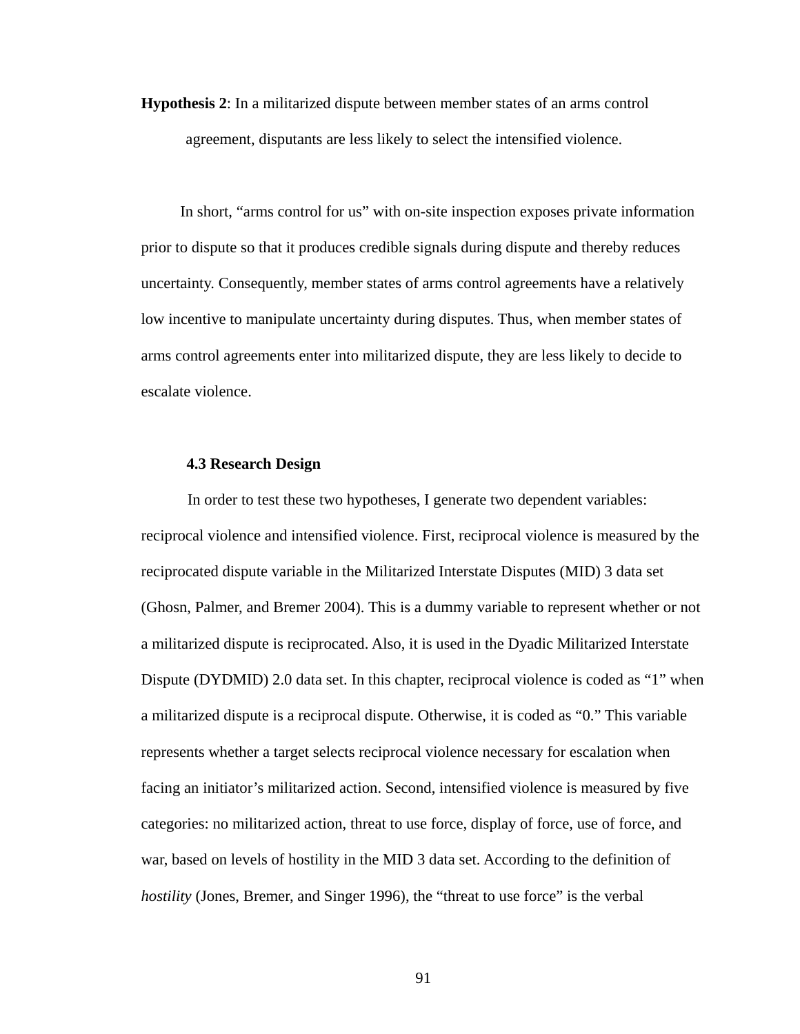**Hypothesis 2**: In a militarized dispute between member states of an arms control agreement, disputants are less likely to select the intensified violence.

In short, "arms control for us" with on-site inspection exposes private information prior to dispute so that it produces credible signals during dispute and thereby reduces uncertainty. Consequently, member states of arms control agreements have a relatively low incentive to manipulate uncertainty during disputes. Thus, when member states of arms control agreements enter into militarized dispute, they are less likely to decide to escalate violence.

### 4.3 Research Design

In order to test these two hypotheses, I generate two dependent variables: reciprocal violence and intensified violence. First, reciprocal violence is measured by the reciprocated dispute variable in the Militarized Interstate Disputes (MID) 3 data set (Ghosn, Palmer, and Bremer 2004). This is a dummy variable to represent whether or not a militarized dispute is reciprocated. Also, it is used in the Dyadic Militarized Interstate Dispute (DYDMID) 2.0 data set. In this chapter, reciprocal violence is coded as "1" when a militarized dispute is a reciprocal dispute. Otherwise, it is coded as "0." This variable represents whether a target selects reciprocal violence necessary for escalation when facing an initiator's militarized action. Second, intensified violence is measured by five categories: no militarized action, threat to use force, display of force, use of force, and war, based on levels of hostility in the MID 3 data set. According to the definition of *hostility* (Jones, Bremer, and Singer 1996), the "threat to use force" is the verbal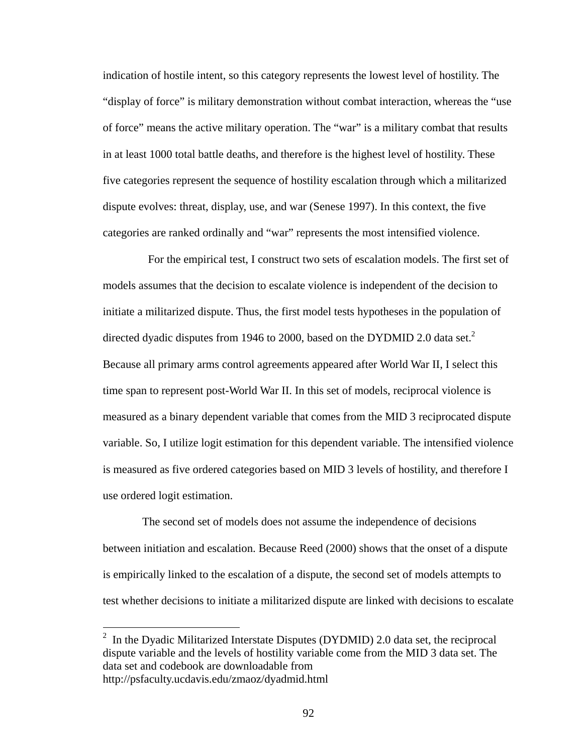indication of hostile intent, so this category represents the lowest level of hostility. The "display of force" is military demonstration without combat interaction, whereas the "use of force" means the active military operation. The "war" is a military combat that results in at least 1000 total battle deaths, and therefore is the highest level of hostility. These five categories represent the sequence of hostility escalation through which a militarized dispute evolves: threat, display, use, and war (Senese 1997). In this context, the five categories are ranked ordinally and "war" represents the most intensified violence.

For the empirical test, I construct two sets of escalation models. The first set of models assumes that the decision to escalate violence is independent of the decision to initiate a militarized dispute. Thus, the first model tests hypotheses in the population of directed dyadic disputes from 1946 to 2000, based on the DYDMID 2.0 data set.[2] Because all primary arms control agreements appeared after World War II, I select this time span to represent post-World War II. In this set of models, reciprocal violence is measured as a binary dependent variable that comes from the MID 3 reciprocated dispute variable. So, I utilize logit estimation for this dependent variable. The intensified violence is measured as five ordered categories based on MID 3 levels of hostility, and therefore I use ordered logit estimation.

The second set of models does not assume the independence of decisions between initiation and escalation. Because Reed (2000) shows that the onset of a dispute is empirically linked to the escalation of a dispute, the second set of models attempts to test whether decisions to initiate a militarized dispute are linked with decisions to escalate

---

[2] In the Dyadic Militarized Interstate Disputes (DYDMID) 2.0 data set, the reciprocal dispute variable and the levels of hostility variable come from the MID 3 data set. The data set and codebook are downloadable from http://psfaculty.ucdavis.edu/zmaoz/dyadmid.html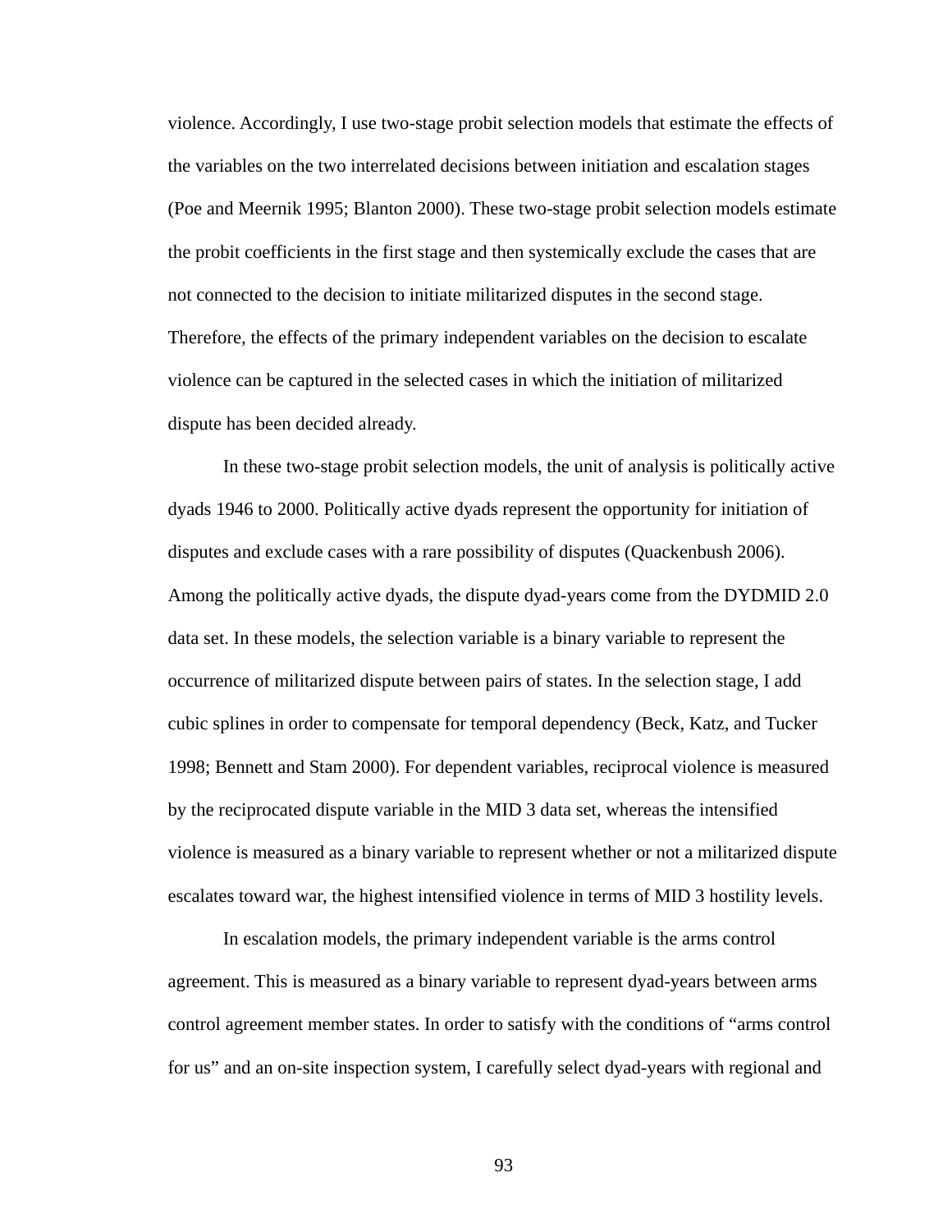violence. Accordingly, I use two-stage probit selection models that estimate the effects of the variables on the two interrelated decisions between initiation and escalation stages (Poe and Meernik 1995; Blanton 2000). These two-stage probit selection models estimate the probit coefficients in the first stage and then systemically exclude the cases that are not connected to the decision to initiate militarized disputes in the second stage. Therefore, the effects of the primary independent variables on the decision to escalate violence can be captured in the selected cases in which the initiation of militarized dispute has been decided already.

In these two-stage probit selection models, the unit of analysis is politically active dyads 1946 to 2000. Politically active dyads represent the opportunity for initiation of disputes and exclude cases with a rare possibility of disputes (Quackenbush 2006). Among the politically active dyads, the dispute dyad-years come from the DYDMID 2.0 data set. In these models, the selection variable is a binary variable to represent the occurrence of militarized dispute between pairs of states. In the selection stage, I add cubic splines in order to compensate for temporal dependency (Beck, Katz, and Tucker 1998; Bennett and Stam 2000). For dependent variables, reciprocal violence is measured by the reciprocated dispute variable in the MID 3 data set, whereas the intensified violence is measured as a binary variable to represent whether or not a militarized dispute escalates toward war, the highest intensified violence in terms of MID 3 hostility levels.

In escalation models, the primary independent variable is the arms control agreement. This is measured as a binary variable to represent dyad-years between arms control agreement member states. In order to satisfy with the conditions of “arms control for us” and an on-site inspection system, I carefully select dyad-years with regional and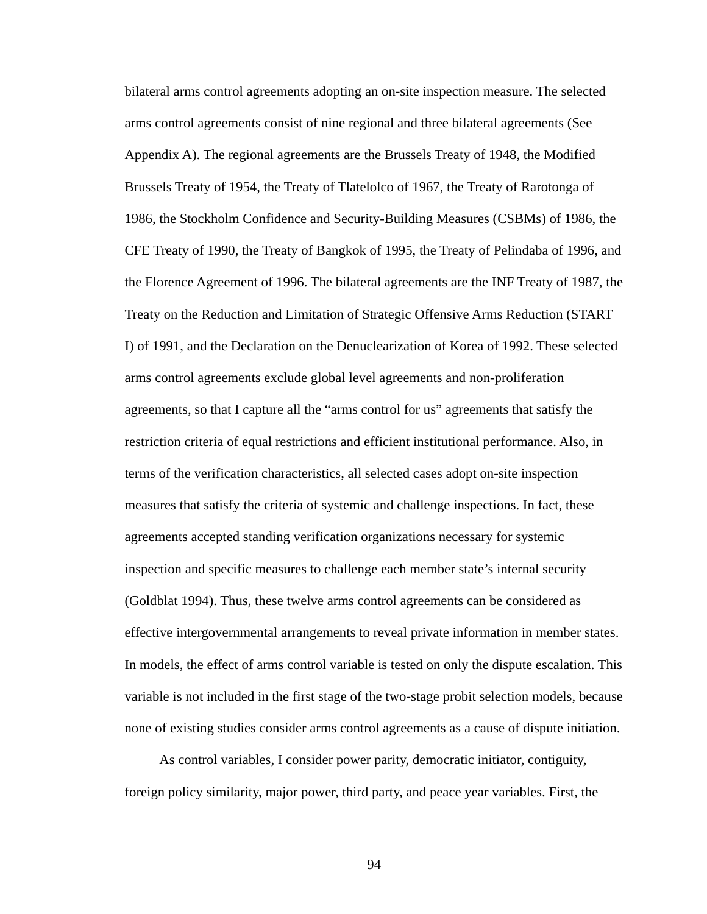bilateral arms control agreements adopting an on-site inspection measure. The selected arms control agreements consist of nine regional and three bilateral agreements (See Appendix A). The regional agreements are the Brussels Treaty of 1948, the Modified Brussels Treaty of 1954, the Treaty of Tlatelolco of 1967, the Treaty of Rarotonga of 1986, the Stockholm Confidence and Security-Building Measures (CSBMs) of 1986, the CFE Treaty of 1990, the Treaty of Bangkok of 1995, the Treaty of Pelindaba of 1996, and the Florence Agreement of 1996. The bilateral agreements are the INF Treaty of 1987, the Treaty on the Reduction and Limitation of Strategic Offensive Arms Reduction (START I) of 1991, and the Declaration on the Denuclearization of Korea of 1992. These selected arms control agreements exclude global level agreements and non-proliferation agreements, so that I capture all the "arms control for us" agreements that satisfy the restriction criteria of equal restrictions and efficient institutional performance. Also, in terms of the verification characteristics, all selected cases adopt on-site inspection measures that satisfy the criteria of systemic and challenge inspections. In fact, these agreements accepted standing verification organizations necessary for systemic inspection and specific measures to challenge each member state's internal security (Goldblat 1994). Thus, these twelve arms control agreements can be considered as effective intergovernmental arrangements to reveal private information in member states. In models, the effect of arms control variable is tested on only the dispute escalation. This variable is not included in the first stage of the two-stage probit selection models, because none of existing studies consider arms control agreements as a cause of dispute initiation.

As control variables, I consider power parity, democratic initiator, contiguity, foreign policy similarity, major power, third party, and peace year variables. First, the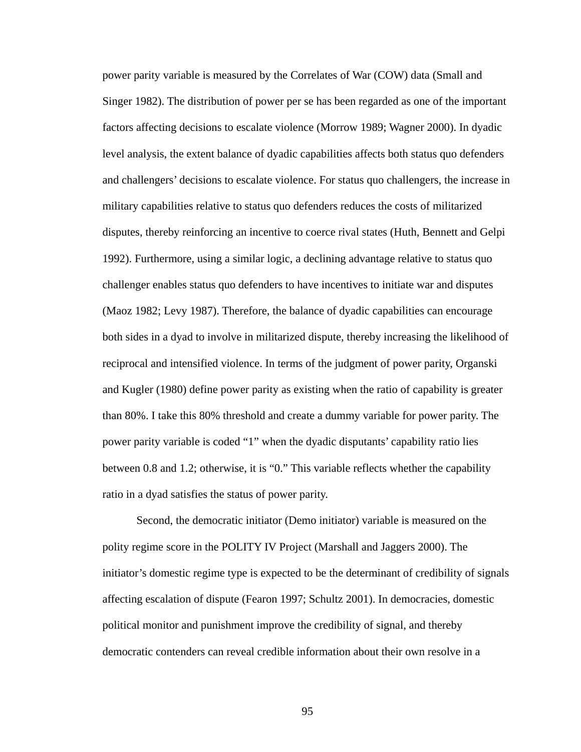power parity variable is measured by the Correlates of War (COW) data (Small and Singer 1982). The distribution of power per se has been regarded as one of the important factors affecting decisions to escalate violence (Morrow 1989; Wagner 2000). In dyadic level analysis, the extent balance of dyadic capabilities affects both status quo defenders and challengers' decisions to escalate violence. For status quo challengers, the increase in military capabilities relative to status quo defenders reduces the costs of militarized disputes, thereby reinforcing an incentive to coerce rival states (Huth, Bennett and Gelpi 1992). Furthermore, using a similar logic, a declining advantage relative to status quo challenger enables status quo defenders to have incentives to initiate war and disputes (Maoz 1982; Levy 1987). Therefore, the balance of dyadic capabilities can encourage both sides in a dyad to involve in militarized dispute, thereby increasing the likelihood of reciprocal and intensified violence. In terms of the judgment of power parity, Organski and Kugler (1980) define power parity as existing when the ratio of capability is greater than 80%. I take this 80% threshold and create a dummy variable for power parity. The power parity variable is coded "1" when the dyadic disputants' capability ratio lies between 0.8 and 1.2; otherwise, it is "0." This variable reflects whether the capability ratio in a dyad satisfies the status of power parity.

Second, the democratic initiator (Demo initiator) variable is measured on the polity regime score in the POLITY IV Project (Marshall and Jaggers 2000). The initiator's domestic regime type is expected to be the determinant of credibility of signals affecting escalation of dispute (Fearon 1997; Schultz 2001). In democracies, domestic political monitor and punishment improve the credibility of signal, and thereby democratic contenders can reveal credible information about their own resolve in a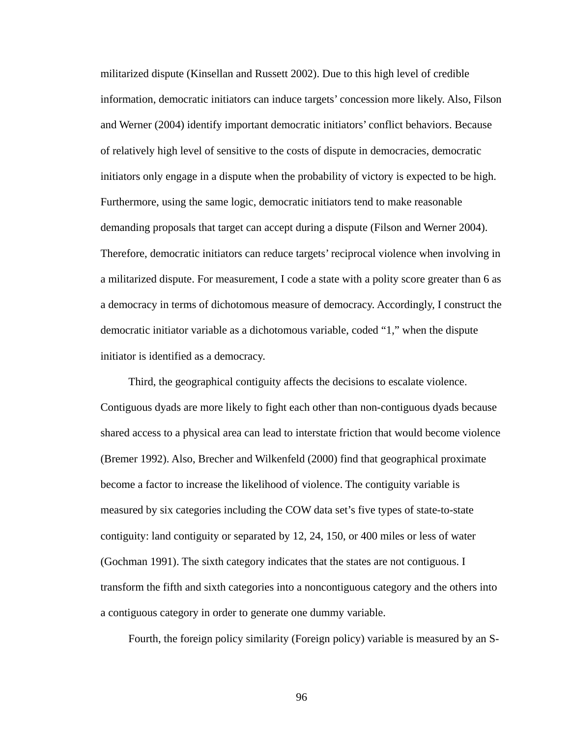militarized dispute (Kinsellan and Russett 2002). Due to this high level of credible information, democratic initiators can induce targets' concession more likely. Also, Filson and Werner (2004) identify important democratic initiators' conflict behaviors. Because of relatively high level of sensitive to the costs of dispute in democracies, democratic initiators only engage in a dispute when the probability of victory is expected to be high. Furthermore, using the same logic, democratic initiators tend to make reasonable demanding proposals that target can accept during a dispute (Filson and Werner 2004). Therefore, democratic initiators can reduce targets' reciprocal violence when involving in a militarized dispute. For measurement, I code a state with a polity score greater than 6 as a democracy in terms of dichotomous measure of democracy. Accordingly, I construct the democratic initiator variable as a dichotomous variable, coded "1," when the dispute initiator is identified as a democracy.

Third, the geographical contiguity affects the decisions to escalate violence. Contiguous dyads are more likely to fight each other than non-contiguous dyads because shared access to a physical area can lead to interstate friction that would become violence (Bremer 1992). Also, Brecher and Wilkenfeld (2000) find that geographical proximate become a factor to increase the likelihood of violence. The contiguity variable is measured by six categories including the COW data set's five types of state-to-state contiguity: land contiguity or separated by 12, 24, 150, or 400 miles or less of water (Gochman 1991). The sixth category indicates that the states are not contiguous. I transform the fifth and sixth categories into a noncontiguous category and the others into a contiguous category in order to generate one dummy variable.

Fourth, the foreign policy similarity (Foreign policy) variable is measured by an S-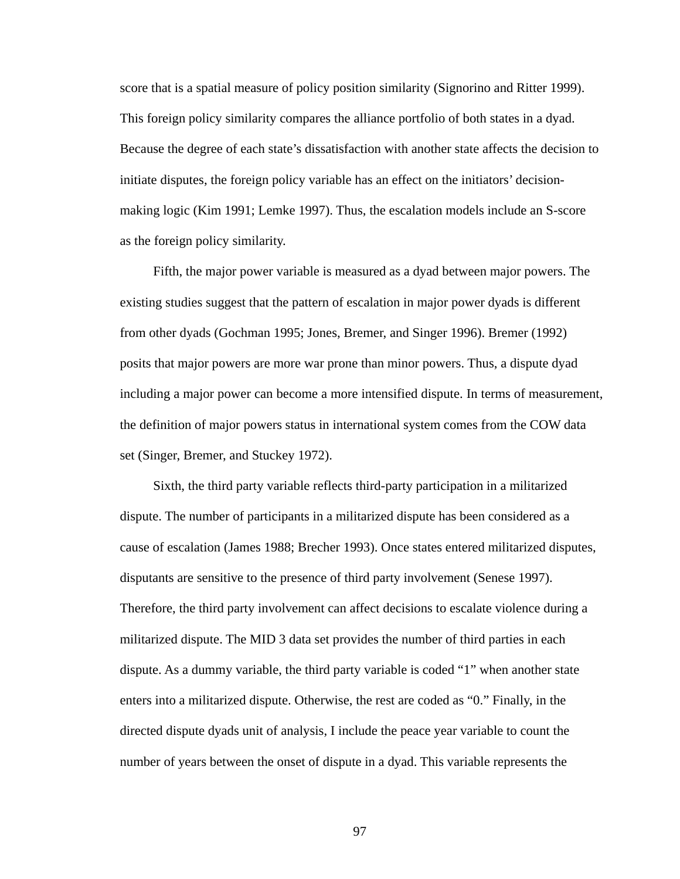score that is a spatial measure of policy position similarity (Signorino and Ritter 1999). This foreign policy similarity compares the alliance portfolio of both states in a dyad. Because the degree of each state's dissatisfaction with another state affects the decision to initiate disputes, the foreign policy variable has an effect on the initiators' decision-making logic (Kim 1991; Lemke 1997). Thus, the escalation models include an S-score as the foreign policy similarity.

Fifth, the major power variable is measured as a dyad between major powers. The existing studies suggest that the pattern of escalation in major power dyads is different from other dyads (Gochman 1995; Jones, Bremer, and Singer 1996). Bremer (1992) posits that major powers are more war prone than minor powers. Thus, a dispute dyad including a major power can become a more intensified dispute. In terms of measurement, the definition of major powers status in international system comes from the COW data set (Singer, Bremer, and Stuckey 1972).

Sixth, the third party variable reflects third-party participation in a militarized dispute. The number of participants in a militarized dispute has been considered as a cause of escalation (James 1988; Brecher 1993). Once states entered militarized disputes, disputants are sensitive to the presence of third party involvement (Senese 1997). Therefore, the third party involvement can affect decisions to escalate violence during a militarized dispute. The MID 3 data set provides the number of third parties in each dispute. As a dummy variable, the third party variable is coded "1" when another state enters into a militarized dispute. Otherwise, the rest are coded as "0." Finally, in the directed dispute dyads unit of analysis, I include the peace year variable to count the number of years between the onset of dispute in a dyad. This variable represents the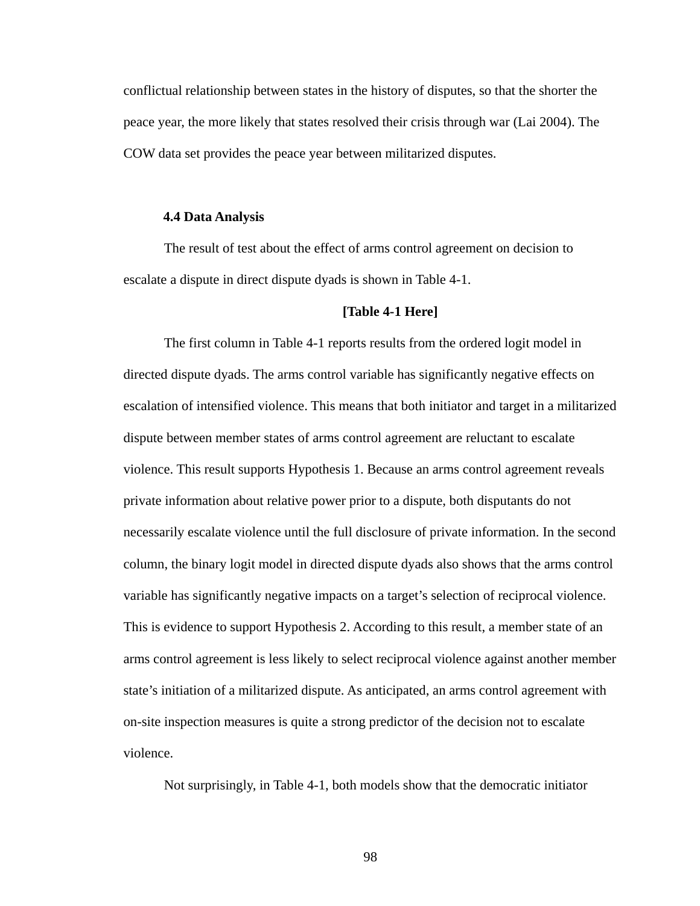conflictual relationship between states in the history of disputes, so that the shorter the peace year, the more likely that states resolved their crisis through war (Lai 2004). The COW data set provides the peace year between militarized disputes.

### 4.4 Data Analysis

The result of test about the effect of arms control agreement on decision to escalate a dispute in direct dispute dyads is shown in Table 4-1.

**[Table 4-1 Here]**

The first column in Table 4-1 reports results from the ordered logit model in directed dispute dyads. The arms control variable has significantly negative effects on escalation of intensified violence. This means that both initiator and target in a militarized dispute between member states of arms control agreement are reluctant to escalate violence. This result supports Hypothesis 1. Because an arms control agreement reveals private information about relative power prior to a dispute, both disputants do not necessarily escalate violence until the full disclosure of private information. In the second column, the binary logit model in directed dispute dyads also shows that the arms control variable has significantly negative impacts on a target's selection of reciprocal violence. This is evidence to support Hypothesis 2. According to this result, a member state of an arms control agreement is less likely to select reciprocal violence against another member state's initiation of a militarized dispute. As anticipated, an arms control agreement with on-site inspection measures is quite a strong predictor of the decision not to escalate violence.

Not surprisingly, in Table 4-1, both models show that the democratic initiator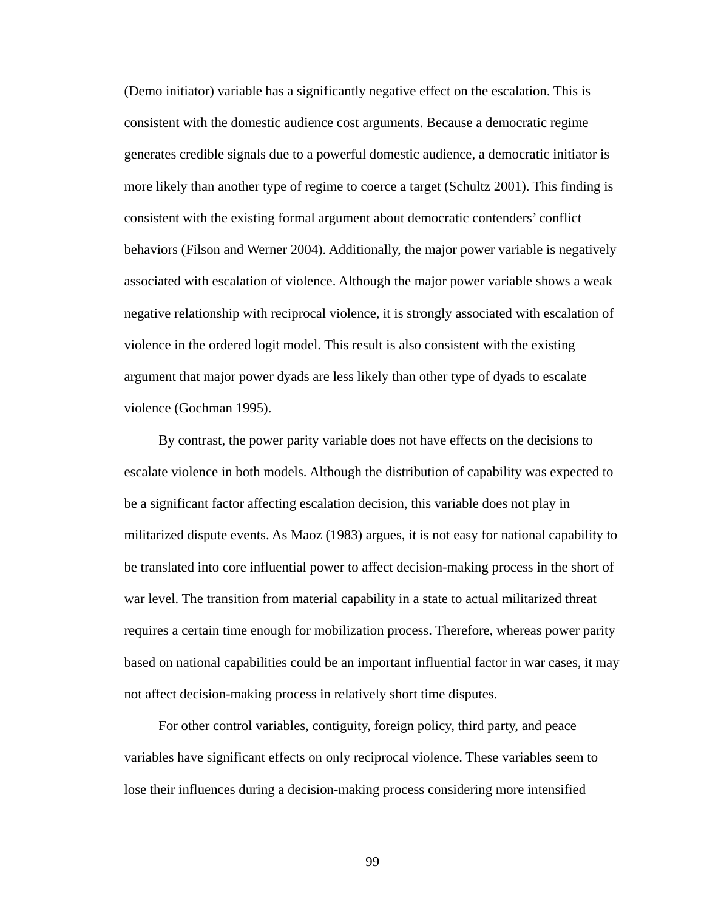(Demo initiator) variable has a significantly negative effect on the escalation. This is consistent with the domestic audience cost arguments. Because a democratic regime generates credible signals due to a powerful domestic audience, a democratic initiator is more likely than another type of regime to coerce a target (Schultz 2001). This finding is consistent with the existing formal argument about democratic contenders' conflict behaviors (Filson and Werner 2004). Additionally, the major power variable is negatively associated with escalation of violence. Although the major power variable shows a weak negative relationship with reciprocal violence, it is strongly associated with escalation of violence in the ordered logit model. This result is also consistent with the existing argument that major power dyads are less likely than other type of dyads to escalate violence (Gochman 1995).

By contrast, the power parity variable does not have effects on the decisions to escalate violence in both models. Although the distribution of capability was expected to be a significant factor affecting escalation decision, this variable does not play in militarized dispute events. As Maoz (1983) argues, it is not easy for national capability to be translated into core influential power to affect decision-making process in the short of war level. The transition from material capability in a state to actual militarized threat requires a certain time enough for mobilization process. Therefore, whereas power parity based on national capabilities could be an important influential factor in war cases, it may not affect decision-making process in relatively short time disputes.

For other control variables, contiguity, foreign policy, third party, and peace variables have significant effects on only reciprocal violence. These variables seem to lose their influences during a decision-making process considering more intensified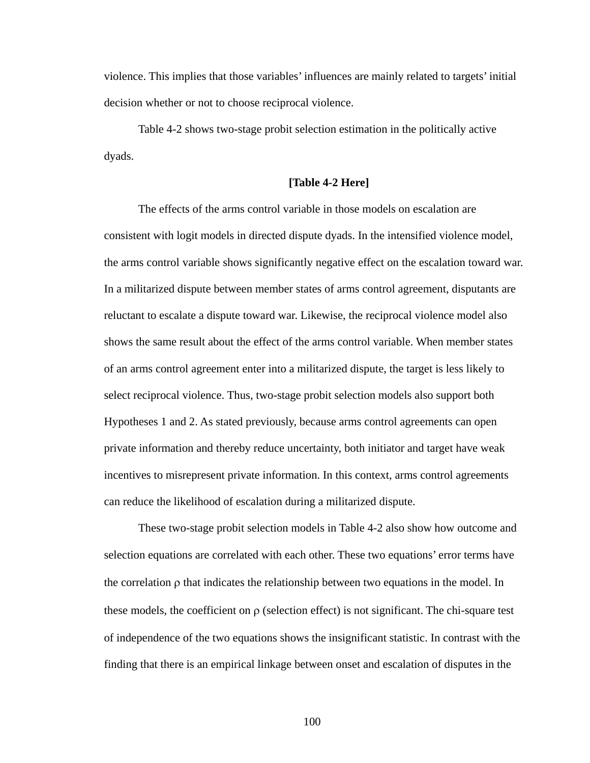violence. This implies that those variables' influences are mainly related to targets' initial decision whether or not to choose reciprocal violence.

Table 4-2 shows two-stage probit selection estimation in the politically active dyads.

**[Table 4-2 Here]**

The effects of the arms control variable in those models on escalation are consistent with logit models in directed dispute dyads. In the intensified violence model, the arms control variable shows significantly negative effect on the escalation toward war. In a militarized dispute between member states of arms control agreement, disputants are reluctant to escalate a dispute toward war. Likewise, the reciprocal violence model also shows the same result about the effect of the arms control variable. When member states of an arms control agreement enter into a militarized dispute, the target is less likely to select reciprocal violence. Thus, two-stage probit selection models also support both Hypotheses 1 and 2. As stated previously, because arms control agreements can open private information and thereby reduce uncertainty, both initiator and target have weak incentives to misrepresent private information. In this context, arms control agreements can reduce the likelihood of escalation during a militarized dispute.

These two-stage probit selection models in Table 4-2 also show how outcome and selection equations are correlated with each other. These two equations' error terms have the correlation $\rho$ that indicates the relationship between two equations in the model. In these models, the coefficient on $\rho$ (selection effect) is not significant. The chi-square test of independence of the two equations shows the insignificant statistic. In contrast with the finding that there is an empirical linkage between onset and escalation of disputes in the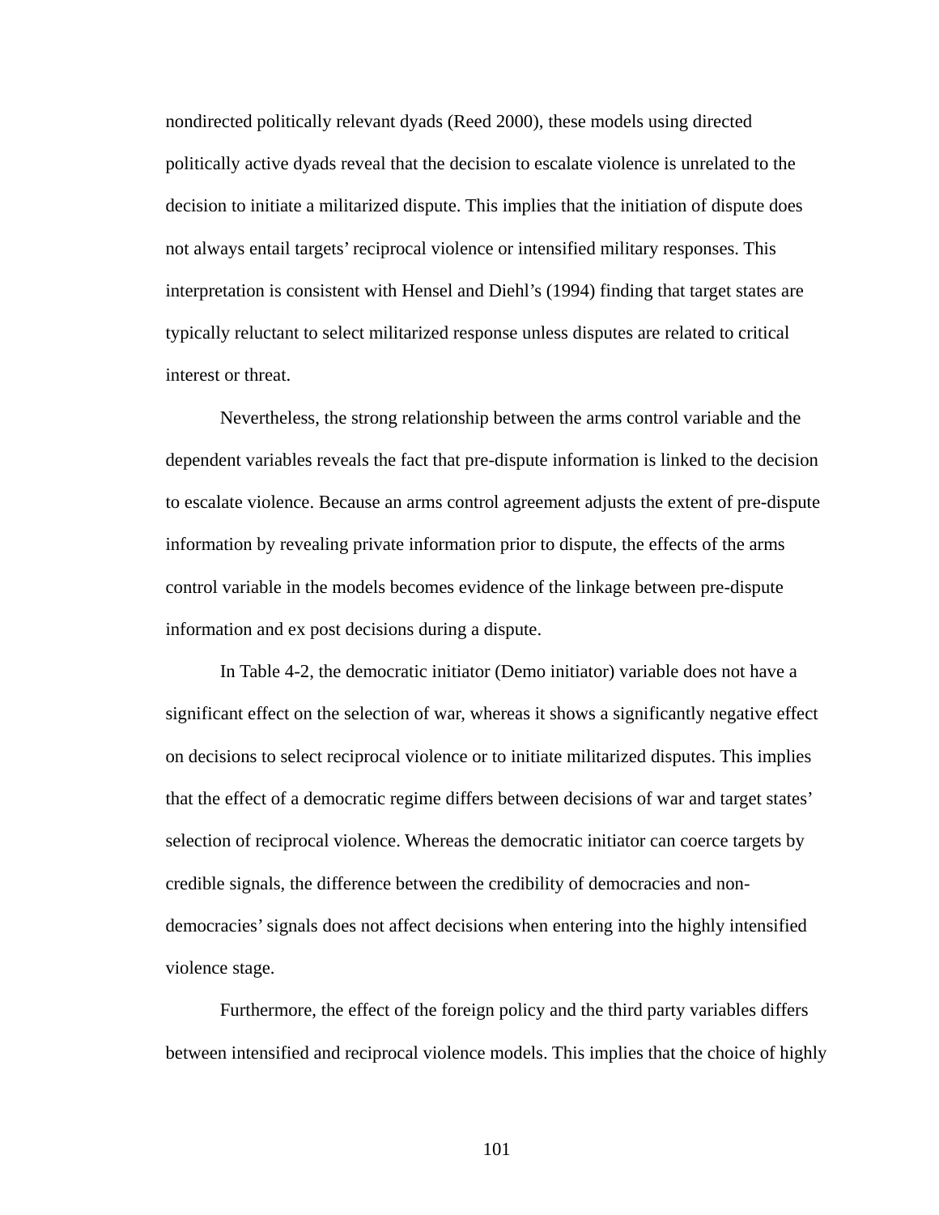nondirected politically relevant dyads (Reed 2000), these models using directed politically active dyads reveal that the decision to escalate violence is unrelated to the decision to initiate a militarized dispute. This implies that the initiation of dispute does not always entail targets' reciprocal violence or intensified military responses. This interpretation is consistent with Hensel and Diehl's (1994) finding that target states are typically reluctant to select militarized response unless disputes are related to critical interest or threat.

Nevertheless, the strong relationship between the arms control variable and the dependent variables reveals the fact that pre-dispute information is linked to the decision to escalate violence. Because an arms control agreement adjusts the extent of pre-dispute information by revealing private information prior to dispute, the effects of the arms control variable in the models becomes evidence of the linkage between pre-dispute information and ex post decisions during a dispute.

In Table 4-2, the democratic initiator (Demo initiator) variable does not have a significant effect on the selection of war, whereas it shows a significantly negative effect on decisions to select reciprocal violence or to initiate militarized disputes. This implies that the effect of a democratic regime differs between decisions of war and target states' selection of reciprocal violence. Whereas the democratic initiator can coerce targets by credible signals, the difference between the credibility of democracies and non-democracies' signals does not affect decisions when entering into the highly intensified violence stage.

Furthermore, the effect of the foreign policy and the third party variables differs between intensified and reciprocal violence models. This implies that the choice of highly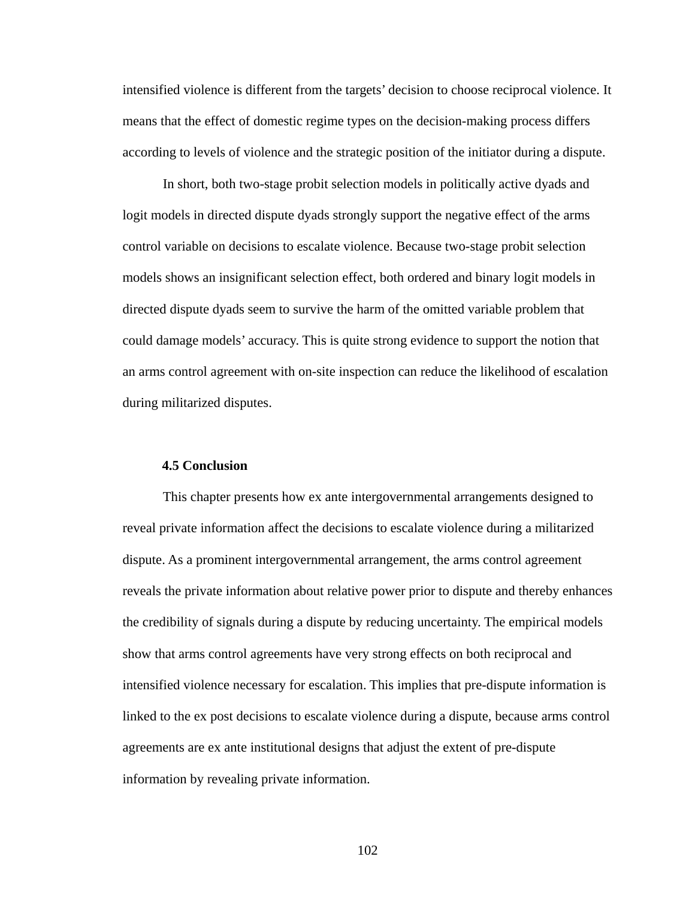intensified violence is different from the targets' decision to choose reciprocal violence. It means that the effect of domestic regime types on the decision-making process differs according to levels of violence and the strategic position of the initiator during a dispute.

In short, both two-stage probit selection models in politically active dyads and logit models in directed dispute dyads strongly support the negative effect of the arms control variable on decisions to escalate violence. Because two-stage probit selection models shows an insignificant selection effect, both ordered and binary logit models in directed dispute dyads seem to survive the harm of the omitted variable problem that could damage models' accuracy. This is quite strong evidence to support the notion that an arms control agreement with on-site inspection can reduce the likelihood of escalation during militarized disputes.

### 4.5 Conclusion

This chapter presents how ex ante intergovernmental arrangements designed to reveal private information affect the decisions to escalate violence during a militarized dispute. As a prominent intergovernmental arrangement, the arms control agreement reveals the private information about relative power prior to dispute and thereby enhances the credibility of signals during a dispute by reducing uncertainty. The empirical models show that arms control agreements have very strong effects on both reciprocal and intensified violence necessary for escalation. This implies that pre-dispute information is linked to the ex post decisions to escalate violence during a dispute, because arms control agreements are ex ante institutional designs that adjust the extent of pre-dispute information by revealing private information.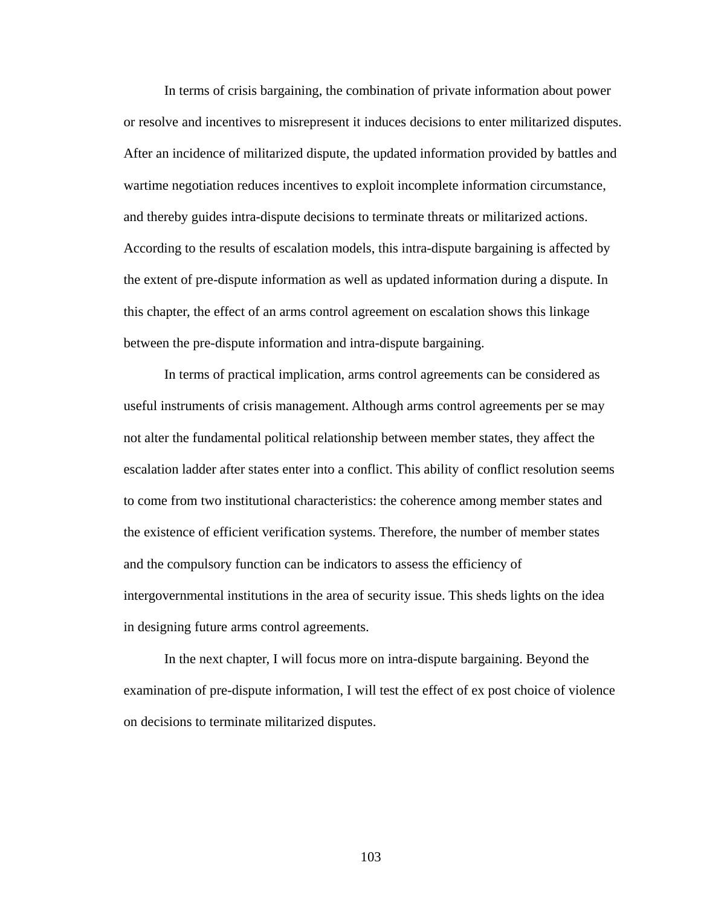In terms of crisis bargaining, the combination of private information about power or resolve and incentives to misrepresent it induces decisions to enter militarized disputes. After an incidence of militarized dispute, the updated information provided by battles and wartime negotiation reduces incentives to exploit incomplete information circumstance, and thereby guides intra-dispute decisions to terminate threats or militarized actions. According to the results of escalation models, this intra-dispute bargaining is affected by the extent of pre-dispute information as well as updated information during a dispute. In this chapter, the effect of an arms control agreement on escalation shows this linkage between the pre-dispute information and intra-dispute bargaining.

In terms of practical implication, arms control agreements can be considered as useful instruments of crisis management. Although arms control agreements per se may not alter the fundamental political relationship between member states, they affect the escalation ladder after states enter into a conflict. This ability of conflict resolution seems to come from two institutional characteristics: the coherence among member states and the existence of efficient verification systems. Therefore, the number of member states and the compulsory function can be indicators to assess the efficiency of intergovernmental institutions in the area of security issue. This sheds lights on the idea in designing future arms control agreements.

In the next chapter, I will focus more on intra-dispute bargaining. Beyond the examination of pre-dispute information, I will test the effect of ex post choice of violence on decisions to terminate militarized disputes.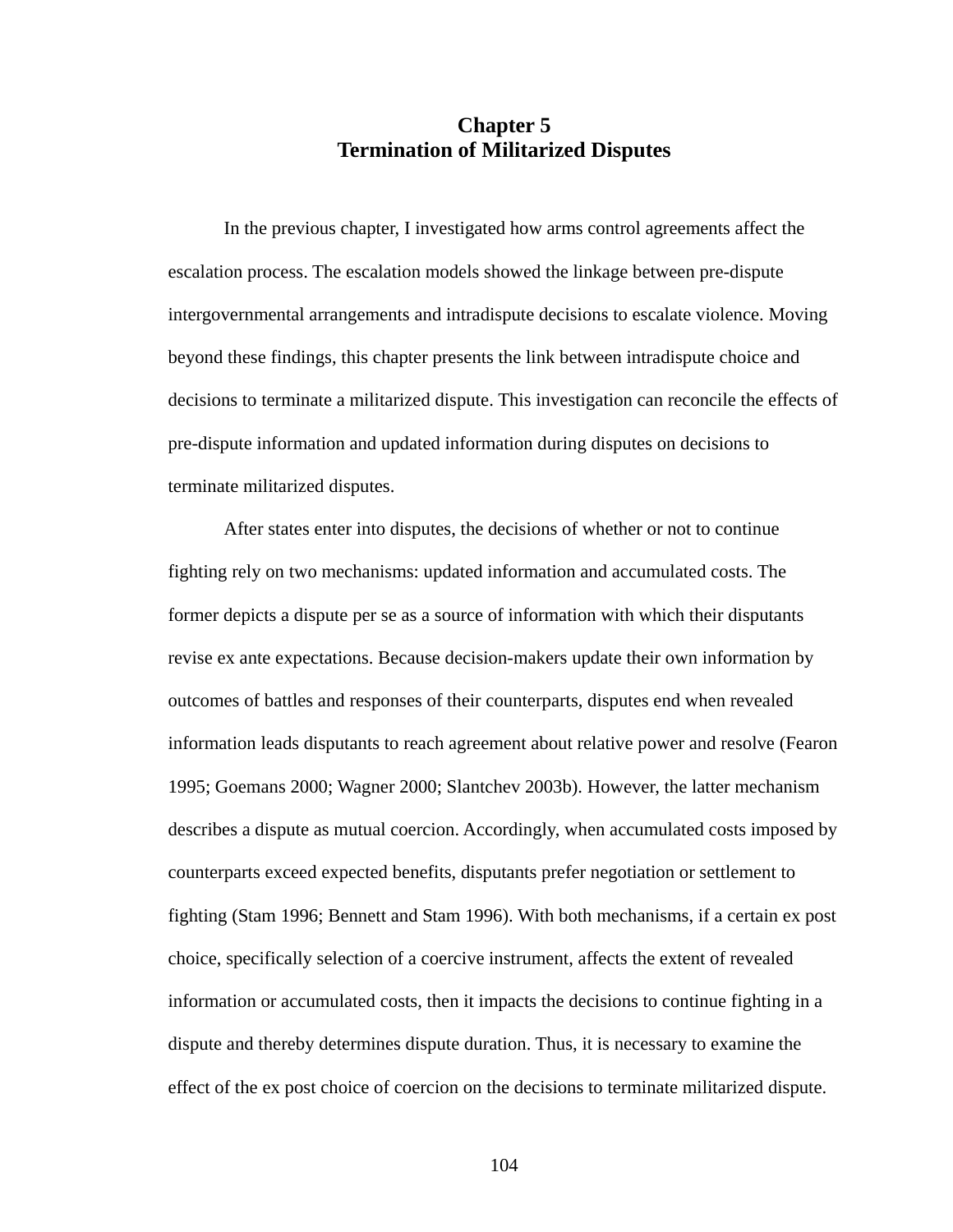# Chapter 5
# Termination of Militarized Disputes

In the previous chapter, I investigated how arms control agreements affect the escalation process. The escalation models showed the linkage between pre-dispute intergovernmental arrangements and intradispute decisions to escalate violence. Moving beyond these findings, this chapter presents the link between intradispute choice and decisions to terminate a militarized dispute. This investigation can reconcile the effects of pre-dispute information and updated information during disputes on decisions to terminate militarized disputes.

After states enter into disputes, the decisions of whether or not to continue fighting rely on two mechanisms: updated information and accumulated costs. The former depicts a dispute per se as a source of information with which their disputants revise ex ante expectations. Because decision-makers update their own information by outcomes of battles and responses of their counterparts, disputes end when revealed information leads disputants to reach agreement about relative power and resolve (Fearon 1995; Goemans 2000; Wagner 2000; Slantchev 2003b). However, the latter mechanism describes a dispute as mutual coercion. Accordingly, when accumulated costs imposed by counterparts exceed expected benefits, disputants prefer negotiation or settlement to fighting (Stam 1996; Bennett and Stam 1996). With both mechanisms, if a certain ex post choice, specifically selection of a coercive instrument, affects the extent of revealed information or accumulated costs, then it impacts the decisions to continue fighting in a dispute and thereby determines dispute duration. Thus, it is necessary to examine the effect of the ex post choice of coercion on the decisions to terminate militarized dispute.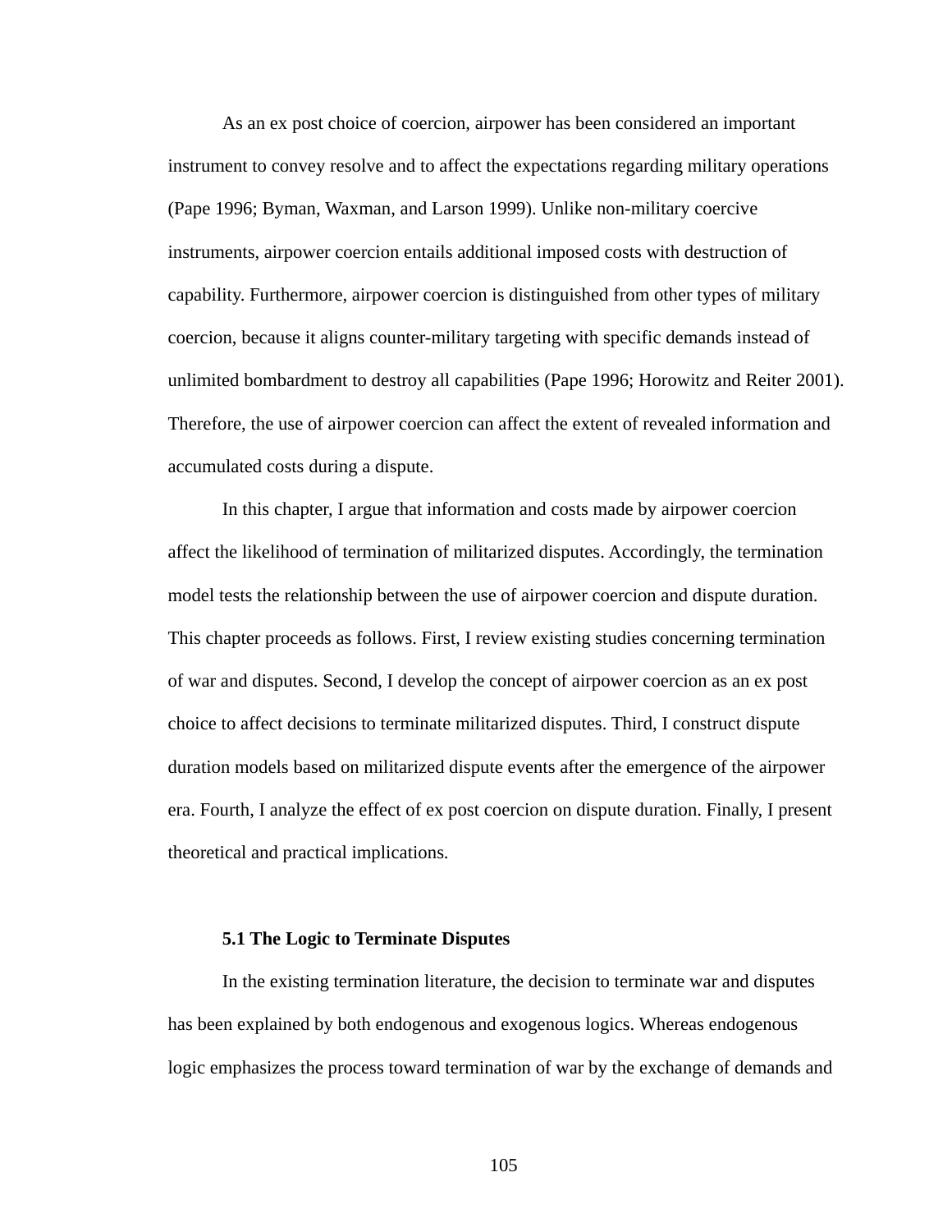As an ex post choice of coercion, airpower has been considered an important instrument to convey resolve and to affect the expectations regarding military operations (Pape 1996; Byman, Waxman, and Larson 1999). Unlike non-military coercive instruments, airpower coercion entails additional imposed costs with destruction of capability. Furthermore, airpower coercion is distinguished from other types of military coercion, because it aligns counter-military targeting with specific demands instead of unlimited bombardment to destroy all capabilities (Pape 1996; Horowitz and Reiter 2001). Therefore, the use of airpower coercion can affect the extent of revealed information and accumulated costs during a dispute.

In this chapter, I argue that information and costs made by airpower coercion affect the likelihood of termination of militarized disputes. Accordingly, the termination model tests the relationship between the use of airpower coercion and dispute duration. This chapter proceeds as follows. First, I review existing studies concerning termination of war and disputes. Second, I develop the concept of airpower coercion as an ex post choice to affect decisions to terminate militarized disputes. Third, I construct dispute duration models based on militarized dispute events after the emergence of the airpower era. Fourth, I analyze the effect of ex post coercion on dispute duration. Finally, I present theoretical and practical implications.

### 5.1 The Logic to Terminate Disputes

In the existing termination literature, the decision to terminate war and disputes has been explained by both endogenous and exogenous logics. Whereas endogenous logic emphasizes the process toward termination of war by the exchange of demands and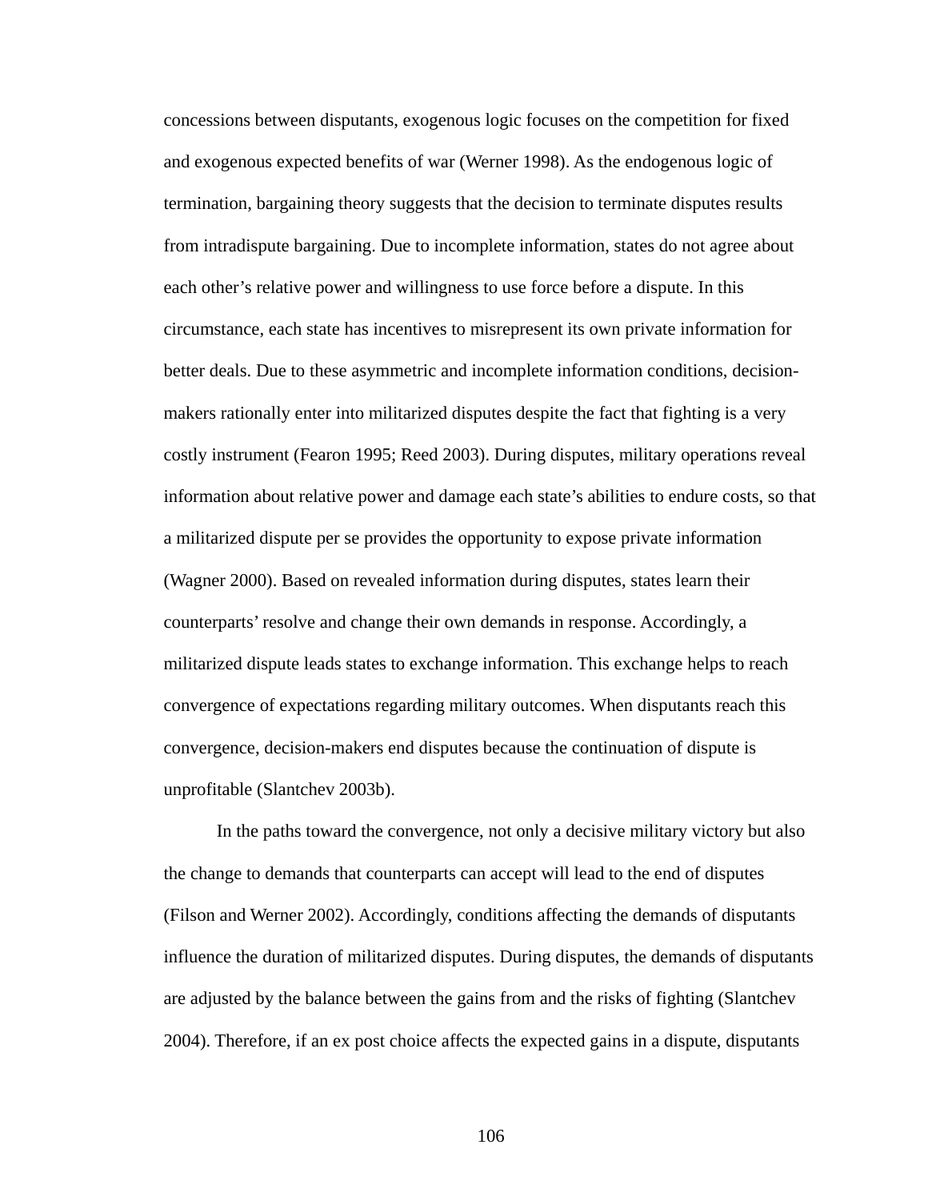concessions between disputants, exogenous logic focuses on the competition for fixed and exogenous expected benefits of war (Werner 1998). As the endogenous logic of termination, bargaining theory suggests that the decision to terminate disputes results from intradispute bargaining. Due to incomplete information, states do not agree about each other's relative power and willingness to use force before a dispute. In this circumstance, each state has incentives to misrepresent its own private information for better deals. Due to these asymmetric and incomplete information conditions, decision-makers rationally enter into militarized disputes despite the fact that fighting is a very costly instrument (Fearon 1995; Reed 2003). During disputes, military operations reveal information about relative power and damage each state's abilities to endure costs, so that a militarized dispute per se provides the opportunity to expose private information (Wagner 2000). Based on revealed information during disputes, states learn their counterparts' resolve and change their own demands in response. Accordingly, a militarized dispute leads states to exchange information. This exchange helps to reach convergence of expectations regarding military outcomes. When disputants reach this convergence, decision-makers end disputes because the continuation of dispute is unprofitable (Slantchev 2003b).

In the paths toward the convergence, not only a decisive military victory but also the change to demands that counterparts can accept will lead to the end of disputes (Filson and Werner 2002). Accordingly, conditions affecting the demands of disputants influence the duration of militarized disputes. During disputes, the demands of disputants are adjusted by the balance between the gains from and the risks of fighting (Slantchev 2004). Therefore, if an ex post choice affects the expected gains in a dispute, disputants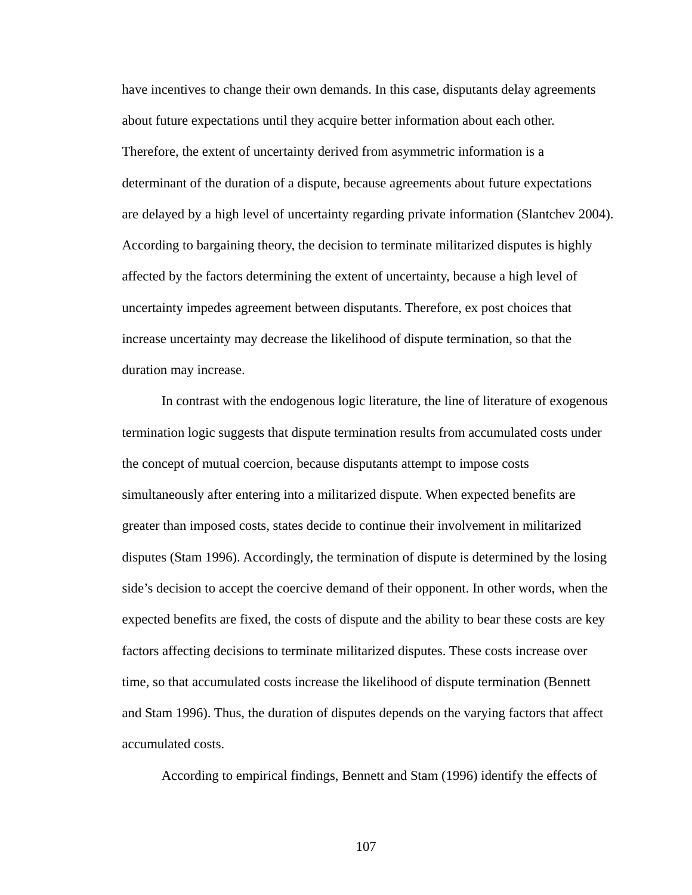have incentives to change their own demands. In this case, disputants delay agreements about future expectations until they acquire better information about each other. Therefore, the extent of uncertainty derived from asymmetric information is a determinant of the duration of a dispute, because agreements about future expectations are delayed by a high level of uncertainty regarding private information (Slantchev 2004). According to bargaining theory, the decision to terminate militarized disputes is highly affected by the factors determining the extent of uncertainty, because a high level of uncertainty impedes agreement between disputants. Therefore, ex post choices that increase uncertainty may decrease the likelihood of dispute termination, so that the duration may increase.

In contrast with the endogenous logic literature, the line of literature of exogenous termination logic suggests that dispute termination results from accumulated costs under the concept of mutual coercion, because disputants attempt to impose costs simultaneously after entering into a militarized dispute. When expected benefits are greater than imposed costs, states decide to continue their involvement in militarized disputes (Stam 1996). Accordingly, the termination of dispute is determined by the losing side's decision to accept the coercive demand of their opponent. In other words, when the expected benefits are fixed, the costs of dispute and the ability to bear these costs are key factors affecting decisions to terminate militarized disputes. These costs increase over time, so that accumulated costs increase the likelihood of dispute termination (Bennett and Stam 1996). Thus, the duration of disputes depends on the varying factors that affect accumulated costs.

According to empirical findings, Bennett and Stam (1996) identify the effects of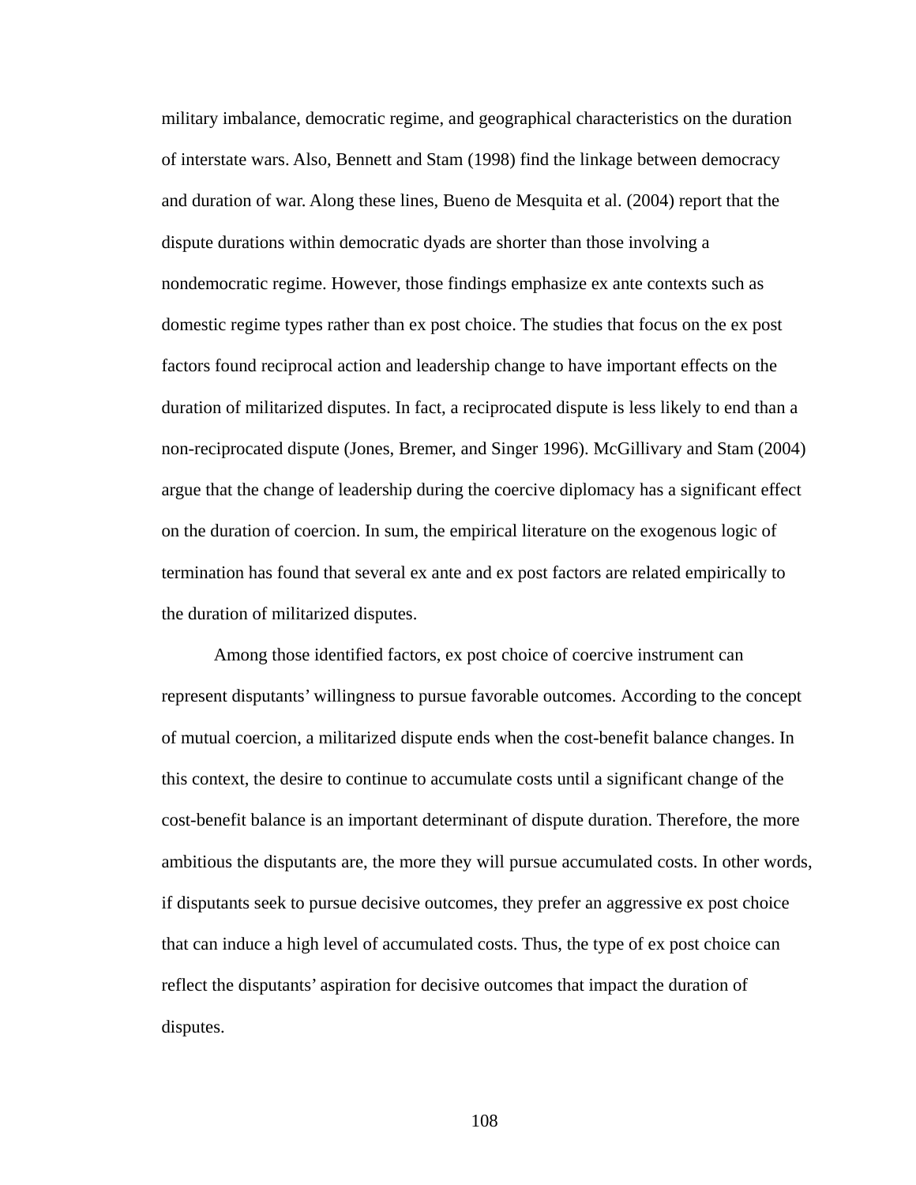military imbalance, democratic regime, and geographical characteristics on the duration of interstate wars. Also, Bennett and Stam (1998) find the linkage between democracy and duration of war. Along these lines, Bueno de Mesquita et al. (2004) report that the dispute durations within democratic dyads are shorter than those involving a nondemocratic regime. However, those findings emphasize ex ante contexts such as domestic regime types rather than ex post choice. The studies that focus on the ex post factors found reciprocal action and leadership change to have important effects on the duration of militarized disputes. In fact, a reciprocated dispute is less likely to end than a non-reciprocated dispute (Jones, Bremer, and Singer 1996). McGillivary and Stam (2004) argue that the change of leadership during the coercive diplomacy has a significant effect on the duration of coercion. In sum, the empirical literature on the exogenous logic of termination has found that several ex ante and ex post factors are related empirically to the duration of militarized disputes.

Among those identified factors, ex post choice of coercive instrument can represent disputants' willingness to pursue favorable outcomes. According to the concept of mutual coercion, a militarized dispute ends when the cost-benefit balance changes. In this context, the desire to continue to accumulate costs until a significant change of the cost-benefit balance is an important determinant of dispute duration. Therefore, the more ambitious the disputants are, the more they will pursue accumulated costs. In other words, if disputants seek to pursue decisive outcomes, they prefer an aggressive ex post choice that can induce a high level of accumulated costs. Thus, the type of ex post choice can reflect the disputants' aspiration for decisive outcomes that impact the duration of disputes.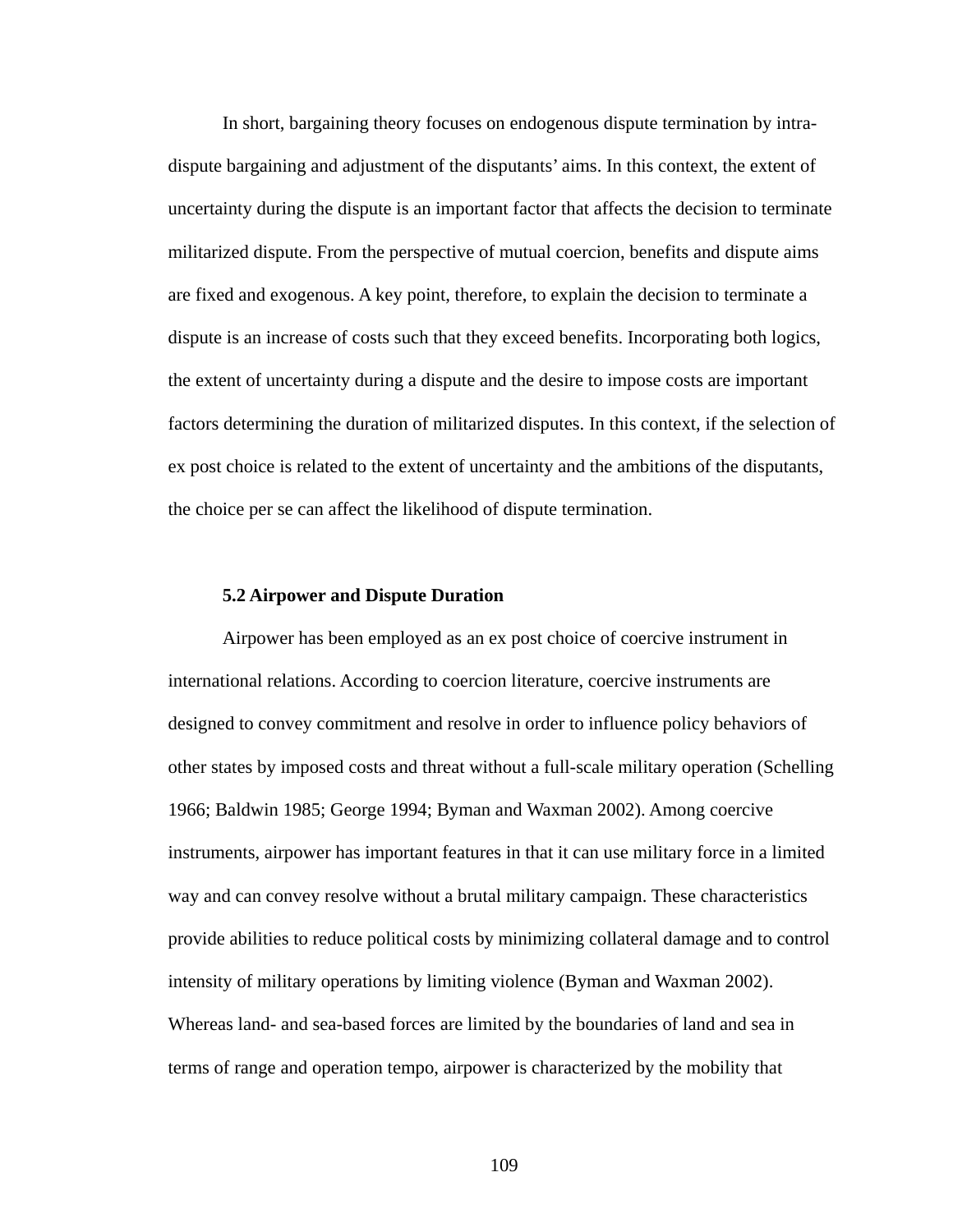In short, bargaining theory focuses on endogenous dispute termination by intra-dispute bargaining and adjustment of the disputants' aims. In this context, the extent of uncertainty during the dispute is an important factor that affects the decision to terminate militarized dispute. From the perspective of mutual coercion, benefits and dispute aims are fixed and exogenous. A key point, therefore, to explain the decision to terminate a dispute is an increase of costs such that they exceed benefits. Incorporating both logics, the extent of uncertainty during a dispute and the desire to impose costs are important factors determining the duration of militarized disputes. In this context, if the selection of ex post choice is related to the extent of uncertainty and the ambitions of the disputants, the choice per se can affect the likelihood of dispute termination.

### 5.2 Airpower and Dispute Duration

Airpower has been employed as an ex post choice of coercive instrument in international relations. According to coercion literature, coercive instruments are designed to convey commitment and resolve in order to influence policy behaviors of other states by imposed costs and threat without a full-scale military operation (Schelling 1966; Baldwin 1985; George 1994; Byman and Waxman 2002). Among coercive instruments, airpower has important features in that it can use military force in a limited way and can convey resolve without a brutal military campaign. These characteristics provide abilities to reduce political costs by minimizing collateral damage and to control intensity of military operations by limiting violence (Byman and Waxman 2002). Whereas land- and sea-based forces are limited by the boundaries of land and sea in terms of range and operation tempo, airpower is characterized by the mobility that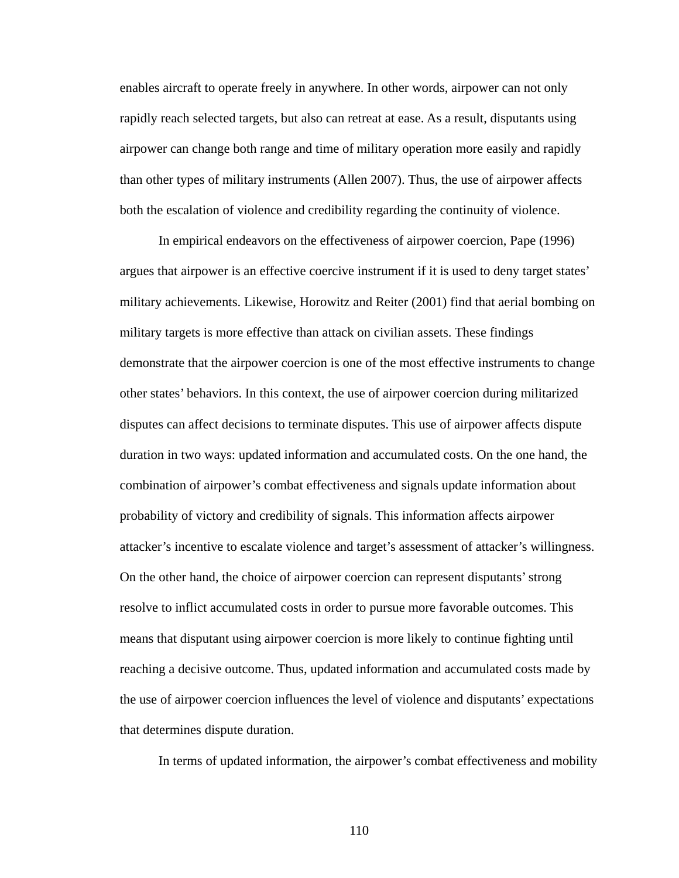enables aircraft to operate freely in anywhere. In other words, airpower can not only rapidly reach selected targets, but also can retreat at ease. As a result, disputants using airpower can change both range and time of military operation more easily and rapidly than other types of military instruments (Allen 2007). Thus, the use of airpower affects both the escalation of violence and credibility regarding the continuity of violence.

In empirical endeavors on the effectiveness of airpower coercion, Pape (1996) argues that airpower is an effective coercive instrument if it is used to deny target states' military achievements. Likewise, Horowitz and Reiter (2001) find that aerial bombing on military targets is more effective than attack on civilian assets. These findings demonstrate that the airpower coercion is one of the most effective instruments to change other states' behaviors. In this context, the use of airpower coercion during militarized disputes can affect decisions to terminate disputes. This use of airpower affects dispute duration in two ways: updated information and accumulated costs. On the one hand, the combination of airpower's combat effectiveness and signals update information about probability of victory and credibility of signals. This information affects airpower attacker's incentive to escalate violence and target's assessment of attacker's willingness. On the other hand, the choice of airpower coercion can represent disputants' strong resolve to inflict accumulated costs in order to pursue more favorable outcomes. This means that disputant using airpower coercion is more likely to continue fighting until reaching a decisive outcome. Thus, updated information and accumulated costs made by the use of airpower coercion influences the level of violence and disputants' expectations that determines dispute duration.

In terms of updated information, the airpower's combat effectiveness and mobility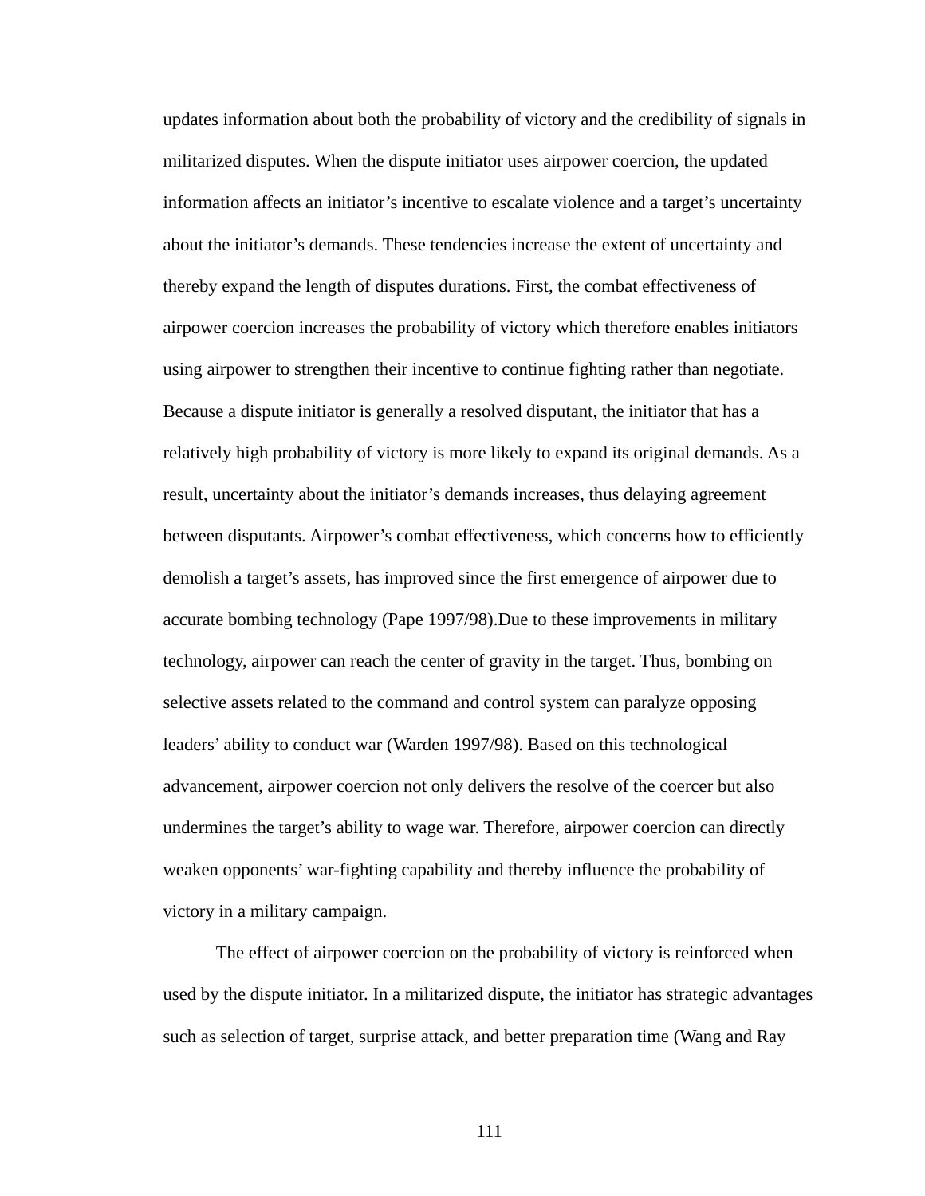updates information about both the probability of victory and the credibility of signals in militarized disputes. When the dispute initiator uses airpower coercion, the updated information affects an initiator's incentive to escalate violence and a target's uncertainty about the initiator's demands. These tendencies increase the extent of uncertainty and thereby expand the length of disputes durations. First, the combat effectiveness of airpower coercion increases the probability of victory which therefore enables initiators using airpower to strengthen their incentive to continue fighting rather than negotiate. Because a dispute initiator is generally a resolved disputant, the initiator that has a relatively high probability of victory is more likely to expand its original demands. As a result, uncertainty about the initiator's demands increases, thus delaying agreement between disputants. Airpower's combat effectiveness, which concerns how to efficiently demolish a target's assets, has improved since the first emergence of airpower due to accurate bombing technology (Pape 1997/98).Due to these improvements in military technology, airpower can reach the center of gravity in the target. Thus, bombing on selective assets related to the command and control system can paralyze opposing leaders' ability to conduct war (Warden 1997/98). Based on this technological advancement, airpower coercion not only delivers the resolve of the coercer but also undermines the target's ability to wage war. Therefore, airpower coercion can directly weaken opponents' war-fighting capability and thereby influence the probability of victory in a military campaign.

The effect of airpower coercion on the probability of victory is reinforced when used by the dispute initiator. In a militarized dispute, the initiator has strategic advantages such as selection of target, surprise attack, and better preparation time (Wang and Ray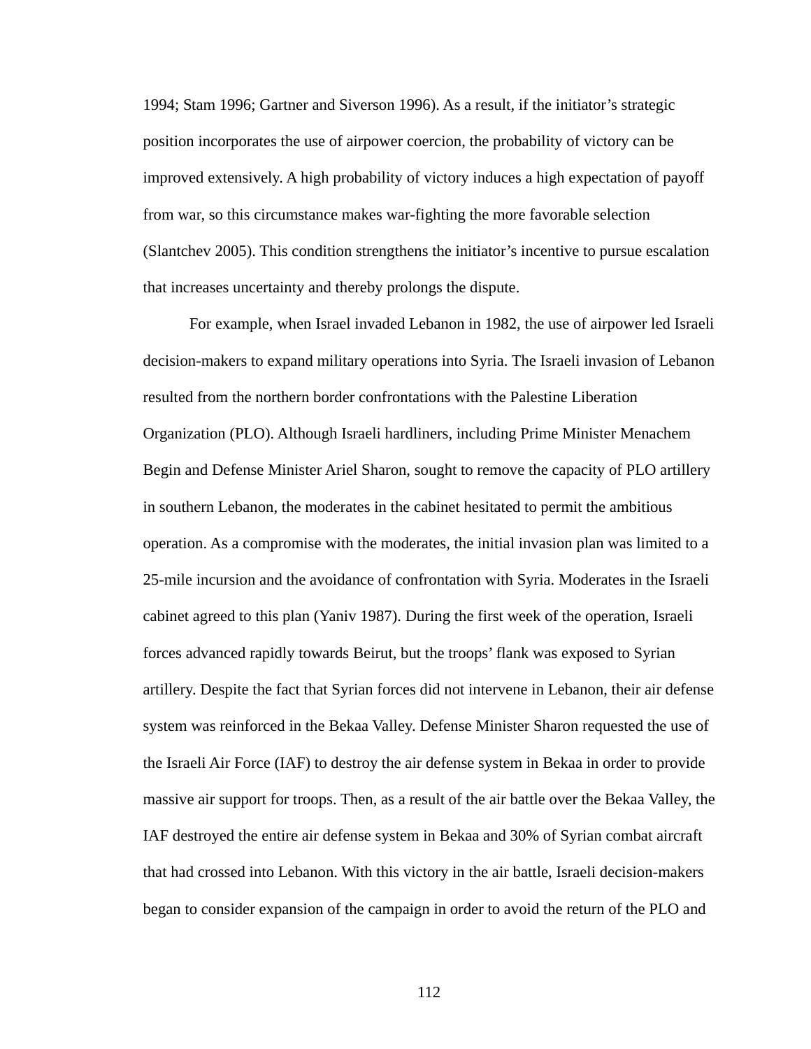1994; Stam 1996; Gartner and Siverson 1996). As a result, if the initiator's strategic position incorporates the use of airpower coercion, the probability of victory can be improved extensively. A high probability of victory induces a high expectation of payoff from war, so this circumstance makes war-fighting the more favorable selection (Slantchev 2005). This condition strengthens the initiator's incentive to pursue escalation that increases uncertainty and thereby prolongs the dispute.

For example, when Israel invaded Lebanon in 1982, the use of airpower led Israeli decision-makers to expand military operations into Syria. The Israeli invasion of Lebanon resulted from the northern border confrontations with the Palestine Liberation Organization (PLO). Although Israeli hardliners, including Prime Minister Menachem Begin and Defense Minister Ariel Sharon, sought to remove the capacity of PLO artillery in southern Lebanon, the moderates in the cabinet hesitated to permit the ambitious operation. As a compromise with the moderates, the initial invasion plan was limited to a 25-mile incursion and the avoidance of confrontation with Syria. Moderates in the Israeli cabinet agreed to this plan (Yaniv 1987). During the first week of the operation, Israeli forces advanced rapidly towards Beirut, but the troops' flank was exposed to Syrian artillery. Despite the fact that Syrian forces did not intervene in Lebanon, their air defense system was reinforced in the Bekaa Valley. Defense Minister Sharon requested the use of the Israeli Air Force (IAF) to destroy the air defense system in Bekaa in order to provide massive air support for troops. Then, as a result of the air battle over the Bekaa Valley, the IAF destroyed the entire air defense system in Bekaa and 30% of Syrian combat aircraft that had crossed into Lebanon. With this victory in the air battle, Israeli decision-makers began to consider expansion of the campaign in order to avoid the return of the PLO and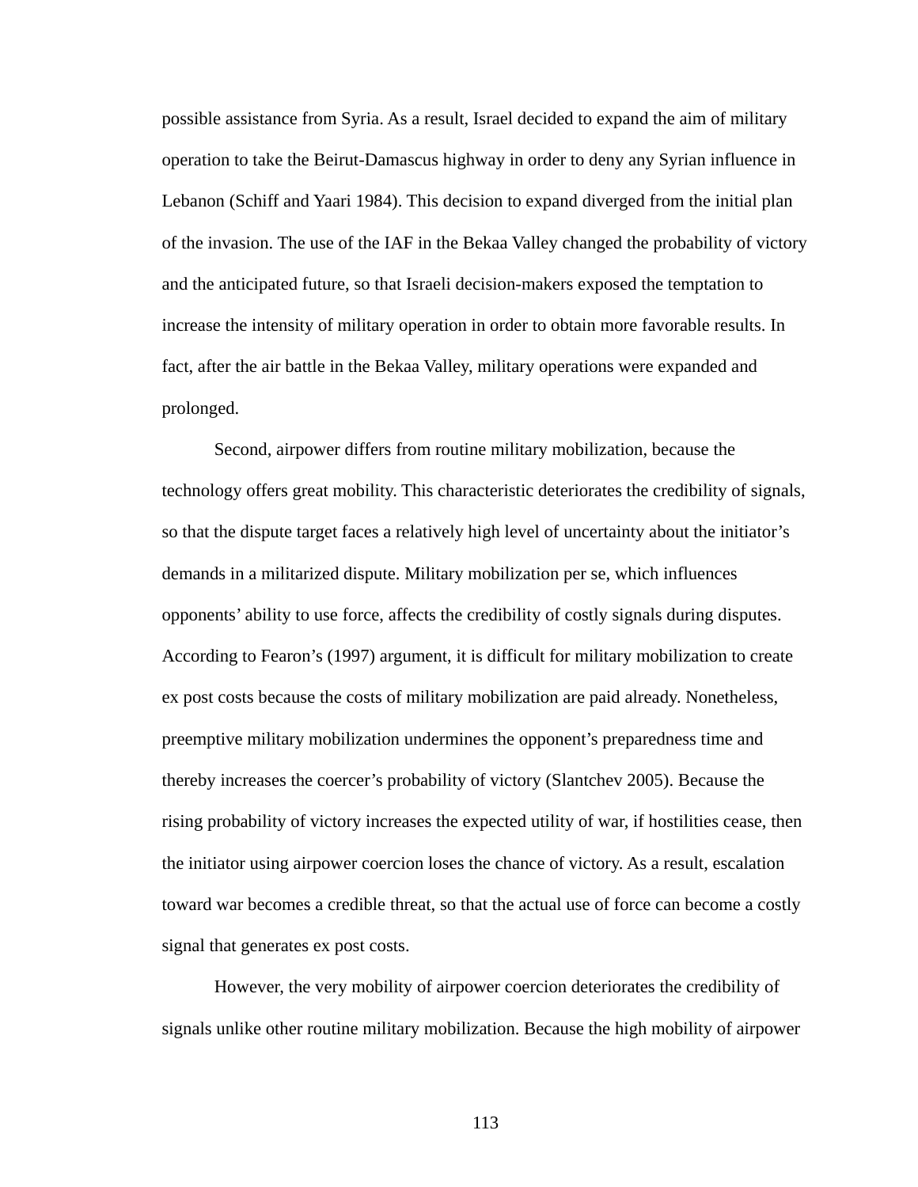possible assistance from Syria. As a result, Israel decided to expand the aim of military operation to take the Beirut-Damascus highway in order to deny any Syrian influence in Lebanon (Schiff and Yaari 1984). This decision to expand diverged from the initial plan of the invasion. The use of the IAF in the Bekaa Valley changed the probability of victory and the anticipated future, so that Israeli decision-makers exposed the temptation to increase the intensity of military operation in order to obtain more favorable results. In fact, after the air battle in the Bekaa Valley, military operations were expanded and prolonged.

Second, airpower differs from routine military mobilization, because the technology offers great mobility. This characteristic deteriorates the credibility of signals, so that the dispute target faces a relatively high level of uncertainty about the initiator's demands in a militarized dispute. Military mobilization per se, which influences opponents' ability to use force, affects the credibility of costly signals during disputes. According to Fearon's (1997) argument, it is difficult for military mobilization to create ex post costs because the costs of military mobilization are paid already. Nonetheless, preemptive military mobilization undermines the opponent's preparedness time and thereby increases the coercer's probability of victory (Slantchev 2005). Because the rising probability of victory increases the expected utility of war, if hostilities cease, then the initiator using airpower coercion loses the chance of victory. As a result, escalation toward war becomes a credible threat, so that the actual use of force can become a costly signal that generates ex post costs.

However, the very mobility of airpower coercion deteriorates the credibility of signals unlike other routine military mobilization. Because the high mobility of airpower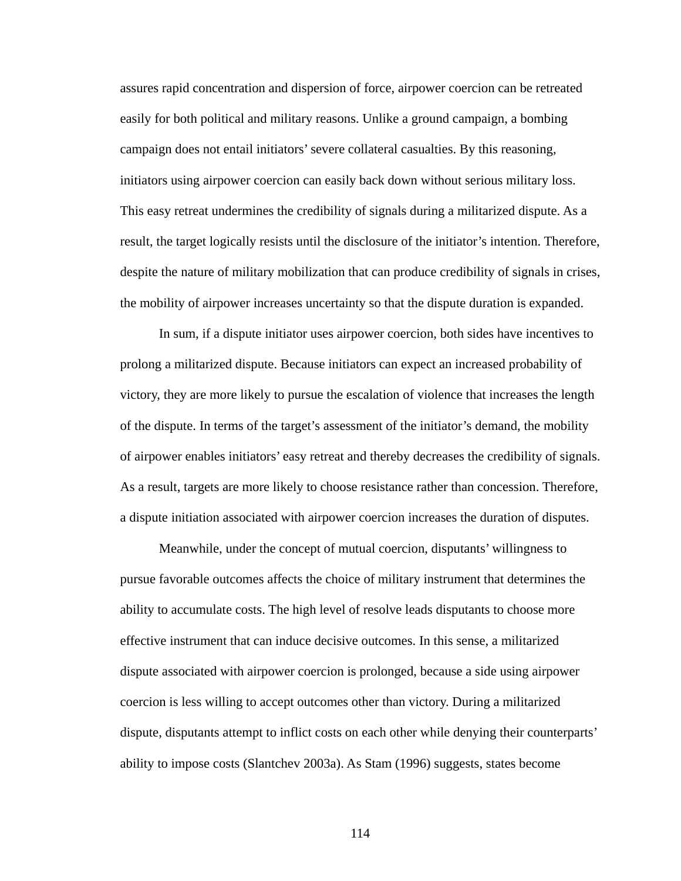assures rapid concentration and dispersion of force, airpower coercion can be retreated easily for both political and military reasons. Unlike a ground campaign, a bombing campaign does not entail initiators' severe collateral casualties. By this reasoning, initiators using airpower coercion can easily back down without serious military loss. This easy retreat undermines the credibility of signals during a militarized dispute. As a result, the target logically resists until the disclosure of the initiator's intention. Therefore, despite the nature of military mobilization that can produce credibility of signals in crises, the mobility of airpower increases uncertainty so that the dispute duration is expanded.

In sum, if a dispute initiator uses airpower coercion, both sides have incentives to prolong a militarized dispute. Because initiators can expect an increased probability of victory, they are more likely to pursue the escalation of violence that increases the length of the dispute. In terms of the target's assessment of the initiator's demand, the mobility of airpower enables initiators' easy retreat and thereby decreases the credibility of signals. As a result, targets are more likely to choose resistance rather than concession. Therefore, a dispute initiation associated with airpower coercion increases the duration of disputes.

Meanwhile, under the concept of mutual coercion, disputants' willingness to pursue favorable outcomes affects the choice of military instrument that determines the ability to accumulate costs. The high level of resolve leads disputants to choose more effective instrument that can induce decisive outcomes. In this sense, a militarized dispute associated with airpower coercion is prolonged, because a side using airpower coercion is less willing to accept outcomes other than victory. During a militarized dispute, disputants attempt to inflict costs on each other while denying their counterparts' ability to impose costs (Slantchev 2003a). As Stam (1996) suggests, states become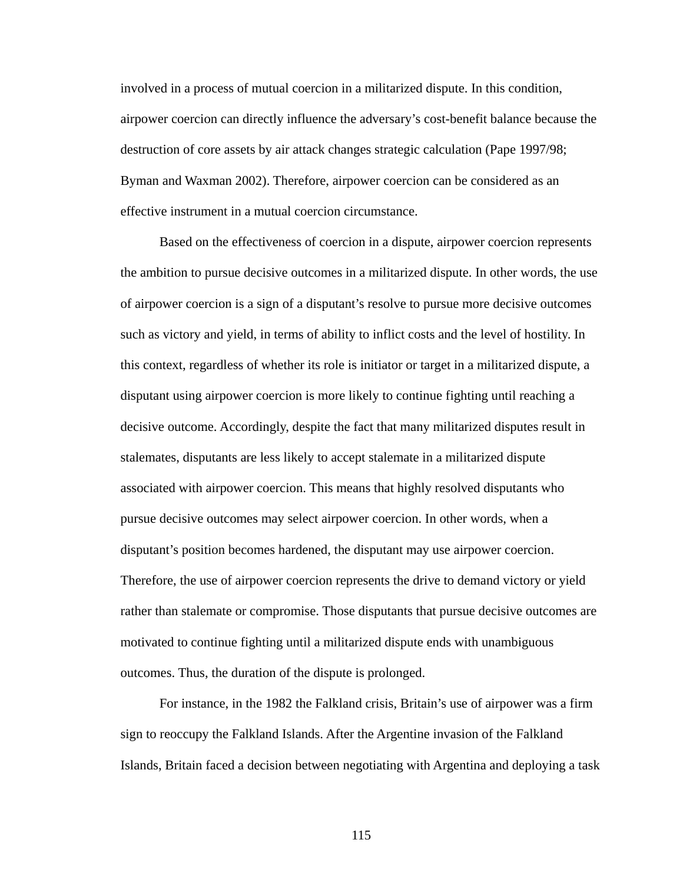involved in a process of mutual coercion in a militarized dispute. In this condition, airpower coercion can directly influence the adversary's cost-benefit balance because the destruction of core assets by air attack changes strategic calculation (Pape 1997/98; Byman and Waxman 2002). Therefore, airpower coercion can be considered as an effective instrument in a mutual coercion circumstance.

Based on the effectiveness of coercion in a dispute, airpower coercion represents the ambition to pursue decisive outcomes in a militarized dispute. In other words, the use of airpower coercion is a sign of a disputant's resolve to pursue more decisive outcomes such as victory and yield, in terms of ability to inflict costs and the level of hostility. In this context, regardless of whether its role is initiator or target in a militarized dispute, a disputant using airpower coercion is more likely to continue fighting until reaching a decisive outcome. Accordingly, despite the fact that many militarized disputes result in stalemates, disputants are less likely to accept stalemate in a militarized dispute associated with airpower coercion. This means that highly resolved disputants who pursue decisive outcomes may select airpower coercion. In other words, when a disputant's position becomes hardened, the disputant may use airpower coercion. Therefore, the use of airpower coercion represents the drive to demand victory or yield rather than stalemate or compromise. Those disputants that pursue decisive outcomes are motivated to continue fighting until a militarized dispute ends with unambiguous outcomes. Thus, the duration of the dispute is prolonged.

For instance, in the 1982 the Falkland crisis, Britain's use of airpower was a firm sign to reoccupy the Falkland Islands. After the Argentine invasion of the Falkland Islands, Britain faced a decision between negotiating with Argentina and deploying a task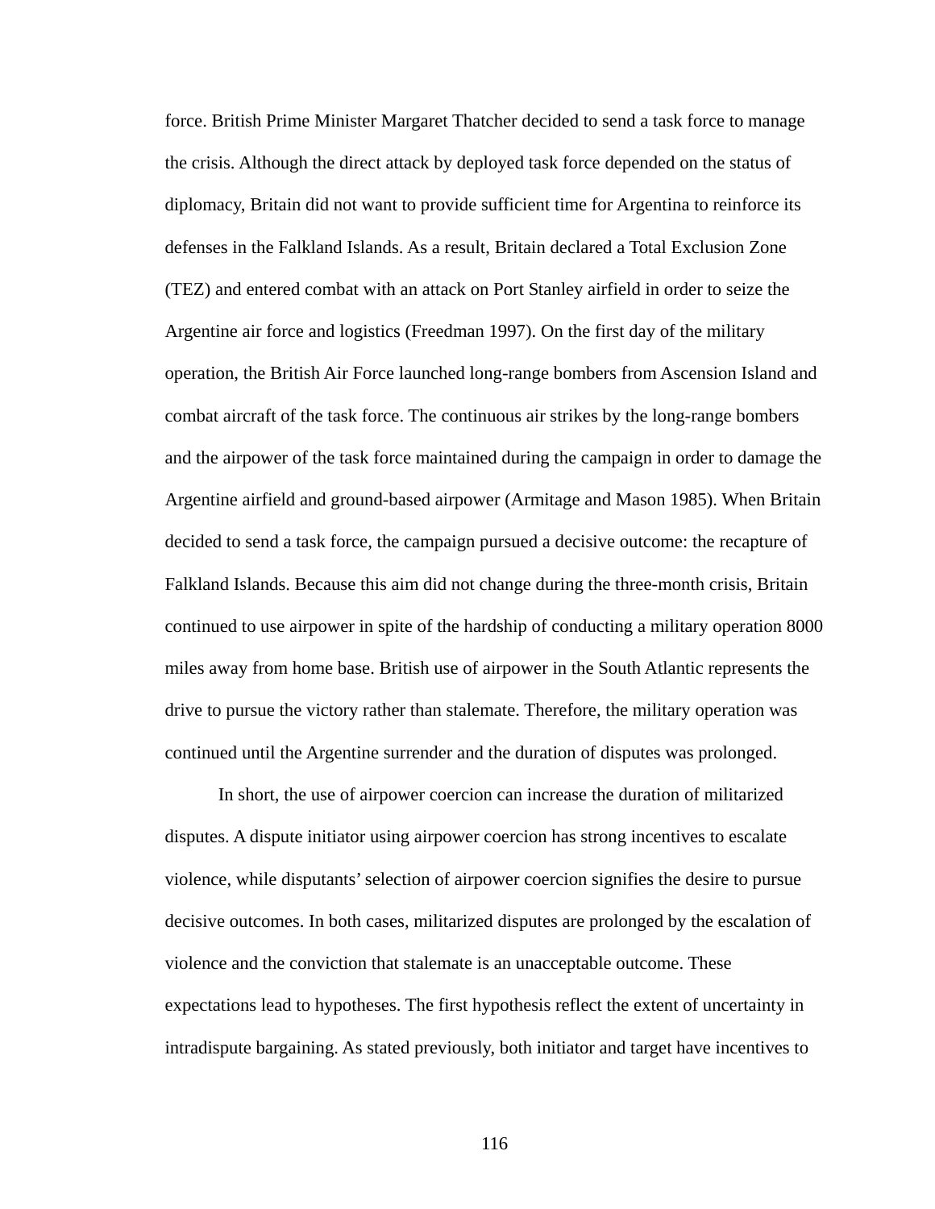force. British Prime Minister Margaret Thatcher decided to send a task force to manage the crisis. Although the direct attack by deployed task force depended on the status of diplomacy, Britain did not want to provide sufficient time for Argentina to reinforce its defenses in the Falkland Islands. As a result, Britain declared a Total Exclusion Zone (TEZ) and entered combat with an attack on Port Stanley airfield in order to seize the Argentine air force and logistics (Freedman 1997). On the first day of the military operation, the British Air Force launched long-range bombers from Ascension Island and combat aircraft of the task force. The continuous air strikes by the long-range bombers and the airpower of the task force maintained during the campaign in order to damage the Argentine airfield and ground-based airpower (Armitage and Mason 1985). When Britain decided to send a task force, the campaign pursued a decisive outcome: the recapture of Falkland Islands. Because this aim did not change during the three-month crisis, Britain continued to use airpower in spite of the hardship of conducting a military operation 8000 miles away from home base. British use of airpower in the South Atlantic represents the drive to pursue the victory rather than stalemate. Therefore, the military operation was continued until the Argentine surrender and the duration of disputes was prolonged.

In short, the use of airpower coercion can increase the duration of militarized disputes. A dispute initiator using airpower coercion has strong incentives to escalate violence, while disputants' selection of airpower coercion signifies the desire to pursue decisive outcomes. In both cases, militarized disputes are prolonged by the escalation of violence and the conviction that stalemate is an unacceptable outcome. These expectations lead to hypotheses. The first hypothesis reflect the extent of uncertainty in intradispute bargaining. As stated previously, both initiator and target have incentives to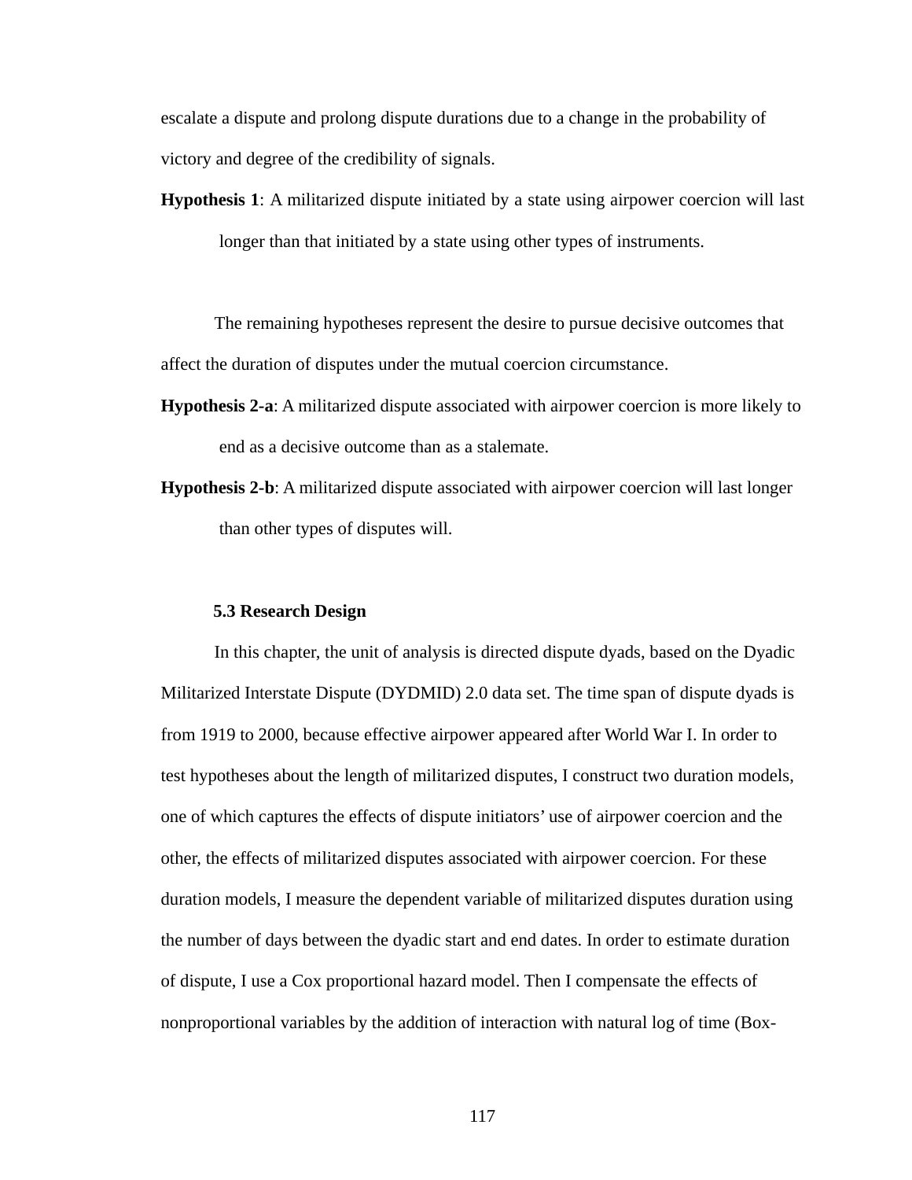escalate a dispute and prolong dispute durations due to a change in the probability of victory and degree of the credibility of signals.

**Hypothesis 1**: A militarized dispute initiated by a state using airpower coercion will last longer than that initiated by a state using other types of instruments.

The remaining hypotheses represent the desire to pursue decisive outcomes that affect the duration of disputes under the mutual coercion circumstance.

**Hypothesis 2-a**: A militarized dispute associated with airpower coercion is more likely to end as a decisive outcome than as a stalemate.

**Hypothesis 2-b**: A militarized dispute associated with airpower coercion will last longer than other types of disputes will.

### 5.3 Research Design

In this chapter, the unit of analysis is directed dispute dyads, based on the Dyadic Militarized Interstate Dispute (DYDMID) 2.0 data set. The time span of dispute dyads is from 1919 to 2000, because effective airpower appeared after World War I. In order to test hypotheses about the length of militarized disputes, I construct two duration models, one of which captures the effects of dispute initiators' use of airpower coercion and the other, the effects of militarized disputes associated with airpower coercion. For these duration models, I measure the dependent variable of militarized disputes duration using the number of days between the dyadic start and end dates. In order to estimate duration of dispute, I use a Cox proportional hazard model. Then I compensate the effects of nonproportional variables by the addition of interaction with natural log of time (Box-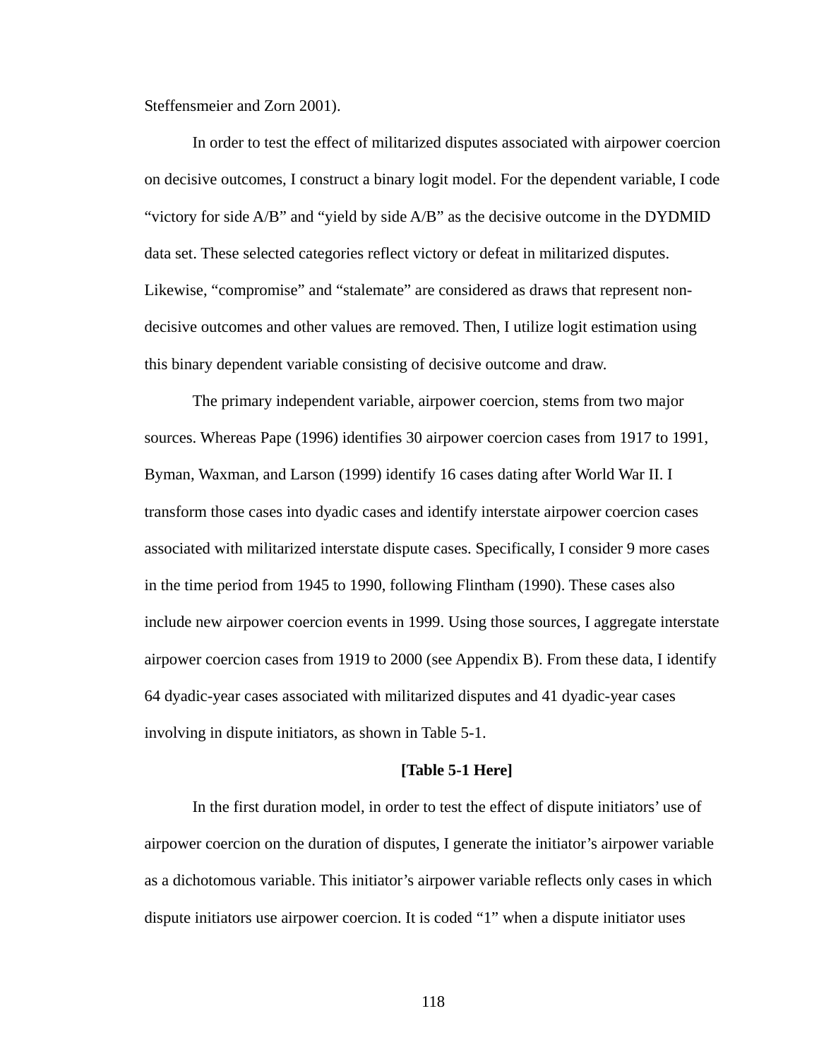Steffensmeier and Zorn 2001).

In order to test the effect of militarized disputes associated with airpower coercion on decisive outcomes, I construct a binary logit model. For the dependent variable, I code “victory for side A/B” and “yield by side A/B” as the decisive outcome in the DYDMID data set. These selected categories reflect victory or defeat in militarized disputes. Likewise, “compromise” and “stalemate” are considered as draws that represent non-decisive outcomes and other values are removed. Then, I utilize logit estimation using this binary dependent variable consisting of decisive outcome and draw.

The primary independent variable, airpower coercion, stems from two major sources. Whereas Pape (1996) identifies 30 airpower coercion cases from 1917 to 1991, Byman, Waxman, and Larson (1999) identify 16 cases dating after World War II. I transform those cases into dyadic cases and identify interstate airpower coercion cases associated with militarized interstate dispute cases. Specifically, I consider 9 more cases in the time period from 1945 to 1990, following Flintham (1990). These cases also include new airpower coercion events in 1999. Using those sources, I aggregate interstate airpower coercion cases from 1919 to 2000 (see Appendix B). From these data, I identify 64 dyadic-year cases associated with militarized disputes and 41 dyadic-year cases involving in dispute initiators, as shown in Table 5-1.

**[Table 5-1 Here]**

In the first duration model, in order to test the effect of dispute initiators’ use of airpower coercion on the duration of disputes, I generate the initiator’s airpower variable as a dichotomous variable. This initiator’s airpower variable reflects only cases in which dispute initiators use airpower coercion. It is coded “1” when a dispute initiator uses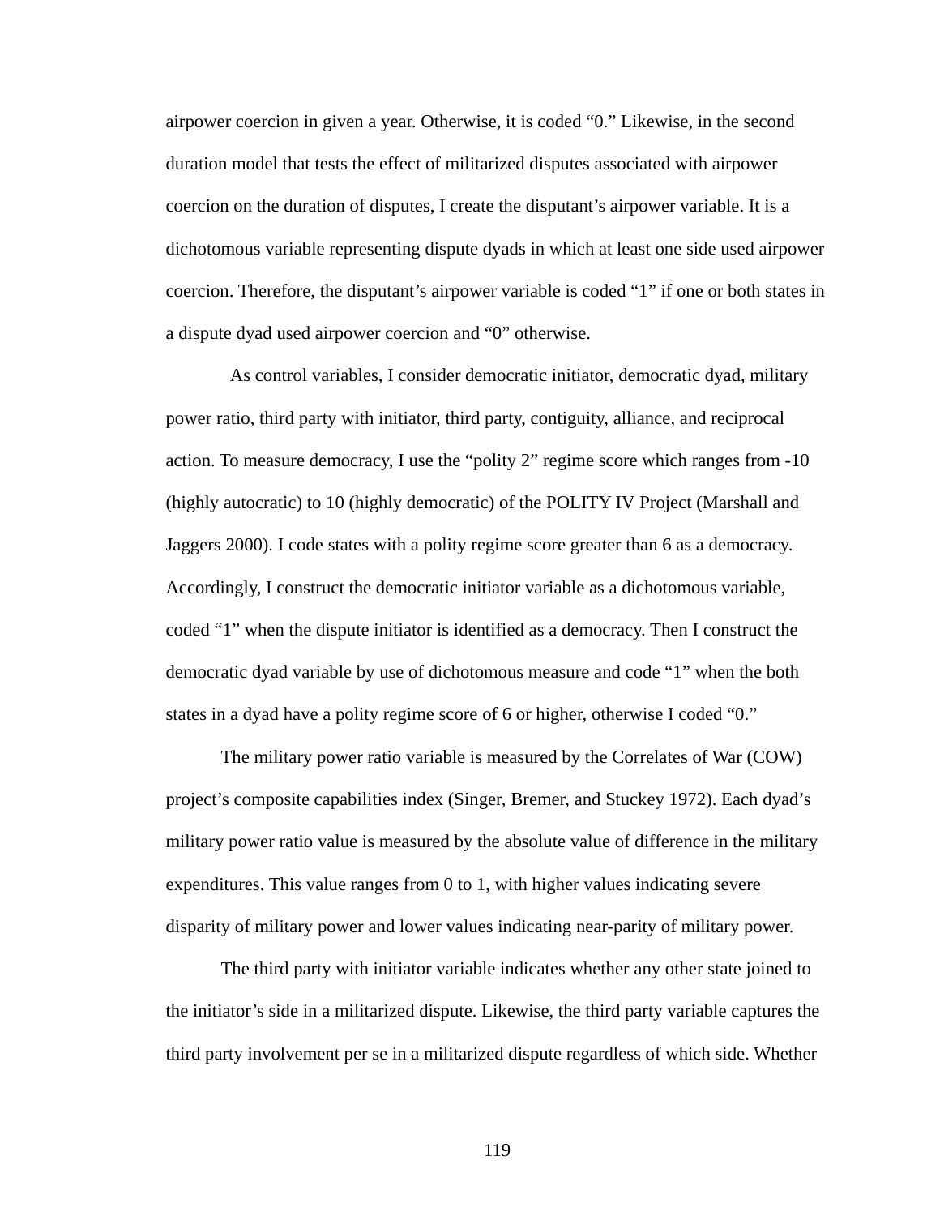airpower coercion in given a year. Otherwise, it is coded "0." Likewise, in the second duration model that tests the effect of militarized disputes associated with airpower coercion on the duration of disputes, I create the disputant's airpower variable. It is a dichotomous variable representing dispute dyads in which at least one side used airpower coercion. Therefore, the disputant's airpower variable is coded "1" if one or both states in a dispute dyad used airpower coercion and "0" otherwise.

As control variables, I consider democratic initiator, democratic dyad, military power ratio, third party with initiator, third party, contiguity, alliance, and reciprocal action. To measure democracy, I use the "polity 2" regime score which ranges from -10 (highly autocratic) to 10 (highly democratic) of the POLITY IV Project (Marshall and Jaggers 2000). I code states with a polity regime score greater than 6 as a democracy. Accordingly, I construct the democratic initiator variable as a dichotomous variable, coded "1" when the dispute initiator is identified as a democracy. Then I construct the democratic dyad variable by use of dichotomous measure and code "1" when the both states in a dyad have a polity regime score of 6 or higher, otherwise I coded "0."

The military power ratio variable is measured by the Correlates of War (COW) project's composite capabilities index (Singer, Bremer, and Stuckey 1972). Each dyad's military power ratio value is measured by the absolute value of difference in the military expenditures. This value ranges from 0 to 1, with higher values indicating severe disparity of military power and lower values indicating near-parity of military power.

The third party with initiator variable indicates whether any other state joined to the initiator's side in a militarized dispute. Likewise, the third party variable captures the third party involvement per se in a militarized dispute regardless of which side. Whether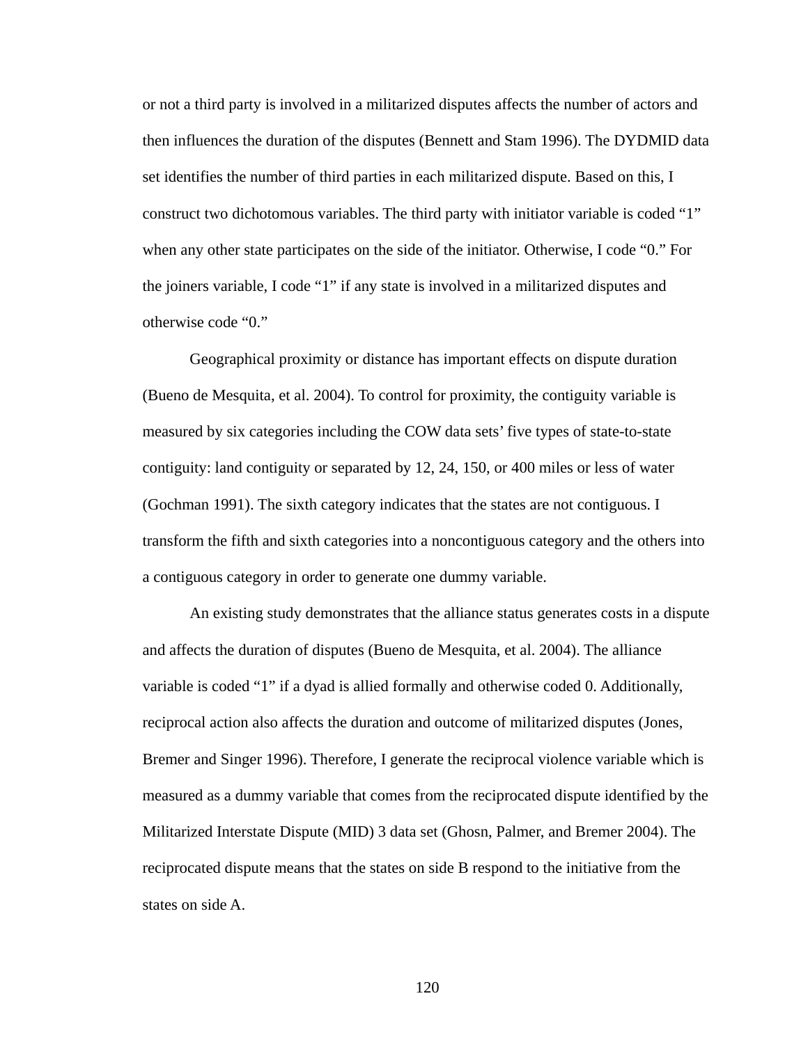or not a third party is involved in a militarized disputes affects the number of actors and then influences the duration of the disputes (Bennett and Stam 1996). The DYDMID data set identifies the number of third parties in each militarized dispute. Based on this, I construct two dichotomous variables. The third party with initiator variable is coded "1" when any other state participates on the side of the initiator. Otherwise, I code "0." For the joiners variable, I code "1" if any state is involved in a militarized disputes and otherwise code "0."

Geographical proximity or distance has important effects on dispute duration (Bueno de Mesquita, et al. 2004). To control for proximity, the contiguity variable is measured by six categories including the COW data sets' five types of state-to-state contiguity: land contiguity or separated by 12, 24, 150, or 400 miles or less of water (Gochman 1991). The sixth category indicates that the states are not contiguous. I transform the fifth and sixth categories into a noncontiguous category and the others into a contiguous category in order to generate one dummy variable.

An existing study demonstrates that the alliance status generates costs in a dispute and affects the duration of disputes (Bueno de Mesquita, et al. 2004). The alliance variable is coded "1" if a dyad is allied formally and otherwise coded 0. Additionally, reciprocal action also affects the duration and outcome of militarized disputes (Jones, Bremer and Singer 1996). Therefore, I generate the reciprocal violence variable which is measured as a dummy variable that comes from the reciprocated dispute identified by the Militarized Interstate Dispute (MID) 3 data set (Ghosn, Palmer, and Bremer 2004). The reciprocated dispute means that the states on side B respond to the initiative from the states on side A.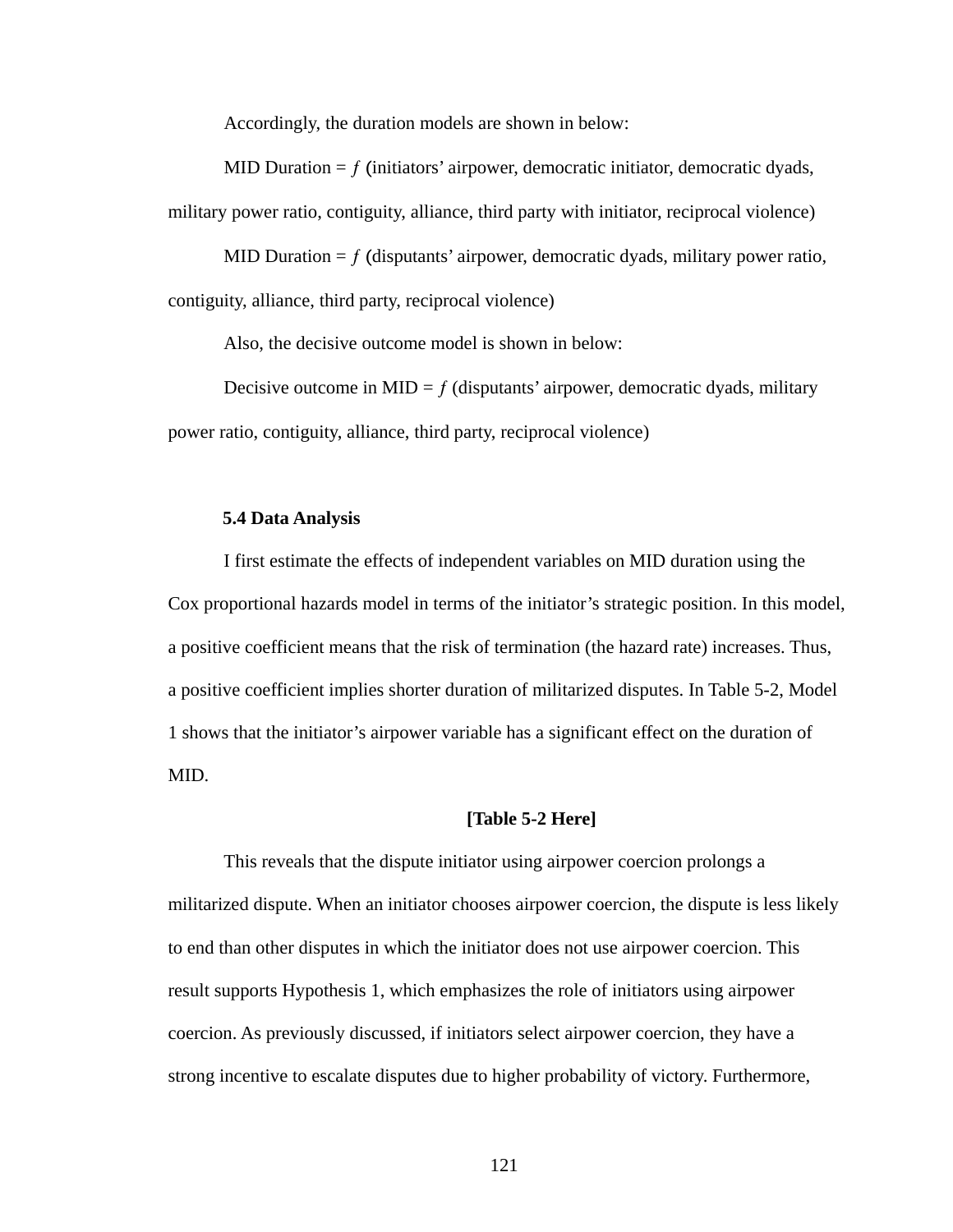Accordingly, the duration models are shown in below:

MID Duration = $f$ (initiators' airpower, democratic initiator, democratic dyads, military power ratio, contiguity, alliance, third party with initiator, reciprocal violence)

MID Duration = $f$ (disputants' airpower, democratic dyads, military power ratio, contiguity, alliance, third party, reciprocal violence)

Also, the decisive outcome model is shown in below:

Decisive outcome in MID = $f$ (disputants' airpower, democratic dyads, military power ratio, contiguity, alliance, third party, reciprocal violence)

### 5.4 Data Analysis

I first estimate the effects of independent variables on MID duration using the Cox proportional hazards model in terms of the initiator's strategic position. In this model, a positive coefficient means that the risk of termination (the hazard rate) increases. Thus, a positive coefficient implies shorter duration of militarized disputes. In Table 5-2, Model 1 shows that the initiator's airpower variable has a significant effect on the duration of MID.

**[Table 5-2 Here]**

This reveals that the dispute initiator using airpower coercion prolongs a militarized dispute. When an initiator chooses airpower coercion, the dispute is less likely to end than other disputes in which the initiator does not use airpower coercion. This result supports Hypothesis 1, which emphasizes the role of initiators using airpower coercion. As previously discussed, if initiators select airpower coercion, they have a strong incentive to escalate disputes due to higher probability of victory. Furthermore,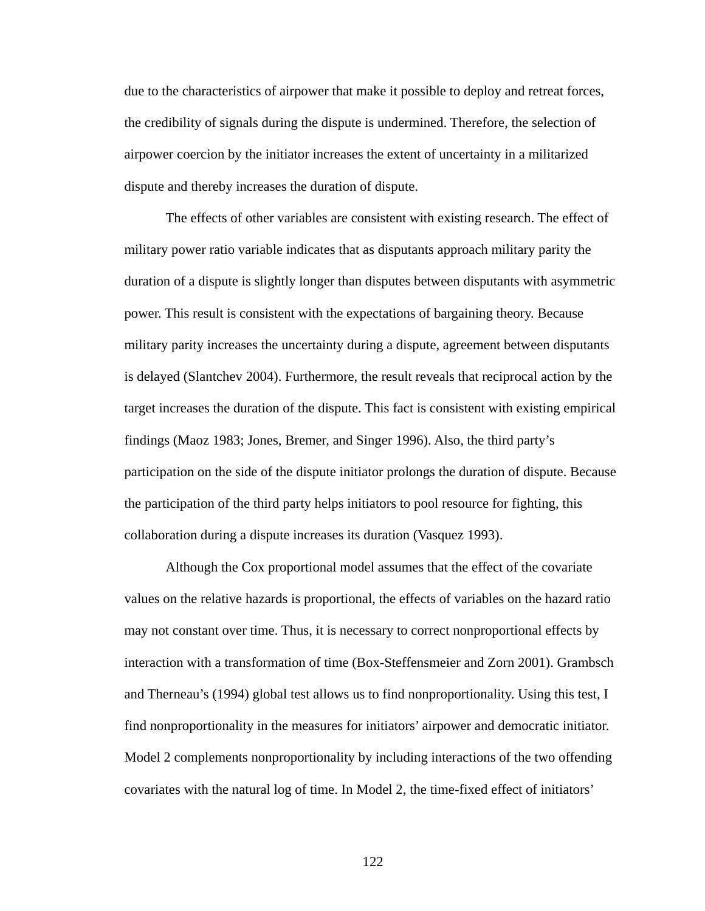due to the characteristics of airpower that make it possible to deploy and retreat forces, the credibility of signals during the dispute is undermined. Therefore, the selection of airpower coercion by the initiator increases the extent of uncertainty in a militarized dispute and thereby increases the duration of dispute.

The effects of other variables are consistent with existing research. The effect of military power ratio variable indicates that as disputants approach military parity the duration of a dispute is slightly longer than disputes between disputants with asymmetric power. This result is consistent with the expectations of bargaining theory. Because military parity increases the uncertainty during a dispute, agreement between disputants is delayed (Slantchev 2004). Furthermore, the result reveals that reciprocal action by the target increases the duration of the dispute. This fact is consistent with existing empirical findings (Maoz 1983; Jones, Bremer, and Singer 1996). Also, the third party's participation on the side of the dispute initiator prolongs the duration of dispute. Because the participation of the third party helps initiators to pool resource for fighting, this collaboration during a dispute increases its duration (Vasquez 1993).

Although the Cox proportional model assumes that the effect of the covariate values on the relative hazards is proportional, the effects of variables on the hazard ratio may not constant over time. Thus, it is necessary to correct nonproportional effects by interaction with a transformation of time (Box-Steffensmeier and Zorn 2001). Grambsch and Therneau's (1994) global test allows us to find nonproportionality. Using this test, I find nonproportionality in the measures for initiators' airpower and democratic initiator. Model 2 complements nonproportionality by including interactions of the two offending covariates with the natural log of time. In Model 2, the time-fixed effect of initiators'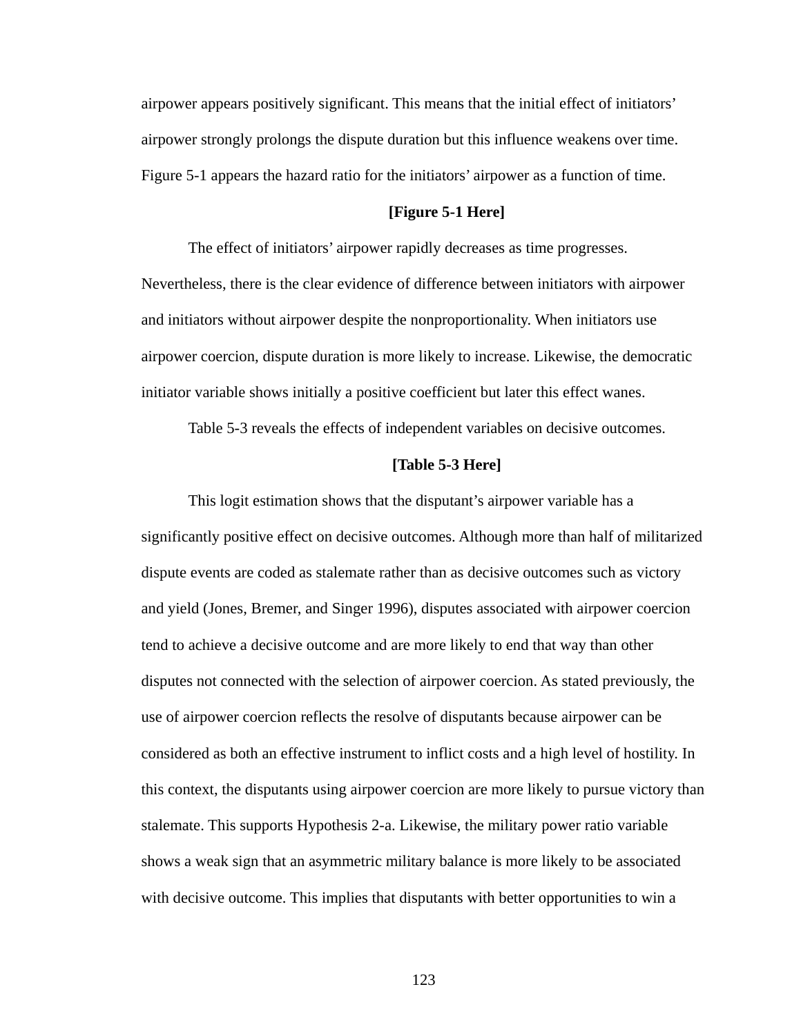airpower appears positively significant. This means that the initial effect of initiators' airpower strongly prolongs the dispute duration but this influence weakens over time. Figure 5-1 appears the hazard ratio for the initiators' airpower as a function of time.

**[Figure 5-1 Here]**

The effect of initiators' airpower rapidly decreases as time progresses. Nevertheless, there is the clear evidence of difference between initiators with airpower and initiators without airpower despite the nonproportionality. When initiators use airpower coercion, dispute duration is more likely to increase. Likewise, the democratic initiator variable shows initially a positive coefficient but later this effect wanes.

Table 5-3 reveals the effects of independent variables on decisive outcomes.

**[Table 5-3 Here]**

This logit estimation shows that the disputant's airpower variable has a significantly positive effect on decisive outcomes. Although more than half of militarized dispute events are coded as stalemate rather than as decisive outcomes such as victory and yield (Jones, Bremer, and Singer 1996), disputes associated with airpower coercion tend to achieve a decisive outcome and are more likely to end that way than other disputes not connected with the selection of airpower coercion. As stated previously, the use of airpower coercion reflects the resolve of disputants because airpower can be considered as both an effective instrument to inflict costs and a high level of hostility. In this context, the disputants using airpower coercion are more likely to pursue victory than stalemate. This supports Hypothesis 2-a. Likewise, the military power ratio variable shows a weak sign that an asymmetric military balance is more likely to be associated with decisive outcome. This implies that disputants with better opportunities to win a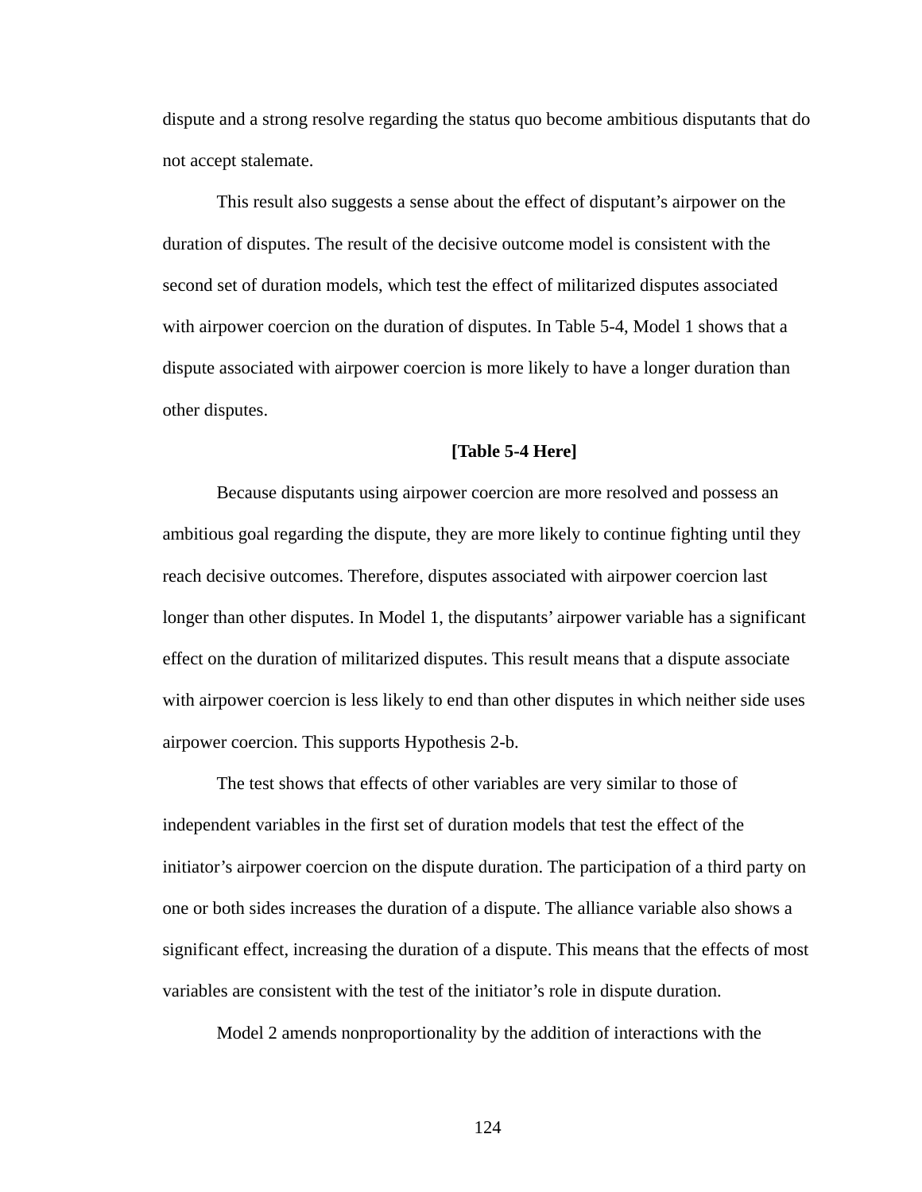dispute and a strong resolve regarding the status quo become ambitious disputants that do not accept stalemate.

This result also suggests a sense about the effect of disputant's airpower on the duration of disputes. The result of the decisive outcome model is consistent with the second set of duration models, which test the effect of militarized disputes associated with airpower coercion on the duration of disputes. In Table 5-4, Model 1 shows that a dispute associated with airpower coercion is more likely to have a longer duration than other disputes.

**[Table 5-4 Here]**

Because disputants using airpower coercion are more resolved and possess an ambitious goal regarding the dispute, they are more likely to continue fighting until they reach decisive outcomes. Therefore, disputes associated with airpower coercion last longer than other disputes. In Model 1, the disputants' airpower variable has a significant effect on the duration of militarized disputes. This result means that a dispute associate with airpower coercion is less likely to end than other disputes in which neither side uses airpower coercion. This supports Hypothesis 2-b.

The test shows that effects of other variables are very similar to those of independent variables in the first set of duration models that test the effect of the initiator's airpower coercion on the dispute duration. The participation of a third party on one or both sides increases the duration of a dispute. The alliance variable also shows a significant effect, increasing the duration of a dispute. This means that the effects of most variables are consistent with the test of the initiator's role in dispute duration.

Model 2 amends nonproportionality by the addition of interactions with the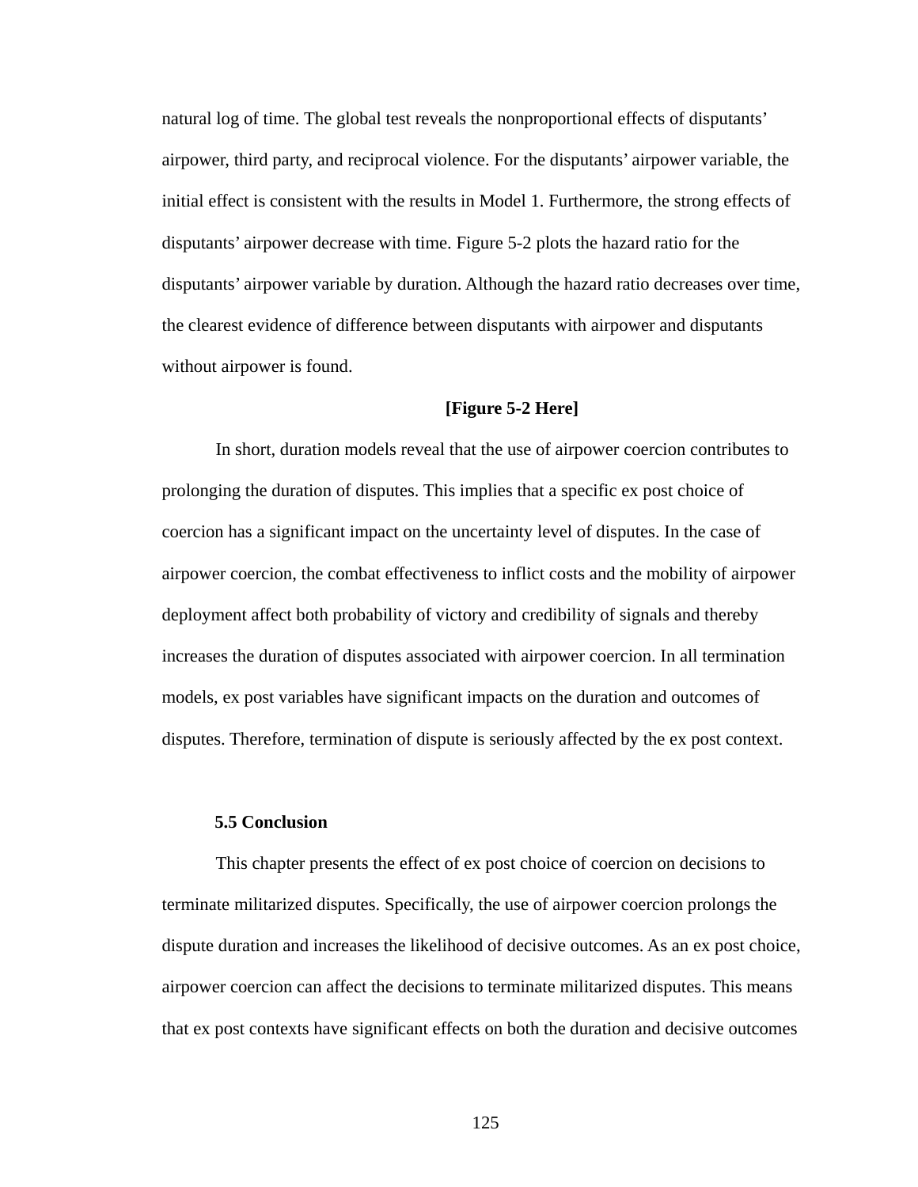natural log of time. The global test reveals the nonproportional effects of disputants' airpower, third party, and reciprocal violence. For the disputants' airpower variable, the initial effect is consistent with the results in Model 1. Furthermore, the strong effects of disputants' airpower decrease with time. Figure 5-2 plots the hazard ratio for the disputants' airpower variable by duration. Although the hazard ratio decreases over time, the clearest evidence of difference between disputants with airpower and disputants without airpower is found.

**[Figure 5-2 Here]**

In short, duration models reveal that the use of airpower coercion contributes to prolonging the duration of disputes. This implies that a specific ex post choice of coercion has a significant impact on the uncertainty level of disputes. In the case of airpower coercion, the combat effectiveness to inflict costs and the mobility of airpower deployment affect both probability of victory and credibility of signals and thereby increases the duration of disputes associated with airpower coercion. In all termination models, ex post variables have significant impacts on the duration and outcomes of disputes. Therefore, termination of dispute is seriously affected by the ex post context.

### 5.5 Conclusion

This chapter presents the effect of ex post choice of coercion on decisions to terminate militarized disputes. Specifically, the use of airpower coercion prolongs the dispute duration and increases the likelihood of decisive outcomes. As an ex post choice, airpower coercion can affect the decisions to terminate militarized disputes. This means that ex post contexts have significant effects on both the duration and decisive outcomes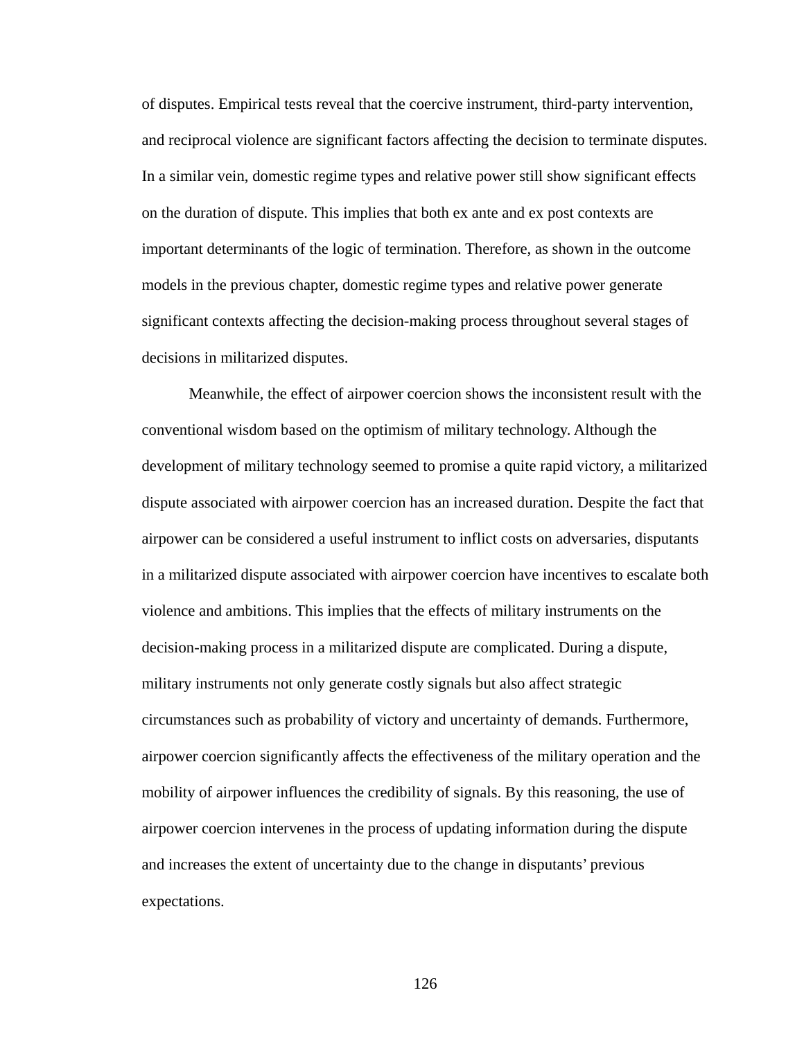of disputes. Empirical tests reveal that the coercive instrument, third-party intervention, and reciprocal violence are significant factors affecting the decision to terminate disputes. In a similar vein, domestic regime types and relative power still show significant effects on the duration of dispute. This implies that both ex ante and ex post contexts are important determinants of the logic of termination. Therefore, as shown in the outcome models in the previous chapter, domestic regime types and relative power generate significant contexts affecting the decision-making process throughout several stages of decisions in militarized disputes.

Meanwhile, the effect of airpower coercion shows the inconsistent result with the conventional wisdom based on the optimism of military technology. Although the development of military technology seemed to promise a quite rapid victory, a militarized dispute associated with airpower coercion has an increased duration. Despite the fact that airpower can be considered a useful instrument to inflict costs on adversaries, disputants in a militarized dispute associated with airpower coercion have incentives to escalate both violence and ambitions. This implies that the effects of military instruments on the decision-making process in a militarized dispute are complicated. During a dispute, military instruments not only generate costly signals but also affect strategic circumstances such as probability of victory and uncertainty of demands. Furthermore, airpower coercion significantly affects the effectiveness of the military operation and the mobility of airpower influences the credibility of signals. By this reasoning, the use of airpower coercion intervenes in the process of updating information during the dispute and increases the extent of uncertainty due to the change in disputants' previous expectations.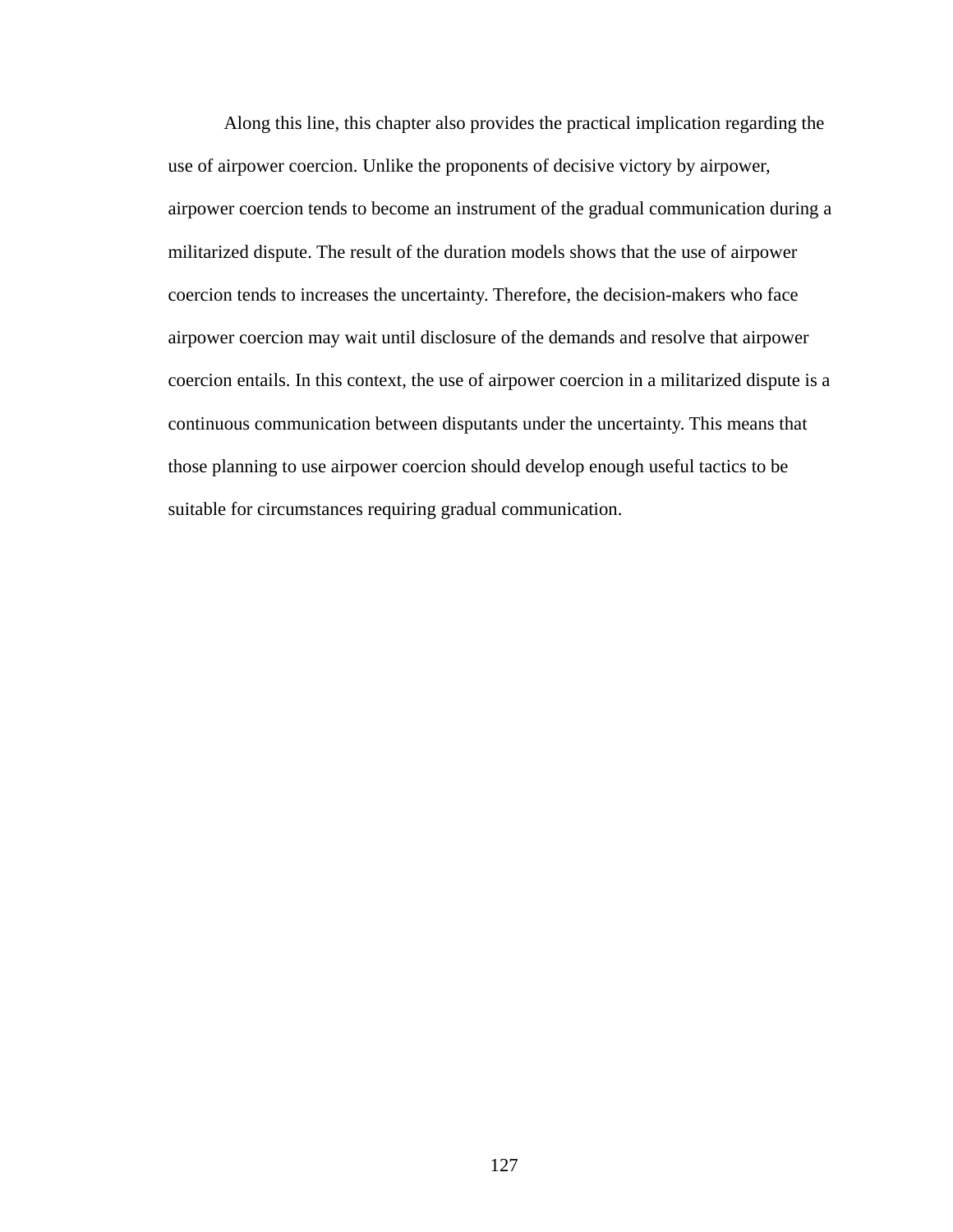Along this line, this chapter also provides the practical implication regarding the use of airpower coercion. Unlike the proponents of decisive victory by airpower, airpower coercion tends to become an instrument of the gradual communication during a militarized dispute. The result of the duration models shows that the use of airpower coercion tends to increases the uncertainty. Therefore, the decision-makers who face airpower coercion may wait until disclosure of the demands and resolve that airpower coercion entails. In this context, the use of airpower coercion in a militarized dispute is a continuous communication between disputants under the uncertainty. This means that those planning to use airpower coercion should develop enough useful tactics to be suitable for circumstances requiring gradual communication.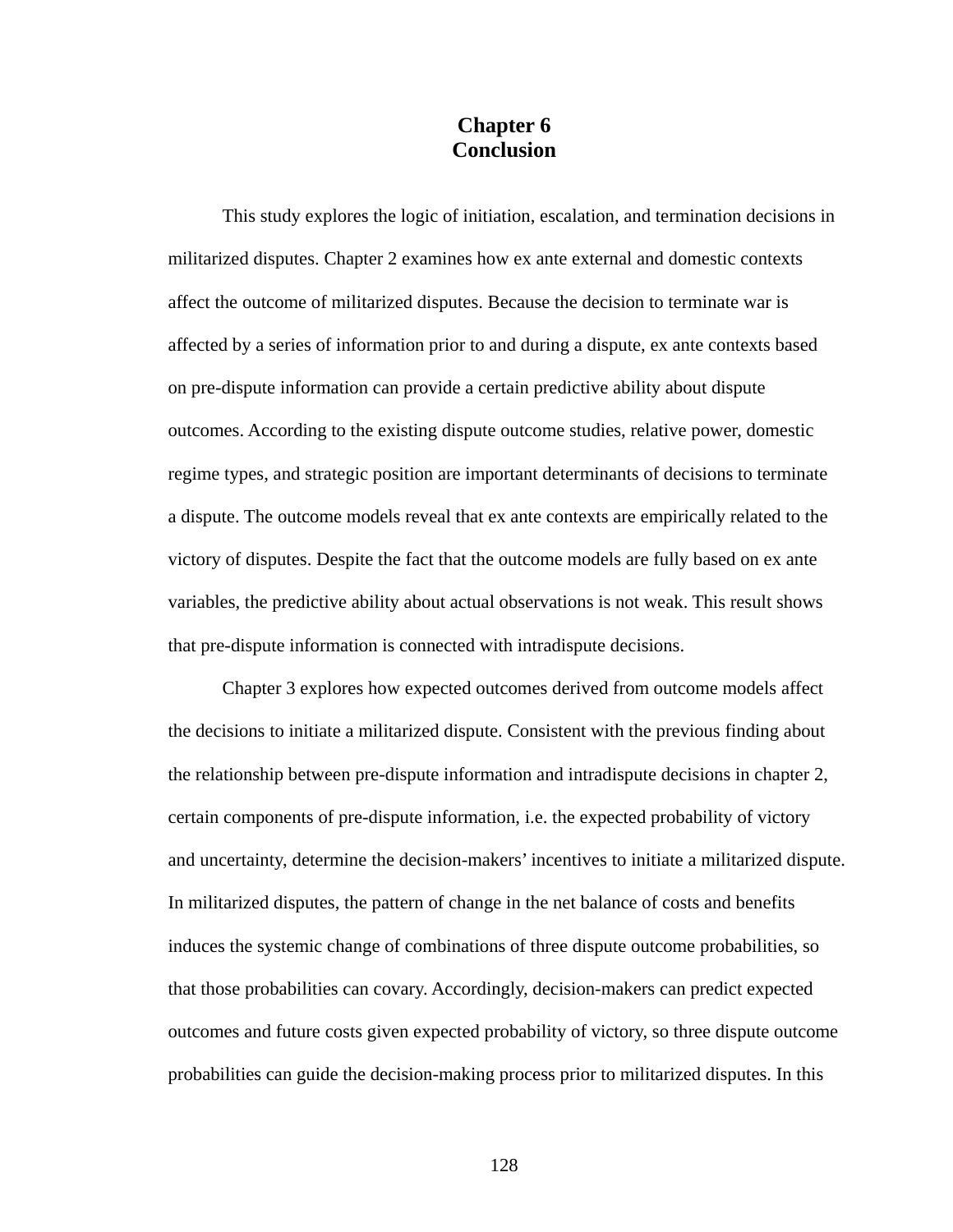# Chapter 6
# Conclusion

This study explores the logic of initiation, escalation, and termination decisions in militarized disputes. Chapter 2 examines how ex ante external and domestic contexts affect the outcome of militarized disputes. Because the decision to terminate war is affected by a series of information prior to and during a dispute, ex ante contexts based on pre-dispute information can provide a certain predictive ability about dispute outcomes. According to the existing dispute outcome studies, relative power, domestic regime types, and strategic position are important determinants of decisions to terminate a dispute. The outcome models reveal that ex ante contexts are empirically related to the victory of disputes. Despite the fact that the outcome models are fully based on ex ante variables, the predictive ability about actual observations is not weak. This result shows that pre-dispute information is connected with intradispute decisions.

Chapter 3 explores how expected outcomes derived from outcome models affect the decisions to initiate a militarized dispute. Consistent with the previous finding about the relationship between pre-dispute information and intradispute decisions in chapter 2, certain components of pre-dispute information, i.e. the expected probability of victory and uncertainty, determine the decision-makers' incentives to initiate a militarized dispute. In militarized disputes, the pattern of change in the net balance of costs and benefits induces the systemic change of combinations of three dispute outcome probabilities, so that those probabilities can covary. Accordingly, decision-makers can predict expected outcomes and future costs given expected probability of victory, so three dispute outcome probabilities can guide the decision-making process prior to militarized disputes. In this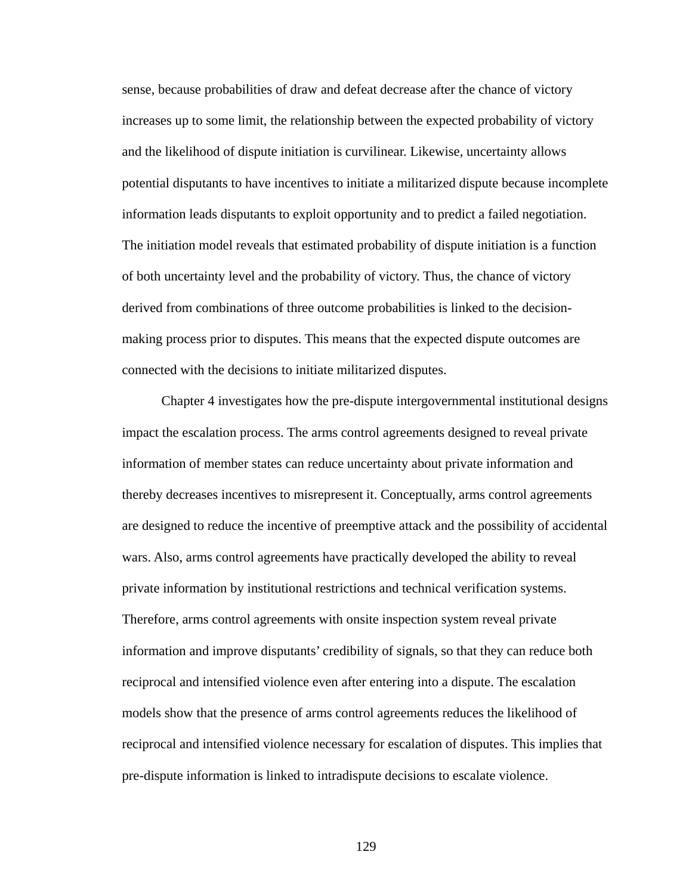sense, because probabilities of draw and defeat decrease after the chance of victory increases up to some limit, the relationship between the expected probability of victory and the likelihood of dispute initiation is curvilinear. Likewise, uncertainty allows potential disputants to have incentives to initiate a militarized dispute because incomplete information leads disputants to exploit opportunity and to predict a failed negotiation. The initiation model reveals that estimated probability of dispute initiation is a function of both uncertainty level and the probability of victory. Thus, the chance of victory derived from combinations of three outcome probabilities is linked to the decision-making process prior to disputes. This means that the expected dispute outcomes are connected with the decisions to initiate militarized disputes.

Chapter 4 investigates how the pre-dispute intergovernmental institutional designs impact the escalation process. The arms control agreements designed to reveal private information of member states can reduce uncertainty about private information and thereby decreases incentives to misrepresent it. Conceptually, arms control agreements are designed to reduce the incentive of preemptive attack and the possibility of accidental wars. Also, arms control agreements have practically developed the ability to reveal private information by institutional restrictions and technical verification systems. Therefore, arms control agreements with onsite inspection system reveal private information and improve disputants' credibility of signals, so that they can reduce both reciprocal and intensified violence even after entering into a dispute. The escalation models show that the presence of arms control agreements reduces the likelihood of reciprocal and intensified violence necessary for escalation of disputes. This implies that pre-dispute information is linked to intradispute decisions to escalate violence.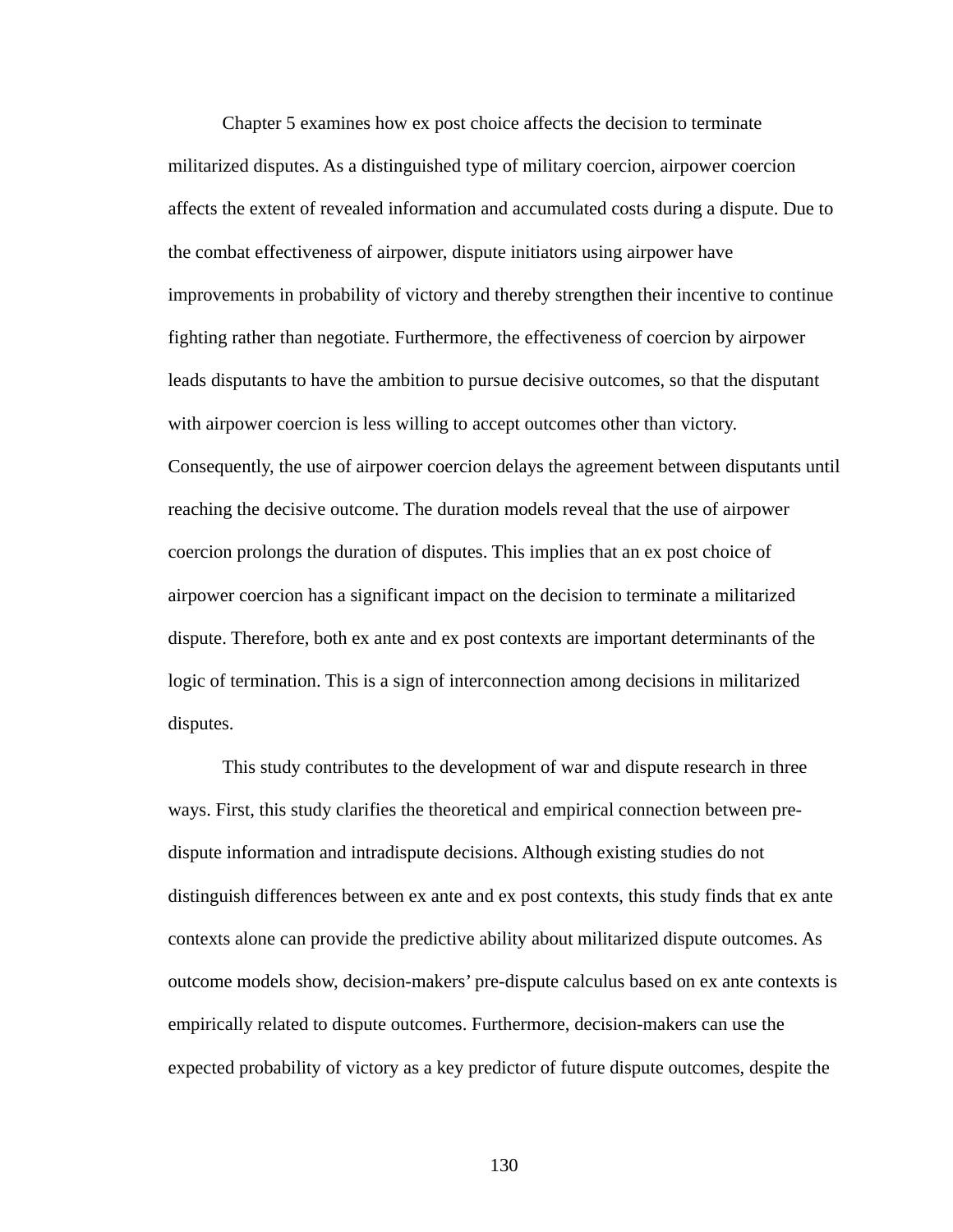Chapter 5 examines how ex post choice affects the decision to terminate militarized disputes. As a distinguished type of military coercion, airpower coercion affects the extent of revealed information and accumulated costs during a dispute. Due to the combat effectiveness of airpower, dispute initiators using airpower have improvements in probability of victory and thereby strengthen their incentive to continue fighting rather than negotiate. Furthermore, the effectiveness of coercion by airpower leads disputants to have the ambition to pursue decisive outcomes, so that the disputant with airpower coercion is less willing to accept outcomes other than victory. Consequently, the use of airpower coercion delays the agreement between disputants until reaching the decisive outcome. The duration models reveal that the use of airpower coercion prolongs the duration of disputes. This implies that an ex post choice of airpower coercion has a significant impact on the decision to terminate a militarized dispute. Therefore, both ex ante and ex post contexts are important determinants of the logic of termination. This is a sign of interconnection among decisions in militarized disputes.

This study contributes to the development of war and dispute research in three ways. First, this study clarifies the theoretical and empirical connection between pre-dispute information and intradispute decisions. Although existing studies do not distinguish differences between ex ante and ex post contexts, this study finds that ex ante contexts alone can provide the predictive ability about militarized dispute outcomes. As outcome models show, decision-makers' pre-dispute calculus based on ex ante contexts is empirically related to dispute outcomes. Furthermore, decision-makers can use the expected probability of victory as a key predictor of future dispute outcomes, despite the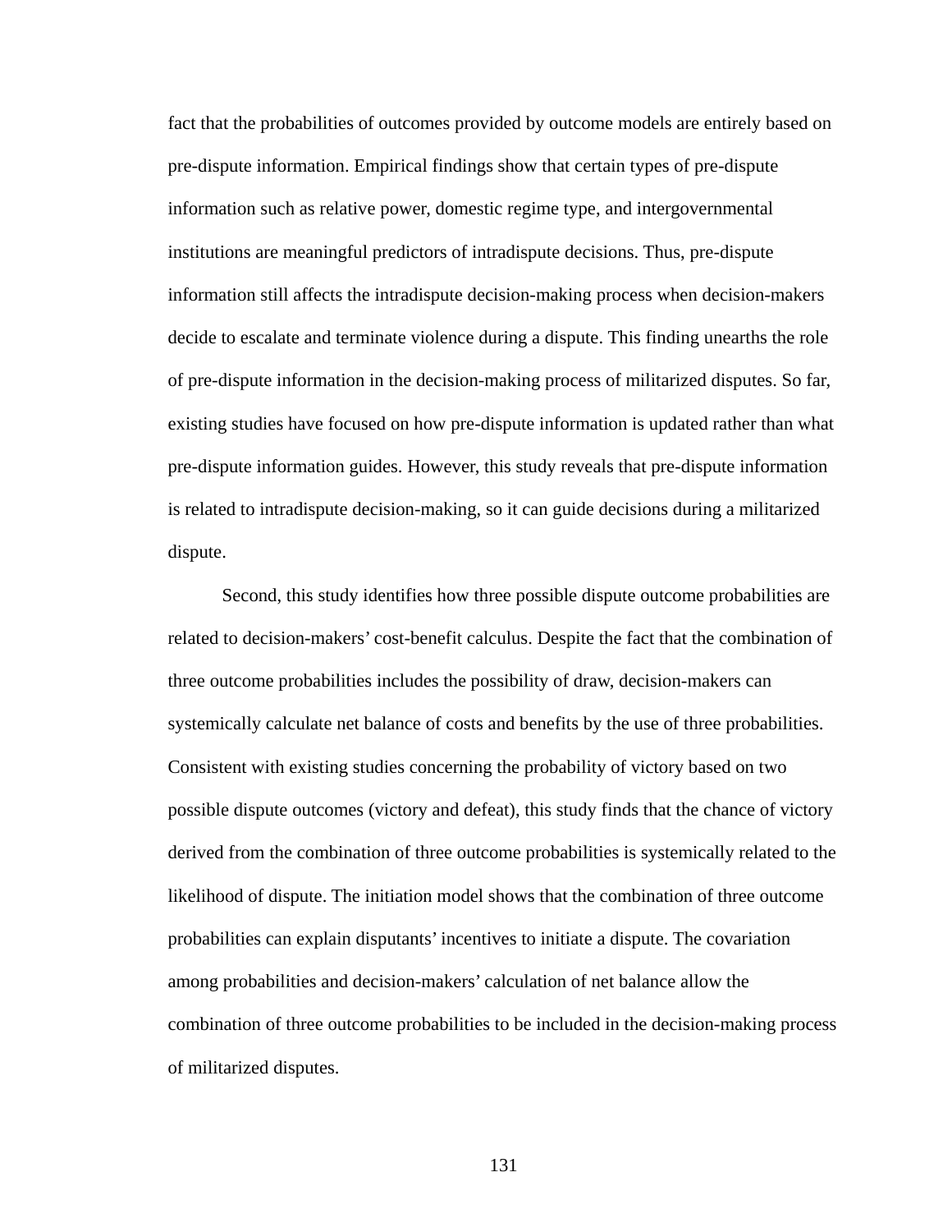fact that the probabilities of outcomes provided by outcome models are entirely based on pre-dispute information. Empirical findings show that certain types of pre-dispute information such as relative power, domestic regime type, and intergovernmental institutions are meaningful predictors of intradispute decisions. Thus, pre-dispute information still affects the intradispute decision-making process when decision-makers decide to escalate and terminate violence during a dispute. This finding unearths the role of pre-dispute information in the decision-making process of militarized disputes. So far, existing studies have focused on how pre-dispute information is updated rather than what pre-dispute information guides. However, this study reveals that pre-dispute information is related to intradispute decision-making, so it can guide decisions during a militarized dispute.

Second, this study identifies how three possible dispute outcome probabilities are related to decision-makers' cost-benefit calculus. Despite the fact that the combination of three outcome probabilities includes the possibility of draw, decision-makers can systemically calculate net balance of costs and benefits by the use of three probabilities. Consistent with existing studies concerning the probability of victory based on two possible dispute outcomes (victory and defeat), this study finds that the chance of victory derived from the combination of three outcome probabilities is systemically related to the likelihood of dispute. The initiation model shows that the combination of three outcome probabilities can explain disputants' incentives to initiate a dispute. The covariation among probabilities and decision-makers' calculation of net balance allow the combination of three outcome probabilities to be included in the decision-making process of militarized disputes.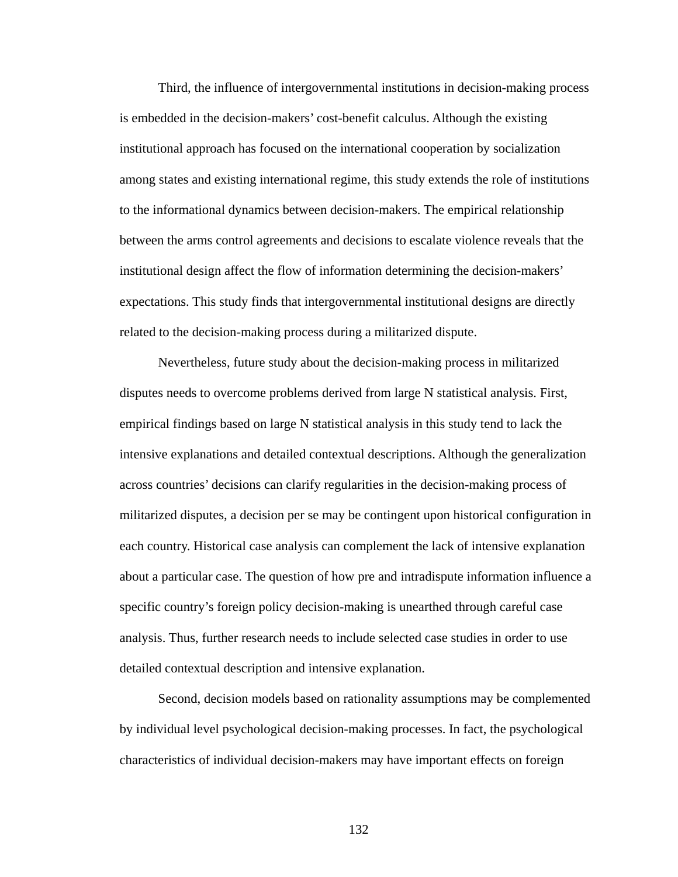Third, the influence of intergovernmental institutions in decision-making process is embedded in the decision-makers' cost-benefit calculus. Although the existing institutional approach has focused on the international cooperation by socialization among states and existing international regime, this study extends the role of institutions to the informational dynamics between decision-makers. The empirical relationship between the arms control agreements and decisions to escalate violence reveals that the institutional design affect the flow of information determining the decision-makers' expectations. This study finds that intergovernmental institutional designs are directly related to the decision-making process during a militarized dispute.

Nevertheless, future study about the decision-making process in militarized disputes needs to overcome problems derived from large N statistical analysis. First, empirical findings based on large N statistical analysis in this study tend to lack the intensive explanations and detailed contextual descriptions. Although the generalization across countries' decisions can clarify regularities in the decision-making process of militarized disputes, a decision per se may be contingent upon historical configuration in each country. Historical case analysis can complement the lack of intensive explanation about a particular case. The question of how pre and intradispute information influence a specific country's foreign policy decision-making is unearthed through careful case analysis. Thus, further research needs to include selected case studies in order to use detailed contextual description and intensive explanation.

Second, decision models based on rationality assumptions may be complemented by individual level psychological decision-making processes. In fact, the psychological characteristics of individual decision-makers may have important effects on foreign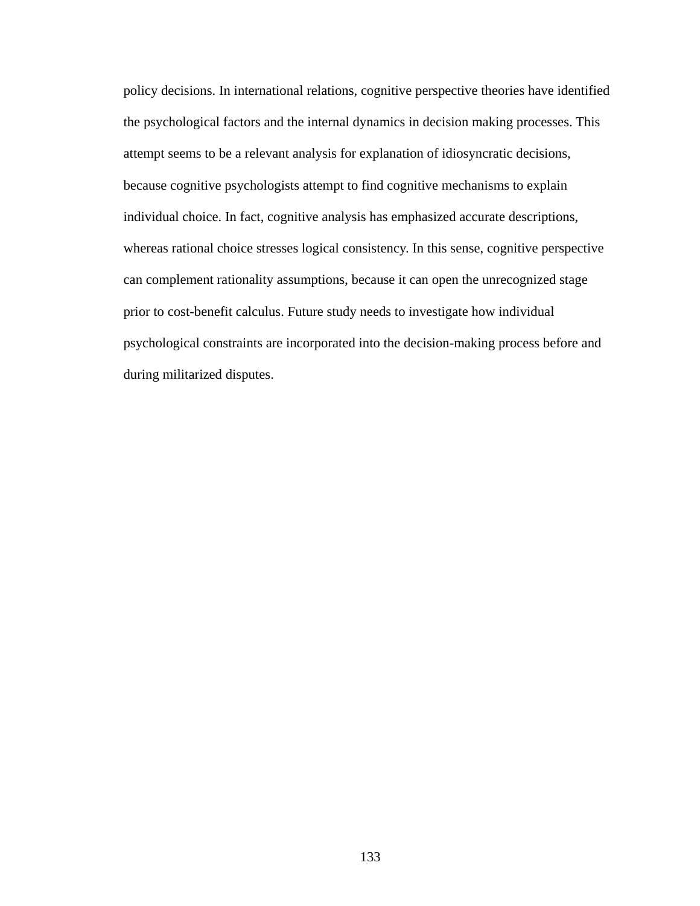policy decisions. In international relations, cognitive perspective theories have identified the psychological factors and the internal dynamics in decision making processes. This attempt seems to be a relevant analysis for explanation of idiosyncratic decisions, because cognitive psychologists attempt to find cognitive mechanisms to explain individual choice. In fact, cognitive analysis has emphasized accurate descriptions, whereas rational choice stresses logical consistency. In this sense, cognitive perspective can complement rationality assumptions, because it can open the unrecognized stage prior to cost-benefit calculus. Future study needs to investigate how individual psychological constraints are incorporated into the decision-making process before and during militarized disputes.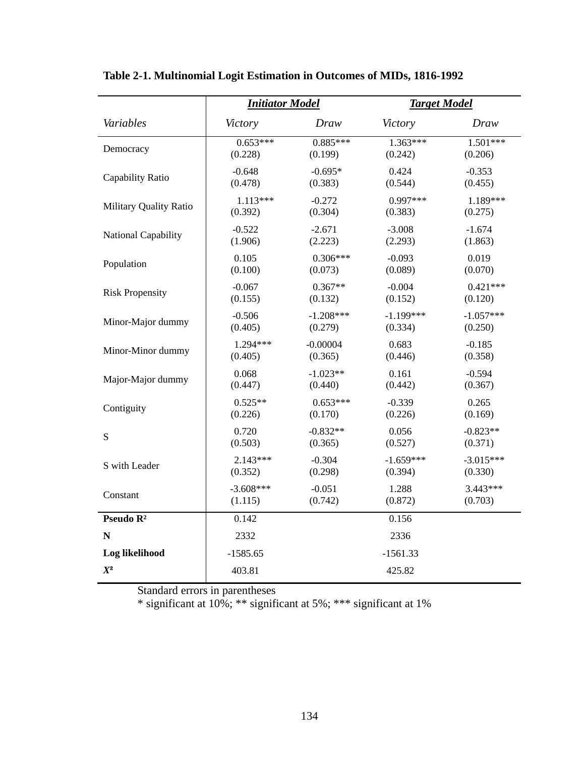**Table 2-1. Multinomial Logit Estimation in Outcomes of MIDs, 1816-1992**

| | ***Initiator Model*** | | ***Target Model*** | |
|---|---|---|---|---|
| *Variables* | *Victory* | *Draw* | *Victory* | *Draw* |
| Democracy | 0.653***<br>(0.228) | 0.885***<br>(0.199) | 1.363***<br>(0.242) | 1.501***<br>(0.206) |
| Capability Ratio | -0.648<br>(0.478) | -0.695*<br>(0.383) | 0.424<br>(0.544) | -0.353<br>(0.455) |
| Military Quality Ratio | 1.113***<br>(0.392) | -0.272<br>(0.304) | 0.997***<br>(0.383) | 1.189***<br>(0.275) |
| National Capability | -0.522<br>(1.906) | -2.671<br>(2.223) | -3.008<br>(2.293) | -1.674<br>(1.863) |
| Population | 0.105<br>(0.100) | 0.306***<br>(0.073) | -0.093<br>(0.089) | 0.019<br>(0.070) |
| Risk Propensity | -0.067<br>(0.155) | 0.367**<br>(0.132) | -0.004<br>(0.152) | 0.421***<br>(0.120) |
| Minor-Major dummy | -0.506<br>(0.405) | -1.208***<br>(0.279) | -1.199***<br>(0.334) | -1.057***<br>(0.250) |
| Minor-Minor dummy | 1.294***<br>(0.405) | -0.00004<br>(0.365) | 0.683<br>(0.446) | -0.185<br>(0.358) |
| Major-Major dummy | 0.068<br>(0.447) | -1.023**<br>(0.440) | 0.161<br>(0.442) | -0.594<br>(0.367) |
| Contiguity | 0.525**<br>(0.226) | 0.653***<br>(0.170) | -0.339<br>(0.226) | 0.265<br>(0.169) |
| S | 0.720<br>(0.503) | -0.832**<br>(0.365) | 0.056<br>(0.527) | -0.823**<br>(0.371) |
| S with Leader | 2.143***<br>(0.352) | -0.304<br>(0.298) | -1.659***<br>(0.394) | -3.015***<br>(0.330) |
| Constant | -3.608***<br>(1.115) | -0.051<br>(0.742) | 1.288<br>(0.872) | 3.443***<br>(0.703) |
| **Pseudo $R^2$** | 0.142 | | 0.156 | |
| **N** | 2332 | | 2336 | |
| **Log likelihood** | -1585.65 | | -1561.33 | |
| $X^2$ | 403.81 | | 425.82 | |

Standard errors in parentheses
* significant at 10%; ** significant at 5%; *** significant at 1%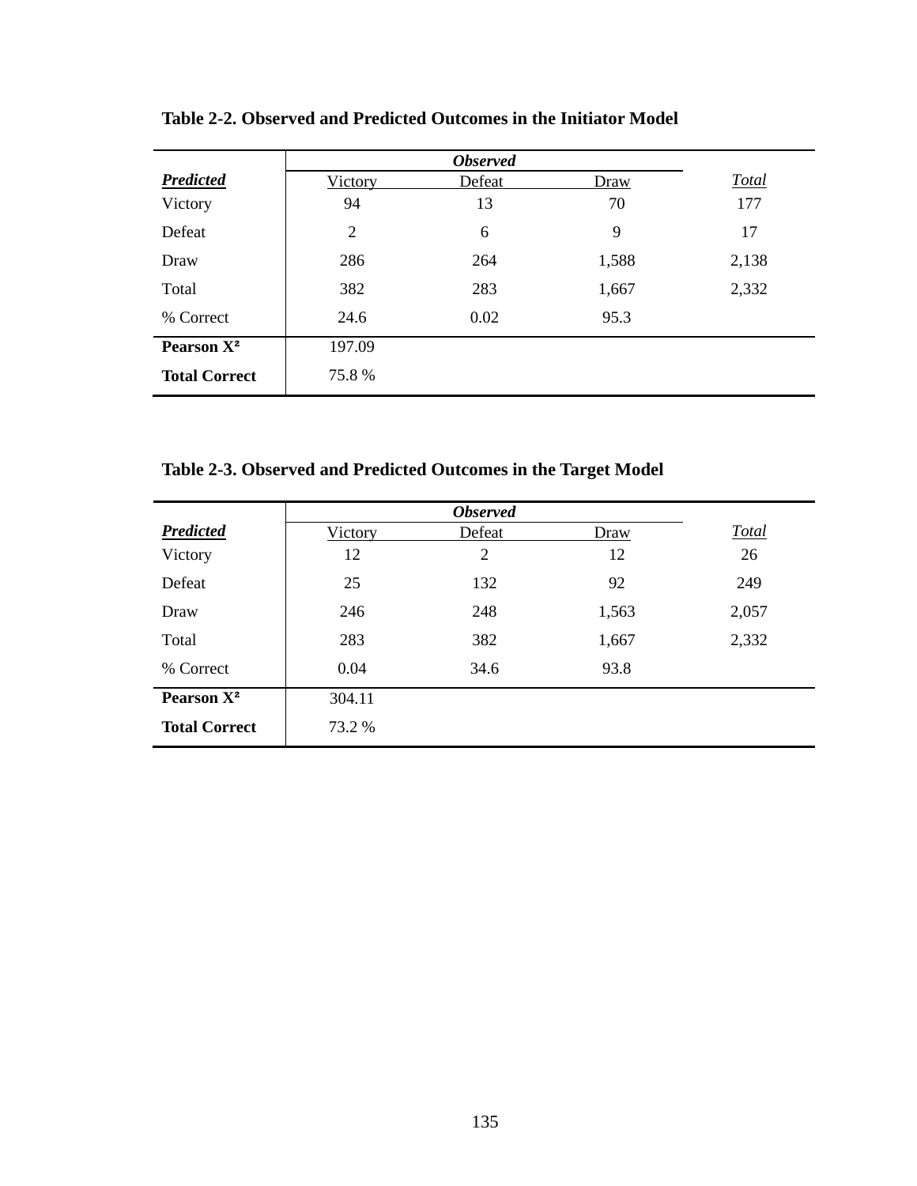**Table 2-2. Observed and Predicted Outcomes in the Initiator Model**

| | *Observed* | | | |
|---|---|---|---|---|
| ***Predicted*** | Victory | Defeat | Draw | *Total* |
| Victory | 94 | 13 | 70 | 177 |
| Defeat | 2 | 6 | 9 | 17 |
| Draw | 286 | 264 | 1,588 | 2,138 |
| Total | 382 | 283 | 1,667 | 2,332 |
| % Correct | 24.6 | 0.02 | 95.3 | |
| **Pearson $X^2$** | 197.09 | | | |
| **Total Correct** | 75.8 % | | | |

**Table 2-3. Observed and Predicted Outcomes in the Target Model**

| | *Observed* | | | |
|---|---|---|---|---|
| ***Predicted*** | Victory | Defeat | Draw | *Total* |
| Victory | 12 | 2 | 12 | 26 |
| Defeat | 25 | 132 | 92 | 249 |
| Draw | 246 | 248 | 1,563 | 2,057 |
| Total | 283 | 382 | 1,667 | 2,332 |
| % Correct | 0.04 | 34.6 | 93.8 | |
| **Pearson $X^2$** | 304.11 | | | |
| **Total Correct** | 73.2 % | | | |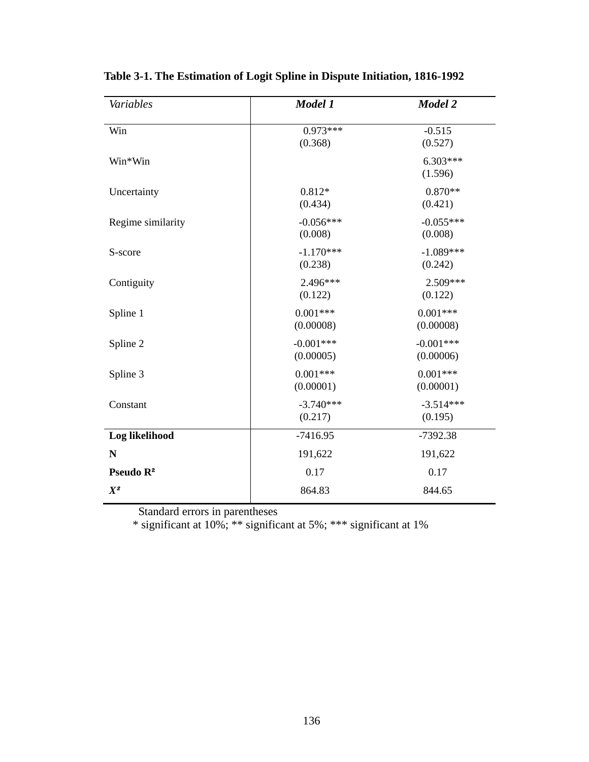**Table 3-1. The Estimation of Logit Spline in Dispute Initiation, 1816-1992**

| *Variables* | ***Model 1*** | ***Model 2*** |
|---|---|---|
| Win | 0.973*** | -0.515 |
| | (0.368) | (0.527) |
| Win*Win | | 6.303*** |
| | | (1.596) |
| Uncertainty | 0.812* | 0.870** |
| | (0.434) | (0.421) |
| Regime similarity | -0.056*** | -0.055*** |
| | (0.008) | (0.008) |
| S-score | -1.170*** | -1.089*** |
| | (0.238) | (0.242) |
| Contiguity | 2.496*** | 2.509*** |
| | (0.122) | (0.122) |
| Spline 1 | 0.001*** | 0.001*** |
| | (0.00008) | (0.00008) |
| Spline 2 | -0.001*** | -0.001*** |
| | (0.00005) | (0.00006) |
| Spline 3 | 0.001*** | 0.001*** |
| | (0.00001) | (0.00001) |
| Constant | -3.740*** | -3.514*** |
| | (0.217) | (0.195) |
| **Log likelihood** | -7416.95 | -7392.38 |
| **N** | 191,622 | 191,622 |
| **Pseudo $R^2$** | 0.17 | 0.17 |
| $X^2$ | 864.83 | 844.65 |

Standard errors in parentheses

* significant at 10%; ** significant at 5%; *** significant at 1%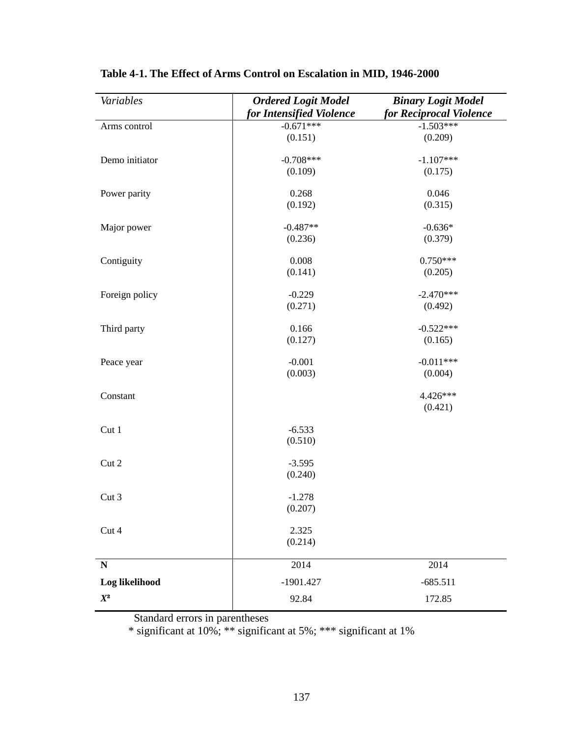**Table 4-1. The Effect of Arms Control on Escalation in MID, 1946-2000**

| *Variables* | ***Ordered Logit Model for Intensified Violence*** | ***Binary Logit Model for Reciprocal Violence*** |
|---|---|---|
| Arms control | -0.671*** | -1.503*** |
| | (0.151) | (0.209) |
| Demo initiator | -0.708*** | -1.107*** |
| | (0.109) | (0.175) |
| Power parity | 0.268 | 0.046 |
| | (0.192) | (0.315) |
| Major power | -0.487** | -0.636* |
| | (0.236) | (0.379) |
| Contiguity | 0.008 | 0.750*** |
| | (0.141) | (0.205) |
| Foreign policy | -0.229 | -2.470*** |
| | (0.271) | (0.492) |
| Third party | 0.166 | -0.522*** |
| | (0.127) | (0.165) |
| Peace year | -0.001 | -0.011*** |
| | (0.003) | (0.004) |
| Constant | | 4.426*** |
| | | (0.421) |
| Cut 1 | -6.533 | |
| | (0.510) | |
| Cut 2 | -3.595 | |
| | (0.240) | |
| Cut 3 | -1.278 | |
| | (0.207) | |
| Cut 4 | 2.325 | |
| | (0.214) | |
| **N** | 2014 | 2014 |
| **Log likelihood** | -1901.427 | -685.511 |
| $X^2$ | 92.84 | 172.85 |

Standard errors in parentheses

\* significant at 10%; ** significant at 5%; *** significant at 1%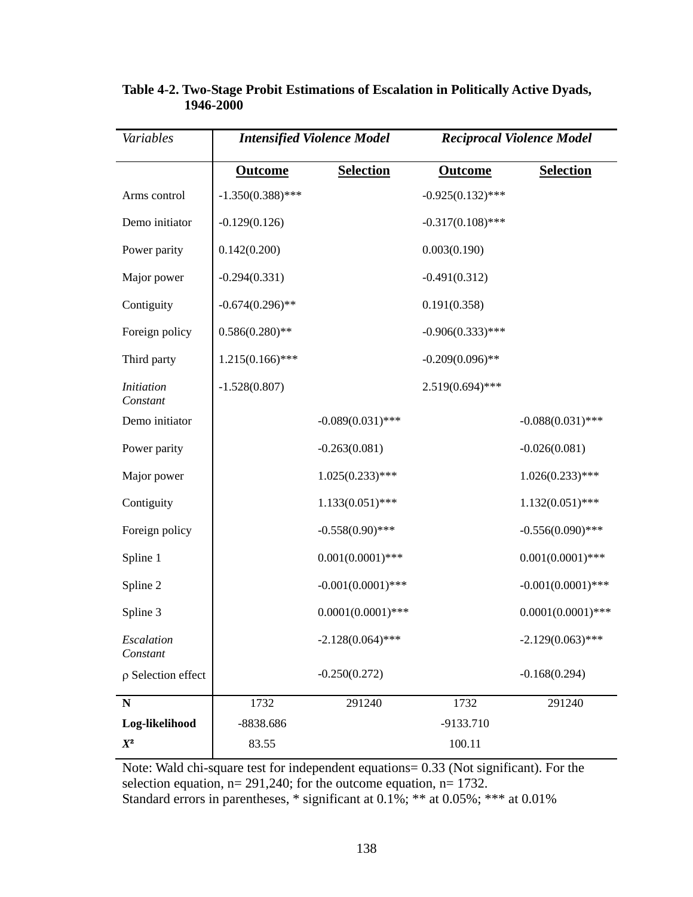**Table 4-2. Two-Stage Probit Estimations of Escalation in Politically Active Dyads, 1946-2000**

| *Variables* | ***Intensified Violence Model*** | | ***Reciprocal Violence Model*** | |
|---|---|---|---|---|
| | **Outcome** | **Selection** | **Outcome** | **Selection** |
| Arms control | -1.350(0.388)*** | | -0.925(0.132)*** | |
| Demo initiator | -0.129(0.126) | | -0.317(0.108)*** | |
| Power parity | 0.142(0.200) | | 0.003(0.190) | |
| Major power | -0.294(0.331) | | -0.491(0.312) | |
| Contiguity | -0.674(0.296)** | | 0.191(0.358) | |
| Foreign policy | 0.586(0.280)** | | -0.906(0.333)*** | |
| Third party | 1.215(0.166)*** | | -0.209(0.096)** | |
| *Initiation Constant* | -1.528(0.807) | | 2.519(0.694)*** | |
| Demo initiator | | -0.089(0.031)*** | | -0.088(0.031)*** |
| Power parity | | -0.263(0.081) | | -0.026(0.081) |
| Major power | | 1.025(0.233)*** | | 1.026(0.233)*** |
| Contiguity | | 1.133(0.051)*** | | 1.132(0.051)*** |
| Foreign policy | | -0.558(0.90)*** | | -0.556(0.090)*** |
| Spline 1 | | 0.001(0.0001)*** | | 0.001(0.0001)*** |
| Spline 2 | | -0.001(0.0001)*** | | -0.001(0.0001)*** |
| Spline 3 | | 0.0001(0.0001)*** | | 0.0001(0.0001)*** |
| *Escalation Constant* | | -2.128(0.064)*** | | -2.129(0.063)*** |
| ρ Selection effect | | -0.250(0.272) | | -0.168(0.294) |
| **N** | 1732 | 291240 | 1732 | 291240 |
| **Log-likelihood** | -8838.686 | | -9133.710 | |
| $X^2$ | 83.55 | | 100.11 | |

Note: Wald chi-square test for independent equations= 0.33 (Not significant). For the selection equation, n= 291,240; for the outcome equation, n= 1732.
Standard errors in parentheses, * significant at 0.1%; ** at 0.05%; *** at 0.01%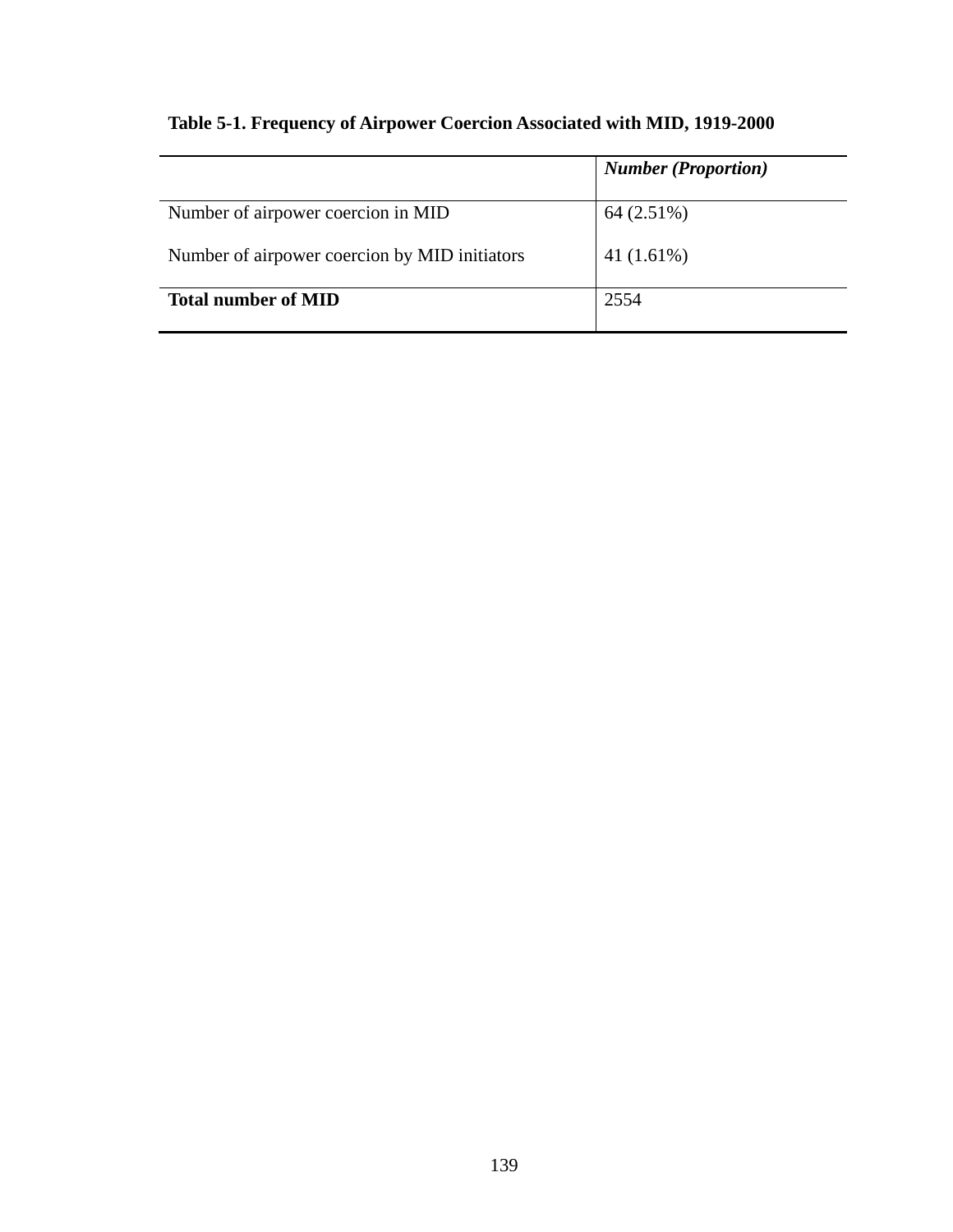**Table 5-1. Frequency of Airpower Coercion Associated with MID, 1919-2000**

| | ***Number (Proportion)*** |
|---|---|
| Number of airpower coercion in MID | 64 (2.51%) |
| Number of airpower coercion by MID initiators | 41 (1.61%) |
| **Total number of MID** | 2554 |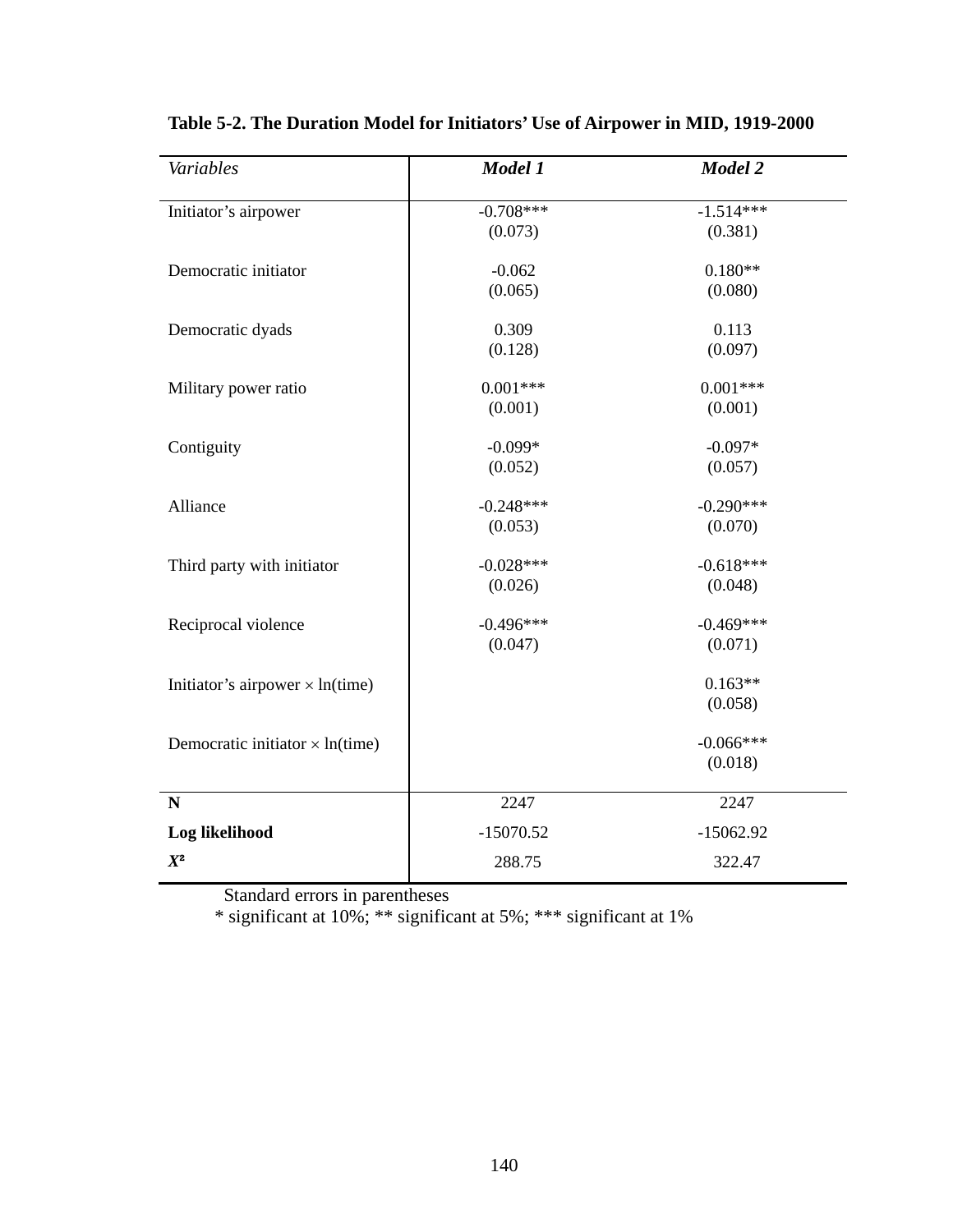**Table 5-2. The Duration Model for Initiators' Use of Airpower in MID, 1919-2000**

| *Variables* | ***Model 1*** | ***Model 2*** |
|---|---|---|
| Initiator's airpower | -0.708*** | -1.514*** |
| | (0.073) | (0.381) |
| Democratic initiator | -0.062 | 0.180** |
| | (0.065) | (0.080) |
| Democratic dyads | 0.309 | 0.113 |
| | (0.128) | (0.097) |
| Military power ratio | 0.001*** | 0.001*** |
| | (0.001) | (0.001) |
| Contiguity | -0.099* | -0.097* |
| | (0.052) | (0.057) |
| Alliance | -0.248*** | -0.290*** |
| | (0.053) | (0.070) |
| Third party with initiator | -0.028*** | -0.618*** |
| | (0.026) | (0.048) |
| Reciprocal violence | -0.496*** | -0.469*** |
| | (0.047) | (0.071) |
| Initiator's airpower × ln(time) | | 0.163** |
| | | (0.058) |
| Democratic initiator × ln(time) | | -0.066*** |
| | | (0.018) |
| **N** | 2247 | 2247 |
| **Log likelihood** | -15070.52 | -15062.92 |
| $X^2$ | 288.75 | 322.47 |

Standard errors in parentheses

* significant at 10%; ** significant at 5%; *** significant at 1%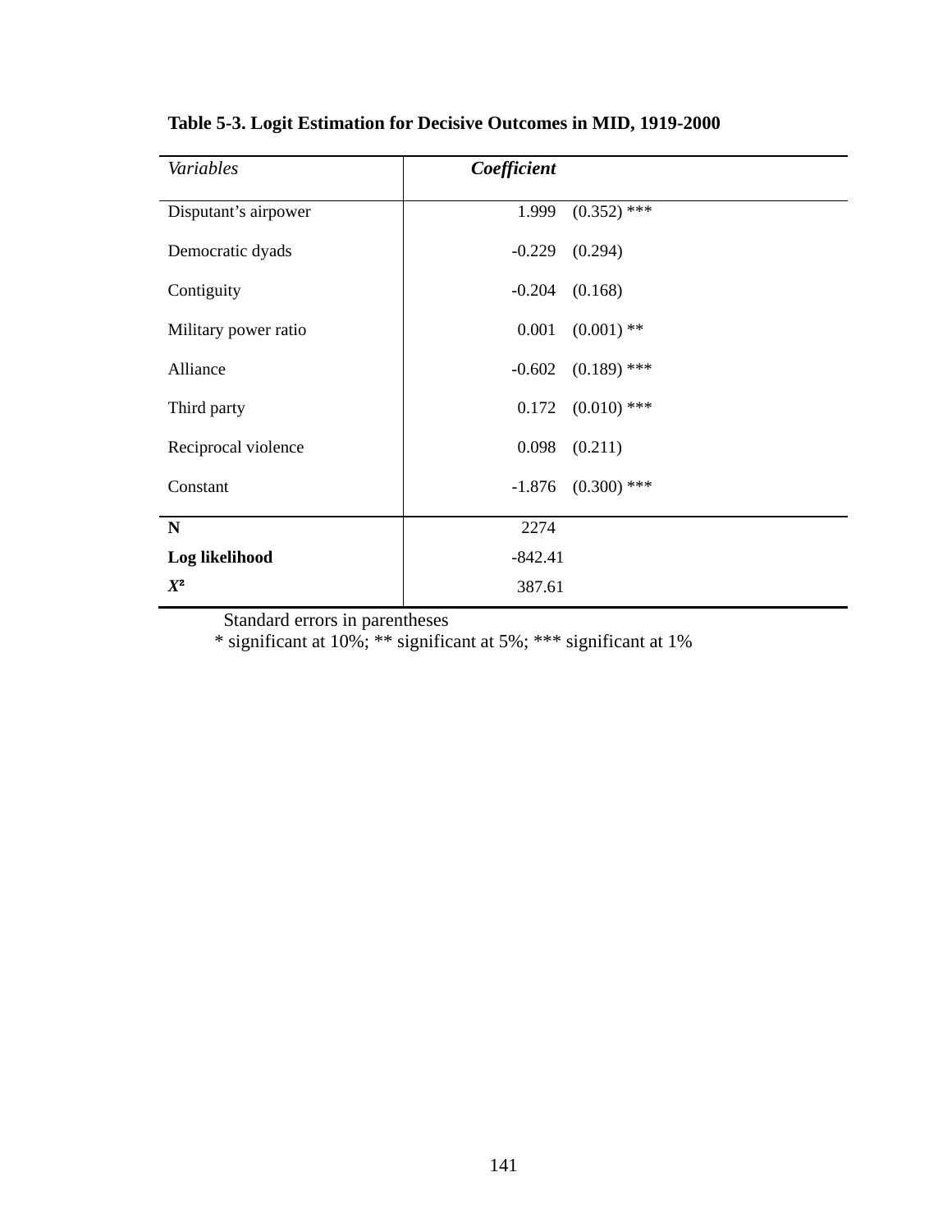**Table 5-3. Logit Estimation for Decisive Outcomes in MID, 1919-2000**

| *Variables* | ***Coefficient*** |
|---|---|
| Disputant's airpower | 1.999 (0.352) *** |
| Democratic dyads | -0.229 (0.294) |
| Contiguity | -0.204 (0.168) |
| Military power ratio | 0.001 (0.001) ** |
| Alliance | -0.602 (0.189) *** |
| Third party | 0.172 (0.010) *** |
| Reciprocal violence | 0.098 (0.211) |
| Constant | -1.876 (0.300) *** |
| **N** | 2274 |
| **Log likelihood** | -842.41 |
| $X^2$ | 387.61 |

Standard errors in parentheses
* significant at 10%; ** significant at 5%; *** significant at 1%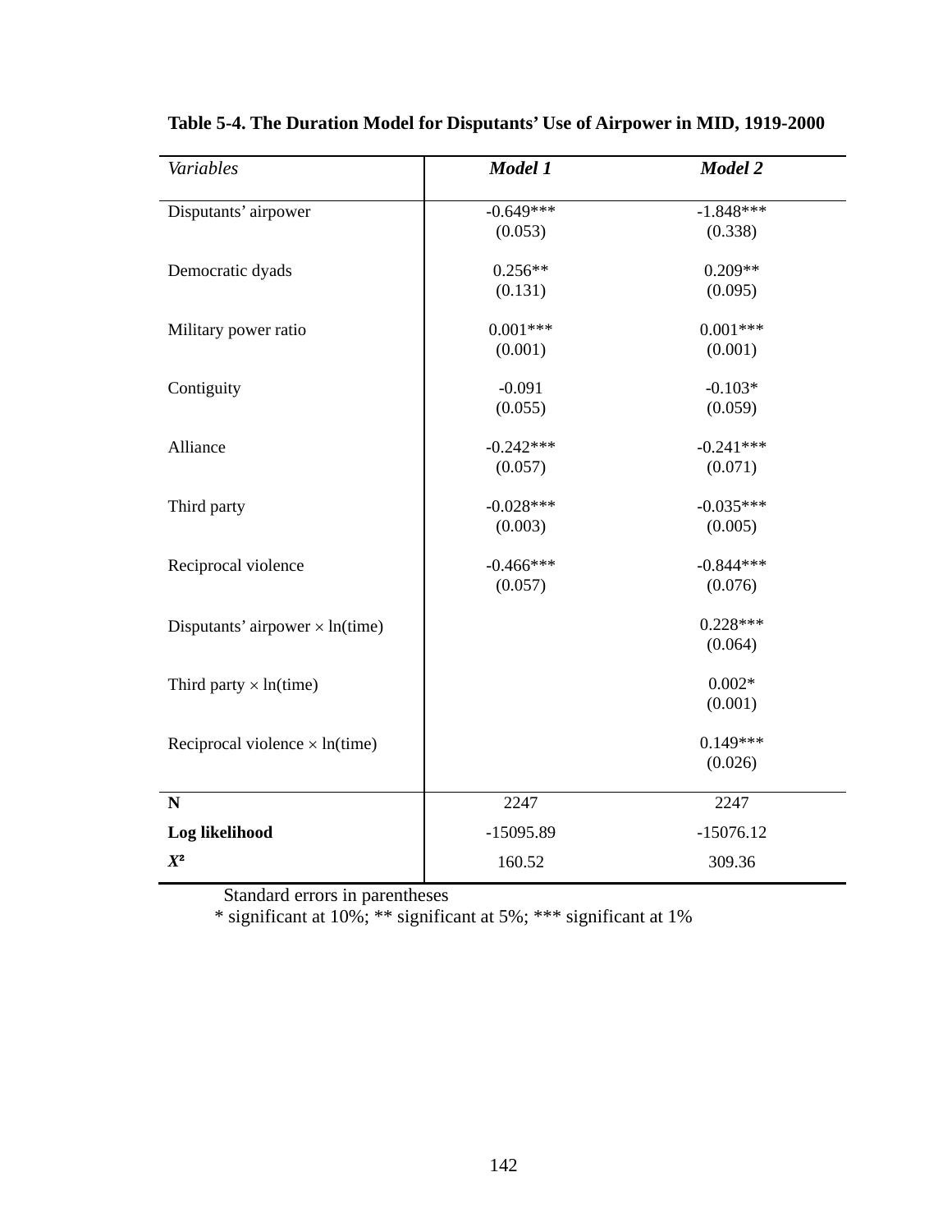**Table 5-4. The Duration Model for Disputants' Use of Airpower in MID, 1919-2000**

| *Variables* | ***Model 1*** | ***Model 2*** |
|---|---|---|
| Disputants' airpower | -0.649*** | -1.848*** |
| | (0.053) | (0.338) |
| Democratic dyads | 0.256** | 0.209** |
| | (0.131) | (0.095) |
| Military power ratio | 0.001*** | 0.001*** |
| | (0.001) | (0.001) |
| Contiguity | -0.091 | -0.103* |
| | (0.055) | (0.059) |
| Alliance | -0.242*** | -0.241*** |
| | (0.057) | (0.071) |
| Third party | -0.028*** | -0.035*** |
| | (0.003) | (0.005) |
| Reciprocal violence | -0.466*** | -0.844*** |
| | (0.057) | (0.076) |
| Disputants' airpower × ln(time) | | 0.228*** |
| | | (0.064) |
| Third party × ln(time) | | 0.002* |
| | | (0.001) |
| Reciprocal violence × ln(time) | | 0.149*** |
| | | (0.026) |
| **N** | 2247 | 2247 |
| **Log likelihood** | -15095.89 | -15076.12 |
| ***$X^2$*** | 160.52 | 309.36 |

Standard errors in parentheses

* significant at 10%; ** significant at 5%; *** significant at 1%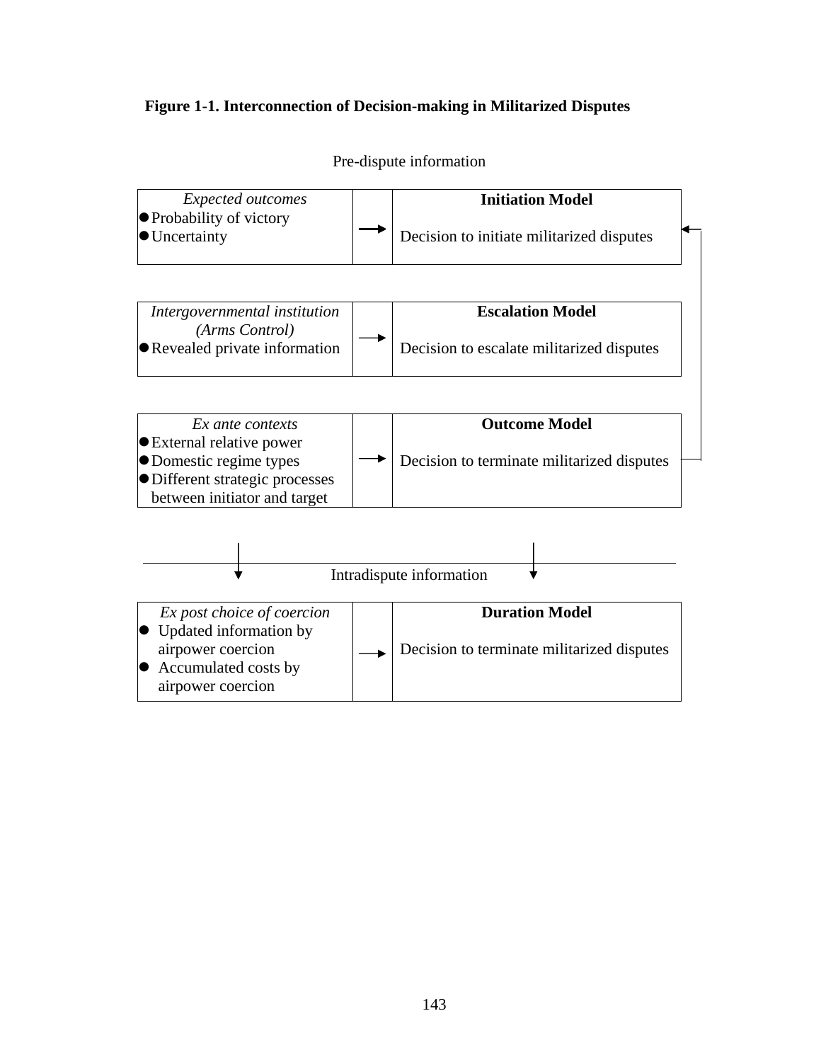**Figure 1-1. Interconnection of Decision-making in Militarized Disputes**

Pre-dispute information

| *Expected outcomes*<br>● Probability of victory<br>● Uncertainty | → | **Initiation Model**<br><br>Decision to initiate militarized disputes |
|---|---|---|

| *Intergovernmental institution (Arms Control)*<br>● Revealed private information | → | **Escalation Model**<br><br>Decision to escalate militarized disputes |
|---|---|---|

| *Ex ante contexts*<br>● External relative power<br>● Domestic regime types<br>● Different strategic processes between initiator and target | → | **Outcome Model**<br><br>Decision to terminate militarized disputes |
|---|---|---|

Intradispute information

| *Ex post choice of coercion*<br>● Updated information by airpower coercion<br>● Accumulated costs by airpower coercion | → | **Duration Model**<br><br>Decision to terminate militarized disputes |
|---|---|---|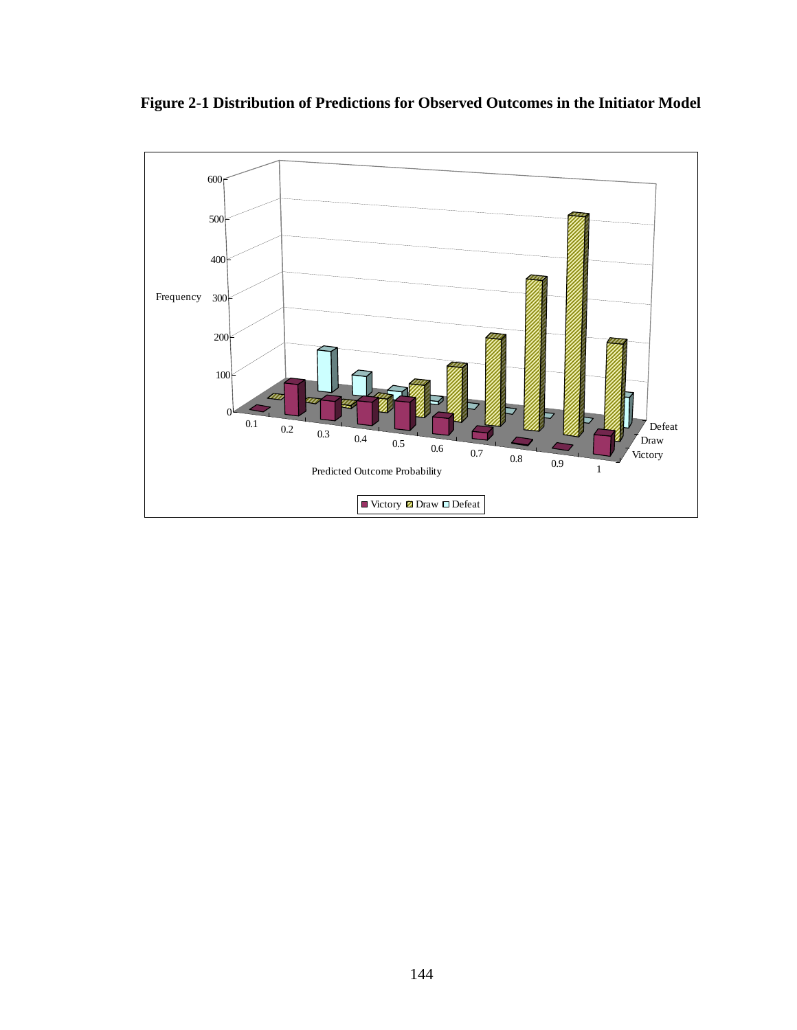**Figure 2-1 Distribution of Predictions for Observed Outcomes in the Initiator Model**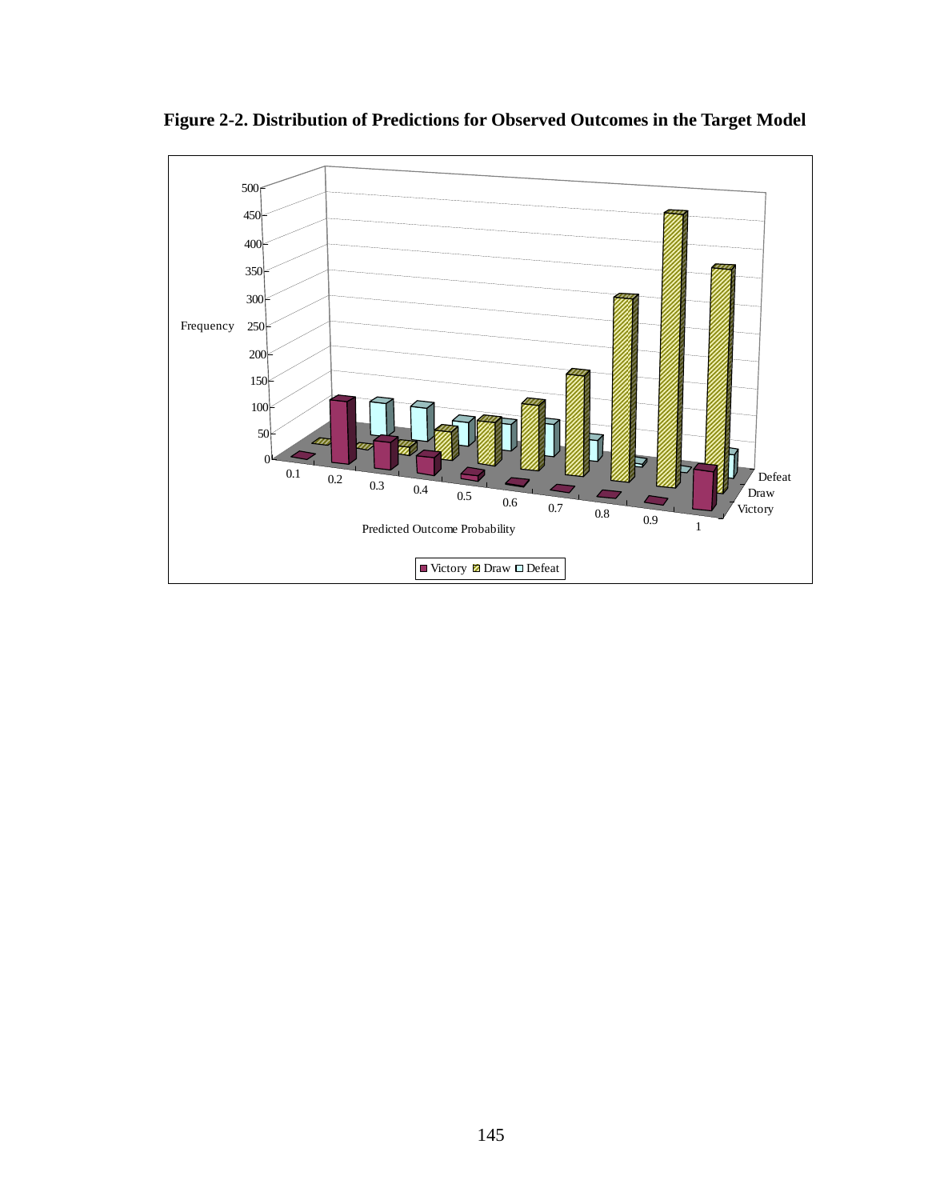**Figure 2-2. Distribution of Predictions for Observed Outcomes in the Target Model**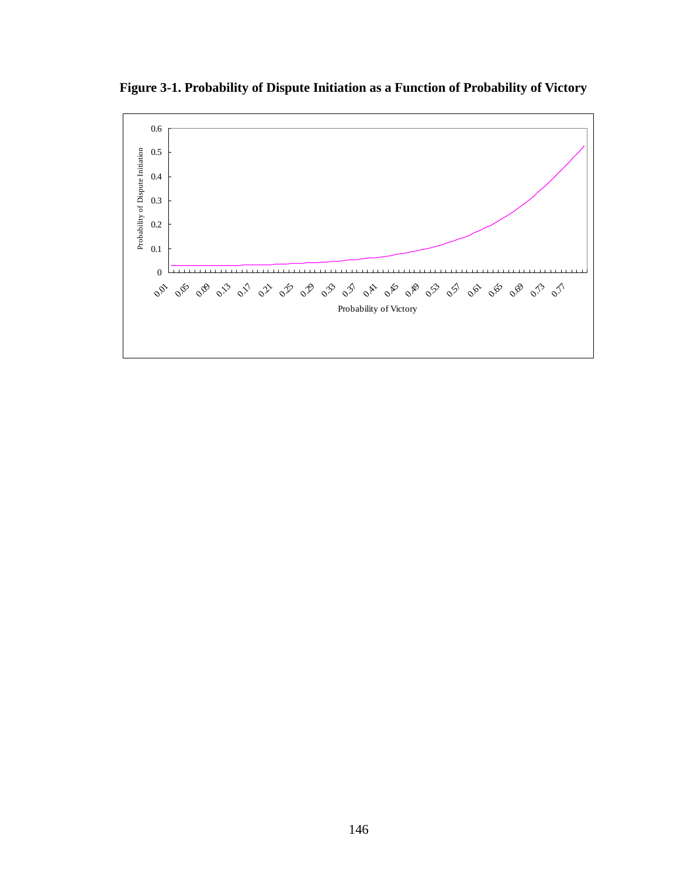**Figure 3-1. Probability of Dispute Initiation as a Function of Probability of Victory**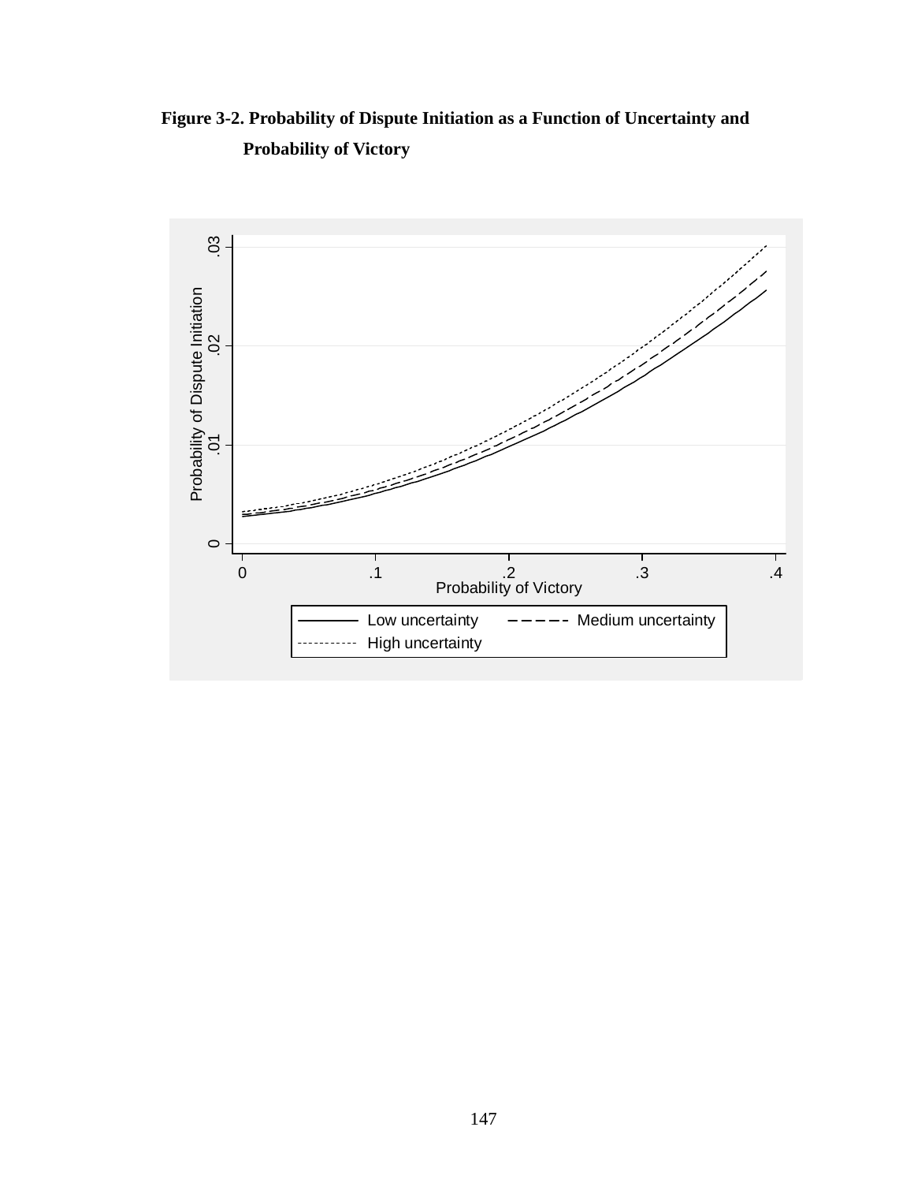**Figure 3-2. Probability of Dispute Initiation as a Function of Uncertainty and Probability of Victory**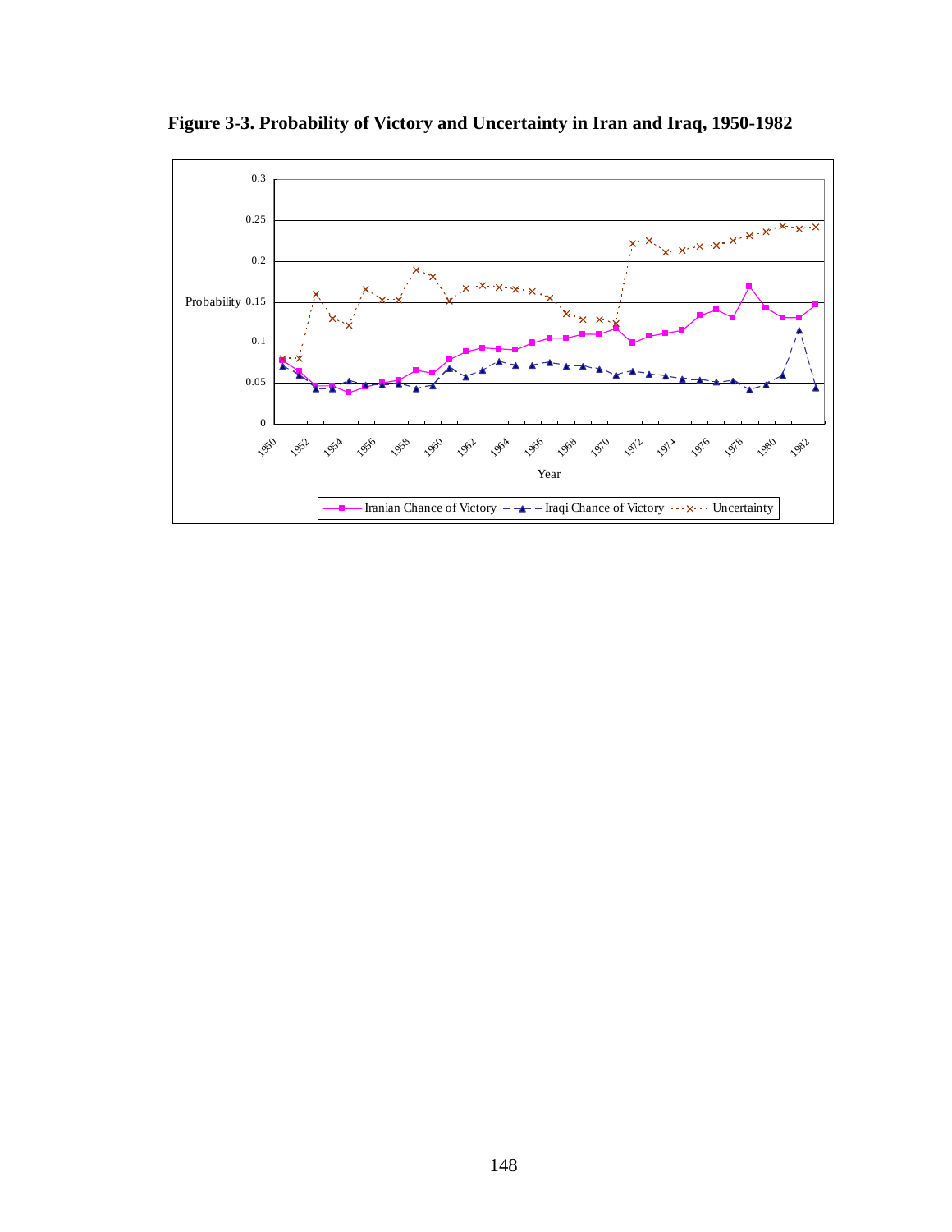**Figure 3-3. Probability of Victory and Uncertainty in Iran and Iraq, 1950-1982**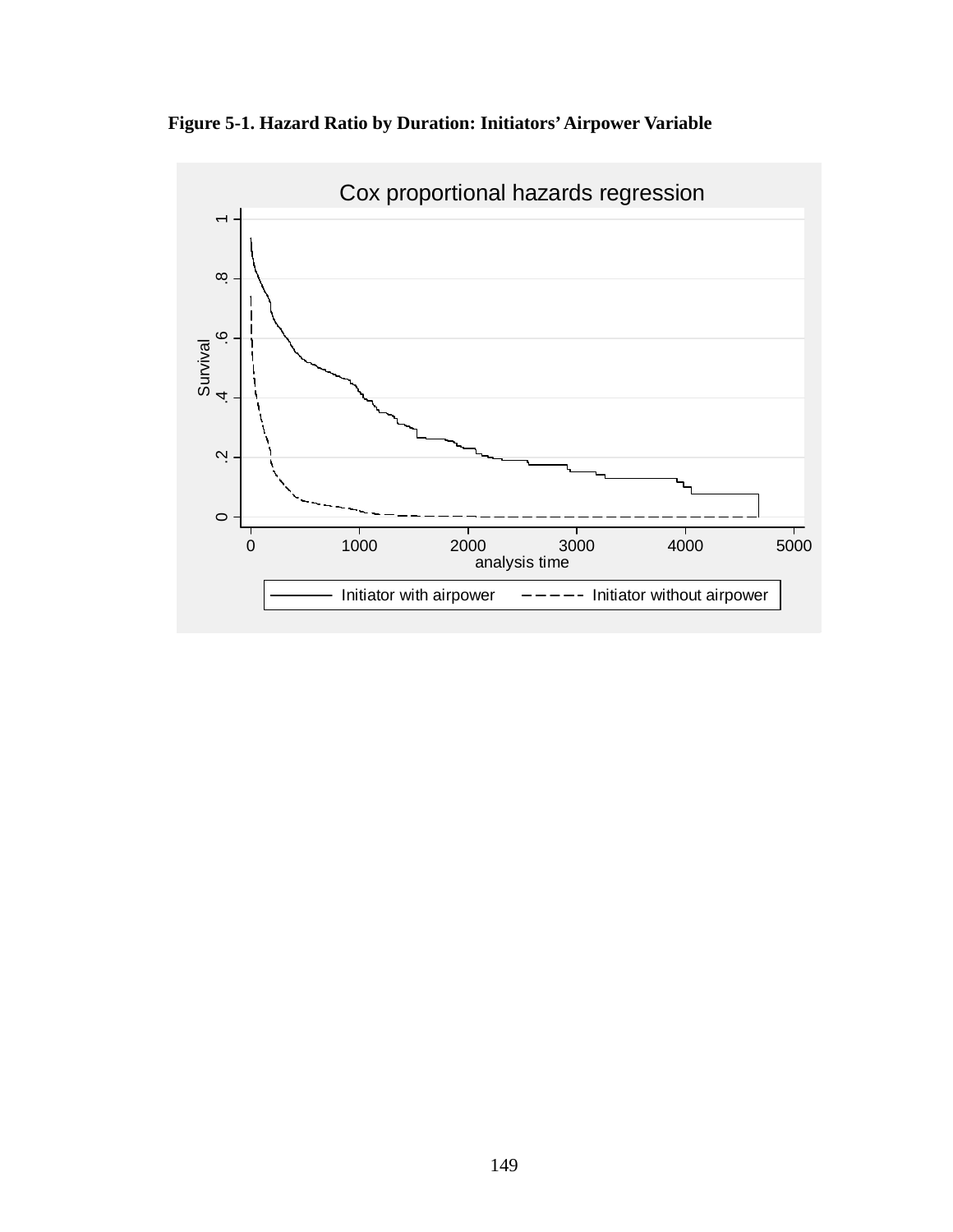**Figure 5-1. Hazard Ratio by Duration: Initiators' Airpower Variable**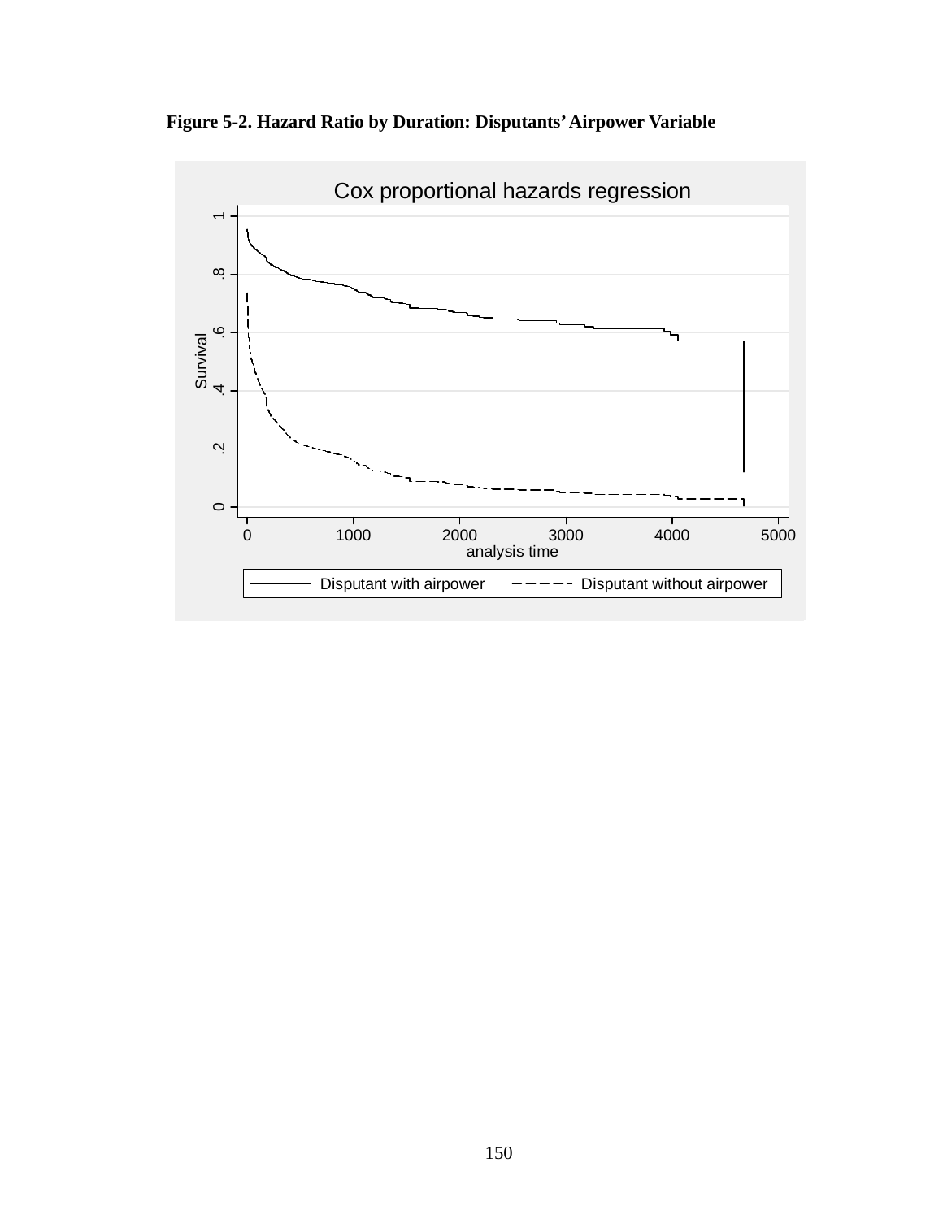**Figure 5-2. Hazard Ratio by Duration: Disputants' Airpower Variable**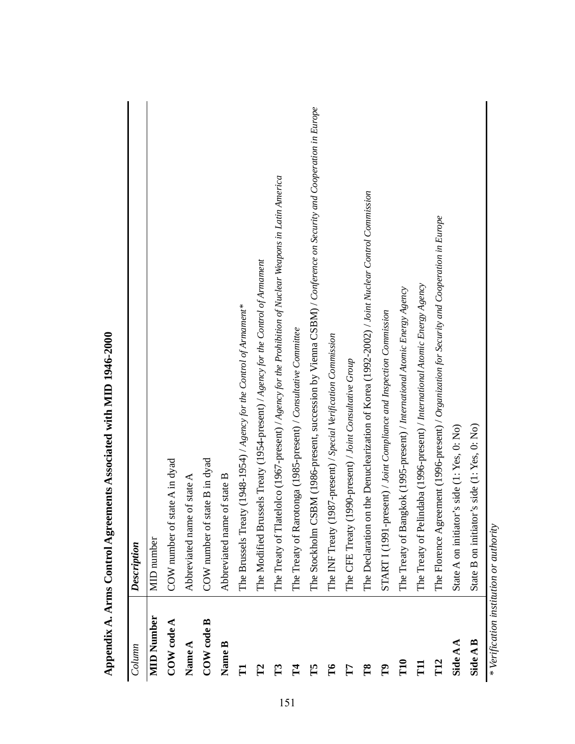**Appendix A. Arms Control Agreements Associated with MID 1946-2000**

| *Column* | ***Description*** |
|---|---|
| **MID Number** | MID number |
| **COW code A** | COW number of state A in dyad |
| **Name A** | Abbreviated name of state A |
| **COW code B** | COW number of state B in dyad |
| **Name B** | Abbreviated name of state B |
| **T1** | The Brussels Treaty (1948-1954) / *Agency for the Control of Armament** |
| **T2** | The Modified Brussels Treaty (1954-present) / *Agency for the Control of Armament* |
| **T3** | The Treaty of Tlatelolco (1967-present) / *Agency for the Prohibition of Nuclear Weapons in Latin America* |
| **T4** | The Treaty of Rarotonga (1985-present) / *Consultative Committee* |
| **T5** | The Stockholm CSBM (1986-present, succession by Vienna CSBM) / *Conference on Security and Cooperation in Europe* |
| **T6** | The INF Treaty (1987-present) / *Special Verification Commission* |
| **T7** | The CFE Treaty (1990-present) / *Joint Consultative Group* |
| **T8** | The Declaration on the Denuclearization of Korea (1992-2002) / *Joint Nuclear Control Commission* |
| **T9** | START I (1991-present) / *Joint Compliance and Inspection Commission* |
| **T10** | The Treaty of Bangkok (1995-present) / *International Atomic Energy Agency* |
| **T11** | The Treaty of Pelindaba (1996-present) / *International Atomic Energy Agency* |
| **T12** | The Florence Agreement (1996-present) / *Organization for Security and Cooperation in Europe* |
| **Side A A** | State A on initiator's side (1: Yes, 0: No) |
| **Side A B** | State B on initiator's side (1: Yes, 0: No) |

* *Verification institution or authority*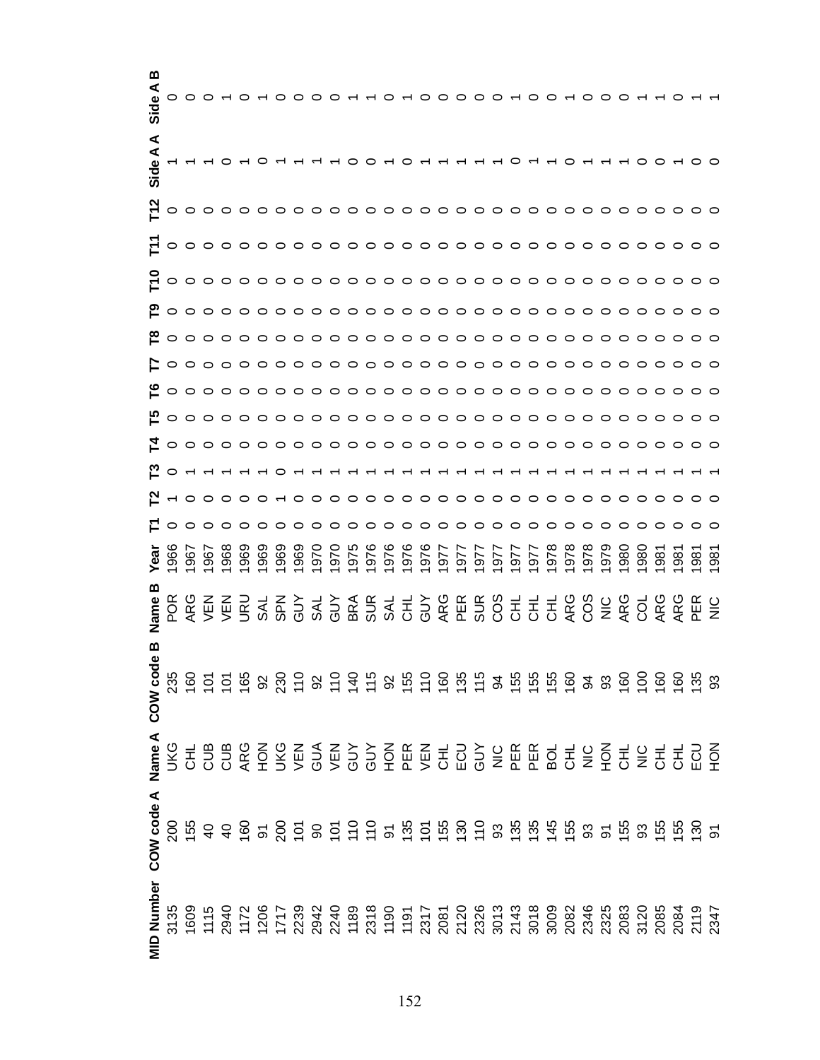| MID Number | COW code A | Name A | COW code B | Name B | Year | T1 | T2 | T3 | T4 | T5 | T6 | T7 | T8 | T9 | T10 | T11 | T12 | Side A A | Side A B |
|---|---|---|---|---|---|---|---|---|---|---|---|---|---|---|---|---|---|---|---|
| 3135 | 200 | UKG | 235 | POR | 1966 | 0 | 1 | 0 | 0 | 0 | 0 | 0 | 0 | 0 | 0 | 0 | 0 | 1 | 0 |
| 1609 | 155 | CHL | 160 | ARG | 1967 | 0 | 0 | 1 | 0 | 0 | 0 | 0 | 0 | 0 | 0 | 0 | 0 | 1 | 0 |
| 1115 | 40 | CUB | 101 | VEN | 1967 | 0 | 0 | 1 | 0 | 0 | 0 | 0 | 0 | 0 | 0 | 0 | 0 | 1 | 0 |
| 2940 | 40 | CUB | 101 | VEN | 1968 | 0 | 0 | 1 | 0 | 0 | 0 | 0 | 0 | 0 | 0 | 0 | 0 | 0 | 1 |
| 1172 | 160 | ARG | 165 | URU | 1969 | 0 | 0 | 1 | 0 | 0 | 0 | 0 | 0 | 0 | 0 | 0 | 0 | 1 | 0 |
| 1206 | 91 | HON | 92 | SAL | 1969 | 0 | 0 | 1 | 0 | 0 | 0 | 0 | 0 | 0 | 0 | 0 | 0 | 0 | 1 |
| 1717 | 200 | UKG | 230 | SPN | 1969 | 0 | 1 | 0 | 0 | 0 | 0 | 0 | 0 | 0 | 0 | 0 | 0 | 1 | 0 |
| 2239 | 101 | VEN | 110 | GUY | 1969 | 0 | 0 | 1 | 0 | 0 | 0 | 0 | 0 | 0 | 0 | 0 | 0 | 1 | 0 |
| 2942 | 90 | GUA | 92 | SAL | 1970 | 0 | 0 | 1 | 0 | 0 | 0 | 0 | 0 | 0 | 0 | 0 | 0 | 1 | 0 |
| 2240 | 101 | VEN | 110 | GUY | 1970 | 0 | 0 | 1 | 0 | 0 | 0 | 0 | 0 | 0 | 0 | 0 | 0 | 1 | 0 |
| 1189 | 110 | GUY | 140 | BRA | 1975 | 0 | 0 | 1 | 0 | 0 | 0 | 0 | 0 | 0 | 0 | 0 | 0 | 0 | 1 |
| 2318 | 110 | GUY | 115 | SUR | 1976 | 0 | 0 | 1 | 0 | 0 | 0 | 0 | 0 | 0 | 0 | 0 | 0 | 0 | 1 |
| 1190 | 91 | HON | 92 | SAL | 1976 | 0 | 0 | 1 | 0 | 0 | 0 | 0 | 0 | 0 | 0 | 0 | 0 | 1 | 0 |
| 1191 | 135 | PER | 155 | CHL | 1976 | 0 | 0 | 1 | 0 | 0 | 0 | 0 | 0 | 0 | 0 | 0 | 0 | 0 | 1 |
| 2317 | 101 | VEN | 110 | GUY | 1976 | 0 | 0 | 1 | 0 | 0 | 0 | 0 | 0 | 0 | 0 | 0 | 0 | 1 | 0 |
| 2081 | 155 | CHL | 160 | ARG | 1977 | 0 | 0 | 1 | 0 | 0 | 0 | 0 | 0 | 0 | 0 | 0 | 0 | 1 | 0 |
| 2120 | 130 | ECU | 135 | PER | 1977 | 0 | 0 | 1 | 0 | 0 | 0 | 0 | 0 | 0 | 0 | 0 | 0 | 1 | 0 |
| 2326 | 110 | GUY | 115 | SUR | 1977 | 0 | 0 | 1 | 0 | 0 | 0 | 0 | 0 | 0 | 0 | 0 | 0 | 1 | 0 |
| 3013 | 93 | NIC | 94 | COS | 1977 | 0 | 0 | 1 | 0 | 0 | 0 | 0 | 0 | 0 | 0 | 0 | 0 | 1 | 0 |
| 2143 | 135 | PER | 155 | CHL | 1977 | 0 | 0 | 1 | 0 | 0 | 0 | 0 | 0 | 0 | 0 | 0 | 0 | 0 | 1 |
| 3018 | 135 | PER | 155 | CHL | 1977 | 0 | 0 | 1 | 0 | 0 | 0 | 0 | 0 | 0 | 0 | 0 | 0 | 1 | 0 |
| 3009 | 145 | BOL | 155 | CHL | 1978 | 0 | 0 | 1 | 0 | 0 | 0 | 0 | 0 | 0 | 0 | 0 | 0 | 1 | 0 |
| 2082 | 155 | CHL | 160 | ARG | 1978 | 0 | 0 | 1 | 0 | 0 | 0 | 0 | 0 | 0 | 0 | 0 | 0 | 0 | 1 |
| 2346 | 93 | NIC | 94 | COS | 1978 | 0 | 0 | 1 | 0 | 0 | 0 | 0 | 0 | 0 | 0 | 0 | 0 | 1 | 0 |
| 2325 | 91 | HON | 93 | NIC | 1979 | 0 | 0 | 1 | 0 | 0 | 0 | 0 | 0 | 0 | 0 | 0 | 0 | 1 | 0 |
| 2083 | 155 | CHL | 160 | ARG | 1980 | 0 | 0 | 1 | 0 | 0 | 0 | 0 | 0 | 0 | 0 | 0 | 0 | 1 | 0 |
| 3120 | 93 | NIC | 100 | COL | 1980 | 0 | 0 | 1 | 0 | 0 | 0 | 0 | 0 | 0 | 0 | 0 | 0 | 0 | 1 |
| 2085 | 155 | CHL | 160 | ARG | 1981 | 0 | 0 | 1 | 0 | 0 | 0 | 0 | 0 | 0 | 0 | 0 | 0 | 0 | 1 |
| 2084 | 155 | CHL | 160 | ARG | 1981 | 0 | 0 | 1 | 0 | 0 | 0 | 0 | 0 | 0 | 0 | 0 | 0 | 1 | 0 |
| 2119 | 130 | ECU | 135 | PER | 1981 | 0 | 0 | 1 | 0 | 0 | 0 | 0 | 0 | 0 | 0 | 0 | 0 | 0 | 1 |
| 2347 | 91 | HON | 93 | NIC | 1981 | 0 | 0 | 1 | 0 | 0 | 0 | 0 | 0 | 0 | 0 | 0 | 0 | 0 | 1 |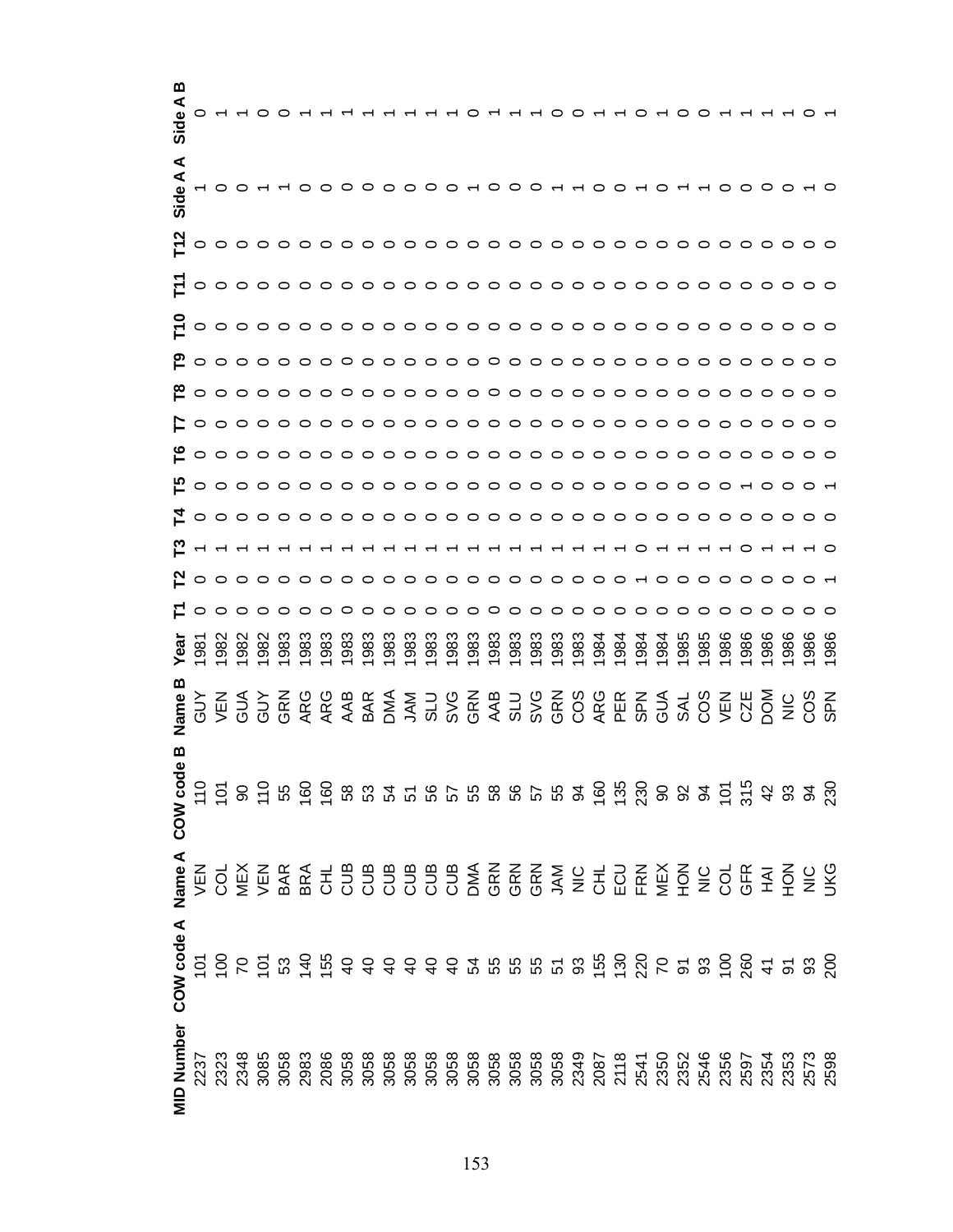| MID Number | COW code A | Name A | COW code B | Name B | Year | T1 | T2 | T3 | T4 | T5 | T6 | T7 | T8 | T9 | T10 | T11 | T12 | Side A A | Side A B |
|---|---|---|---|---|---|---|---|---|---|---|---|---|---|---|---|---|---|---|---|
| 2237 | 101 | VEN | 110 | GUY | 1981 | 0 | 0 | 1 | 0 | 0 | 0 | 0 | 0 | 0 | 0 | 0 | 0 | 1 | 0 |
| 2323 | 100 | COL | 101 | VEN | 1982 | 0 | 0 | 1 | 0 | 0 | 0 | 0 | 0 | 0 | 0 | 0 | 0 | 0 | 1 |
| 2348 | 70 | MEX | 90 | GUA | 1982 | 0 | 0 | 1 | 0 | 0 | 0 | 0 | 0 | 0 | 0 | 0 | 0 | 0 | 1 |
| 3085 | 101 | VEN | 110 | GUY | 1982 | 0 | 0 | 1 | 0 | 0 | 0 | 0 | 0 | 0 | 0 | 0 | 0 | 1 | 0 |
| 3058 | 53 | BAR | 55 | GRN | 1983 | 0 | 0 | 1 | 0 | 0 | 0 | 0 | 0 | 0 | 0 | 0 | 0 | 1 | 0 |
| 2983 | 140 | BRA | 160 | ARG | 1983 | 0 | 0 | 1 | 0 | 0 | 0 | 0 | 0 | 0 | 0 | 0 | 0 | 0 | 1 |
| 2086 | 155 | CHL | 160 | ARG | 1983 | 0 | 0 | 1 | 0 | 0 | 0 | 0 | 0 | 0 | 0 | 0 | 0 | 0 | 1 |
| 3058 | 40 | CUB | 58 | AAB | 1983 | 0 | 0 | 1 | 0 | 0 | 0 | 0 | 0 | 0 | 0 | 0 | 0 | 0 | 1 |
| 3058 | 40 | CUB | 53 | BAR | 1983 | 0 | 0 | 1 | 0 | 0 | 0 | 0 | 0 | 0 | 0 | 0 | 0 | 0 | 1 |
| 3058 | 40 | CUB | 54 | DMA | 1983 | 0 | 0 | 1 | 0 | 0 | 0 | 0 | 0 | 0 | 0 | 0 | 0 | 0 | 1 |
| 3058 | 40 | CUB | 51 | JAM | 1983 | 0 | 0 | 1 | 0 | 0 | 0 | 0 | 0 | 0 | 0 | 0 | 0 | 0 | 1 |
| 3058 | 40 | CUB | 56 | SLU | 1983 | 0 | 0 | 1 | 0 | 0 | 0 | 0 | 0 | 0 | 0 | 0 | 0 | 0 | 1 |
| 3058 | 40 | CUB | 57 | SVG | 1983 | 0 | 0 | 1 | 0 | 0 | 0 | 0 | 0 | 0 | 0 | 0 | 0 | 0 | 1 |
| 3058 | 54 | DMA | 55 | GRN | 1983 | 0 | 0 | 1 | 0 | 0 | 0 | 0 | 0 | 0 | 0 | 0 | 0 | 1 | 0 |
| 3058 | 55 | GRN | 58 | AAB | 1983 | 0 | 0 | 1 | 0 | 0 | 0 | 0 | 0 | 0 | 0 | 0 | 0 | 0 | 1 |
| 3058 | 55 | GRN | 56 | SLU | 1983 | 0 | 0 | 1 | 0 | 0 | 0 | 0 | 0 | 0 | 0 | 0 | 0 | 0 | 1 |
| 3058 | 55 | GRN | 57 | SVG | 1983 | 0 | 0 | 1 | 0 | 0 | 0 | 0 | 0 | 0 | 0 | 0 | 0 | 0 | 1 |
| 3058 | 51 | JAM | 55 | GRN | 1983 | 0 | 0 | 1 | 0 | 0 | 0 | 0 | 0 | 0 | 0 | 0 | 0 | 1 | 0 |
| 2349 | 93 | NIC | 94 | COS | 1983 | 0 | 0 | 1 | 0 | 0 | 0 | 0 | 0 | 0 | 0 | 0 | 0 | 1 | 0 |
| 2087 | 155 | CHL | 160 | ARG | 1984 | 0 | 0 | 1 | 0 | 0 | 0 | 0 | 0 | 0 | 0 | 0 | 0 | 0 | 1 |
| 2118 | 130 | ECU | 135 | PER | 1984 | 0 | 0 | 1 | 0 | 0 | 0 | 0 | 0 | 0 | 0 | 0 | 0 | 0 | 1 |
| 2541 | 220 | FRN | 230 | SPN | 1984 | 0 | 1 | 0 | 0 | 0 | 0 | 0 | 0 | 0 | 0 | 0 | 0 | 1 | 0 |
| 2350 | 70 | MEX | 90 | GUA | 1984 | 0 | 0 | 1 | 0 | 0 | 0 | 0 | 0 | 0 | 0 | 0 | 0 | 0 | 1 |
| 2352 | 91 | HON | 92 | SAL | 1985 | 0 | 0 | 1 | 0 | 0 | 0 | 0 | 0 | 0 | 0 | 0 | 0 | 1 | 0 |
| 2546 | 93 | NIC | 94 | COS | 1985 | 0 | 0 | 1 | 0 | 0 | 0 | 0 | 0 | 0 | 0 | 0 | 0 | 1 | 0 |
| 2356 | 100 | COL | 101 | VEN | 1986 | 0 | 0 | 1 | 0 | 0 | 0 | 0 | 0 | 0 | 0 | 0 | 0 | 0 | 1 |
| 2597 | 260 | GFR | 315 | CZE | 1986 | 0 | 0 | 0 | 0 | 1 | 0 | 0 | 0 | 0 | 0 | 0 | 0 | 0 | 1 |
| 2354 | 41 | HAI | 42 | DOM | 1986 | 0 | 0 | 1 | 0 | 0 | 0 | 0 | 0 | 0 | 0 | 0 | 0 | 0 | 1 |
| 2353 | 91 | HON | 93 | NIC | 1986 | 0 | 0 | 1 | 0 | 0 | 0 | 0 | 0 | 0 | 0 | 0 | 0 | 0 | 1 |
| 2573 | 93 | NIC | 94 | COS | 1986 | 0 | 0 | 1 | 0 | 0 | 0 | 0 | 0 | 0 | 0 | 0 | 0 | 1 | 0 |
| 2598 | 200 | UKG | 230 | SPN | 1986 | 0 | 1 | 0 | 0 | 1 | 0 | 0 | 0 | 0 | 0 | 0 | 0 | 0 | 1 |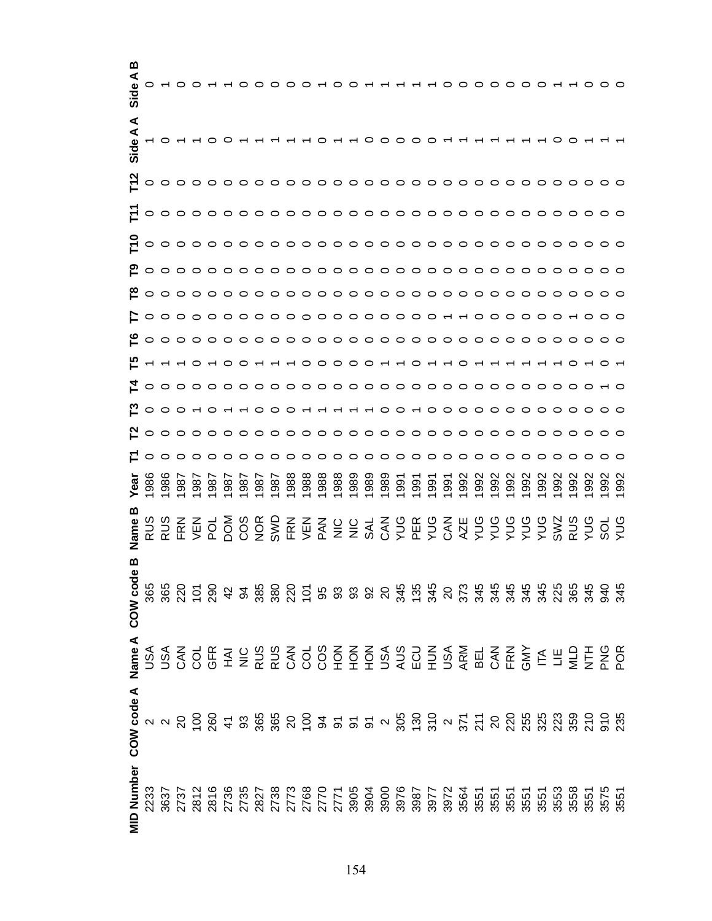| MID Number | COW code A | Name A | COW code B | Name B | Year | T1 | T2 | T3 | T4 | T5 | T6 | T7 | T8 | T9 | T10 | T11 | T12 | Side A A | Side A B |
|---|---|---|---|---|---|---|---|---|---|---|---|---|---|---|---|---|---|---|---|
| 2233 | 2 | USA | 365 | RUS | 1986 | 0 | 0 | 0 | 0 | 1 | 0 | 0 | 0 | 0 | 0 | 0 | 0 | 1 | 0 |
| 3637 | 2 | USA | 365 | RUS | 1986 | 0 | 0 | 0 | 0 | 1 | 0 | 0 | 0 | 0 | 0 | 0 | 0 | 0 | 1 |
| 2737 | 20 | CAN | 220 | FRN | 1987 | 0 | 0 | 0 | 0 | 1 | 0 | 0 | 0 | 0 | 0 | 0 | 0 | 1 | 0 |
| 2812 | 100 | COL | 101 | VEN | 1987 | 0 | 0 | 1 | 0 | 0 | 0 | 0 | 0 | 0 | 0 | 0 | 0 | 1 | 0 |
| 2816 | 260 | GFR | 290 | POL | 1987 | 0 | 0 | 0 | 0 | 1 | 0 | 0 | 0 | 0 | 0 | 0 | 0 | 0 | 1 |
| 2736 | 41 | HAI | 42 | DOM | 1987 | 0 | 0 | 1 | 0 | 0 | 0 | 0 | 0 | 0 | 0 | 0 | 0 | 0 | 1 |
| 2735 | 93 | NIC | 94 | COS | 1987 | 0 | 0 | 1 | 0 | 0 | 0 | 0 | 0 | 0 | 0 | 0 | 0 | 1 | 0 |
| 2827 | 365 | RUS | 385 | NOR | 1987 | 0 | 0 | 0 | 0 | 1 | 0 | 0 | 0 | 0 | 0 | 0 | 0 | 1 | 0 |
| 2738 | 365 | RUS | 380 | SWD | 1987 | 0 | 0 | 0 | 0 | 1 | 0 | 0 | 0 | 0 | 0 | 0 | 0 | 1 | 0 |
| 2773 | 20 | CAN | 220 | FRN | 1988 | 0 | 0 | 0 | 0 | 1 | 0 | 0 | 0 | 0 | 0 | 0 | 0 | 1 | 0 |
| 2768 | 100 | COL | 101 | VEN | 1988 | 0 | 0 | 1 | 0 | 0 | 0 | 0 | 0 | 0 | 0 | 0 | 0 | 1 | 0 |
| 2770 | 94 | COS | 95 | PAN | 1988 | 0 | 0 | 1 | 0 | 0 | 0 | 0 | 0 | 0 | 0 | 0 | 0 | 0 | 1 |
| 2771 | 91 | HON | 93 | NIC | 1988 | 0 | 0 | 1 | 0 | 0 | 0 | 0 | 0 | 0 | 0 | 0 | 0 | 1 | 0 |
| 3905 | 91 | HON | 93 | NIC | 1989 | 0 | 0 | 1 | 0 | 0 | 0 | 0 | 0 | 0 | 0 | 0 | 0 | 1 | 0 |
| 3904 | 91 | HON | 92 | SAL | 1989 | 0 | 0 | 1 | 0 | 0 | 0 | 0 | 0 | 0 | 0 | 0 | 0 | 0 | 1 |
| 3900 | 2 | USA | 20 | CAN | 1989 | 0 | 0 | 0 | 0 | 1 | 0 | 0 | 0 | 0 | 0 | 0 | 0 | 0 | 1 |
| 3976 | 305 | AUS | 345 | YUG | 1991 | 0 | 0 | 0 | 0 | 1 | 0 | 0 | 0 | 0 | 0 | 0 | 0 | 0 | 1 |
| 3987 | 130 | ECU | 135 | PER | 1991 | 0 | 0 | 1 | 0 | 0 | 0 | 0 | 0 | 0 | 0 | 0 | 0 | 0 | 1 |
| 3977 | 310 | HUN | 345 | YUG | 1991 | 0 | 0 | 0 | 0 | 1 | 0 | 0 | 0 | 0 | 0 | 0 | 0 | 0 | 1 |
| 3972 | 2 | USA | 20 | CAN | 1991 | 0 | 0 | 0 | 0 | 1 | 0 | 1 | 0 | 0 | 0 | 0 | 0 | 1 | 0 |
| 3564 | 371 | ARM | 373 | AZE | 1992 | 0 | 0 | 0 | 0 | 0 | 0 | 1 | 0 | 0 | 0 | 0 | 0 | 1 | 0 |
| 3551 | 211 | BEL | 345 | YUG | 1992 | 0 | 0 | 0 | 0 | 1 | 0 | 0 | 0 | 0 | 0 | 0 | 0 | 1 | 0 |
| 3551 | 20 | CAN | 345 | YUG | 1992 | 0 | 0 | 0 | 0 | 1 | 0 | 0 | 0 | 0 | 0 | 0 | 0 | 1 | 0 |
| 3551 | 220 | FRN | 345 | YUG | 1992 | 0 | 0 | 0 | 0 | 1 | 0 | 0 | 0 | 0 | 0 | 0 | 0 | 1 | 0 |
| 3551 | 255 | GMY | 345 | YUG | 1992 | 0 | 0 | 0 | 0 | 1 | 0 | 0 | 0 | 0 | 0 | 0 | 0 | 1 | 0 |
| 3551 | 325 | ITA | 345 | YUG | 1992 | 0 | 0 | 0 | 0 | 1 | 0 | 0 | 0 | 0 | 0 | 0 | 0 | 1 | 0 |
| 3553 | 223 | LIE | 225 | SWZ | 1992 | 0 | 0 | 0 | 0 | 1 | 0 | 0 | 0 | 0 | 0 | 0 | 0 | 0 | 1 |
| 3558 | 359 | MLD | 365 | RUS | 1992 | 0 | 0 | 0 | 0 | 0 | 0 | 1 | 0 | 0 | 0 | 0 | 0 | 0 | 1 |
| 3551 | 210 | NTH | 345 | YUG | 1992 | 0 | 0 | 0 | 0 | 1 | 0 | 0 | 0 | 0 | 0 | 0 | 0 | 1 | 0 |
| 3575 | 910 | PNG | 940 | SOL | 1992 | 0 | 0 | 0 | 1 | 0 | 0 | 0 | 0 | 0 | 0 | 0 | 0 | 1 | 0 |
| 3551 | 235 | POR | 345 | YUG | 1992 | 0 | 0 | 0 | 0 | 1 | 0 | 0 | 0 | 0 | 0 | 0 | 0 | 1 | 0 |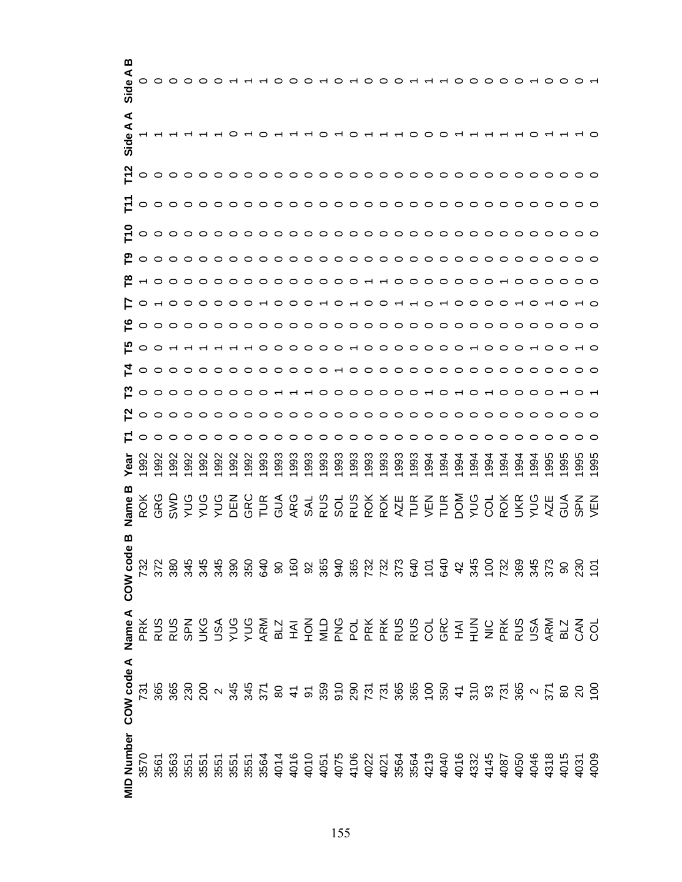| MID Number | COW code A | Name A | COW code B | Name B | Year | T1 | T2 | T3 | T4 | T5 | T6 | T7 | T8 | T9 | T10 | T11 | T12 | Side A A | Side A B |
|---|---|---|---|---|---|---|---|---|---|---|---|---|---|---|---|---|---|---|---|
| 3570 | 731 | PRK | 732 | ROK | 1992 | 0 | 0 | 0 | 0 | 0 | 0 | 0 | 1 | 0 | 0 | 0 | 0 | 1 | 0 |
| 3561 | 365 | RUS | 372 | GRG | 1992 | 0 | 0 | 0 | 0 | 0 | 0 | 1 | 0 | 0 | 0 | 0 | 0 | 1 | 0 |
| 3563 | 365 | RUS | 380 | SWD | 1992 | 0 | 0 | 0 | 0 | 1 | 0 | 0 | 0 | 0 | 0 | 0 | 0 | 1 | 0 |
| 3551 | 230 | SPN | 345 | YUG | 1992 | 0 | 0 | 0 | 0 | 1 | 0 | 0 | 0 | 0 | 0 | 0 | 0 | 1 | 0 |
| 3551 | 200 | UKG | 345 | YUG | 1992 | 0 | 0 | 0 | 0 | 1 | 0 | 0 | 0 | 0 | 0 | 0 | 0 | 1 | 0 |
| 3551 | 2 | USA | 345 | YUG | 1992 | 0 | 0 | 0 | 0 | 1 | 0 | 0 | 0 | 0 | 0 | 0 | 0 | 1 | 0 |
| 3551 | 345 | YUG | 390 | DEN | 1992 | 0 | 0 | 0 | 0 | 1 | 0 | 0 | 0 | 0 | 0 | 0 | 0 | 0 | 1 |
| 3551 | 345 | YUG | 350 | GRC | 1992 | 0 | 0 | 0 | 0 | 1 | 0 | 0 | 0 | 0 | 0 | 0 | 0 | 1 | 1 |
| 3564 | 371 | ARM | 640 | TUR | 1993 | 0 | 0 | 0 | 0 | 0 | 0 | 1 | 0 | 0 | 0 | 0 | 0 | 0 | 1 |
| 4014 | 80 | BLZ | 90 | GUA | 1993 | 0 | 0 | 1 | 0 | 0 | 0 | 0 | 0 | 0 | 0 | 0 | 0 | 1 | 0 |
| 4016 | 41 | HAI | 160 | ARG | 1993 | 0 | 0 | 1 | 0 | 0 | 0 | 0 | 0 | 0 | 0 | 0 | 0 | 1 | 0 |
| 4010 | 91 | HON | 92 | SAL | 1993 | 0 | 0 | 1 | 0 | 0 | 0 | 0 | 0 | 0 | 0 | 0 | 0 | 1 | 0 |
| 4051 | 359 | MLD | 365 | RUS | 1993 | 0 | 0 | 0 | 0 | 0 | 0 | 1 | 0 | 0 | 0 | 0 | 0 | 0 | 1 |
| 4075 | 910 | PNG | 940 | SOL | 1993 | 0 | 0 | 0 | 1 | 0 | 0 | 0 | 0 | 0 | 0 | 0 | 0 | 1 | 0 |
| 4106 | 290 | POL | 365 | RUS | 1993 | 0 | 0 | 0 | 0 | 1 | 0 | 1 | 0 | 0 | 0 | 0 | 0 | 0 | 1 |
| 4022 | 731 | PRK | 732 | ROK | 1993 | 0 | 0 | 0 | 0 | 0 | 0 | 0 | 1 | 0 | 0 | 0 | 0 | 1 | 0 |
| 4021 | 731 | PRK | 732 | ROK | 1993 | 0 | 0 | 0 | 0 | 0 | 0 | 0 | 1 | 0 | 0 | 0 | 0 | 1 | 0 |
| 3564 | 365 | RUS | 373 | AZE | 1993 | 0 | 0 | 0 | 0 | 0 | 0 | 1 | 0 | 0 | 0 | 0 | 0 | 1 | 0 |
| 3564 | 365 | RUS | 640 | TUR | 1993 | 0 | 0 | 0 | 0 | 0 | 0 | 1 | 0 | 0 | 0 | 0 | 0 | 0 | 1 |
| 4219 | 100 | COL | 101 | VEN | 1994 | 0 | 0 | 1 | 0 | 0 | 0 | 0 | 0 | 0 | 0 | 0 | 0 | 0 | 1 |
| 4040 | 350 | GRC | 640 | TUR | 1994 | 0 | 0 | 0 | 0 | 0 | 0 | 1 | 0 | 0 | 0 | 0 | 0 | 0 | 1 |
| 4016 | 41 | HAI | 42 | DOM | 1994 | 0 | 0 | 1 | 0 | 0 | 0 | 0 | 0 | 0 | 0 | 0 | 0 | 1 | 0 |
| 4332 | 310 | HUN | 345 | YUG | 1994 | 0 | 0 | 0 | 0 | 1 | 0 | 0 | 0 | 0 | 0 | 0 | 0 | 1 | 0 |
| 4145 | 93 | NIC | 100 | COL | 1994 | 0 | 0 | 1 | 0 | 0 | 0 | 0 | 0 | 0 | 0 | 0 | 0 | 1 | 0 |
| 4087 | 731 | PRK | 732 | ROK | 1994 | 0 | 0 | 0 | 0 | 0 | 0 | 0 | 1 | 0 | 0 | 0 | 0 | 1 | 0 |
| 4050 | 365 | RUS | 369 | UKR | 1994 | 0 | 0 | 0 | 0 | 0 | 0 | 1 | 0 | 0 | 0 | 0 | 0 | 1 | 0 |
| 4046 | 2 | USA | 345 | YUG | 1994 | 0 | 0 | 0 | 0 | 1 | 0 | 0 | 0 | 0 | 0 | 0 | 0 | 0 | 1 |
| 4318 | 371 | ARM | 373 | AZE | 1995 | 0 | 0 | 0 | 0 | 0 | 0 | 1 | 0 | 0 | 0 | 0 | 0 | 1 | 0 |
| 4015 | 80 | BLZ | 90 | GUA | 1995 | 0 | 0 | 1 | 0 | 0 | 0 | 0 | 0 | 0 | 0 | 0 | 0 | 1 | 0 |
| 4031 | 20 | CAN | 230 | SPN | 1995 | 0 | 0 | 0 | 0 | 1 | 0 | 1 | 0 | 0 | 0 | 0 | 0 | 1 | 0 |
| 4009 | 100 | COL | 101 | VEN | 1995 | 0 | 0 | 1 | 0 | 0 | 0 | 0 | 0 | 0 | 0 | 0 | 0 | 0 | 1 |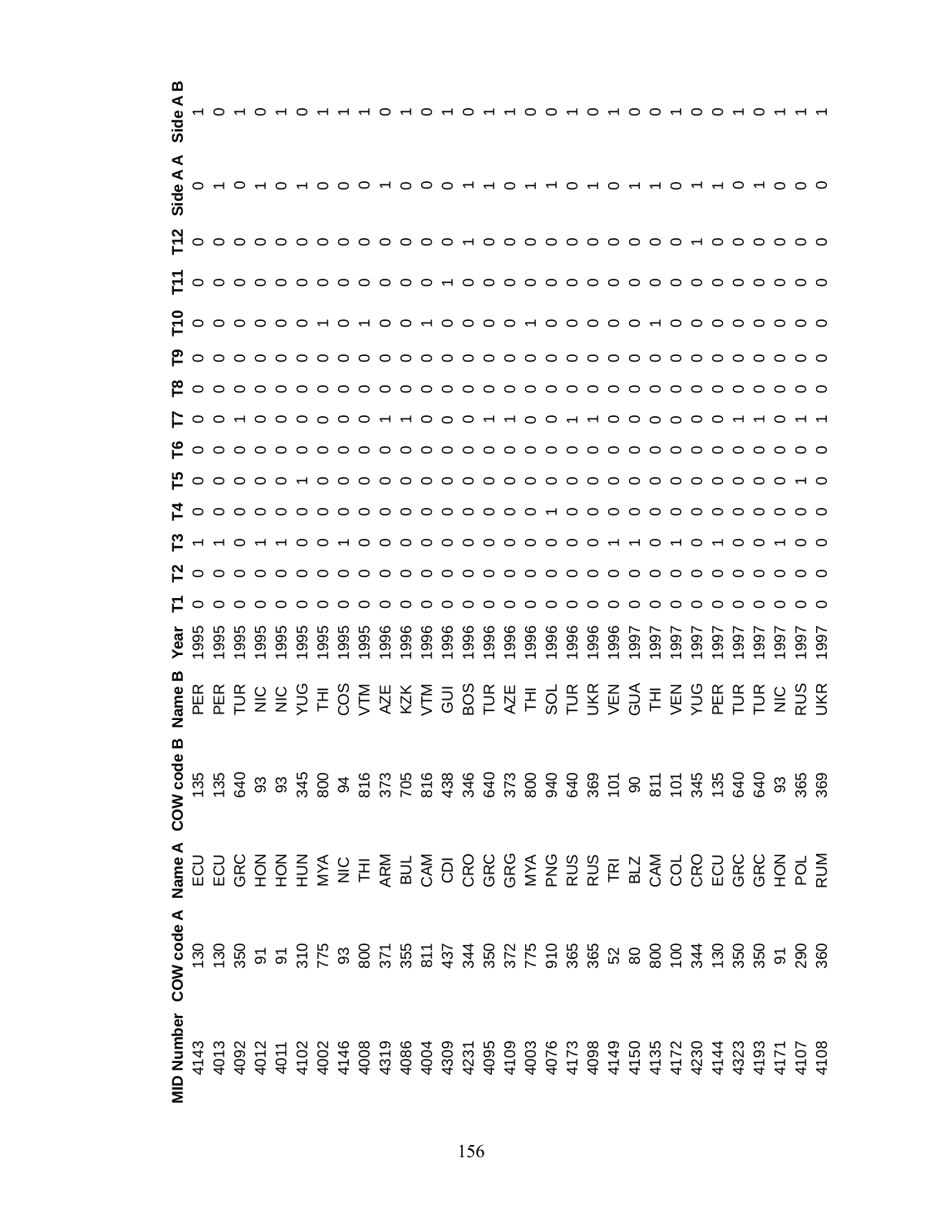| MID Number | COW code A | Name A | COW code B | Name B | Year | T1 | T2 | T3 | T4 | T5 | T6 | T7 | T8 | T9 | T10 | T11 | T12 | Side A A | Side A B |
|---|---|---|---|---|---|---|---|---|---|---|---|---|---|---|---|---|---|---|---|
| 4143 | 130 | ECU | 135 | PER | 1995 | 0 | 0 | 1 | 0 | 0 | 0 | 0 | 0 | 0 | 0 | 0 | 0 | 0 | 1 |
| 4013 | 130 | ECU | 135 | PER | 1995 | 0 | 0 | 1 | 0 | 0 | 0 | 0 | 0 | 0 | 0 | 0 | 0 | 1 | 0 |
| 4092 | 350 | GRC | 640 | TUR | 1995 | 0 | 0 | 0 | 0 | 0 | 0 | 1 | 0 | 0 | 0 | 0 | 0 | 0 | 1 |
| 4012 | 91 | HON | 93 | NIC | 1995 | 0 | 0 | 1 | 0 | 0 | 0 | 0 | 0 | 0 | 0 | 0 | 0 | 1 | 0 |
| 4011 | 91 | HON | 93 | NIC | 1995 | 0 | 0 | 1 | 0 | 0 | 0 | 0 | 0 | 0 | 0 | 0 | 0 | 0 | 1 |
| 4102 | 310 | HUN | 345 | YUG | 1995 | 0 | 0 | 0 | 0 | 1 | 0 | 0 | 0 | 0 | 0 | 0 | 0 | 1 | 0 |
| 4002 | 775 | MYA | 800 | THI | 1995 | 0 | 0 | 0 | 0 | 0 | 0 | 0 | 0 | 0 | 1 | 0 | 0 | 0 | 1 |
| 4146 | 93 | NIC | 94 | COS | 1995 | 0 | 0 | 1 | 0 | 0 | 0 | 0 | 0 | 0 | 0 | 0 | 0 | 0 | 1 |
| 4008 | 800 | THI | 816 | VTM | 1995 | 0 | 0 | 0 | 0 | 0 | 0 | 0 | 0 | 0 | 1 | 0 | 0 | 0 | 1 |
| 4319 | 371 | ARM | 373 | AZE | 1996 | 0 | 0 | 0 | 0 | 0 | 0 | 1 | 0 | 0 | 0 | 0 | 0 | 1 | 0 |
| 4086 | 355 | BUL | 705 | KZK | 1996 | 0 | 0 | 0 | 0 | 0 | 0 | 1 | 0 | 0 | 0 | 0 | 0 | 0 | 1 |
| 4004 | 811 | CAM | 816 | VTM | 1996 | 0 | 0 | 0 | 0 | 0 | 0 | 0 | 0 | 0 | 1 | 0 | 0 | 0 | 0 |
| 4309 | 437 | CDI | 438 | GUI | 1996 | 0 | 0 | 0 | 0 | 0 | 0 | 0 | 0 | 0 | 0 | 1 | 0 | 0 | 1 |
| 4231 | 344 | CRO | 346 | BOS | 1996 | 0 | 0 | 0 | 0 | 0 | 0 | 0 | 0 | 0 | 0 | 0 | 1 | 1 | 0 |
| 4095 | 350 | GRC | 640 | TUR | 1996 | 0 | 0 | 0 | 0 | 0 | 0 | 1 | 0 | 0 | 0 | 0 | 0 | 1 | 1 |
| 4109 | 372 | GRG | 373 | AZE | 1996 | 0 | 0 | 0 | 0 | 0 | 0 | 1 | 0 | 0 | 0 | 0 | 0 | 0 | 1 |
| 4003 | 775 | MYA | 800 | THI | 1996 | 0 | 0 | 0 | 0 | 0 | 0 | 0 | 0 | 0 | 1 | 0 | 0 | 1 | 0 |
| 4076 | 910 | PNG | 940 | SOL | 1996 | 0 | 0 | 0 | 1 | 0 | 0 | 0 | 0 | 0 | 0 | 0 | 0 | 1 | 0 |
| 4173 | 365 | RUS | 640 | TUR | 1996 | 0 | 0 | 0 | 0 | 0 | 0 | 1 | 0 | 0 | 0 | 0 | 0 | 0 | 1 |
| 4098 | 365 | RUS | 369 | UKR | 1996 | 0 | 0 | 0 | 0 | 0 | 0 | 1 | 0 | 0 | 0 | 0 | 0 | 1 | 0 |
| 4149 | 52 | TRI | 101 | VEN | 1996 | 0 | 0 | 1 | 0 | 0 | 0 | 0 | 0 | 0 | 0 | 0 | 0 | 0 | 1 |
| 4150 | 80 | BLZ | 90 | GUA | 1997 | 0 | 0 | 1 | 0 | 0 | 0 | 0 | 0 | 0 | 0 | 0 | 0 | 1 | 0 |
| 4135 | 800 | CAM | 811 | THI | 1997 | 0 | 0 | 0 | 0 | 0 | 0 | 0 | 0 | 0 | 1 | 0 | 0 | 1 | 0 |
| 4172 | 100 | COL | 101 | VEN | 1997 | 0 | 0 | 1 | 0 | 0 | 0 | 0 | 0 | 0 | 0 | 0 | 0 | 0 | 1 |
| 4230 | 344 | CRO | 345 | YUG | 1997 | 0 | 0 | 0 | 0 | 0 | 0 | 0 | 0 | 0 | 0 | 0 | 1 | 1 | 0 |
| 4144 | 130 | ECU | 135 | PER | 1997 | 0 | 0 | 1 | 0 | 0 | 0 | 0 | 0 | 0 | 0 | 0 | 0 | 1 | 0 |
| 4323 | 350 | GRC | 640 | TUR | 1997 | 0 | 0 | 0 | 0 | 0 | 0 | 1 | 0 | 0 | 0 | 0 | 0 | 0 | 1 |
| 4193 | 350 | GRC | 640 | TUR | 1997 | 0 | 0 | 0 | 0 | 0 | 0 | 1 | 0 | 0 | 0 | 0 | 0 | 1 | 0 |
| 4171 | 91 | HON | 93 | NIC | 1997 | 0 | 0 | 1 | 0 | 0 | 0 | 0 | 0 | 0 | 0 | 0 | 0 | 0 | 1 |
| 4107 | 290 | POL | 365 | RUS | 1997 | 0 | 0 | 0 | 0 | 1 | 0 | 1 | 0 | 0 | 0 | 0 | 0 | 0 | 1 |
| 4108 | 360 | RUM | 369 | UKR | 1997 | 0 | 0 | 0 | 0 | 0 | 0 | 1 | 0 | 0 | 0 | 0 | 0 | 0 | 1 |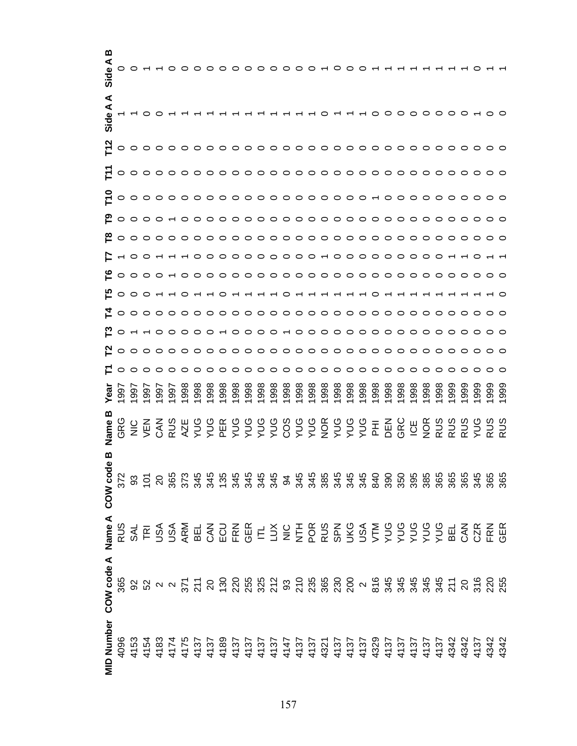| MID Number | COW code A | Name A | COW code B | Name B | Year | T1 | T2 | T3 | T4 | T5 | T6 | T7 | T8 | T9 | T10 | T11 | T12 | Side A A | Side A B |
|---|---|---|---|---|---|---|---|---|---|---|---|---|---|---|---|---|---|---|---|
| 4096 | 365 | RUS | 372 | GRG | 1997 | 0 | 0 | 0 | 0 | 0 | 0 | 1 | 0 | 0 | 0 | 0 | 0 | 1 | 0 |
| 4153 | 92 | SAL | 93 | NIC | 1997 | 0 | 0 | 0 | 0 | 0 | 0 | 0 | 0 | 0 | 0 | 0 | 0 | 1 | 0 |
| 4154 | 52 | TRI | 101 | VEN | 1997 | 0 | 0 | 1 | 0 | 0 | 0 | 0 | 0 | 0 | 0 | 0 | 0 | 0 | 1 |
| 4183 | 2 | USA | 20 | CAN | 1997 | 0 | 0 | 1 | 0 | 0 | 0 | 0 | 0 | 0 | 0 | 0 | 0 | 0 | 1 |
| 4174 | 2 | USA | 365 | RUS | 1997 | 0 | 0 | 0 | 0 | 1 | 1 | 1 | 0 | 1 | 0 | 0 | 0 | 1 | 0 |
| 4175 | 371 | ARM | 373 | AZE | 1998 | 0 | 0 | 0 | 0 | 0 | 0 | 1 | 0 | 0 | 0 | 0 | 0 | 1 | 0 |
| 4137 | 211 | BEL | 345 | YUG | 1998 | 0 | 0 | 0 | 0 | 1 | 0 | 0 | 0 | 0 | 0 | 0 | 0 | 1 | 0 |
| 4137 | 20 | CAN | 345 | YUG | 1998 | 0 | 0 | 0 | 0 | 1 | 0 | 0 | 0 | 0 | 0 | 0 | 0 | 1 | 0 |
| 4189 | 130 | ECU | 135 | PER | 1998 | 0 | 0 | 1 | 0 | 0 | 0 | 0 | 0 | 0 | 0 | 0 | 0 | 1 | 0 |
| 4137 | 220 | FRN | 345 | YUG | 1998 | 0 | 0 | 0 | 0 | 1 | 0 | 0 | 0 | 0 | 0 | 0 | 0 | 1 | 0 |
| 4137 | 255 | GER | 345 | YUG | 1998 | 0 | 0 | 0 | 0 | 1 | 0 | 0 | 0 | 0 | 0 | 0 | 0 | 1 | 0 |
| 4137 | 325 | ITL | 345 | YUG | 1998 | 0 | 0 | 0 | 0 | 1 | 0 | 0 | 0 | 0 | 0 | 0 | 0 | 1 | 0 |
| 4137 | 212 | LUX | 345 | YUG | 1998 | 0 | 0 | 0 | 0 | 1 | 0 | 0 | 0 | 0 | 0 | 0 | 0 | 1 | 0 |
| 4147 | 93 | NIC | 94 | COS | 1998 | 0 | 0 | 1 | 0 | 0 | 0 | 0 | 0 | 0 | 0 | 0 | 0 | 1 | 0 |
| 4137 | 210 | NTH | 345 | YUG | 1998 | 0 | 0 | 0 | 0 | 1 | 0 | 0 | 0 | 0 | 0 | 0 | 0 | 1 | 0 |
| 4137 | 235 | POR | 345 | YUG | 1998 | 0 | 0 | 0 | 0 | 1 | 0 | 0 | 0 | 0 | 0 | 0 | 0 | 1 | 0 |
| 4321 | 365 | RUS | 385 | NOR | 1998 | 0 | 0 | 0 | 0 | 0 | 0 | 1 | 0 | 0 | 0 | 0 | 0 | 0 | 1 |
| 4137 | 230 | SPN | 345 | YUG | 1998 | 0 | 0 | 0 | 0 | 1 | 0 | 0 | 0 | 0 | 0 | 0 | 0 | 1 | 0 |
| 4137 | 200 | UKG | 345 | YUG | 1998 | 0 | 0 | 0 | 0 | 1 | 0 | 0 | 0 | 0 | 0 | 0 | 0 | 1 | 0 |
| 4137 | 2 | USA | 345 | YUG | 1998 | 0 | 0 | 0 | 0 | 1 | 0 | 0 | 0 | 0 | 0 | 0 | 0 | 1 | 0 |
| 4329 | 816 | VTM | 840 | PHI | 1998 | 0 | 0 | 0 | 0 | 0 | 0 | 0 | 0 | 0 | 1 | 0 | 0 | 1 | 0 |
| 4137 | 345 | YUG | 390 | DEN | 1998 | 0 | 0 | 0 | 0 | 1 | 0 | 0 | 0 | 0 | 0 | 0 | 0 | 0 | 1 |
| 4137 | 345 | YUG | 350 | GRC | 1998 | 0 | 0 | 0 | 0 | 1 | 0 | 0 | 0 | 0 | 0 | 0 | 0 | 0 | 1 |
| 4137 | 345 | YUG | 395 | ICE | 1998 | 0 | 0 | 0 | 0 | 1 | 0 | 0 | 0 | 0 | 0 | 0 | 0 | 0 | 1 |
| 4137 | 345 | YUG | 385 | NOR | 1998 | 0 | 0 | 0 | 0 | 1 | 0 | 0 | 0 | 0 | 0 | 0 | 0 | 0 | 1 |
| 4137 | 345 | YUG | 365 | RUS | 1998 | 0 | 0 | 0 | 0 | 1 | 0 | 0 | 0 | 0 | 0 | 0 | 0 | 0 | 1 |
| 4342 | 211 | BEL | 365 | RUS | 1999 | 0 | 0 | 0 | 0 | 1 | 0 | 1 | 0 | 0 | 0 | 0 | 0 | 0 | 1 |
| 4342 | 20 | CAN | 365 | RUS | 1999 | 0 | 0 | 0 | 0 | 1 | 0 | 1 | 0 | 0 | 0 | 0 | 0 | 0 | 1 |
| 4137 | 316 | CZR | 345 | YUG | 1999 | 0 | 0 | 0 | 0 | 1 | 0 | 0 | 0 | 0 | 0 | 0 | 0 | 1 | 0 |
| 4342 | 220 | FRN | 365 | RUS | 1999 | 0 | 0 | 0 | 0 | 1 | 0 | 1 | 0 | 0 | 0 | 0 | 0 | 0 | 1 |
| 4342 | 255 | GER | 365 | RUS | 1999 | 0 | 0 | 0 | 0 | 0 | 0 | 1 | 0 | 0 | 0 | 0 | 0 | 0 | 1 |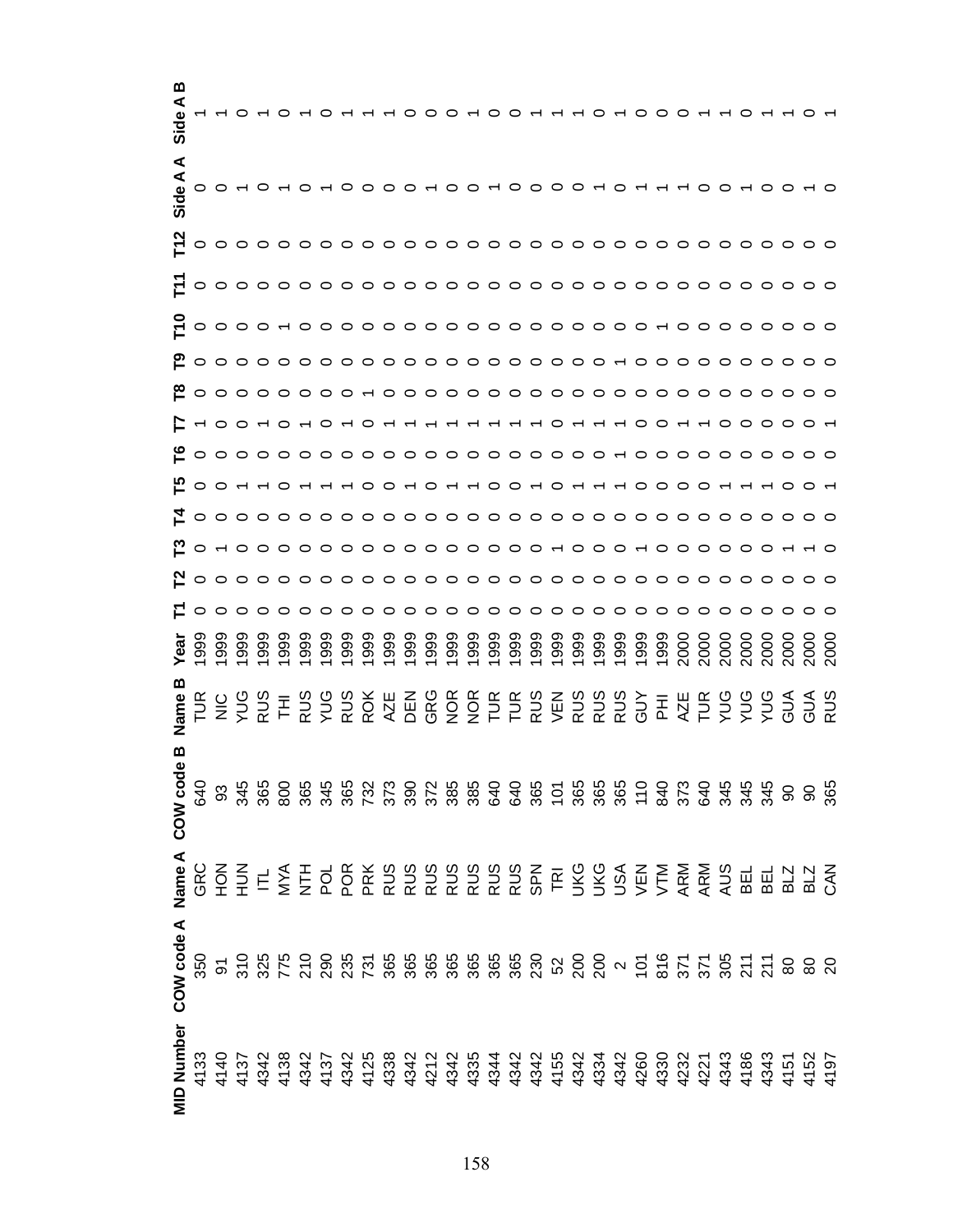| MID Number | COW code A | Name A | COW code B | Name B | Year | T1 | T2 | T3 | T4 | T5 | T6 | T7 | T8 | T9 | T10 | T11 | T12 | Side A A | Side A B |
|---|---|---|---|---|---|---|---|---|---|---|---|---|---|---|---|---|---|---|---|
| 4133 | 350 | GRC | 640 | TUR | 1999 | 0 | 0 | 0 | 0 | 0 | 0 | 1 | 0 | 0 | 0 | 0 | 0 | 0 | 1 |
| 4140 | 91 | HON | 93 | NIC | 1999 | 0 | 0 | 1 | 0 | 0 | 0 | 0 | 0 | 0 | 0 | 0 | 0 | 0 | 1 |
| 4137 | 310 | HUN | 345 | YUG | 1999 | 0 | 0 | 0 | 0 | 1 | 0 | 0 | 0 | 0 | 0 | 0 | 0 | 1 | 0 |
| 4342 | 325 | ITL | 365 | RUS | 1999 | 0 | 0 | 0 | 0 | 1 | 0 | 1 | 0 | 0 | 0 | 0 | 0 | 0 | 1 |
| 4138 | 775 | MYA | 800 | THI | 1999 | 0 | 0 | 0 | 0 | 0 | 0 | 0 | 0 | 0 | 1 | 0 | 0 | 1 | 0 |
| 4342 | 210 | NTH | 365 | RUS | 1999 | 0 | 0 | 0 | 0 | 1 | 0 | 1 | 0 | 0 | 0 | 0 | 0 | 0 | 1 |
| 4137 | 290 | POL | 345 | YUG | 1999 | 0 | 0 | 0 | 0 | 1 | 0 | 0 | 0 | 0 | 0 | 0 | 0 | 1 | 0 |
| 4342 | 235 | POR | 365 | RUS | 1999 | 0 | 0 | 0 | 0 | 1 | 0 | 1 | 0 | 0 | 0 | 0 | 0 | 0 | 1 |
| 4125 | 731 | PRK | 732 | ROK | 1999 | 0 | 0 | 0 | 0 | 0 | 0 | 0 | 1 | 0 | 0 | 0 | 0 | 0 | 1 |
| 4338 | 365 | RUS | 373 | AZE | 1999 | 0 | 0 | 0 | 0 | 0 | 0 | 1 | 0 | 0 | 0 | 0 | 0 | 0 | 1 |
| 4342 | 365 | RUS | 390 | DEN | 1999 | 0 | 0 | 0 | 0 | 1 | 0 | 1 | 0 | 0 | 0 | 0 | 0 | 0 | 0 |
| 4212 | 365 | RUS | 372 | GRG | 1999 | 0 | 0 | 0 | 0 | 0 | 0 | 1 | 0 | 0 | 0 | 0 | 0 | 1 | 0 |
| 4342 | 365 | RUS | 385 | NOR | 1999 | 0 | 0 | 0 | 0 | 1 | 0 | 1 | 0 | 0 | 0 | 0 | 0 | 0 | 0 |
| 4335 | 365 | RUS | 385 | NOR | 1999 | 0 | 0 | 0 | 0 | 1 | 0 | 1 | 0 | 0 | 0 | 0 | 0 | 0 | 1 |
| 4344 | 365 | RUS | 640 | TUR | 1999 | 0 | 0 | 0 | 0 | 0 | 0 | 1 | 0 | 0 | 0 | 0 | 0 | 1 | 0 |
| 4342 | 365 | RUS | 640 | TUR | 1999 | 0 | 0 | 0 | 0 | 0 | 0 | 1 | 0 | 0 | 0 | 0 | 0 | 0 | 0 |
| 4342 | 230 | SPN | 365 | RUS | 1999 | 0 | 0 | 0 | 0 | 1 | 0 | 1 | 0 | 0 | 0 | 0 | 0 | 0 | 1 |
| 4155 | 52 | TRI | 101 | VEN | 1999 | 0 | 0 | 1 | 0 | 0 | 0 | 0 | 0 | 0 | 0 | 0 | 0 | 0 | 1 |
| 4342 | 200 | UKG | 365 | RUS | 1999 | 0 | 0 | 0 | 0 | 1 | 0 | 1 | 0 | 0 | 0 | 0 | 0 | 0 | 1 |
| 4334 | 200 | UKG | 365 | RUS | 1999 | 0 | 0 | 0 | 0 | 1 | 0 | 1 | 0 | 0 | 0 | 0 | 0 | 1 | 0 |
| 4342 | 2 | USA | 365 | RUS | 1999 | 0 | 0 | 0 | 0 | 1 | 1 | 1 | 0 | 1 | 0 | 0 | 0 | 0 | 1 |
| 4260 | 101 | VEN | 110 | GUY | 1999 | 0 | 0 | 1 | 0 | 0 | 0 | 0 | 0 | 0 | 0 | 0 | 0 | 1 | 0 |
| 4330 | 816 | VTM | 840 | PHI | 1999 | 0 | 0 | 0 | 0 | 0 | 0 | 0 | 0 | 0 | 1 | 0 | 0 | 1 | 0 |
| 4232 | 371 | ARM | 373 | AZE | 2000 | 0 | 0 | 0 | 0 | 0 | 0 | 1 | 0 | 0 | 0 | 0 | 0 | 1 | 0 |
| 4221 | 371 | ARM | 640 | TUR | 2000 | 0 | 0 | 0 | 0 | 0 | 0 | 1 | 0 | 0 | 0 | 0 | 0 | 0 | 1 |
| 4343 | 305 | AUS | 345 | YUG | 2000 | 0 | 0 | 0 | 0 | 1 | 0 | 0 | 0 | 0 | 0 | 0 | 0 | 0 | 1 |
| 4186 | 211 | BEL | 345 | YUG | 2000 | 0 | 0 | 0 | 0 | 1 | 0 | 0 | 0 | 0 | 0 | 0 | 0 | 1 | 0 |
| 4343 | 211 | BEL | 345 | YUG | 2000 | 0 | 0 | 0 | 0 | 1 | 0 | 0 | 0 | 0 | 0 | 0 | 0 | 0 | 1 |
| 4151 | 80 | BLZ | 90 | GUA | 2000 | 0 | 0 | 1 | 0 | 0 | 0 | 0 | 0 | 0 | 0 | 0 | 0 | 0 | 1 |
| 4152 | 80 | BLZ | 90 | GUA | 2000 | 0 | 0 | 1 | 0 | 0 | 0 | 0 | 0 | 0 | 0 | 0 | 0 | 1 | 0 |
| 4197 | 20 | CAN | 365 | RUS | 2000 | 0 | 0 | 0 | 0 | 1 | 0 | 1 | 0 | 0 | 0 | 0 | 0 | 0 | 1 |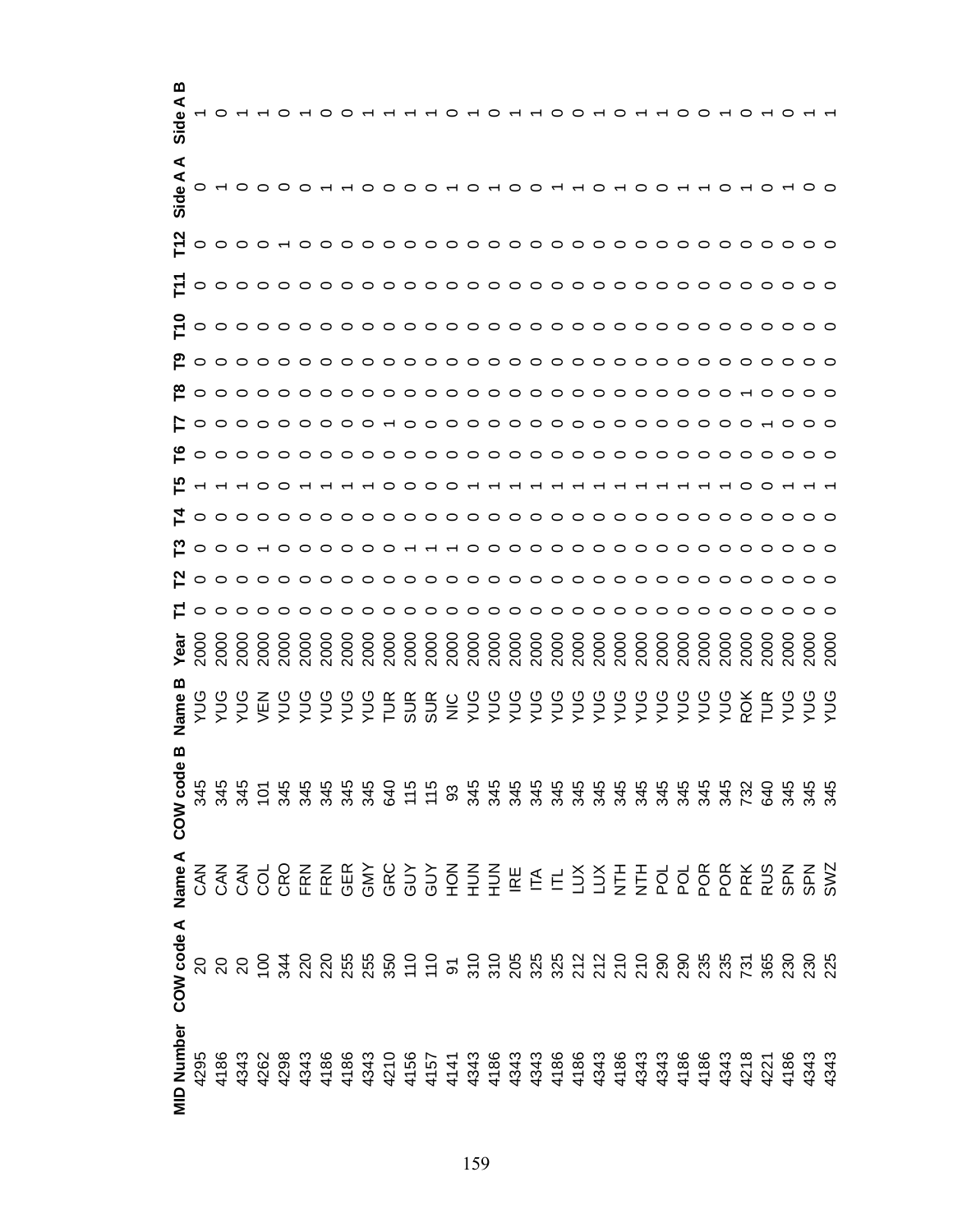| MID Number | COW code A | Name A | COW code B | Name B | Year | T1 | T2 | T3 | T4 | T5 | T6 | T7 | T8 | T9 | T10 | T11 | T12 | Side A A | Side A B |
|---|---|---|---|---|---|---|---|---|---|---|---|---|---|---|---|---|---|---|---|
| 4295 | 20 | CAN | 345 | YUG | 2000 | 0 | 0 | 0 | 0 | 1 | 0 | 0 | 0 | 0 | 0 | 0 | 0 | 0 | 1 |
| 4186 | 20 | CAN | 345 | YUG | 2000 | 0 | 0 | 0 | 0 | 1 | 0 | 0 | 0 | 0 | 0 | 0 | 0 | 1 | 0 |
| 4343 | 20 | CAN | 345 | YUG | 2000 | 0 | 0 | 0 | 0 | 1 | 0 | 0 | 0 | 0 | 0 | 0 | 0 | 0 | 1 |
| 4262 | 100 | COL | 101 | VEN | 2000 | 0 | 0 | 1 | 0 | 0 | 0 | 0 | 0 | 0 | 0 | 0 | 0 | 0 | 1 |
| 4298 | 344 | CRO | 345 | YUG | 2000 | 0 | 0 | 0 | 0 | 0 | 0 | 0 | 0 | 0 | 0 | 0 | 1 | 0 | 0 |
| 4343 | 220 | FRN | 345 | YUG | 2000 | 0 | 0 | 0 | 0 | 1 | 0 | 0 | 0 | 0 | 0 | 0 | 0 | 0 | 1 |
| 4186 | 220 | FRN | 345 | YUG | 2000 | 0 | 0 | 0 | 0 | 1 | 0 | 0 | 0 | 0 | 0 | 0 | 0 | 1 | 0 |
| 4186 | 255 | GER | 345 | YUG | 2000 | 0 | 0 | 0 | 0 | 1 | 0 | 0 | 0 | 0 | 0 | 0 | 0 | 1 | 0 |
| 4343 | 255 | GMY | 345 | YUG | 2000 | 0 | 0 | 0 | 0 | 1 | 0 | 0 | 0 | 0 | 0 | 0 | 0 | 0 | 1 |
| 4210 | 350 | GRC | 640 | TUR | 2000 | 0 | 0 | 0 | 0 | 0 | 0 | 1 | 0 | 0 | 0 | 0 | 0 | 0 | 1 |
| 4156 | 110 | GUY | 115 | SUR | 2000 | 0 | 0 | 1 | 0 | 0 | 0 | 0 | 0 | 0 | 0 | 0 | 0 | 0 | 1 |
| 4157 | 110 | GUY | 115 | SUR | 2000 | 0 | 0 | 1 | 0 | 0 | 0 | 0 | 0 | 0 | 0 | 0 | 0 | 0 | 1 |
| 4141 | 91 | HON | 93 | NIC | 2000 | 0 | 0 | 1 | 0 | 0 | 0 | 0 | 0 | 0 | 0 | 0 | 0 | 1 | 0 |
| 4343 | 310 | HUN | 345 | YUG | 2000 | 0 | 0 | 0 | 0 | 1 | 0 | 0 | 0 | 0 | 0 | 0 | 0 | 0 | 1 |
| 4186 | 310 | HUN | 345 | YUG | 2000 | 0 | 0 | 0 | 0 | 1 | 0 | 0 | 0 | 0 | 0 | 0 | 0 | 1 | 0 |
| 4343 | 205 | IRE | 345 | YUG | 2000 | 0 | 0 | 0 | 0 | 1 | 0 | 0 | 0 | 0 | 0 | 0 | 0 | 0 | 1 |
| 4343 | 325 | ITA | 345 | YUG | 2000 | 0 | 0 | 0 | 0 | 1 | 0 | 0 | 0 | 0 | 0 | 0 | 0 | 0 | 1 |
| 4186 | 325 | ITL | 345 | YUG | 2000 | 0 | 0 | 0 | 0 | 1 | 0 | 0 | 0 | 0 | 0 | 0 | 0 | 1 | 0 |
| 4186 | 212 | LUX | 345 | YUG | 2000 | 0 | 0 | 0 | 0 | 1 | 0 | 0 | 0 | 0 | 0 | 0 | 0 | 1 | 0 |
| 4343 | 212 | LUX | 345 | YUG | 2000 | 0 | 0 | 0 | 0 | 1 | 0 | 0 | 0 | 0 | 0 | 0 | 0 | 0 | 1 |
| 4186 | 210 | NTH | 345 | YUG | 2000 | 0 | 0 | 0 | 0 | 1 | 0 | 0 | 0 | 0 | 0 | 0 | 0 | 1 | 0 |
| 4343 | 210 | NTH | 345 | YUG | 2000 | 0 | 0 | 0 | 0 | 1 | 0 | 0 | 0 | 0 | 0 | 0 | 0 | 0 | 1 |
| 4343 | 290 | POL | 345 | YUG | 2000 | 0 | 0 | 0 | 0 | 1 | 0 | 0 | 0 | 0 | 0 | 0 | 0 | 0 | 1 |
| 4186 | 290 | POL | 345 | YUG | 2000 | 0 | 0 | 0 | 0 | 1 | 0 | 0 | 0 | 0 | 0 | 0 | 0 | 1 | 0 |
| 4186 | 235 | POR | 345 | YUG | 2000 | 0 | 0 | 0 | 0 | 1 | 0 | 0 | 0 | 0 | 0 | 0 | 0 | 1 | 0 |
| 4343 | 235 | POR | 345 | YUG | 2000 | 0 | 0 | 0 | 0 | 1 | 0 | 0 | 0 | 0 | 0 | 0 | 0 | 0 | 1 |
| 4218 | 731 | PRK | 732 | ROK | 2000 | 0 | 0 | 0 | 0 | 0 | 0 | 0 | 1 | 0 | 0 | 0 | 0 | 1 | 0 |
| 4221 | 365 | RUS | 640 | TUR | 2000 | 0 | 0 | 0 | 0 | 0 | 0 | 1 | 0 | 0 | 0 | 0 | 0 | 0 | 1 |
| 4186 | 230 | SPN | 345 | YUG | 2000 | 0 | 0 | 0 | 0 | 1 | 0 | 0 | 0 | 0 | 0 | 0 | 0 | 1 | 0 |
| 4343 | 230 | SPN | 345 | YUG | 2000 | 0 | 0 | 0 | 0 | 1 | 0 | 0 | 0 | 0 | 0 | 0 | 0 | 0 | 1 |
| 4343 | 225 | SWZ | 345 | YUG | 2000 | 0 | 0 | 0 | 0 | 1 | 0 | 0 | 0 | 0 | 0 | 0 | 0 | 0 | 1 |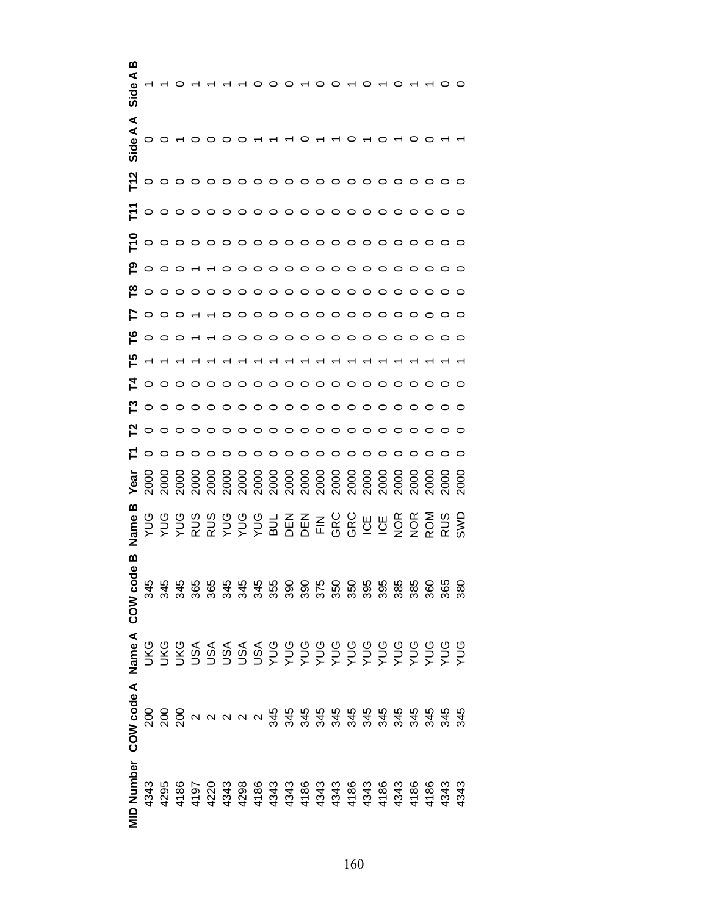| MID Number | COW code A | Name A | COW code B | Name B | Year | T1 | T2 | T3 | T4 | T5 | T6 | T7 | T8 | T9 | T10 | T11 | T12 | Side A A | Side A B |
|---|---|---|---|---|---|---|---|---|---|---|---|---|---|---|---|---|---|---|---|
| 4343 | 200 | UKG | 345 | YUG | 2000 | 0 | 0 | 0 | 0 | 1 | 0 | 0 | 0 | 0 | 0 | 0 | 0 | 0 | 1 |
| 4295 | 200 | UKG | 345 | YUG | 2000 | 0 | 0 | 0 | 0 | 1 | 0 | 0 | 0 | 0 | 0 | 0 | 0 | 0 | 1 |
| 4186 | 200 | UKG | 345 | YUG | 2000 | 0 | 0 | 0 | 0 | 1 | 0 | 0 | 0 | 0 | 0 | 0 | 0 | 1 | 0 |
| 4197 | 2 | USA | 365 | RUS | 2000 | 0 | 0 | 0 | 0 | 1 | 1 | 1 | 0 | 1 | 0 | 0 | 0 | 0 | 1 |
| 4220 | 2 | USA | 365 | RUS | 2000 | 0 | 0 | 0 | 0 | 1 | 1 | 1 | 0 | 1 | 0 | 0 | 0 | 0 | 1 |
| 4343 | 2 | USA | 345 | YUG | 2000 | 0 | 0 | 0 | 0 | 1 | 0 | 0 | 0 | 0 | 0 | 0 | 0 | 0 | 1 |
| 4298 | 2 | USA | 345 | YUG | 2000 | 0 | 0 | 0 | 0 | 1 | 0 | 0 | 0 | 0 | 0 | 0 | 0 | 0 | 1 |
| 4186 | 2 | USA | 345 | YUG | 2000 | 0 | 0 | 0 | 0 | 1 | 0 | 0 | 0 | 0 | 0 | 0 | 0 | 1 | 0 |
| 4343 | 345 | YUG | 355 | BUL | 2000 | 0 | 0 | 0 | 0 | 1 | 0 | 0 | 0 | 0 | 0 | 0 | 0 | 1 | 0 |
| 4343 | 345 | YUG | 390 | DEN | 2000 | 0 | 0 | 0 | 0 | 1 | 0 | 0 | 0 | 0 | 0 | 0 | 0 | 1 | 0 |
| 4186 | 345 | YUG | 390 | DEN | 2000 | 0 | 0 | 0 | 0 | 1 | 0 | 0 | 0 | 0 | 0 | 0 | 0 | 0 | 1 |
| 4343 | 345 | YUG | 375 | FIN | 2000 | 0 | 0 | 0 | 0 | 1 | 0 | 0 | 0 | 0 | 0 | 0 | 0 | 1 | 0 |
| 4343 | 345 | YUG | 350 | GRC | 2000 | 0 | 0 | 0 | 0 | 1 | 0 | 0 | 0 | 0 | 0 | 0 | 0 | 1 | 0 |
| 4186 | 345 | YUG | 350 | GRC | 2000 | 0 | 0 | 0 | 0 | 1 | 0 | 0 | 0 | 0 | 0 | 0 | 0 | 0 | 1 |
| 4343 | 345 | YUG | 395 | ICE | 2000 | 0 | 0 | 0 | 0 | 1 | 0 | 0 | 0 | 0 | 0 | 0 | 0 | 1 | 0 |
| 4186 | 345 | YUG | 395 | ICE | 2000 | 0 | 0 | 0 | 0 | 1 | 0 | 0 | 0 | 0 | 0 | 0 | 0 | 0 | 1 |
| 4343 | 345 | YUG | 385 | NOR | 2000 | 0 | 0 | 0 | 0 | 1 | 0 | 0 | 0 | 0 | 0 | 0 | 0 | 1 | 0 |
| 4186 | 345 | YUG | 385 | NOR | 2000 | 0 | 0 | 0 | 0 | 1 | 0 | 0 | 0 | 0 | 0 | 0 | 0 | 0 | 1 |
| 4186 | 345 | YUG | 360 | ROM | 2000 | 0 | 0 | 0 | 0 | 1 | 0 | 0 | 0 | 0 | 0 | 0 | 0 | 0 | 1 |
| 4343 | 345 | YUG | 365 | RUS | 2000 | 0 | 0 | 0 | 0 | 1 | 0 | 0 | 0 | 0 | 0 | 0 | 0 | 1 | 0 |
| 4343 | 345 | YUG | 380 | SWD | 2000 | 0 | 0 | 0 | 0 | 1 | 0 | 0 | 0 | 0 | 0 | 0 | 0 | 1 | 0 |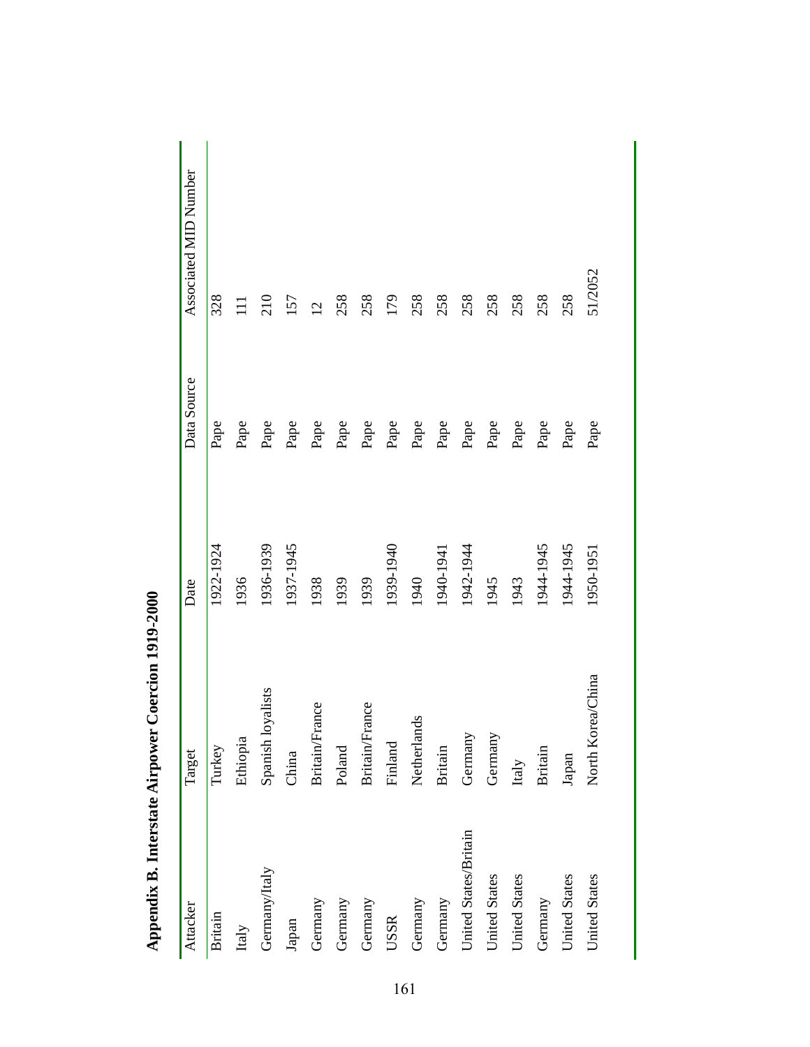## Appendix B. Interstate Airpower Coercion 1919-2000

| Attacker | Target | Date | Data Source | Associated MID Number |
|---|---|---|---|---|
| Britain | Turkey | 1922-1924 | Pape | 328 |
| Italy | Ethiopia | 1936 | Pape | 111 |
| Germany/Italy | Spanish loyalists | 1936-1939 | Pape | 210 |
| Japan | China | 1937-1945 | Pape | 157 |
| Germany | Britain/France | 1938 | Pape | 12 |
| Germany | Poland | 1939 | Pape | 258 |
| Germany | Britain/France | 1939 | Pape | 258 |
| USSR | Finland | 1939-1940 | Pape | 179 |
| Germany | Netherlands | 1940 | Pape | 258 |
| Germany | Britain | 1940-1941 | Pape | 258 |
| United States/Britain | Germany | 1942-1944 | Pape | 258 |
| United States | Germany | 1945 | Pape | 258 |
| United States | Italy | 1943 | Pape | 258 |
| Germany | Britain | 1944-1945 | Pape | 258 |
| United States | Japan | 1944-1945 | Pape | 258 |
| United States | North Korea/China | 1950-1951 | Pape | 51/2052 |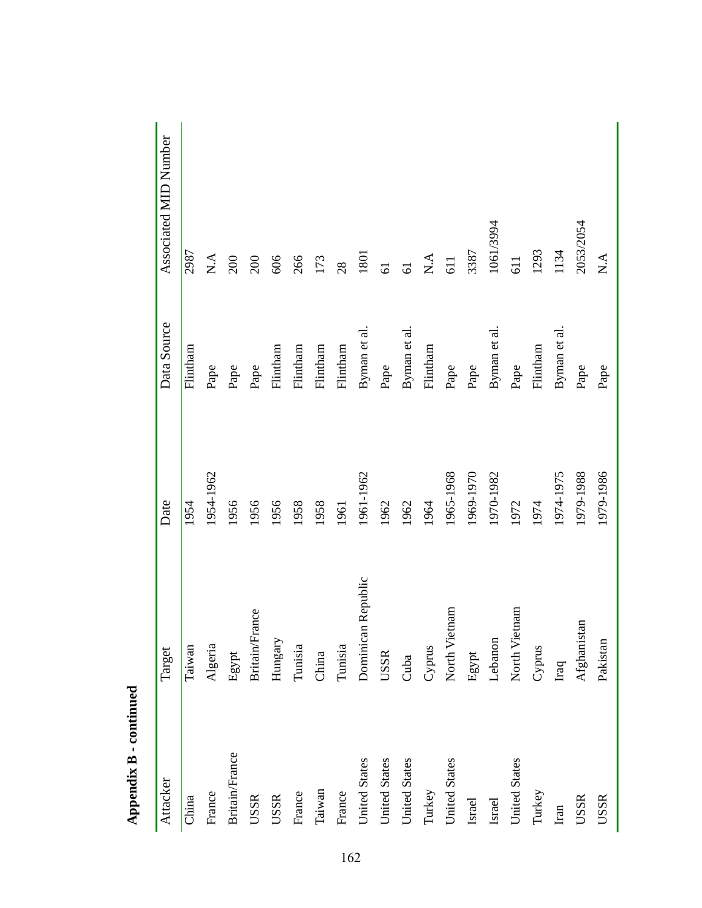**Appendix B - continued**

| Attacker | Target | Date | Data Source | Associated MID Number |
|---|---|---|---|---|
| China | Taiwan | 1954 | Flintham | 2987 |
| France | Algeria | 1954-1962 | Pape | N.A |
| Britain/France | Egypt | 1956 | Pape | 200 |
| USSR | Britain/France | 1956 | Pape | 200 |
| USSR | Hungary | 1956 | Flintham | 606 |
| France | Tunisia | 1958 | Flintham | 266 |
| Taiwan | China | 1958 | Flintham | 173 |
| France | Tunisia | 1961 | Flintham | 28 |
| United States | Dominican Republic | 1961-1962 | Byman et al. | 1801 |
| United States | USSR | 1962 | Pape | 61 |
| United States | Cuba | 1962 | Byman et al. | 61 |
| Turkey | Cyprus | 1964 | Flintham | N.A |
| United States | North Vietnam | 1965-1968 | Pape | 611 |
| Israel | Egypt | 1969-1970 | Pape | 3387 |
| Israel | Lebanon | 1970-1982 | Byman et al. | 1061/3994 |
| United States | North Vietnam | 1972 | Pape | 611 |
| Turkey | Cyprus | 1974 | Flintham | 1293 |
| Iran | Iraq | 1974-1975 | Byman et al. | 1134 |
| USSR | Afghanistan | 1979-1988 | Pape | 2053/2054 |
| USSR | Pakistan | 1979-1986 | Pape | N.A |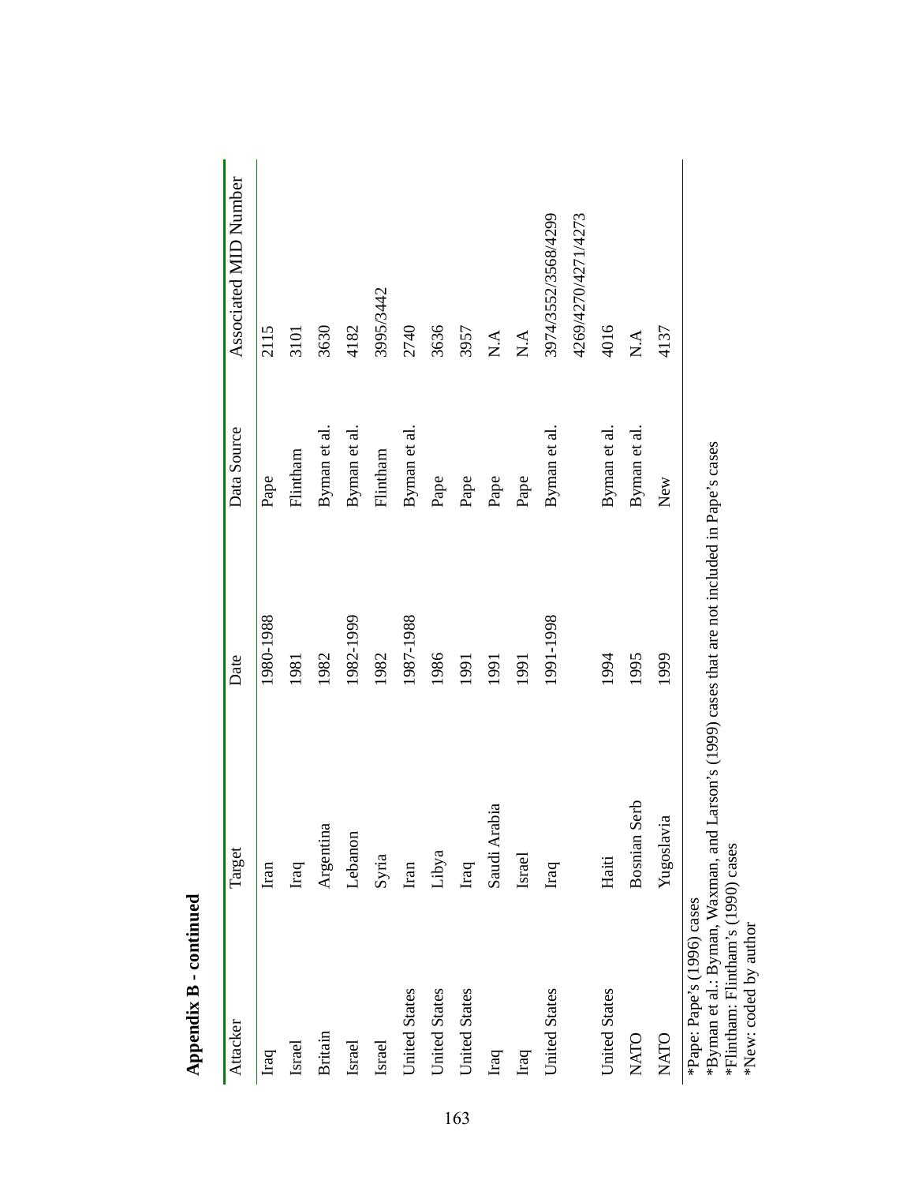**Appendix B - continued**

| Attacker | Target | Date | Data Source | Associated MID Number |
|---|---|---|---|---|
| Iraq | Iran | 1980-1988 | Pape | 2115 |
| Israel | Iraq | 1981 | Flintham | 3101 |
| Britain | Argentina | 1982 | Byman et al. | 3630 |
| Israel | Lebanon | 1982-1999 | Byman et al. | 4182 |
| Israel | Syria | 1982 | Flintham | 3995/3442 |
| United States | Iran | 1987-1988 | Byman et al. | 2740 |
| United States | Libya | 1986 | Pape | 3636 |
| United States | Iraq | 1991 | Pape | 3957 |
| Iraq | Saudi Arabia | 1991 | Pape | N.A |
| Iraq | Israel | 1991 | Pape | N.A |
| United States | Iraq | 1991-1998 | Byman et al. | 3974/3552/3568/4299 4269/4270/4271/4273 |
| United States | Haiti | 1994 | Byman et al. | 4016 |
| NATO | Bosnian Serb | 1995 | Byman et al. | N.A |
| NATO | Yugoslavia | 1999 | New | 4137 |

*Pape: Pape's (1996) cases
*Byman et al.: Byman, Waxman, and Larson's (1999) cases that are not included in Pape's cases
*Flintham: Flintham's (1990) cases
*New: coded by author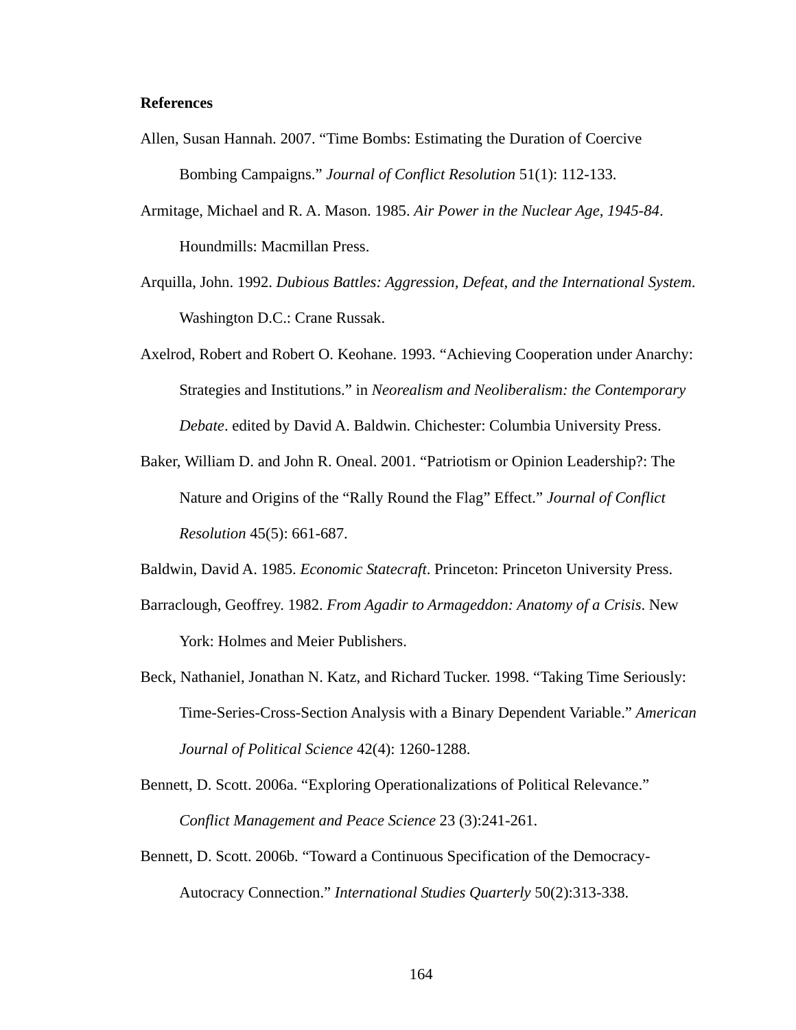**References**

Allen, Susan Hannah. 2007. "Time Bombs: Estimating the Duration of Coercive Bombing Campaigns." *Journal of Conflict Resolution* 51(1): 112-133.

Armitage, Michael and R. A. Mason. 1985. *Air Power in the Nuclear Age, 1945-84*. Houndmills: Macmillan Press.

Arquilla, John. 1992. *Dubious Battles: Aggression, Defeat, and the International System*. Washington D.C.: Crane Russak.

Axelrod, Robert and Robert O. Keohane. 1993. "Achieving Cooperation under Anarchy: Strategies and Institutions." in *Neorealism and Neoliberalism: the Contemporary Debate*. edited by David A. Baldwin. Chichester: Columbia University Press.

Baker, William D. and John R. Oneal. 2001. "Patriotism or Opinion Leadership?: The Nature and Origins of the "Rally Round the Flag" Effect." *Journal of Conflict Resolution* 45(5): 661-687.

Baldwin, David A. 1985. *Economic Statecraft*. Princeton: Princeton University Press.

Barraclough, Geoffrey. 1982. *From Agadir to Armageddon: Anatomy of a Crisis*. New York: Holmes and Meier Publishers.

Beck, Nathaniel, Jonathan N. Katz, and Richard Tucker. 1998. "Taking Time Seriously: Time-Series-Cross-Section Analysis with a Binary Dependent Variable." *American Journal of Political Science* 42(4): 1260-1288.

Bennett, D. Scott. 2006a. "Exploring Operationalizations of Political Relevance." *Conflict Management and Peace Science* 23 (3):241-261.

Bennett, D. Scott. 2006b. "Toward a Continuous Specification of the Democracy-Autocracy Connection." *International Studies Quarterly* 50(2):313-338.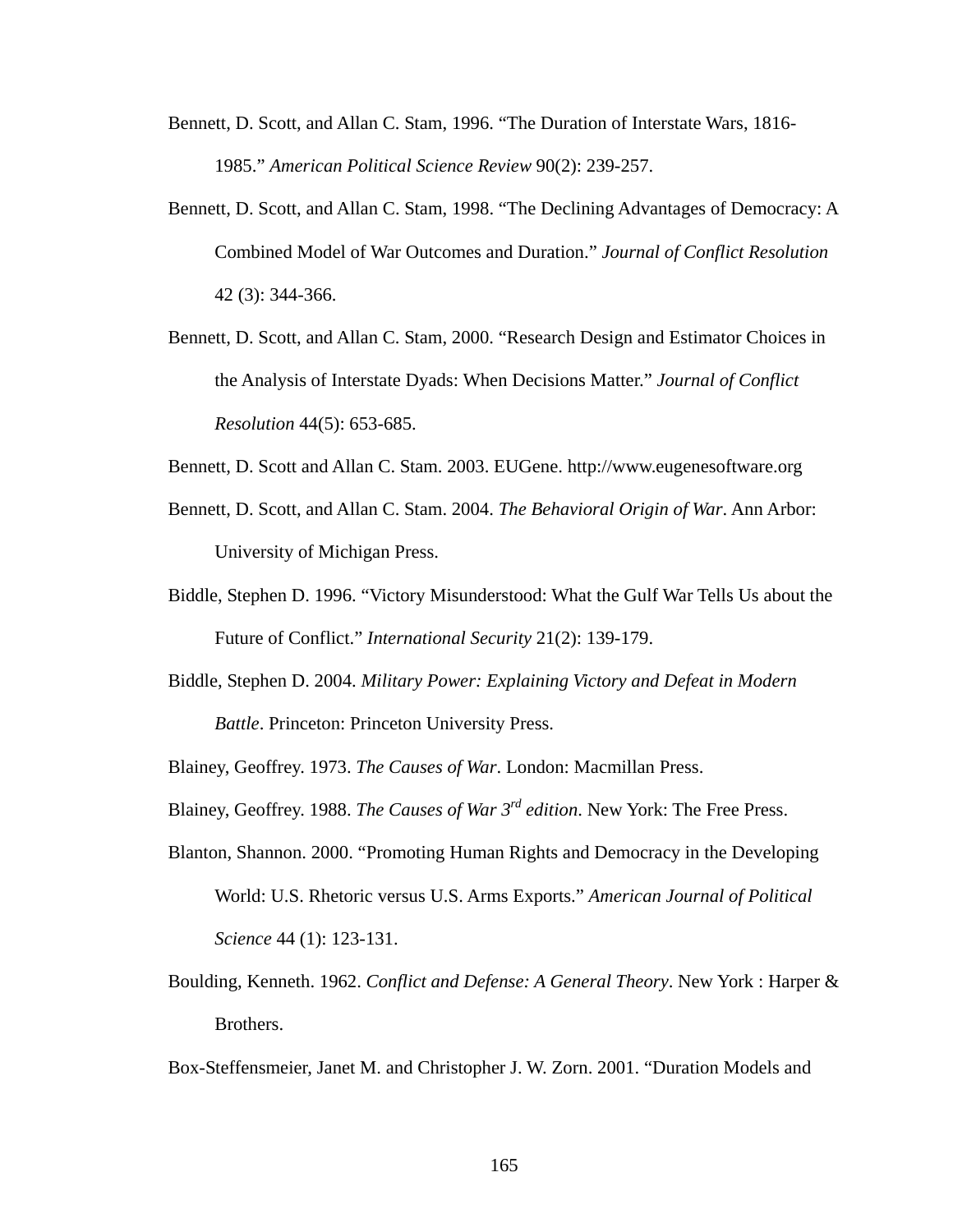Bennett, D. Scott, and Allan C. Stam, 1996. "The Duration of Interstate Wars, 1816-1985." *American Political Science Review* 90(2): 239-257.

Bennett, D. Scott, and Allan C. Stam, 1998. "The Declining Advantages of Democracy: A Combined Model of War Outcomes and Duration." *Journal of Conflict Resolution* 42 (3): 344-366.

Bennett, D. Scott, and Allan C. Stam, 2000. "Research Design and Estimator Choices in the Analysis of Interstate Dyads: When Decisions Matter." *Journal of Conflict Resolution* 44(5): 653-685.

Bennett, D. Scott and Allan C. Stam. 2003. EUGene. http://www.eugenesoftware.org

Bennett, D. Scott, and Allan C. Stam. 2004. *The Behavioral Origin of War*. Ann Arbor: University of Michigan Press.

Biddle, Stephen D. 1996. "Victory Misunderstood: What the Gulf War Tells Us about the Future of Conflict." *International Security* 21(2): 139-179.

Biddle, Stephen D. 2004. *Military Power: Explaining Victory and Defeat in Modern Battle*. Princeton: Princeton University Press.

Blainey, Geoffrey. 1973. *The Causes of War*. London: Macmillan Press.

Blainey, Geoffrey. 1988. *The Causes of War 3rd edition*. New York: The Free Press.

Blanton, Shannon. 2000. "Promoting Human Rights and Democracy in the Developing World: U.S. Rhetoric versus U.S. Arms Exports." *American Journal of Political Science* 44 (1): 123-131.

Boulding, Kenneth. 1962. *Conflict and Defense: A General Theory*. New York : Harper & Brothers.

Box-Steffensmeier, Janet M. and Christopher J. W. Zorn. 2001. "Duration Models and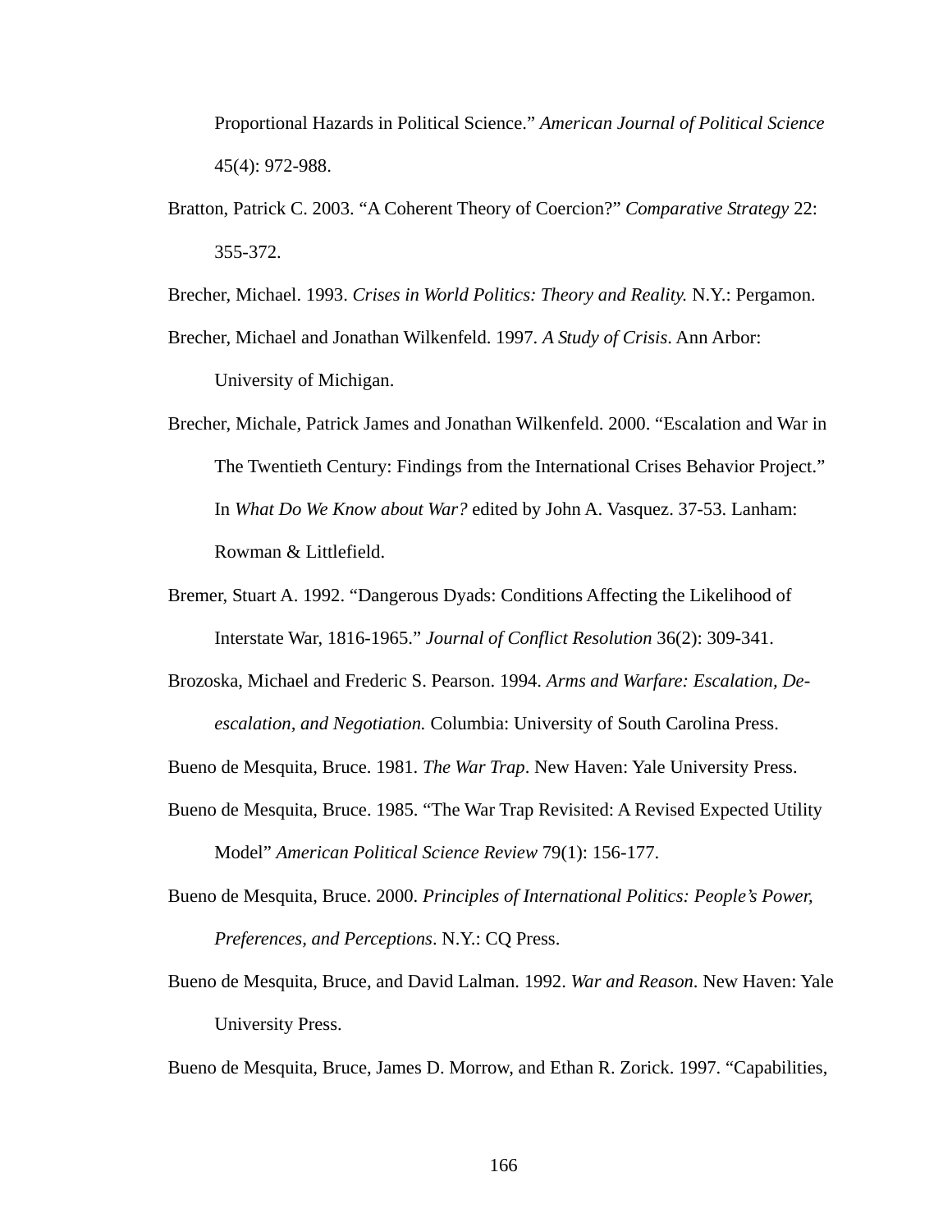Proportional Hazards in Political Science." *American Journal of Political Science* 45(4): 972-988.

Bratton, Patrick C. 2003. "A Coherent Theory of Coercion?" *Comparative Strategy* 22: 355-372.

Brecher, Michael. 1993. *Crises in World Politics: Theory and Reality.* N.Y.: Pergamon.

Brecher, Michael and Jonathan Wilkenfeld. 1997. *A Study of Crisis*. Ann Arbor: University of Michigan.

Brecher, Michale, Patrick James and Jonathan Wilkenfeld. 2000. "Escalation and War in The Twentieth Century: Findings from the International Crises Behavior Project." In *What Do We Know about War?* edited by John A. Vasquez. 37-53. Lanham: Rowman & Littlefield.

Bremer, Stuart A. 1992. "Dangerous Dyads: Conditions Affecting the Likelihood of Interstate War, 1816-1965." *Journal of Conflict Resolution* 36(2): 309-341.

Brozoska, Michael and Frederic S. Pearson. 1994. *Arms and Warfare: Escalation, De-escalation, and Negotiation.* Columbia: University of South Carolina Press.

Bueno de Mesquita, Bruce. 1981. *The War Trap*. New Haven: Yale University Press.

Bueno de Mesquita, Bruce. 1985. "The War Trap Revisited: A Revised Expected Utility Model" *American Political Science Review* 79(1): 156-177.

Bueno de Mesquita, Bruce. 2000. *Principles of International Politics: People's Power, Preferences, and Perceptions*. N.Y.: CQ Press.

Bueno de Mesquita, Bruce, and David Lalman. 1992. *War and Reason*. New Haven: Yale University Press.

Bueno de Mesquita, Bruce, James D. Morrow, and Ethan R. Zorick. 1997. "Capabilities,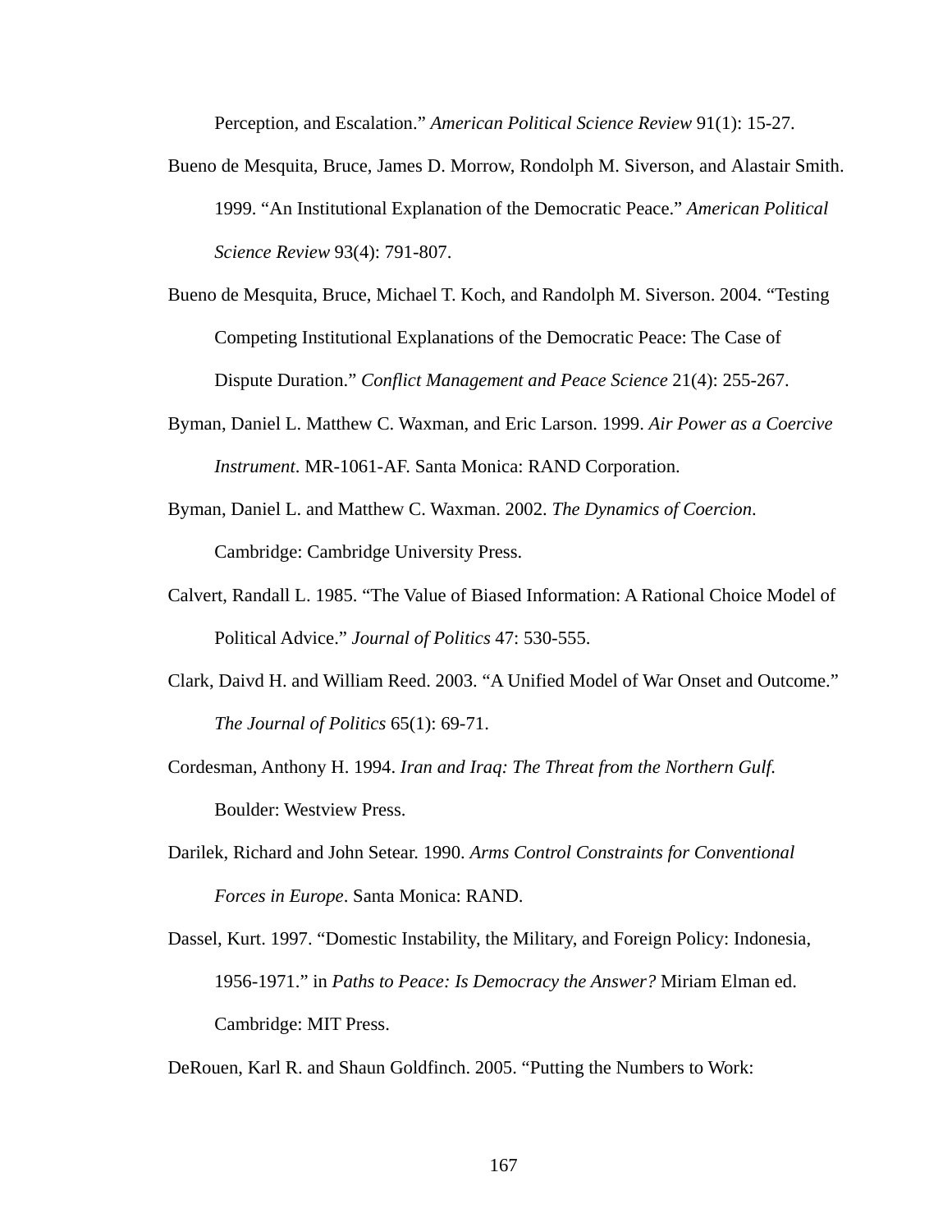Perception, and Escalation." *American Political Science Review* 91(1): 15-27.

Bueno de Mesquita, Bruce, James D. Morrow, Rondolph M. Siverson, and Alastair Smith. 1999. "An Institutional Explanation of the Democratic Peace." *American Political Science Review* 93(4): 791-807.

Bueno de Mesquita, Bruce, Michael T. Koch, and Randolph M. Siverson. 2004. "Testing Competing Institutional Explanations of the Democratic Peace: The Case of Dispute Duration." *Conflict Management and Peace Science* 21(4): 255-267.

Byman, Daniel L. Matthew C. Waxman, and Eric Larson. 1999. *Air Power as a Coercive Instrument*. MR-1061-AF. Santa Monica: RAND Corporation.

Byman, Daniel L. and Matthew C. Waxman. 2002. *The Dynamics of Coercion*. Cambridge: Cambridge University Press.

Calvert, Randall L. 1985. "The Value of Biased Information: A Rational Choice Model of Political Advice." *Journal of Politics* 47: 530-555.

Clark, Daivd H. and William Reed. 2003. "A Unified Model of War Onset and Outcome." *The Journal of Politics* 65(1): 69-71.

Cordesman, Anthony H. 1994. *Iran and Iraq: The Threat from the Northern Gulf.* Boulder: Westview Press.

Darilek, Richard and John Setear. 1990. *Arms Control Constraints for Conventional Forces in Europe*. Santa Monica: RAND.

Dassel, Kurt. 1997. "Domestic Instability, the Military, and Foreign Policy: Indonesia, 1956-1971." in *Paths to Peace: Is Democracy the Answer?* Miriam Elman ed. Cambridge: MIT Press.

DeRouen, Karl R. and Shaun Goldfinch. 2005. "Putting the Numbers to Work: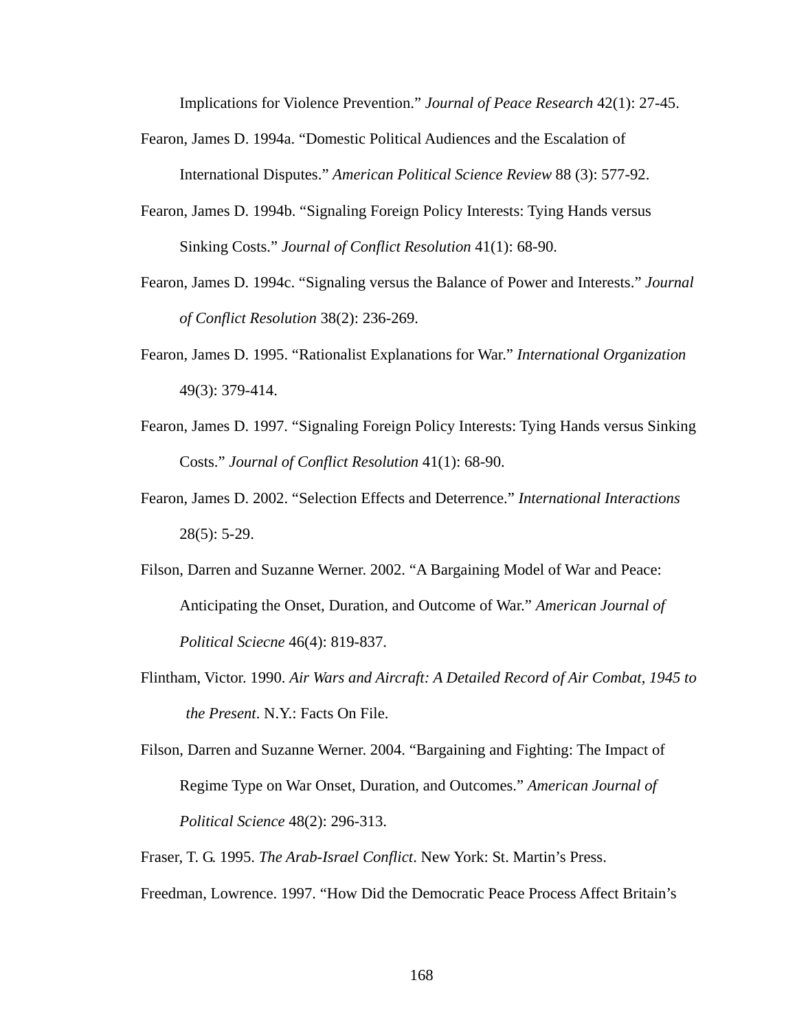Implications for Violence Prevention." *Journal of Peace Research* 42(1): 27-45.

Fearon, James D. 1994a. "Domestic Political Audiences and the Escalation of International Disputes." *American Political Science Review* 88 (3): 577-92.

Fearon, James D. 1994b. "Signaling Foreign Policy Interests: Tying Hands versus Sinking Costs." *Journal of Conflict Resolution* 41(1): 68-90.

Fearon, James D. 1994c. "Signaling versus the Balance of Power and Interests." *Journal of Conflict Resolution* 38(2): 236-269.

Fearon, James D. 1995. "Rationalist Explanations for War." *International Organization* 49(3): 379-414.

Fearon, James D. 1997. "Signaling Foreign Policy Interests: Tying Hands versus Sinking Costs." *Journal of Conflict Resolution* 41(1): 68-90.

Fearon, James D. 2002. "Selection Effects and Deterrence." *International Interactions* 28(5): 5-29.

Filson, Darren and Suzanne Werner. 2002. "A Bargaining Model of War and Peace: Anticipating the Onset, Duration, and Outcome of War." *American Journal of Political Sciecne* 46(4): 819-837.

Flintham, Victor. 1990. *Air Wars and Aircraft: A Detailed Record of Air Combat, 1945 to the Present*. N.Y.: Facts On File.

Filson, Darren and Suzanne Werner. 2004. "Bargaining and Fighting: The Impact of Regime Type on War Onset, Duration, and Outcomes." *American Journal of Political Science* 48(2): 296-313.

Fraser, T. G. 1995. *The Arab-Israel Conflict*. New York: St. Martin's Press.

Freedman, Lowrence. 1997. "How Did the Democratic Peace Process Affect Britain's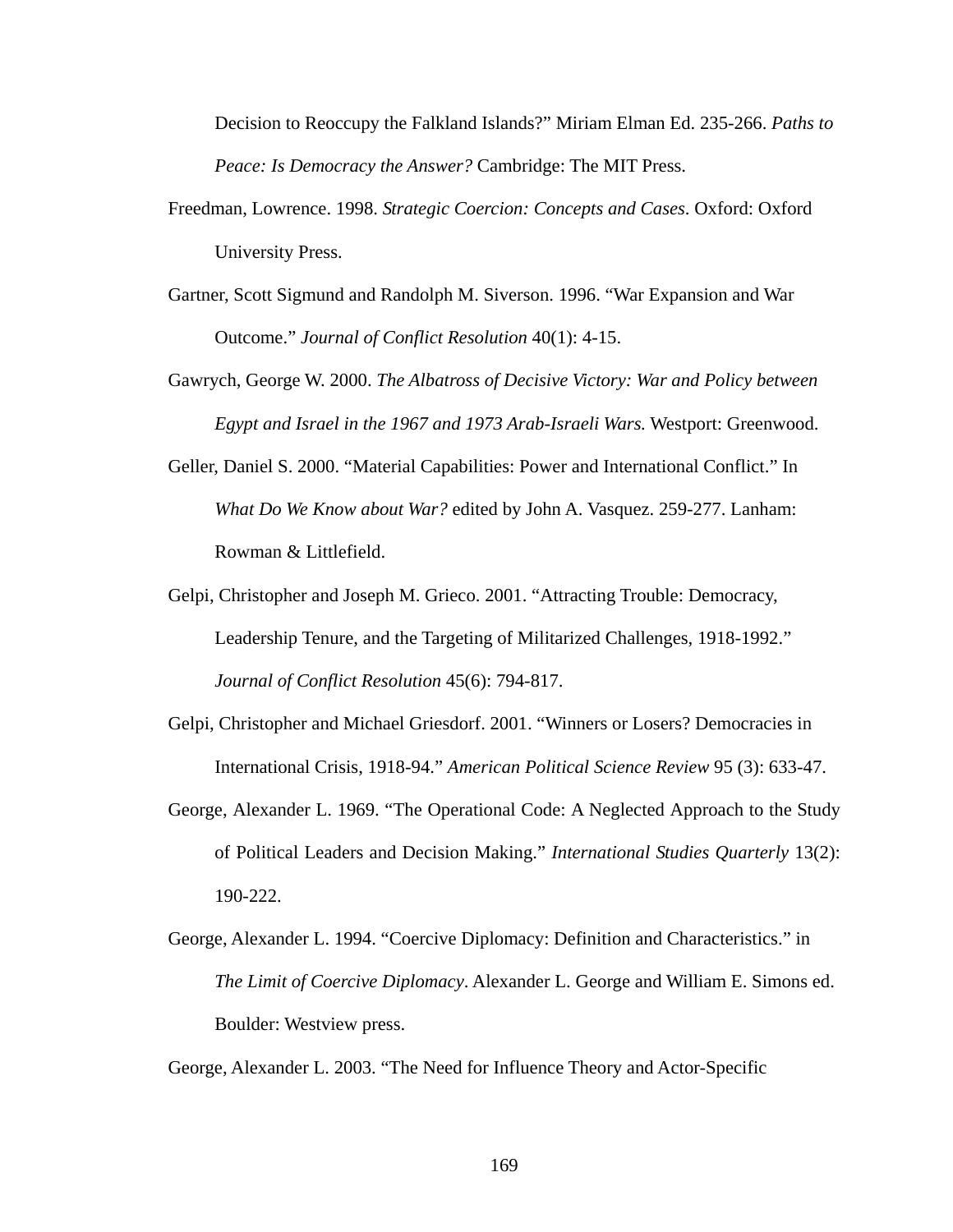Decision to Reoccupy the Falkland Islands?" Miriam Elman Ed. 235-266. *Paths to Peace: Is Democracy the Answer?* Cambridge: The MIT Press.

Freedman, Lowrence. 1998. *Strategic Coercion: Concepts and Cases*. Oxford: Oxford University Press.

Gartner, Scott Sigmund and Randolph M. Siverson. 1996. "War Expansion and War Outcome." *Journal of Conflict Resolution* 40(1): 4-15.

Gawrych, George W. 2000. *The Albatross of Decisive Victory: War and Policy between Egypt and Israel in the 1967 and 1973 Arab-Israeli Wars.* Westport: Greenwood.

Geller, Daniel S. 2000. "Material Capabilities: Power and International Conflict." In *What Do We Know about War?* edited by John A. Vasquez. 259-277. Lanham: Rowman & Littlefield.

Gelpi, Christopher and Joseph M. Grieco. 2001. "Attracting Trouble: Democracy, Leadership Tenure, and the Targeting of Militarized Challenges, 1918-1992." *Journal of Conflict Resolution* 45(6): 794-817.

Gelpi, Christopher and Michael Griesdorf. 2001. "Winners or Losers? Democracies in International Crisis, 1918-94." *American Political Science Review* 95 (3): 633-47.

George, Alexander L. 1969. "The Operational Code: A Neglected Approach to the Study of Political Leaders and Decision Making." *International Studies Quarterly* 13(2): 190-222.

George, Alexander L. 1994. "Coercive Diplomacy: Definition and Characteristics." in *The Limit of Coercive Diplomacy*. Alexander L. George and William E. Simons ed. Boulder: Westview press.

George, Alexander L. 2003. "The Need for Influence Theory and Actor-Specific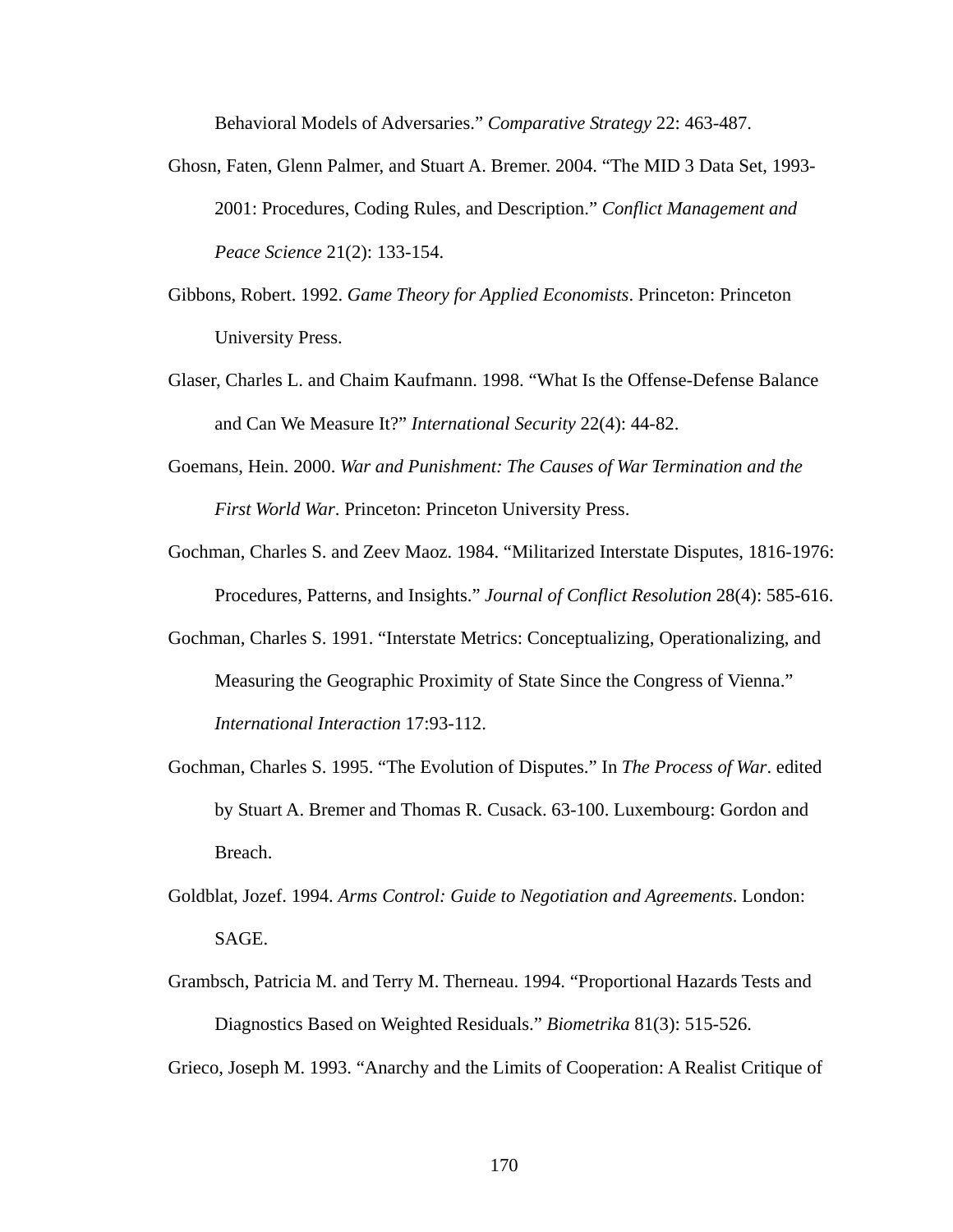Behavioral Models of Adversaries." *Comparative Strategy* 22: 463-487.

Ghosn, Faten, Glenn Palmer, and Stuart A. Bremer. 2004. "The MID 3 Data Set, 1993-2001: Procedures, Coding Rules, and Description." *Conflict Management and Peace Science* 21(2): 133-154.

Gibbons, Robert. 1992. *Game Theory for Applied Economists*. Princeton: Princeton University Press.

Glaser, Charles L. and Chaim Kaufmann. 1998. "What Is the Offense-Defense Balance and Can We Measure It?" *International Security* 22(4): 44-82.

Goemans, Hein. 2000. *War and Punishment: The Causes of War Termination and the First World War*. Princeton: Princeton University Press.

Gochman, Charles S. and Zeev Maoz. 1984. "Militarized Interstate Disputes, 1816-1976: Procedures, Patterns, and Insights." *Journal of Conflict Resolution* 28(4): 585-616.

Gochman, Charles S. 1991. "Interstate Metrics: Conceptualizing, Operationalizing, and Measuring the Geographic Proximity of State Since the Congress of Vienna." *International Interaction* 17:93-112.

Gochman, Charles S. 1995. "The Evolution of Disputes." In *The Process of War*. edited by Stuart A. Bremer and Thomas R. Cusack. 63-100. Luxembourg: Gordon and Breach.

Goldblat, Jozef. 1994. *Arms Control: Guide to Negotiation and Agreements*. London: SAGE.

Grambsch, Patricia M. and Terry M. Therneau. 1994. "Proportional Hazards Tests and Diagnostics Based on Weighted Residuals." *Biometrika* 81(3): 515-526.

Grieco, Joseph M. 1993. "Anarchy and the Limits of Cooperation: A Realist Critique of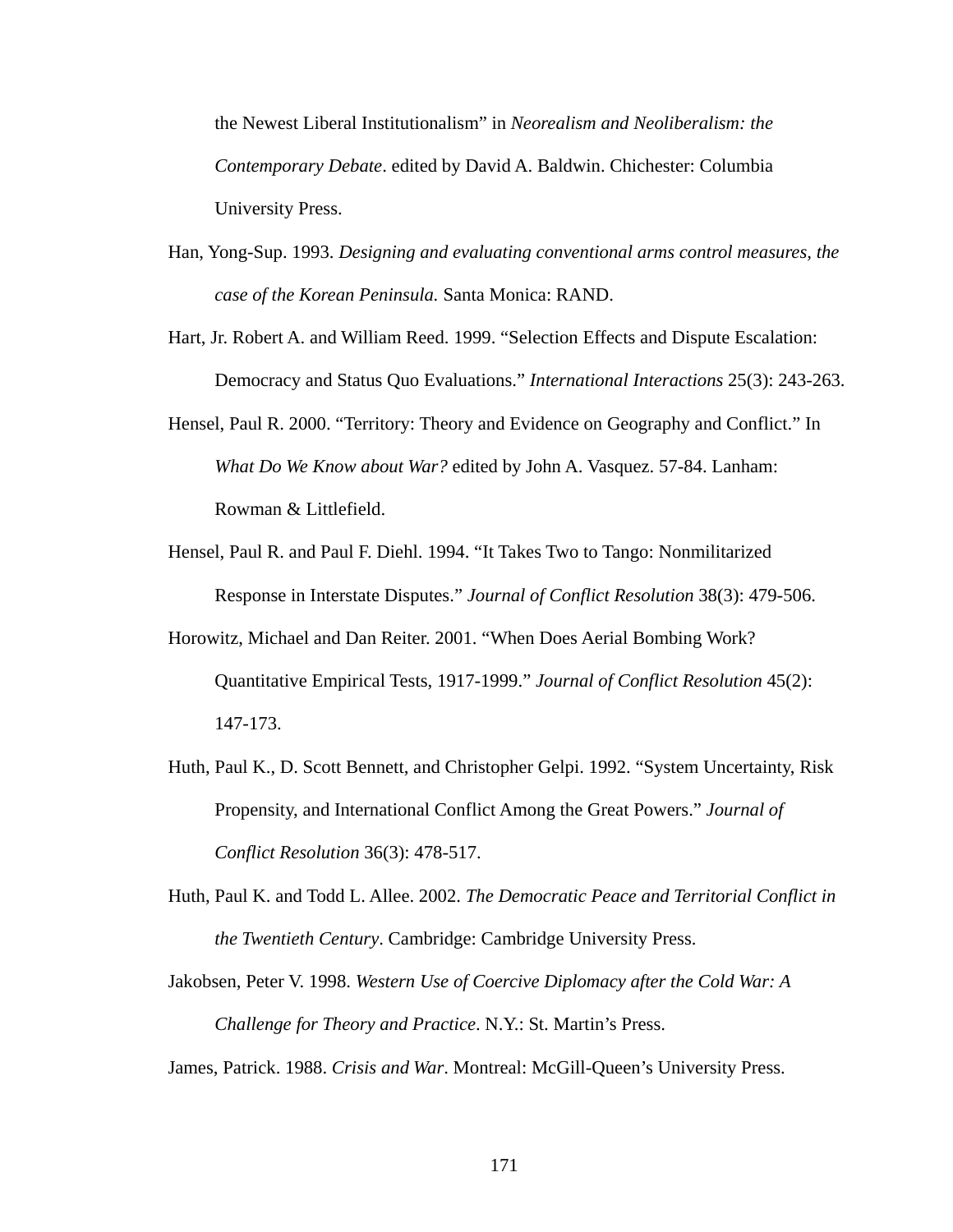the Newest Liberal Institutionalism" in *Neorealism and Neoliberalism: the Contemporary Debate*. edited by David A. Baldwin. Chichester: Columbia University Press.

Han, Yong-Sup. 1993. *Designing and evaluating conventional arms control measures, the case of the Korean Peninsula.* Santa Monica: RAND.

Hart, Jr. Robert A. and William Reed. 1999. "Selection Effects and Dispute Escalation: Democracy and Status Quo Evaluations." *International Interactions* 25(3): 243-263.

Hensel, Paul R. 2000. "Territory: Theory and Evidence on Geography and Conflict." In *What Do We Know about War?* edited by John A. Vasquez. 57-84. Lanham: Rowman & Littlefield.

Hensel, Paul R. and Paul F. Diehl. 1994. "It Takes Two to Tango: Nonmilitarized Response in Interstate Disputes." *Journal of Conflict Resolution* 38(3): 479-506.

Horowitz, Michael and Dan Reiter. 2001. "When Does Aerial Bombing Work? Quantitative Empirical Tests, 1917-1999." *Journal of Conflict Resolution* 45(2): 147-173.

Huth, Paul K., D. Scott Bennett, and Christopher Gelpi. 1992. "System Uncertainty, Risk Propensity, and International Conflict Among the Great Powers." *Journal of Conflict Resolution* 36(3): 478-517.

Huth, Paul K. and Todd L. Allee. 2002. *The Democratic Peace and Territorial Conflict in the Twentieth Century*. Cambridge: Cambridge University Press.

Jakobsen, Peter V. 1998. *Western Use of Coercive Diplomacy after the Cold War: A Challenge for Theory and Practice*. N.Y.: St. Martin's Press.

James, Patrick. 1988. *Crisis and War*. Montreal: McGill-Queen's University Press.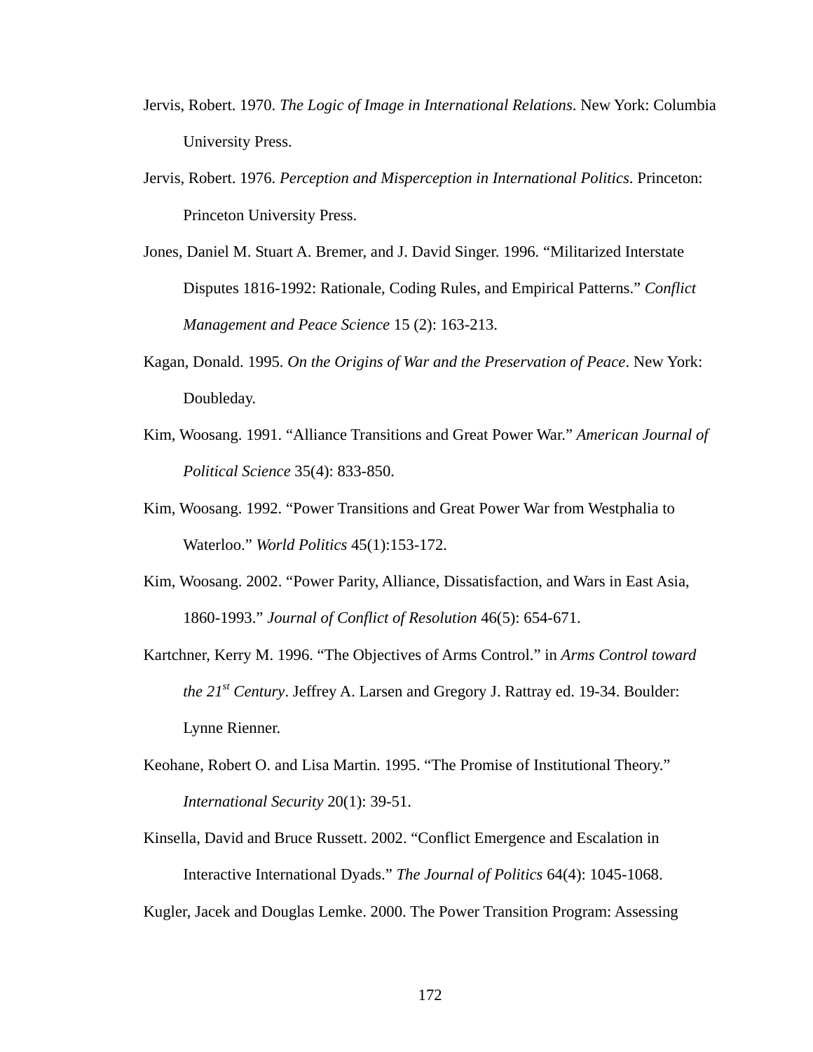Jervis, Robert. 1970. *The Logic of Image in International Relations*. New York: Columbia University Press.

Jervis, Robert. 1976. *Perception and Misperception in International Politics*. Princeton: Princeton University Press.

Jones, Daniel M. Stuart A. Bremer, and J. David Singer. 1996. “Militarized Interstate Disputes 1816-1992: Rationale, Coding Rules, and Empirical Patterns.” *Conflict Management and Peace Science* 15 (2): 163-213.

Kagan, Donald. 1995. *On the Origins of War and the Preservation of Peace*. New York: Doubleday.

Kim, Woosang. 1991. “Alliance Transitions and Great Power War.” *American Journal of Political Science* 35(4): 833-850.

Kim, Woosang. 1992. “Power Transitions and Great Power War from Westphalia to Waterloo.” *World Politics* 45(1):153-172.

Kim, Woosang. 2002. “Power Parity, Alliance, Dissatisfaction, and Wars in East Asia, 1860-1993.” *Journal of Conflict of Resolution* 46(5): 654-671.

Kartchner, Kerry M. 1996. “The Objectives of Arms Control.” in *Arms Control toward the 21st Century*. Jeffrey A. Larsen and Gregory J. Rattray ed. 19-34. Boulder: Lynne Rienner.

Keohane, Robert O. and Lisa Martin. 1995. “The Promise of Institutional Theory.” *International Security* 20(1): 39-51.

Kinsella, David and Bruce Russett. 2002. “Conflict Emergence and Escalation in Interactive International Dyads.” *The Journal of Politics* 64(4): 1045-1068.

Kugler, Jacek and Douglas Lemke. 2000. The Power Transition Program: Assessing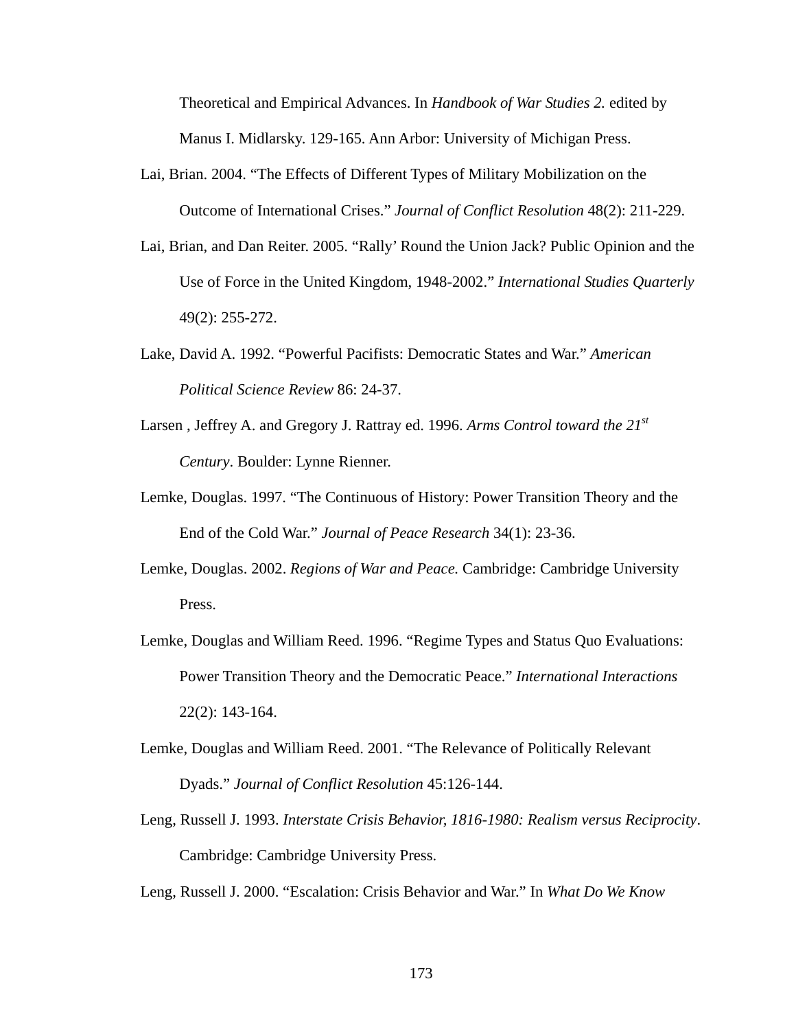Theoretical and Empirical Advances. In *Handbook of War Studies 2.* edited by Manus I. Midlarsky. 129-165. Ann Arbor: University of Michigan Press.

Lai, Brian. 2004. “The Effects of Different Types of Military Mobilization on the Outcome of International Crises.” *Journal of Conflict Resolution* 48(2): 211-229.

Lai, Brian, and Dan Reiter. 2005. “Rally’ Round the Union Jack? Public Opinion and the Use of Force in the United Kingdom, 1948-2002.” *International Studies Quarterly* 49(2): 255-272.

Lake, David A. 1992. “Powerful Pacifists: Democratic States and War.” *American Political Science Review* 86: 24-37.

Larsen , Jeffrey A. and Gregory J. Rattray ed. 1996. *Arms Control toward the 21st Century*. Boulder: Lynne Rienner.

Lemke, Douglas. 1997. “The Continuous of History: Power Transition Theory and the End of the Cold War.” *Journal of Peace Research* 34(1): 23-36.

Lemke, Douglas. 2002. *Regions of War and Peace.* Cambridge: Cambridge University Press.

Lemke, Douglas and William Reed. 1996. “Regime Types and Status Quo Evaluations: Power Transition Theory and the Democratic Peace.” *International Interactions* 22(2): 143-164.

Lemke, Douglas and William Reed. 2001. “The Relevance of Politically Relevant Dyads.” *Journal of Conflict Resolution* 45:126-144.

Leng, Russell J. 1993. *Interstate Crisis Behavior, 1816-1980: Realism versus Reciprocity*. Cambridge: Cambridge University Press.

Leng, Russell J. 2000. “Escalation: Crisis Behavior and War.” In *What Do We Know*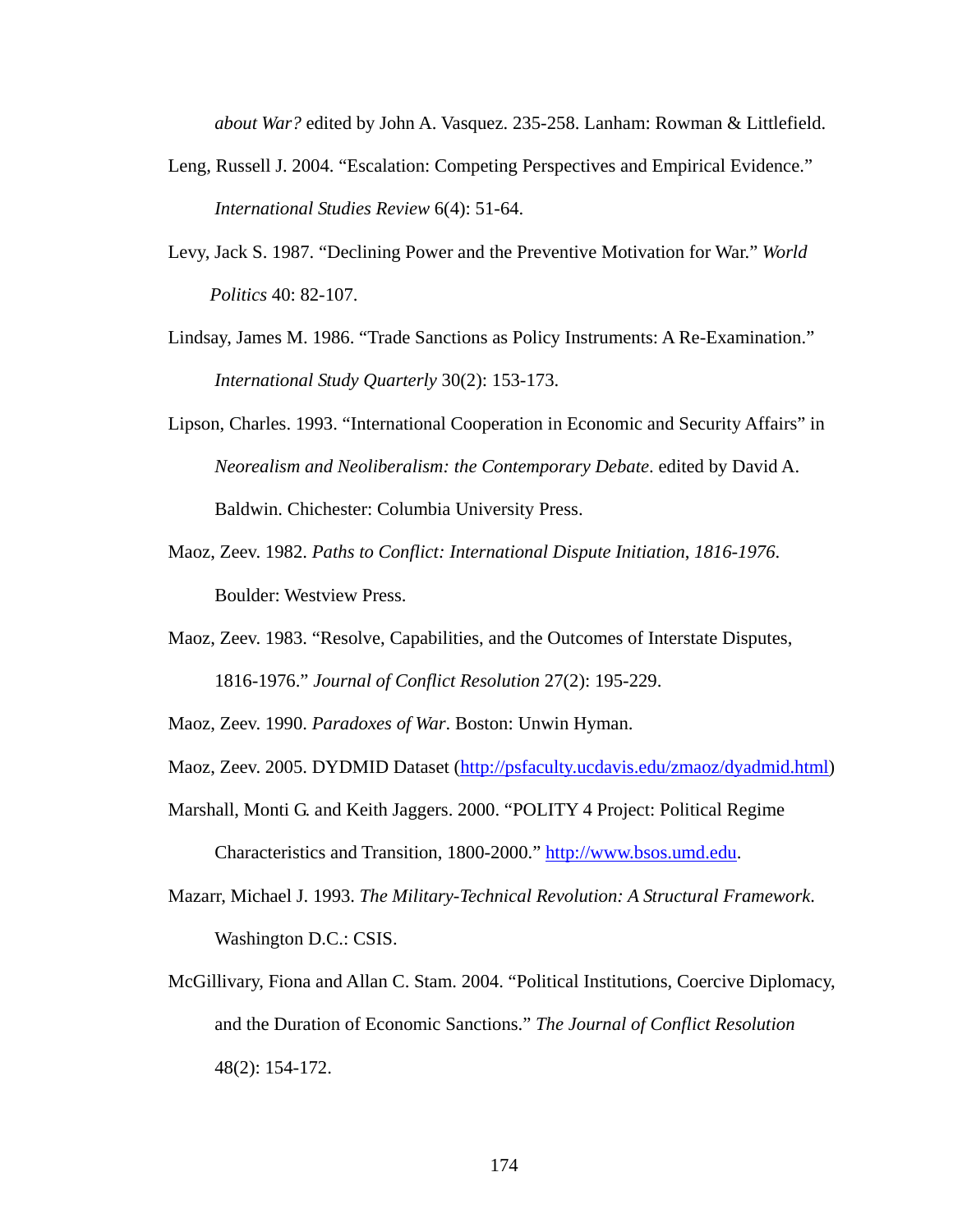*about War?* edited by John A. Vasquez. 235-258. Lanham: Rowman & Littlefield.

Leng, Russell J. 2004. "Escalation: Competing Perspectives and Empirical Evidence." *International Studies Review* 6(4): 51-64.

Levy, Jack S. 1987. "Declining Power and the Preventive Motivation for War." *World Politics* 40: 82-107.

Lindsay, James M. 1986. "Trade Sanctions as Policy Instruments: A Re-Examination." *International Study Quarterly* 30(2): 153-173.

Lipson, Charles. 1993. "International Cooperation in Economic and Security Affairs" in *Neorealism and Neoliberalism: the Contemporary Debate*. edited by David A. Baldwin. Chichester: Columbia University Press.

Maoz, Zeev. 1982. *Paths to Conflict: International Dispute Initiation, 1816-1976*. Boulder: Westview Press.

Maoz, Zeev. 1983. "Resolve, Capabilities, and the Outcomes of Interstate Disputes, 1816-1976." *Journal of Conflict Resolution* 27(2): 195-229.

Maoz, Zeev. 1990. *Paradoxes of War*. Boston: Unwin Hyman.

Maoz, Zeev. 2005. DYDMID Dataset (http://psfaculty.ucdavis.edu/zmaoz/dyadmid.html)

Marshall, Monti G. and Keith Jaggers. 2000. "POLITY 4 Project: Political Regime Characteristics and Transition, 1800-2000." http://www.bsos.umd.edu.

Mazarr, Michael J. 1993. *The Military-Technical Revolution: A Structural Framework*. Washington D.C.: CSIS.

McGillivary, Fiona and Allan C. Stam. 2004. "Political Institutions, Coercive Diplomacy, and the Duration of Economic Sanctions." *The Journal of Conflict Resolution* 48(2): 154-172.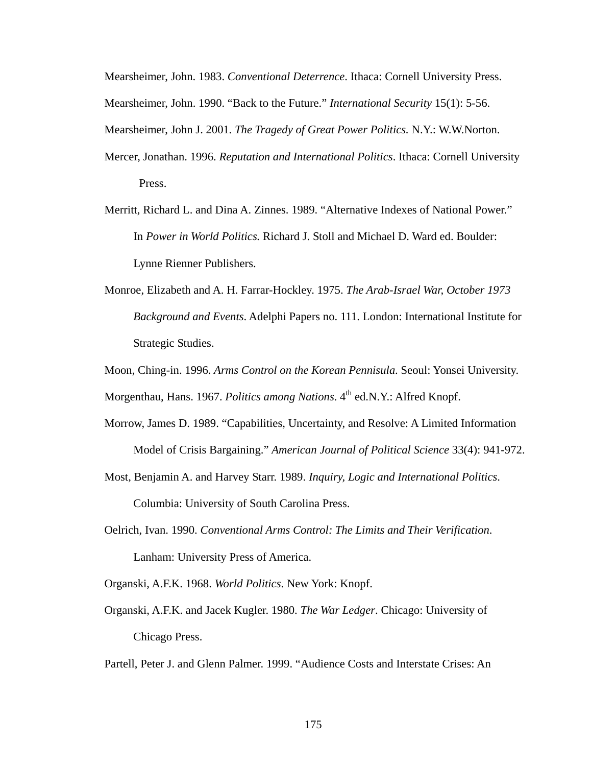Mearsheimer, John. 1983. *Conventional Deterrence*. Ithaca: Cornell University Press.

Mearsheimer, John. 1990. "Back to the Future." *International Security* 15(1): 5-56.

Mearsheimer, John J. 2001. *The Tragedy of Great Power Politics.* N.Y.: W.W.Norton.

Mercer, Jonathan. 1996. *Reputation and International Politics*. Ithaca: Cornell University Press.

Merritt, Richard L. and Dina A. Zinnes. 1989. "Alternative Indexes of National Power." In *Power in World Politics.* Richard J. Stoll and Michael D. Ward ed. Boulder: Lynne Rienner Publishers.

Monroe, Elizabeth and A. H. Farrar-Hockley. 1975. *The Arab-Israel War, October 1973 Background and Events*. Adelphi Papers no. 111. London: International Institute for Strategic Studies.

Moon, Ching-in. 1996. *Arms Control on the Korean Pennisula.* Seoul: Yonsei University.

Morgenthau, Hans. 1967. *Politics among Nations*. 4th ed.N.Y.: Alfred Knopf.

Morrow, James D. 1989. "Capabilities, Uncertainty, and Resolve: A Limited Information Model of Crisis Bargaining." *American Journal of Political Science* 33(4): 941-972.

Most, Benjamin A. and Harvey Starr. 1989. *Inquiry, Logic and International Politics*. Columbia: University of South Carolina Press.

Oelrich, Ivan. 1990. *Conventional Arms Control: The Limits and Their Verification*. Lanham: University Press of America.

Organski, A.F.K. 1968. *World Politics*. New York: Knopf.

Organski, A.F.K. and Jacek Kugler. 1980. *The War Ledger*. Chicago: University of Chicago Press.

Partell, Peter J. and Glenn Palmer. 1999. "Audience Costs and Interstate Crises: An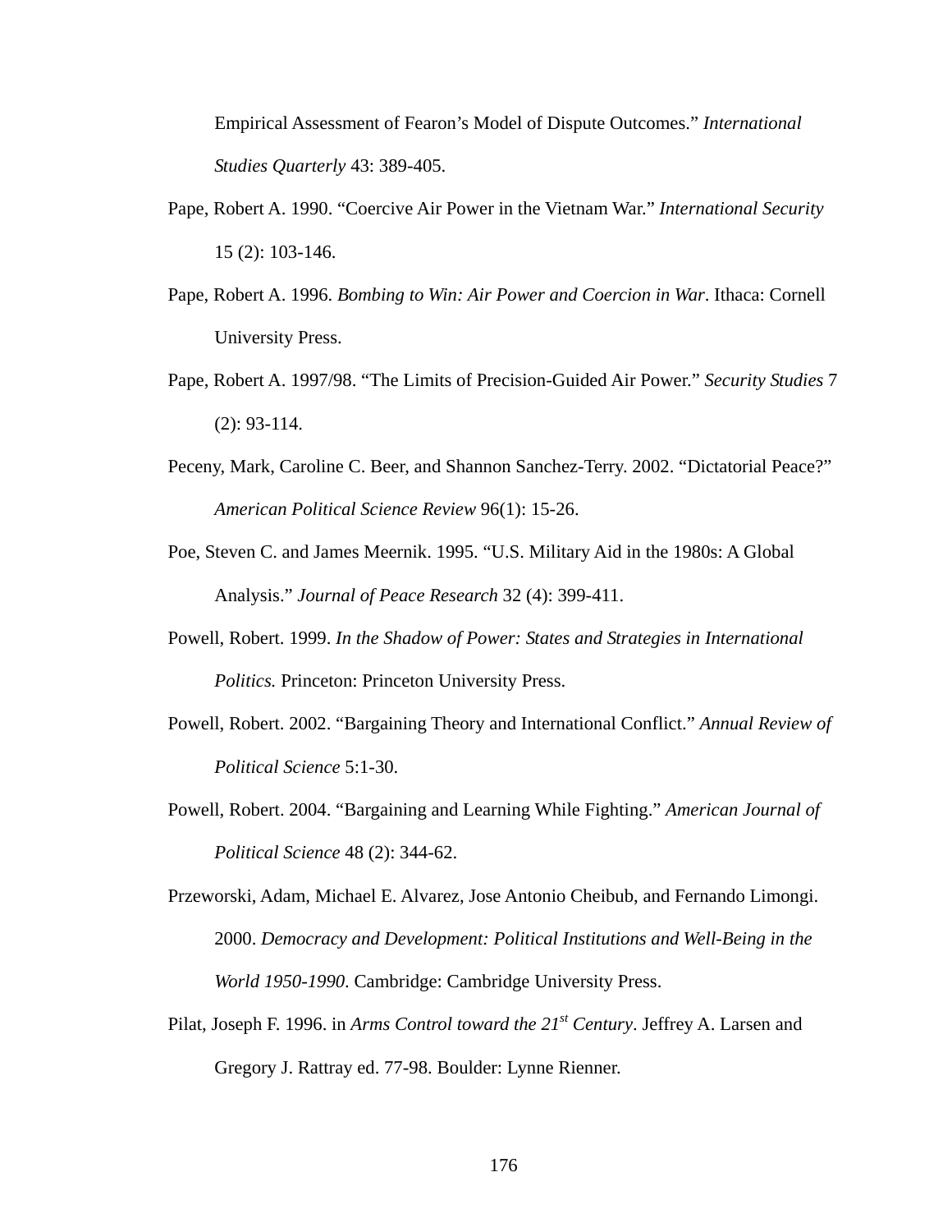Empirical Assessment of Fearon's Model of Dispute Outcomes." *International Studies Quarterly* 43: 389-405.

Pape, Robert A. 1990. "Coercive Air Power in the Vietnam War." *International Security* 15 (2): 103-146.

Pape, Robert A. 1996. *Bombing to Win: Air Power and Coercion in War*. Ithaca: Cornell University Press.

Pape, Robert A. 1997/98. "The Limits of Precision-Guided Air Power." *Security Studies* 7 (2): 93-114.

Peceny, Mark, Caroline C. Beer, and Shannon Sanchez-Terry. 2002. "Dictatorial Peace?" *American Political Science Review* 96(1): 15-26.

Poe, Steven C. and James Meernik. 1995. "U.S. Military Aid in the 1980s: A Global Analysis." *Journal of Peace Research* 32 (4): 399-411.

Powell, Robert. 1999. *In the Shadow of Power: States and Strategies in International Politics.* Princeton: Princeton University Press.

Powell, Robert. 2002. "Bargaining Theory and International Conflict." *Annual Review of Political Science* 5:1-30.

Powell, Robert. 2004. "Bargaining and Learning While Fighting." *American Journal of Political Science* 48 (2): 344-62.

Przeworski, Adam, Michael E. Alvarez, Jose Antonio Cheibub, and Fernando Limongi. 2000. *Democracy and Development: Political Institutions and Well-Being in the World 1950-1990.* Cambridge: Cambridge University Press.

Pilat, Joseph F. 1996. in *Arms Control toward the 21st Century*. Jeffrey A. Larsen and Gregory J. Rattray ed. 77-98. Boulder: Lynne Rienner.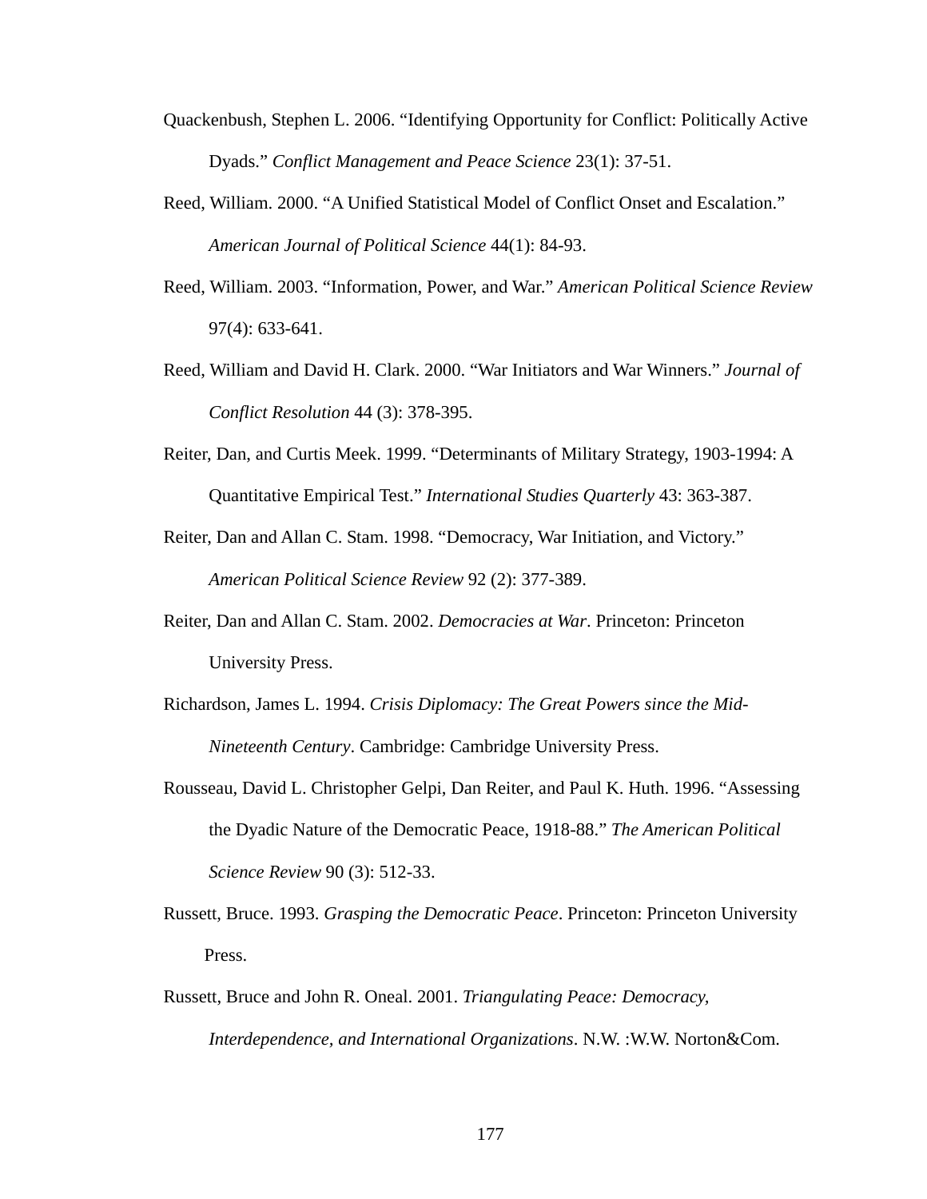Quackenbush, Stephen L. 2006. "Identifying Opportunity for Conflict: Politically Active Dyads." *Conflict Management and Peace Science* 23(1): 37-51.

Reed, William. 2000. "A Unified Statistical Model of Conflict Onset and Escalation." *American Journal of Political Science* 44(1): 84-93.

Reed, William. 2003. "Information, Power, and War." *American Political Science Review* 97(4): 633-641.

Reed, William and David H. Clark. 2000. "War Initiators and War Winners." *Journal of Conflict Resolution* 44 (3): 378-395.

Reiter, Dan, and Curtis Meek. 1999. "Determinants of Military Strategy, 1903-1994: A Quantitative Empirical Test." *International Studies Quarterly* 43: 363-387.

Reiter, Dan and Allan C. Stam. 1998. "Democracy, War Initiation, and Victory." *American Political Science Review* 92 (2): 377-389.

Reiter, Dan and Allan C. Stam. 2002. *Democracies at War*. Princeton: Princeton University Press.

Richardson, James L. 1994. *Crisis Diplomacy: The Great Powers since the Mid-Nineteenth Century*. Cambridge: Cambridge University Press.

Rousseau, David L. Christopher Gelpi, Dan Reiter, and Paul K. Huth. 1996. "Assessing the Dyadic Nature of the Democratic Peace, 1918-88." *The American Political Science Review* 90 (3): 512-33.

Russett, Bruce. 1993. *Grasping the Democratic Peace*. Princeton: Princeton University Press.

Russett, Bruce and John R. Oneal. 2001. *Triangulating Peace: Democracy, Interdependence, and International Organizations*. N.W. :W.W. Norton&Com.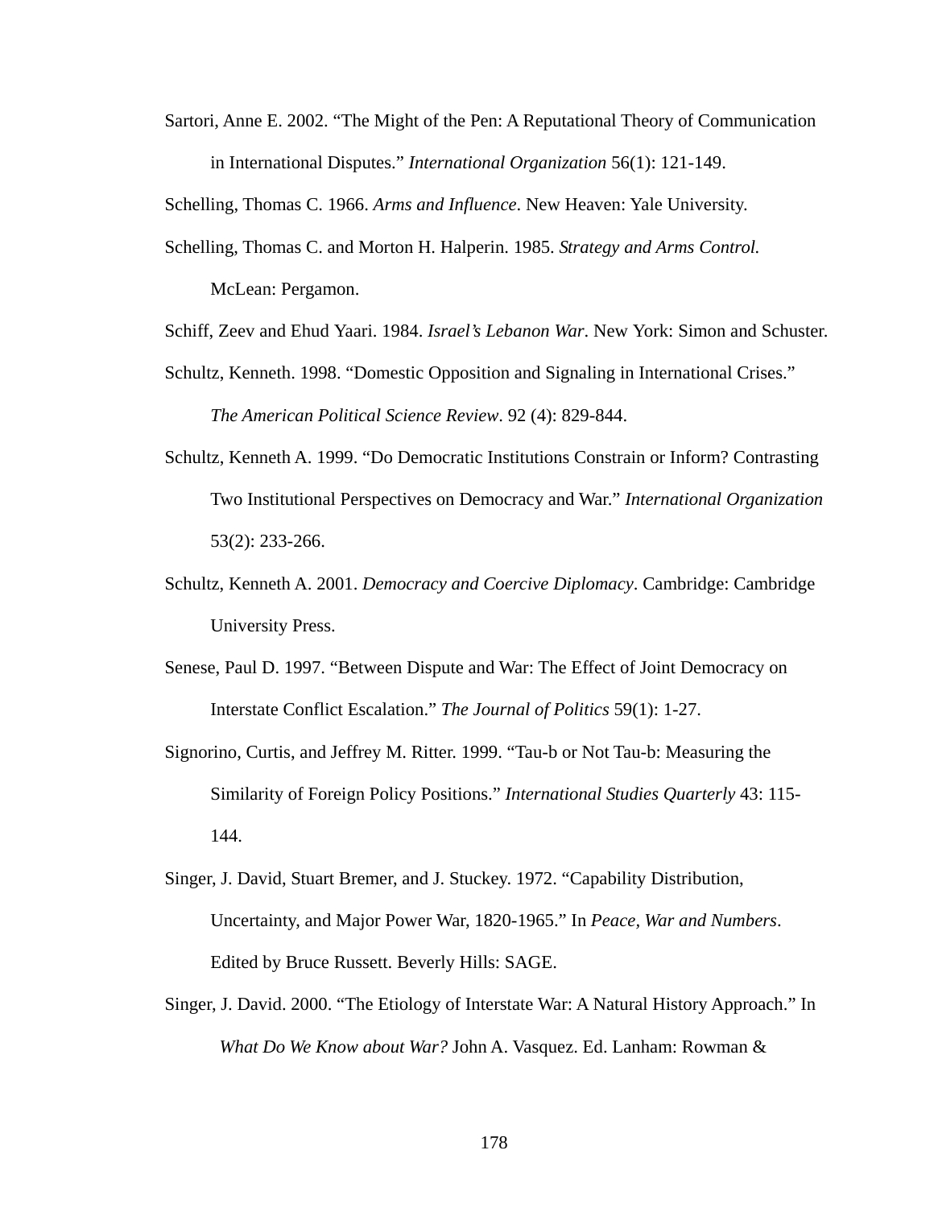Sartori, Anne E. 2002. "The Might of the Pen: A Reputational Theory of Communication in International Disputes." *International Organization* 56(1): 121-149.

Schelling, Thomas C. 1966. *Arms and Influence*. New Heaven: Yale University.

Schelling, Thomas C. and Morton H. Halperin. 1985. *Strategy and Arms Control.* McLean: Pergamon.

Schiff, Zeev and Ehud Yaari. 1984. *Israel's Lebanon War*. New York: Simon and Schuster.

Schultz, Kenneth. 1998. "Domestic Opposition and Signaling in International Crises." *The American Political Science Review*. 92 (4): 829-844.

Schultz, Kenneth A. 1999. "Do Democratic Institutions Constrain or Inform? Contrasting Two Institutional Perspectives on Democracy and War." *International Organization* 53(2): 233-266.

Schultz, Kenneth A. 2001. *Democracy and Coercive Diplomacy*. Cambridge: Cambridge University Press.

Senese, Paul D. 1997. "Between Dispute and War: The Effect of Joint Democracy on Interstate Conflict Escalation." *The Journal of Politics* 59(1): 1-27.

Signorino, Curtis, and Jeffrey M. Ritter. 1999. "Tau-b or Not Tau-b: Measuring the Similarity of Foreign Policy Positions." *International Studies Quarterly* 43: 115-144.

Singer, J. David, Stuart Bremer, and J. Stuckey. 1972. "Capability Distribution, Uncertainty, and Major Power War, 1820-1965." In *Peace, War and Numbers*. Edited by Bruce Russett. Beverly Hills: SAGE.

Singer, J. David. 2000. "The Etiology of Interstate War: A Natural History Approach." In *What Do We Know about War?* John A. Vasquez. Ed. Lanham: Rowman &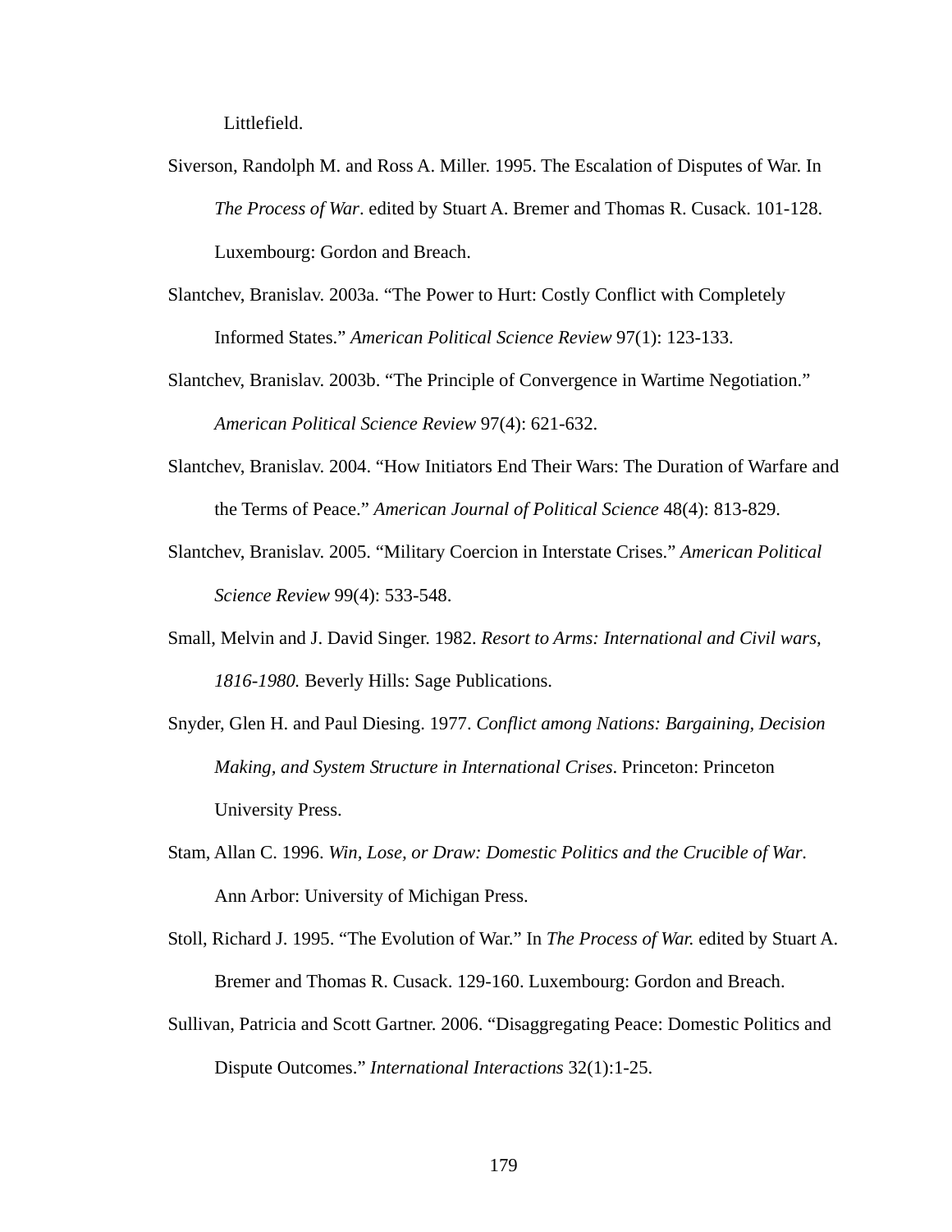Littlefield.

Siverson, Randolph M. and Ross A. Miller. 1995. The Escalation of Disputes of War. In *The Process of War*. edited by Stuart A. Bremer and Thomas R. Cusack. 101-128. Luxembourg: Gordon and Breach.

Slantchev, Branislav. 2003a. "The Power to Hurt: Costly Conflict with Completely Informed States." *American Political Science Review* 97(1): 123-133.

Slantchev, Branislav. 2003b. "The Principle of Convergence in Wartime Negotiation." *American Political Science Review* 97(4): 621-632.

Slantchev, Branislav. 2004. "How Initiators End Their Wars: The Duration of Warfare and the Terms of Peace." *American Journal of Political Science* 48(4): 813-829.

Slantchev, Branislav. 2005. "Military Coercion in Interstate Crises." *American Political Science Review* 99(4): 533-548.

Small, Melvin and J. David Singer. 1982. *Resort to Arms: International and Civil wars, 1816-1980.* Beverly Hills: Sage Publications.

Snyder, Glen H. and Paul Diesing. 1977. *Conflict among Nations: Bargaining, Decision Making, and System Structure in International Crises*. Princeton: Princeton University Press.

Stam, Allan C. 1996. *Win, Lose, or Draw: Domestic Politics and the Crucible of War*. Ann Arbor: University of Michigan Press.

Stoll, Richard J. 1995. "The Evolution of War." In *The Process of War.* edited by Stuart A. Bremer and Thomas R. Cusack. 129-160. Luxembourg: Gordon and Breach.

Sullivan, Patricia and Scott Gartner. 2006. "Disaggregating Peace: Domestic Politics and Dispute Outcomes." *International Interactions* 32(1):1-25.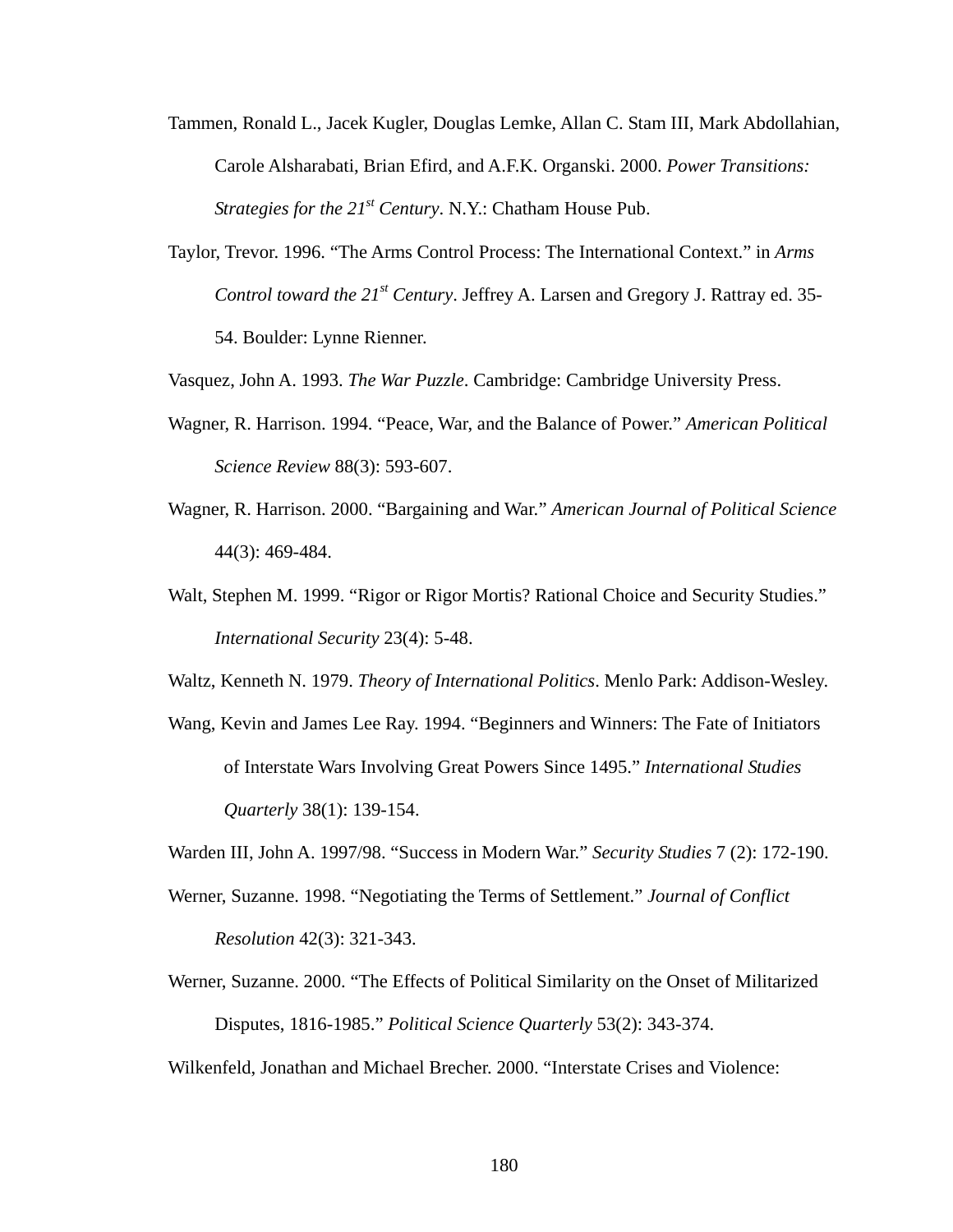Tammen, Ronald L., Jacek Kugler, Douglas Lemke, Allan C. Stam III, Mark Abdollahian, Carole Alsharabati, Brian Efird, and A.F.K. Organski. 2000. *Power Transitions: Strategies for the 21st Century*. N.Y.: Chatham House Pub.

Taylor, Trevor. 1996. "The Arms Control Process: The International Context." in *Arms Control toward the 21st Century*. Jeffrey A. Larsen and Gregory J. Rattray ed. 35-54. Boulder: Lynne Rienner.

Vasquez, John A. 1993. *The War Puzzle*. Cambridge: Cambridge University Press.

Wagner, R. Harrison. 1994. "Peace, War, and the Balance of Power." *American Political Science Review* 88(3): 593-607.

Wagner, R. Harrison. 2000. "Bargaining and War." *American Journal of Political Science* 44(3): 469-484.

Walt, Stephen M. 1999. "Rigor or Rigor Mortis? Rational Choice and Security Studies." *International Security* 23(4): 5-48.

Waltz, Kenneth N. 1979. *Theory of International Politics*. Menlo Park: Addison-Wesley.

Wang, Kevin and James Lee Ray. 1994. "Beginners and Winners: The Fate of Initiators of Interstate Wars Involving Great Powers Since 1495." *International Studies Quarterly* 38(1): 139-154.

Warden III, John A. 1997/98. "Success in Modern War." *Security Studies* 7 (2): 172-190.

Werner, Suzanne. 1998. "Negotiating the Terms of Settlement." *Journal of Conflict Resolution* 42(3): 321-343.

Werner, Suzanne. 2000. "The Effects of Political Similarity on the Onset of Militarized Disputes, 1816-1985." *Political Science Quarterly* 53(2): 343-374.

Wilkenfeld, Jonathan and Michael Brecher. 2000. "Interstate Crises and Violence: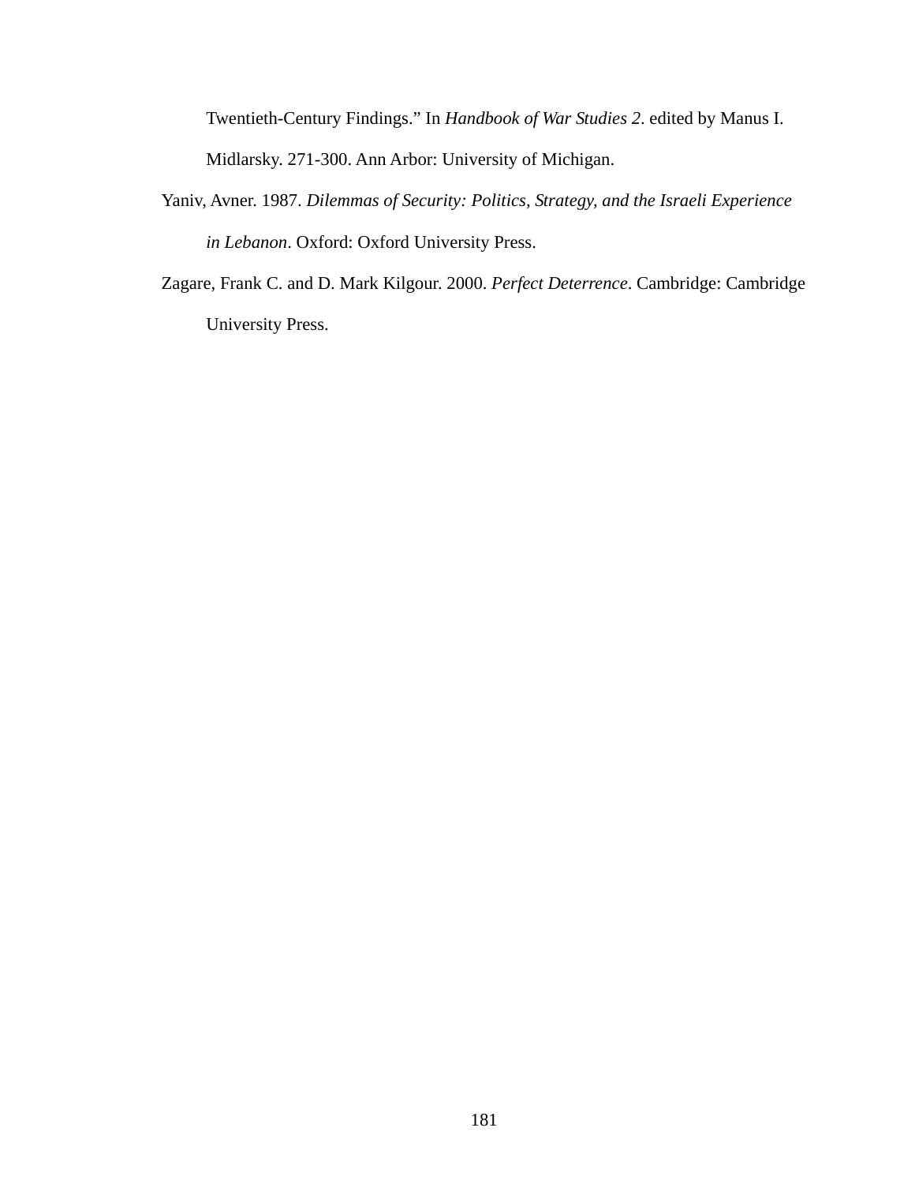Twentieth-Century Findings." In *Handbook of War Studies 2*. edited by Manus I. Midlarsky. 271-300. Ann Arbor: University of Michigan.

Yaniv, Avner. 1987. *Dilemmas of Security: Politics, Strategy, and the Israeli Experience in Lebanon*. Oxford: Oxford University Press.

Zagare, Frank C. and D. Mark Kilgour. 2000. *Perfect Deterrence*. Cambridge: Cambridge University Press.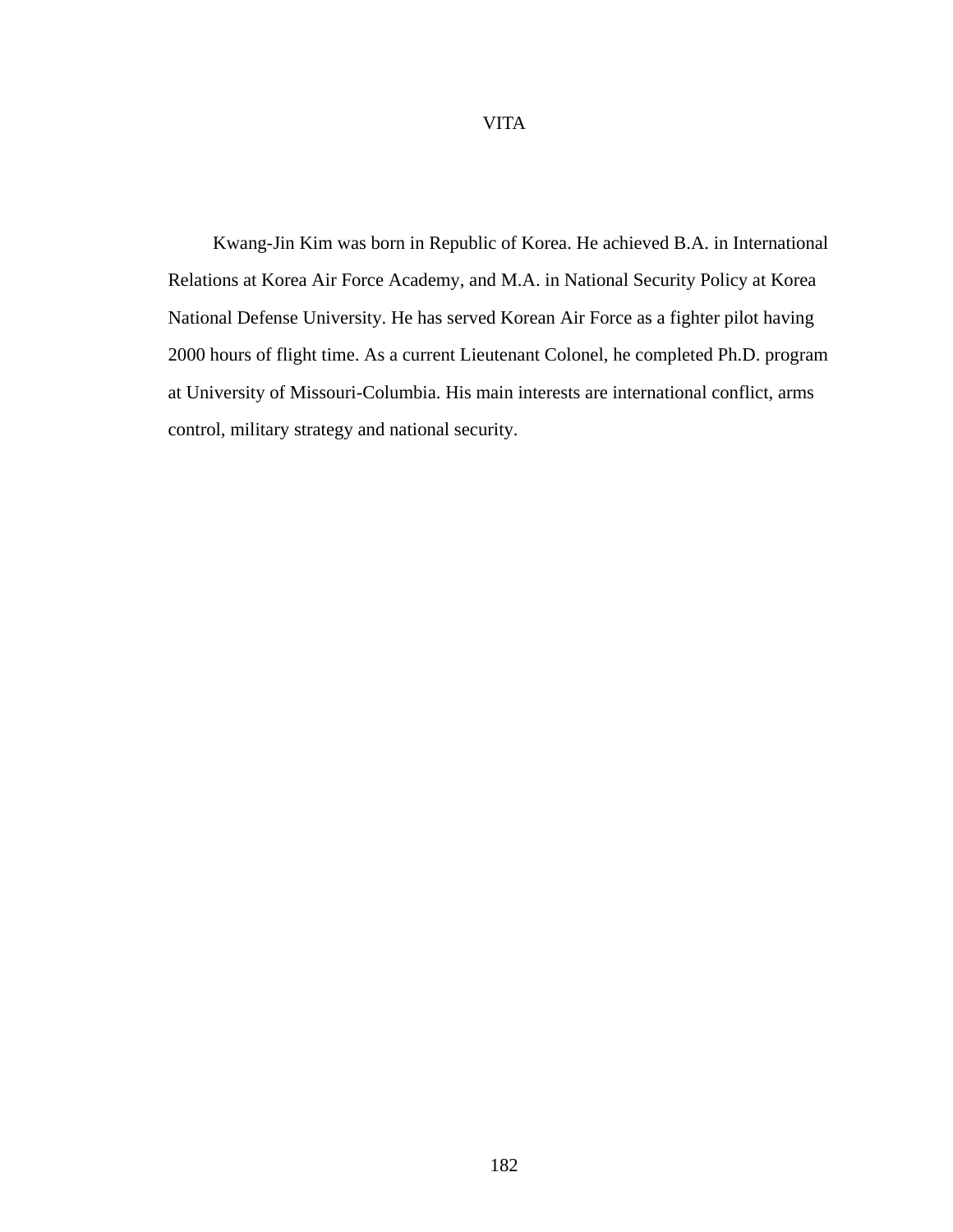# VITA

Kwang-Jin Kim was born in Republic of Korea. He achieved B.A. in International Relations at Korea Air Force Academy, and M.A. in National Security Policy at Korea National Defense University. He has served Korean Air Force as a fighter pilot having 2000 hours of flight time. As a current Lieutenant Colonel, he completed Ph.D. program at University of Missouri-Columbia. His main interests are international conflict, arms control, military strategy and national security.